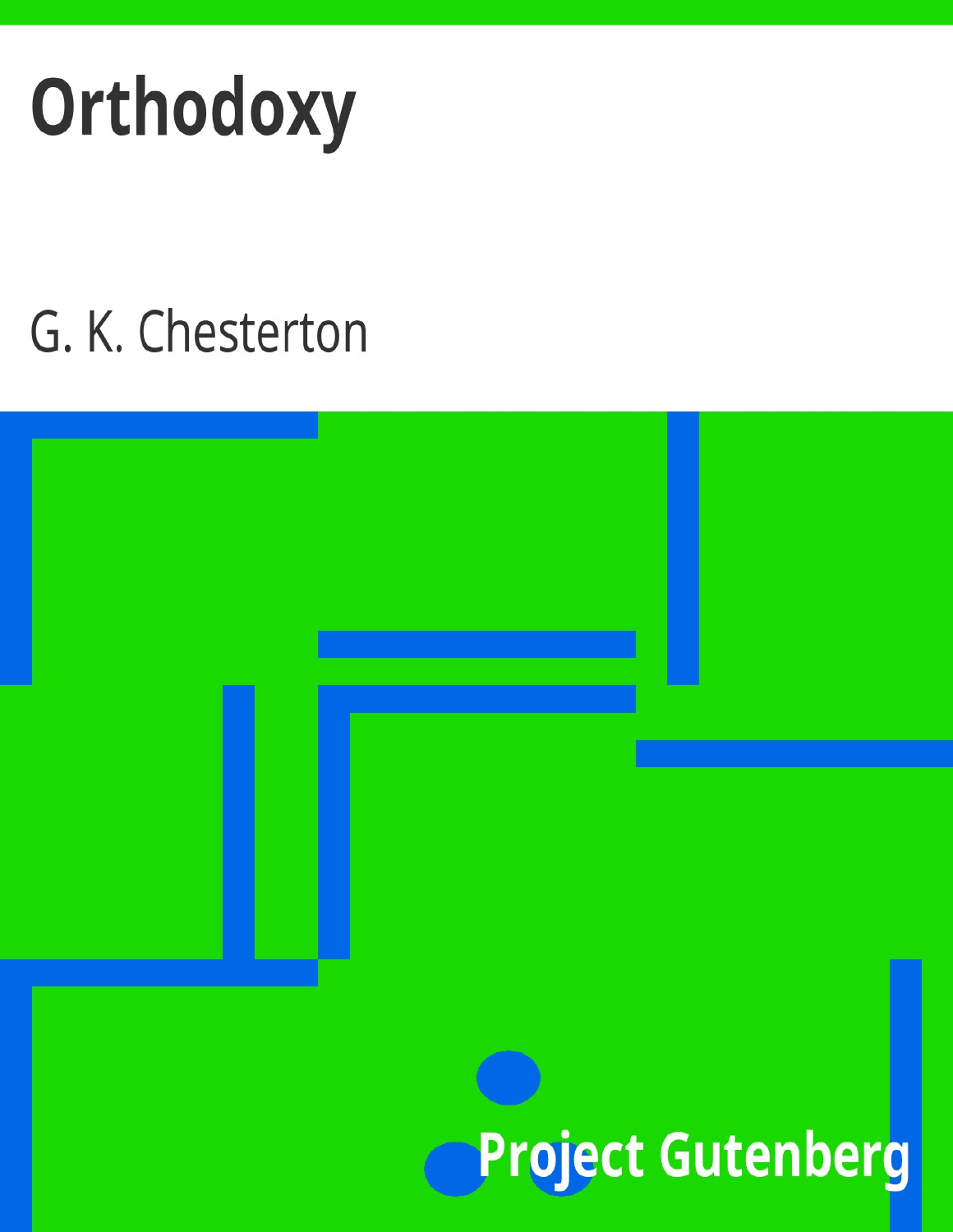# Orthodoxy

G. K. Chesterton

Project Gutenberg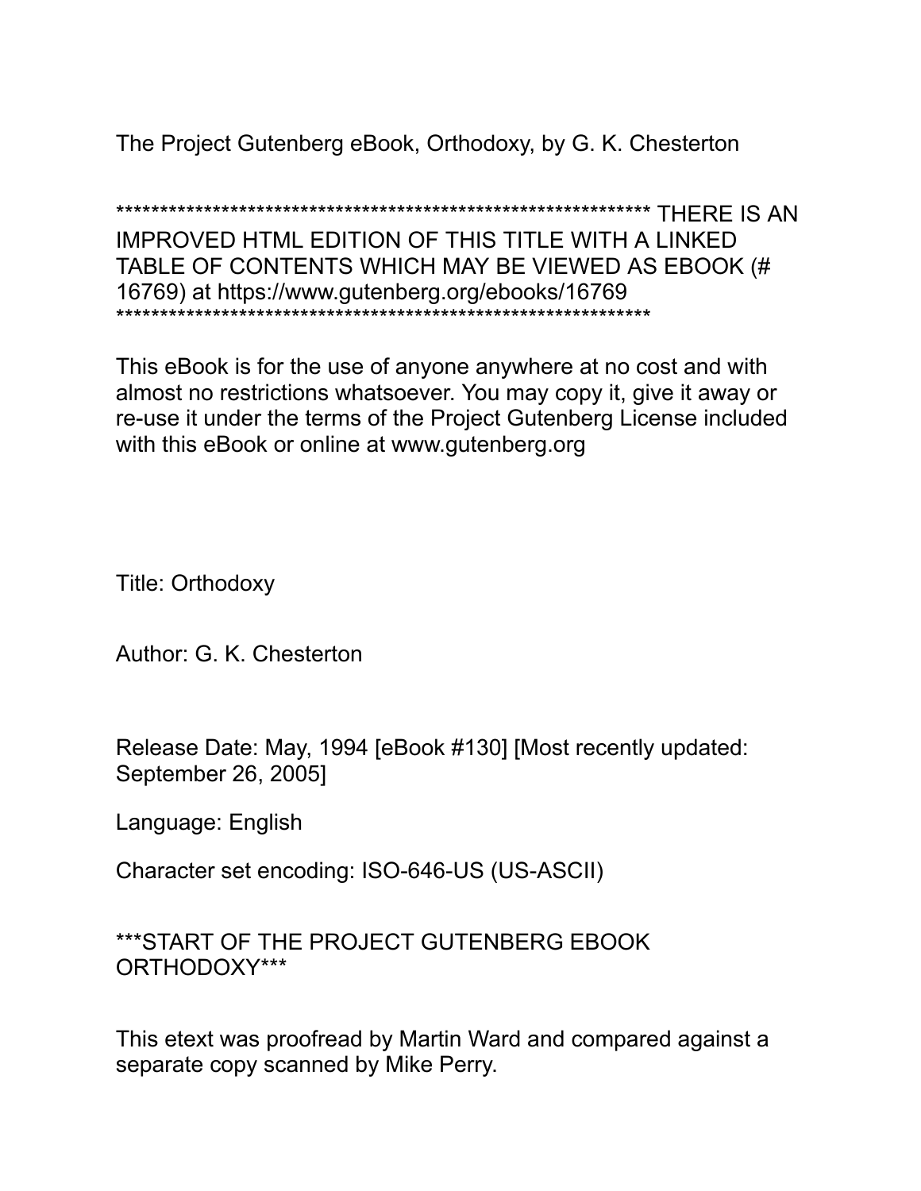The Project Gutenberg eBook, Orthodoxy, by G. K. Chesterton

************************************************************* THERE IS AN IMPROVED HTML EDITION OF THIS TITLE WITH A LINKED TABLE OF CONTENTS WHICH MAY BE VIEWED AS EBOOK (# 16769) at https://www.gutenberg.org/ebooks/16769 **************************************************************

This eBook is for the use of anyone anywhere at no cost and with almost no restrictions whatsoever. You may copy it, give it away or re-use it under the terms of the Project Gutenberg License included with this eBook or online at www.gutenberg.org

Title: Orthodoxy

Author: G. K. Chesterton

Release Date: May, 1994 [eBook #130] [Most recently updated: September 26, 2005]

Language: English

Character set encoding: ISO-646-US (US-ASCII)

***START OF THE PROJECT GUTENBERG EBOOK ORTHODOXY***

This etext was proofread by Martin Ward and compared against a separate copy scanned by Mike Perry.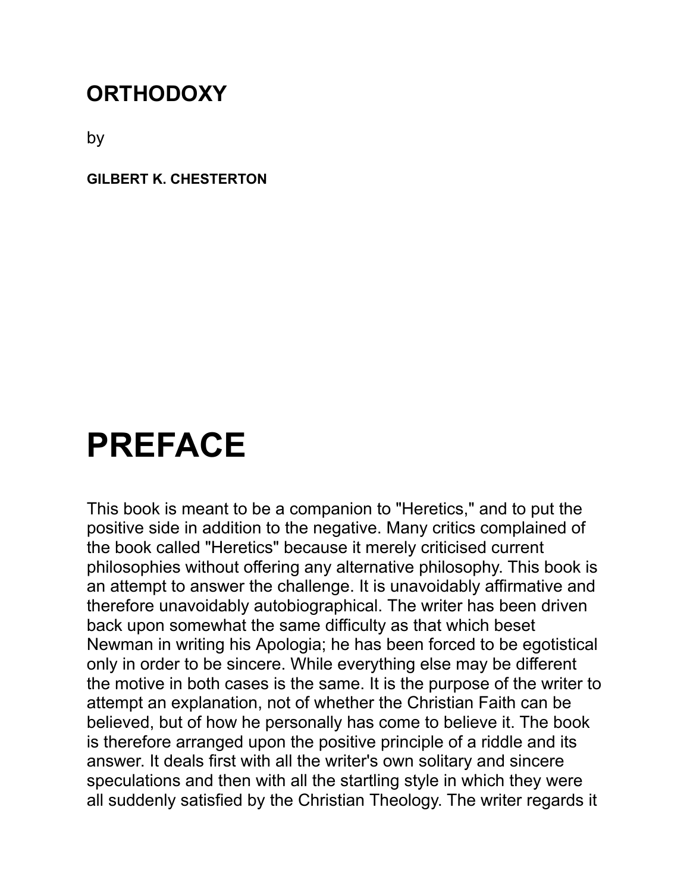# ORTHODOXY

by

**GILBERT K. CHESTERTON**

# PREFACE

This book is meant to be a companion to "Heretics," and to put the positive side in addition to the negative. Many critics complained of the book called "Heretics" because it merely criticised current philosophies without offering any alternative philosophy. This book is an attempt to answer the challenge. It is unavoidably affirmative and therefore unavoidably autobiographical. The writer has been driven back upon somewhat the same difficulty as that which beset Newman in writing his Apologia; he has been forced to be egotistical only in order to be sincere. While everything else may be different the motive in both cases is the same. It is the purpose of the writer to attempt an explanation, not of whether the Christian Faith can be believed, but of how he personally has come to believe it. The book is therefore arranged upon the positive principle of a riddle and its answer. It deals first with all the writer's own solitary and sincere speculations and then with all the startling style in which they were all suddenly satisfied by the Christian Theology. The writer regards it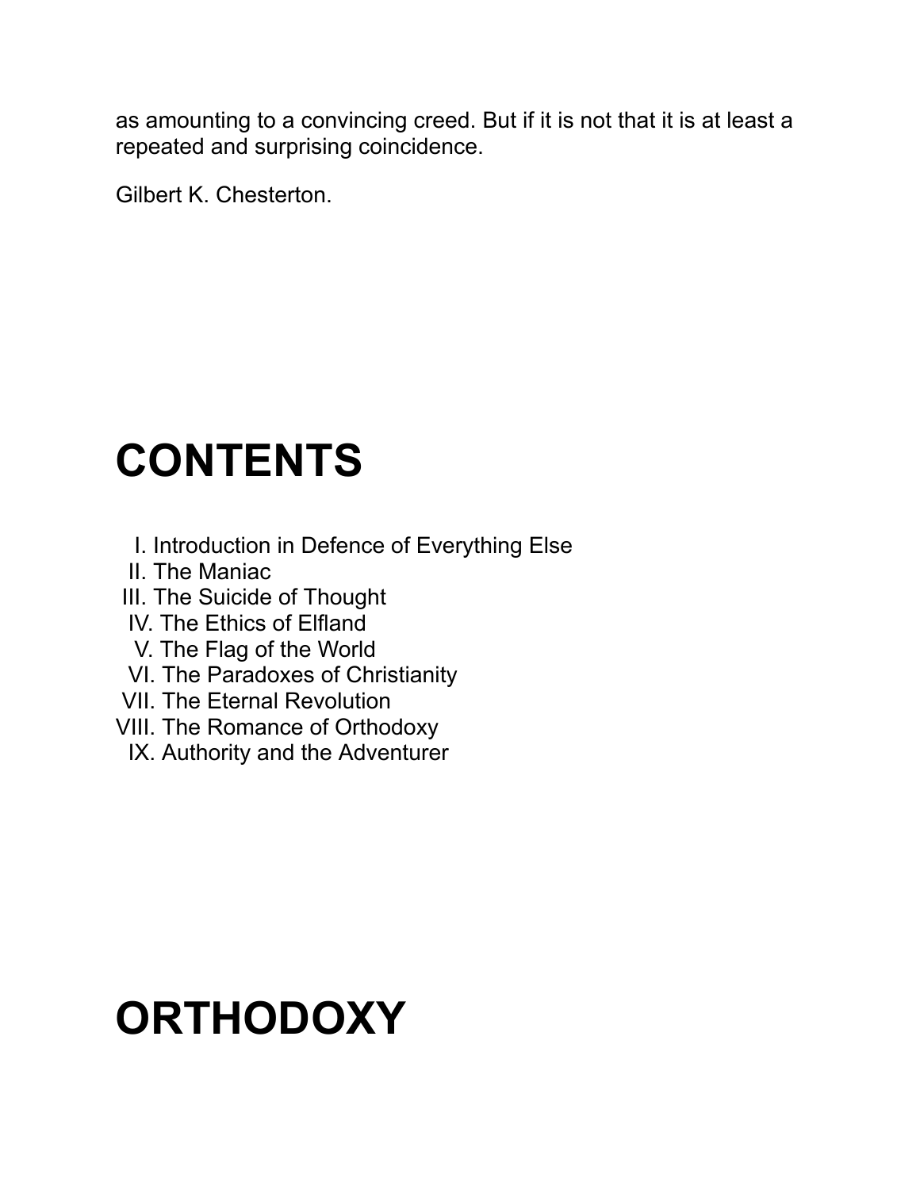as amounting to a convincing creed. But if it is not that it is at least a repeated and surprising coincidence.

Gilbert K. Chesterton.

# CONTENTS

I. Introduction in Defence of Everything Else  
II. The Maniac  
III. The Suicide of Thought  
IV. The Ethics of Elfland  
V. The Flag of the World  
VI. The Paradoxes of Christianity  
VII. The Eternal Revolution  
VIII. The Romance of Orthodoxy  
IX. Authority and the Adventurer

# ORTHODOXY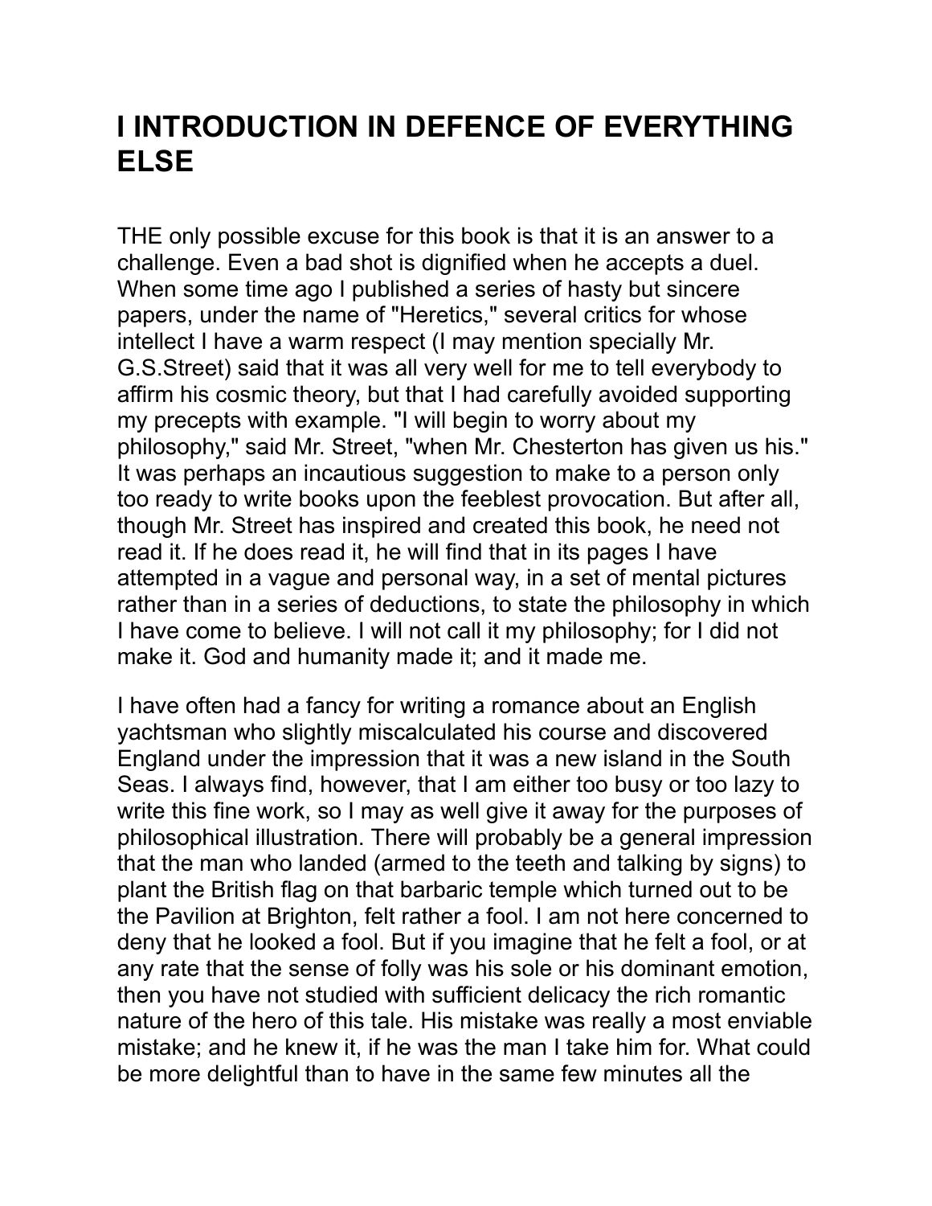# I INTRODUCTION IN DEFENCE OF EVERYTHING ELSE

THE only possible excuse for this book is that it is an answer to a challenge. Even a bad shot is dignified when he accepts a duel. When some time ago I published a series of hasty but sincere papers, under the name of "Heretics," several critics for whose intellect I have a warm respect (I may mention specially Mr. G.S.Street) said that it was all very well for me to tell everybody to affirm his cosmic theory, but that I had carefully avoided supporting my precepts with example. "I will begin to worry about my philosophy," said Mr. Street, "when Mr. Chesterton has given us his." It was perhaps an incautious suggestion to make to a person only too ready to write books upon the feeblest provocation. But after all, though Mr. Street has inspired and created this book, he need not read it. If he does read it, he will find that in its pages I have attempted in a vague and personal way, in a set of mental pictures rather than in a series of deductions, to state the philosophy in which I have come to believe. I will not call it my philosophy; for I did not make it. God and humanity made it; and it made me.

I have often had a fancy for writing a romance about an English yachtsman who slightly miscalculated his course and discovered England under the impression that it was a new island in the South Seas. I always find, however, that I am either too busy or too lazy to write this fine work, so I may as well give it away for the purposes of philosophical illustration. There will probably be a general impression that the man who landed (armed to the teeth and talking by signs) to plant the British flag on that barbaric temple which turned out to be the Pavilion at Brighton, felt rather a fool. I am not here concerned to deny that he looked a fool. But if you imagine that he felt a fool, or at any rate that the sense of folly was his sole or his dominant emotion, then you have not studied with sufficient delicacy the rich romantic nature of the hero of this tale. His mistake was really a most enviable mistake; and he knew it, if he was the man I take him for. What could be more delightful than to have in the same few minutes all the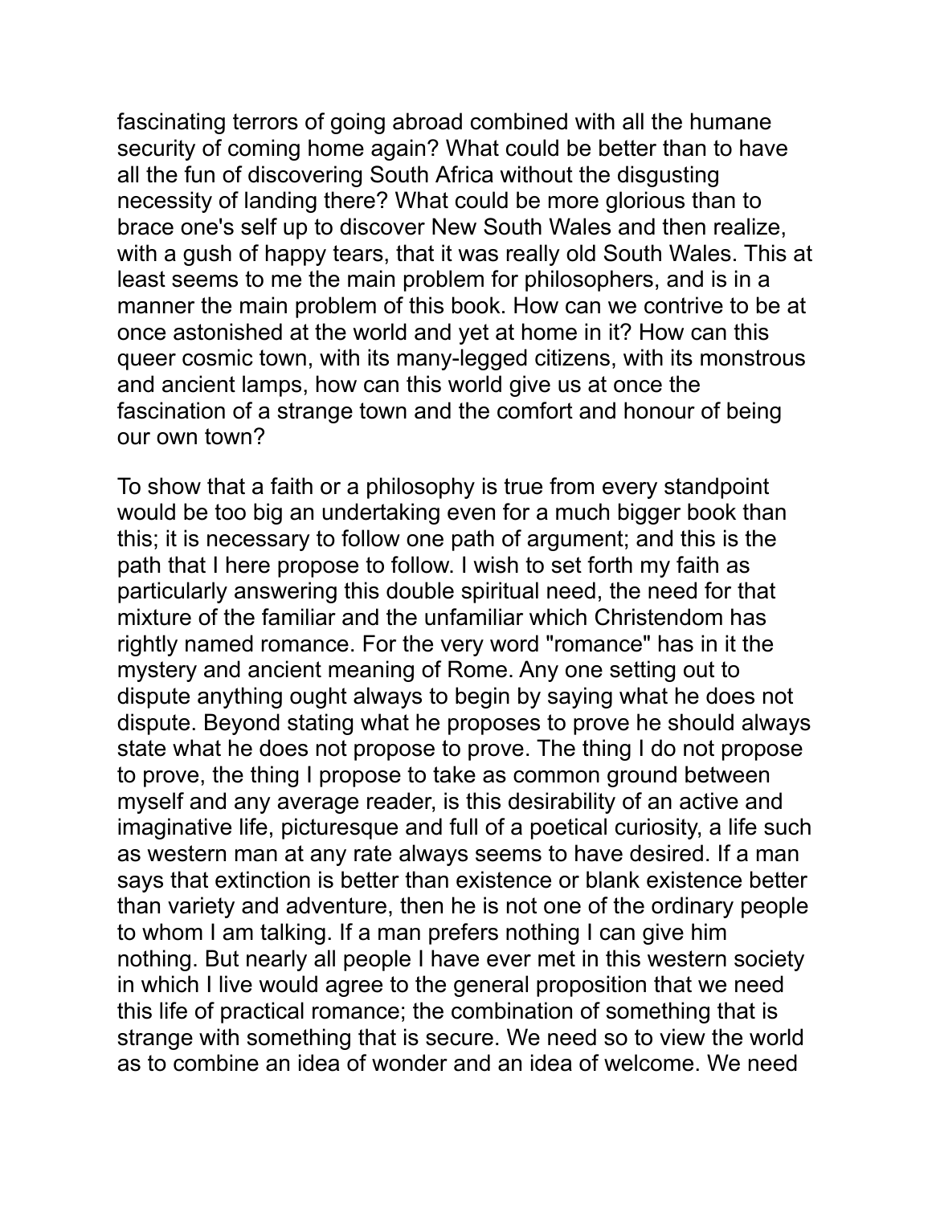fascinating terrors of going abroad combined with all the humane security of coming home again? What could be better than to have all the fun of discovering South Africa without the disgusting necessity of landing there? What could be more glorious than to brace one's self up to discover New South Wales and then realize, with a gush of happy tears, that it was really old South Wales. This at least seems to me the main problem for philosophers, and is in a manner the main problem of this book. How can we contrive to be at once astonished at the world and yet at home in it? How can this queer cosmic town, with its many-legged citizens, with its monstrous and ancient lamps, how can this world give us at once the fascination of a strange town and the comfort and honour of being our own town?

To show that a faith or a philosophy is true from every standpoint would be too big an undertaking even for a much bigger book than this; it is necessary to follow one path of argument; and this is the path that I here propose to follow. I wish to set forth my faith as particularly answering this double spiritual need, the need for that mixture of the familiar and the unfamiliar which Christendom has rightly named romance. For the very word "romance" has in it the mystery and ancient meaning of Rome. Any one setting out to dispute anything ought always to begin by saying what he does not dispute. Beyond stating what he proposes to prove he should always state what he does not propose to prove. The thing I do not propose to prove, the thing I propose to take as common ground between myself and any average reader, is this desirability of an active and imaginative life, picturesque and full of a poetical curiosity, a life such as western man at any rate always seems to have desired. If a man says that extinction is better than existence or blank existence better than variety and adventure, then he is not one of the ordinary people to whom I am talking. If a man prefers nothing I can give him nothing. But nearly all people I have ever met in this western society in which I live would agree to the general proposition that we need this life of practical romance; the combination of something that is strange with something that is secure. We need so to view the world as to combine an idea of wonder and an idea of welcome. We need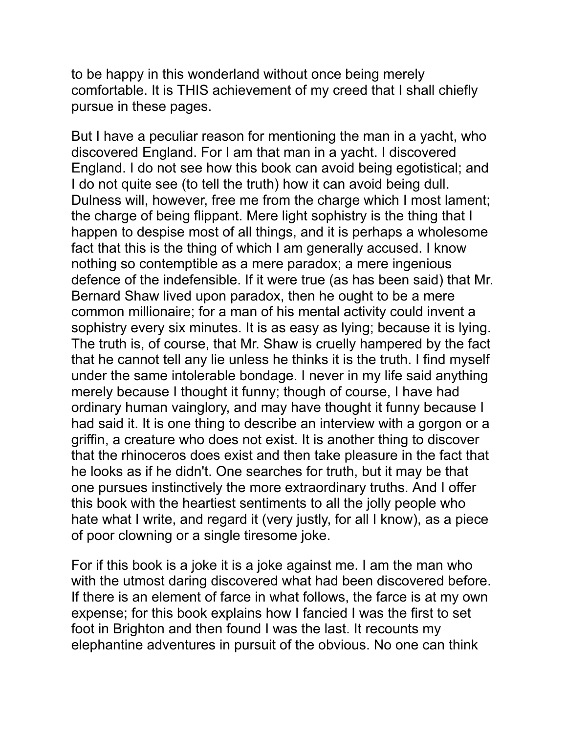to be happy in this wonderland without once being merely comfortable. It is THIS achievement of my creed that I shall chiefly pursue in these pages.

But I have a peculiar reason for mentioning the man in a yacht, who discovered England. For I am that man in a yacht. I discovered England. I do not see how this book can avoid being egotistical; and I do not quite see (to tell the truth) how it can avoid being dull. Dulness will, however, free me from the charge which I most lament; the charge of being flippant. Mere light sophistry is the thing that I happen to despise most of all things, and it is perhaps a wholesome fact that this is the thing of which I am generally accused. I know nothing so contemptible as a mere paradox; a mere ingenious defence of the indefensible. If it were true (as has been said) that Mr. Bernard Shaw lived upon paradox, then he ought to be a mere common millionaire; for a man of his mental activity could invent a sophistry every six minutes. It is as easy as lying; because it is lying. The truth is, of course, that Mr. Shaw is cruelly hampered by the fact that he cannot tell any lie unless he thinks it is the truth. I find myself under the same intolerable bondage. I never in my life said anything merely because I thought it funny; though of course, I have had ordinary human vainglory, and may have thought it funny because I had said it. It is one thing to describe an interview with a gorgon or a griffin, a creature who does not exist. It is another thing to discover that the rhinoceros does exist and then take pleasure in the fact that he looks as if he didn't. One searches for truth, but it may be that one pursues instinctively the more extraordinary truths. And I offer this book with the heartiest sentiments to all the jolly people who hate what I write, and regard it (very justly, for all I know), as a piece of poor clowning or a single tiresome joke.

For if this book is a joke it is a joke against me. I am the man who with the utmost daring discovered what had been discovered before. If there is an element of farce in what follows, the farce is at my own expense; for this book explains how I fancied I was the first to set foot in Brighton and then found I was the last. It recounts my elephantine adventures in pursuit of the obvious. No one can think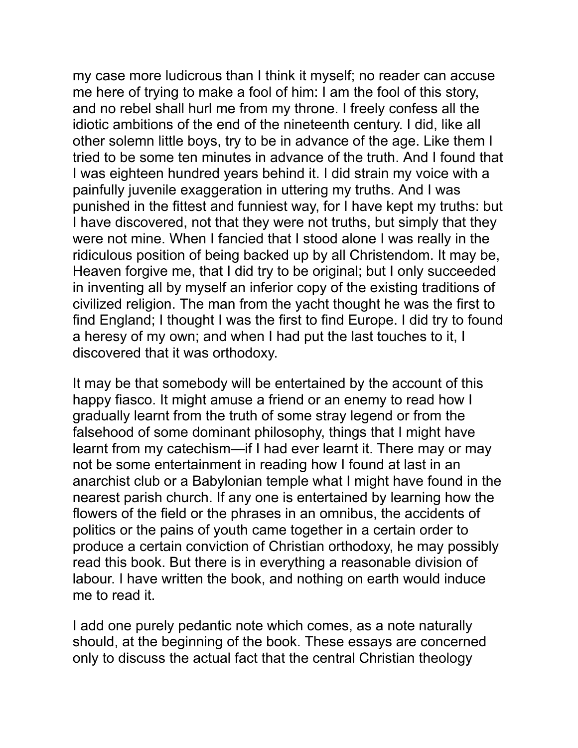my case more ludicrous than I think it myself; no reader can accuse me here of trying to make a fool of him: I am the fool of this story, and no rebel shall hurl me from my throne. I freely confess all the idiotic ambitions of the end of the nineteenth century. I did, like all other solemn little boys, try to be in advance of the age. Like them I tried to be some ten minutes in advance of the truth. And I found that I was eighteen hundred years behind it. I did strain my voice with a painfully juvenile exaggeration in uttering my truths. And I was punished in the fittest and funniest way, for I have kept my truths: but I have discovered, not that they were not truths, but simply that they were not mine. When I fancied that I stood alone I was really in the ridiculous position of being backed up by all Christendom. It may be, Heaven forgive me, that I did try to be original; but I only succeeded in inventing all by myself an inferior copy of the existing traditions of civilized religion. The man from the yacht thought he was the first to find England; I thought I was the first to find Europe. I did try to found a heresy of my own; and when I had put the last touches to it, I discovered that it was orthodoxy.

It may be that somebody will be entertained by the account of this happy fiasco. It might amuse a friend or an enemy to read how I gradually learnt from the truth of some stray legend or from the falsehood of some dominant philosophy, things that I might have learnt from my catechism—if I had ever learnt it. There may or may not be some entertainment in reading how I found at last in an anarchist club or a Babylonian temple what I might have found in the nearest parish church. If any one is entertained by learning how the flowers of the field or the phrases in an omnibus, the accidents of politics or the pains of youth came together in a certain order to produce a certain conviction of Christian orthodoxy, he may possibly read this book. But there is in everything a reasonable division of labour. I have written the book, and nothing on earth would induce me to read it.

I add one purely pedantic note which comes, as a note naturally should, at the beginning of the book. These essays are concerned only to discuss the actual fact that the central Christian theology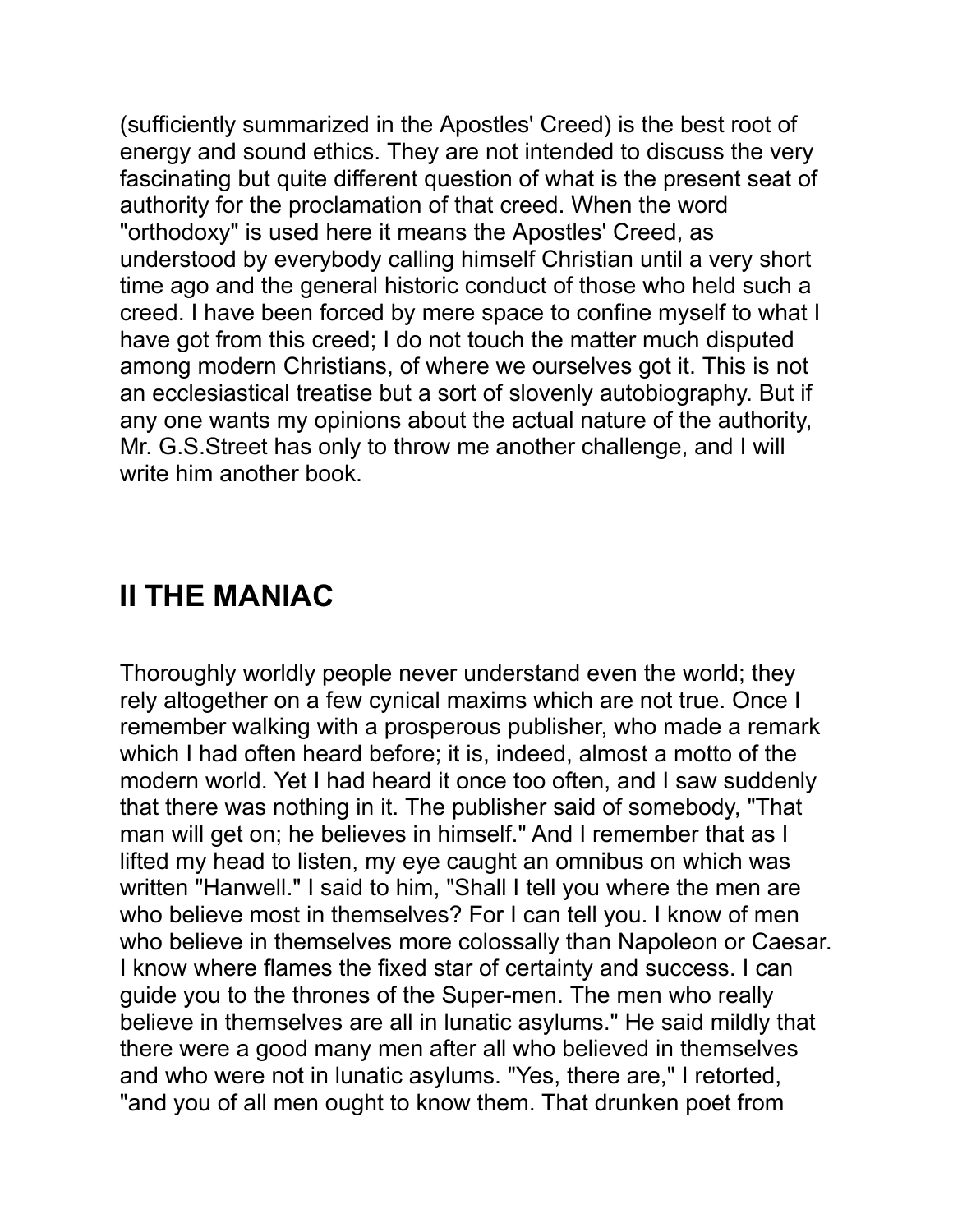(sufficiently summarized in the Apostles' Creed) is the best root of energy and sound ethics. They are not intended to discuss the very fascinating but quite different question of what is the present seat of authority for the proclamation of that creed. When the word "orthodoxy" is used here it means the Apostles' Creed, as understood by everybody calling himself Christian until a very short time ago and the general historic conduct of those who held such a creed. I have been forced by mere space to confine myself to what I have got from this creed; I do not touch the matter much disputed among modern Christians, of where we ourselves got it. This is not an ecclesiastical treatise but a sort of slovenly autobiography. But if any one wants my opinions about the actual nature of the authority, Mr. G.S.Street has only to throw me another challenge, and I will write him another book.

## II THE MANIAC

Thoroughly worldly people never understand even the world; they rely altogether on a few cynical maxims which are not true. Once I remember walking with a prosperous publisher, who made a remark which I had often heard before; it is, indeed, almost a motto of the modern world. Yet I had heard it once too often, and I saw suddenly that there was nothing in it. The publisher said of somebody, "That man will get on; he believes in himself." And I remember that as I lifted my head to listen, my eye caught an omnibus on which was written "Hanwell." I said to him, "Shall I tell you where the men are who believe most in themselves? For I can tell you. I know of men who believe in themselves more colossally than Napoleon or Caesar. I know where flames the fixed star of certainty and success. I can guide you to the thrones of the Super-men. The men who really believe in themselves are all in lunatic asylums." He said mildly that there were a good many men after all who believed in themselves and who were not in lunatic asylums. "Yes, there are," I retorted, "and you of all men ought to know them. That drunken poet from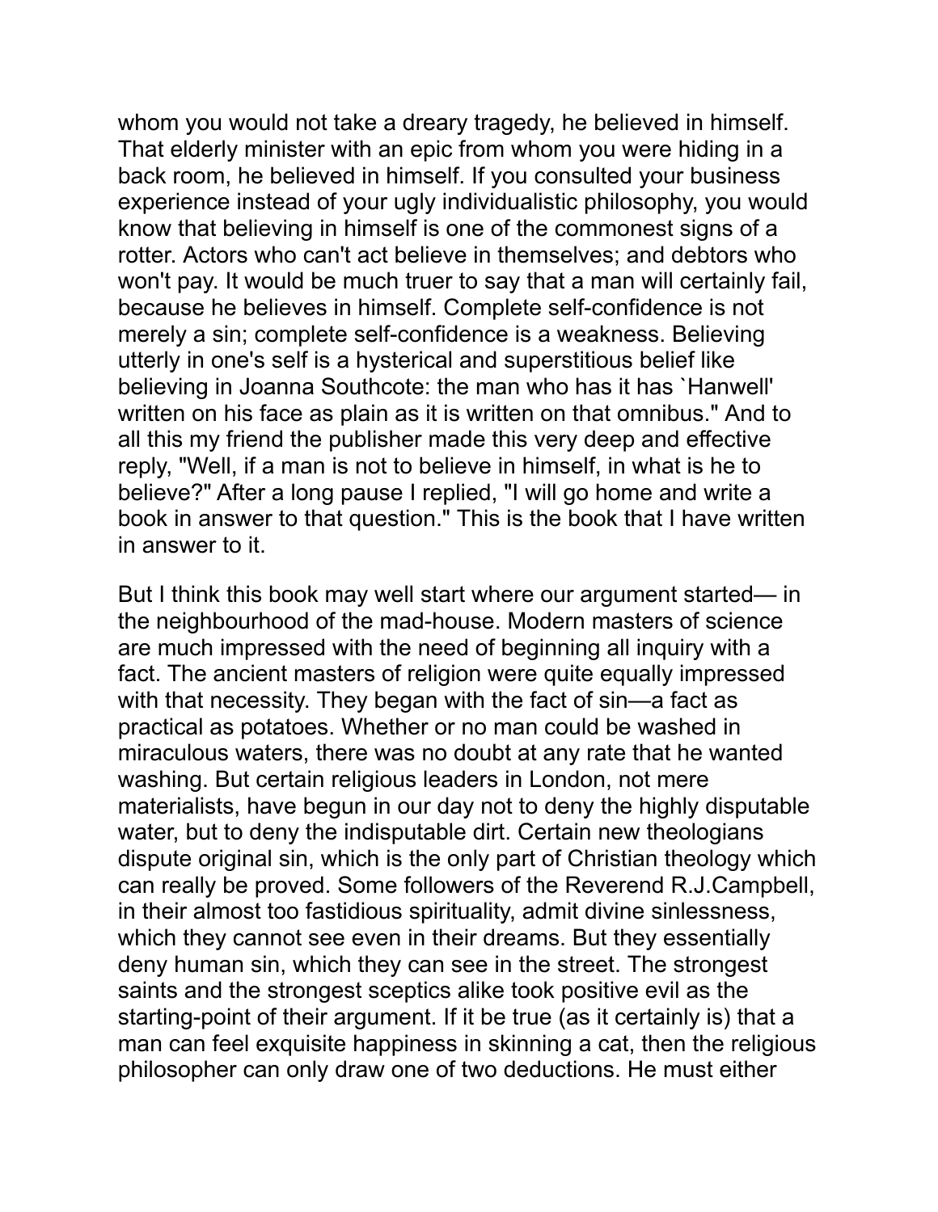whom you would not take a dreary tragedy, he believed in himself. That elderly minister with an epic from whom you were hiding in a back room, he believed in himself. If you consulted your business experience instead of your ugly individualistic philosophy, you would know that believing in himself is one of the commonest signs of a rotter. Actors who can't act believe in themselves; and debtors who won't pay. It would be much truer to say that a man will certainly fail, because he believes in himself. Complete self-confidence is not merely a sin; complete self-confidence is a weakness. Believing utterly in one's self is a hysterical and superstitious belief like believing in Joanna Southcote: the man who has it has `Hanwell' written on his face as plain as it is written on that omnibus." And to all this my friend the publisher made this very deep and effective reply, "Well, if a man is not to believe in himself, in what is he to believe?" After a long pause I replied, "I will go home and write a book in answer to that question." This is the book that I have written in answer to it.

But I think this book may well start where our argument started— in the neighbourhood of the mad-house. Modern masters of science are much impressed with the need of beginning all inquiry with a fact. The ancient masters of religion were quite equally impressed with that necessity. They began with the fact of sin—a fact as practical as potatoes. Whether or no man could be washed in miraculous waters, there was no doubt at any rate that he wanted washing. But certain religious leaders in London, not mere materialists, have begun in our day not to deny the highly disputable water, but to deny the indisputable dirt. Certain new theologians dispute original sin, which is the only part of Christian theology which can really be proved. Some followers of the Reverend R.J.Campbell, in their almost too fastidious spirituality, admit divine sinlessness, which they cannot see even in their dreams. But they essentially deny human sin, which they can see in the street. The strongest saints and the strongest sceptics alike took positive evil as the starting-point of their argument. If it be true (as it certainly is) that a man can feel exquisite happiness in skinning a cat, then the religious philosopher can only draw one of two deductions. He must either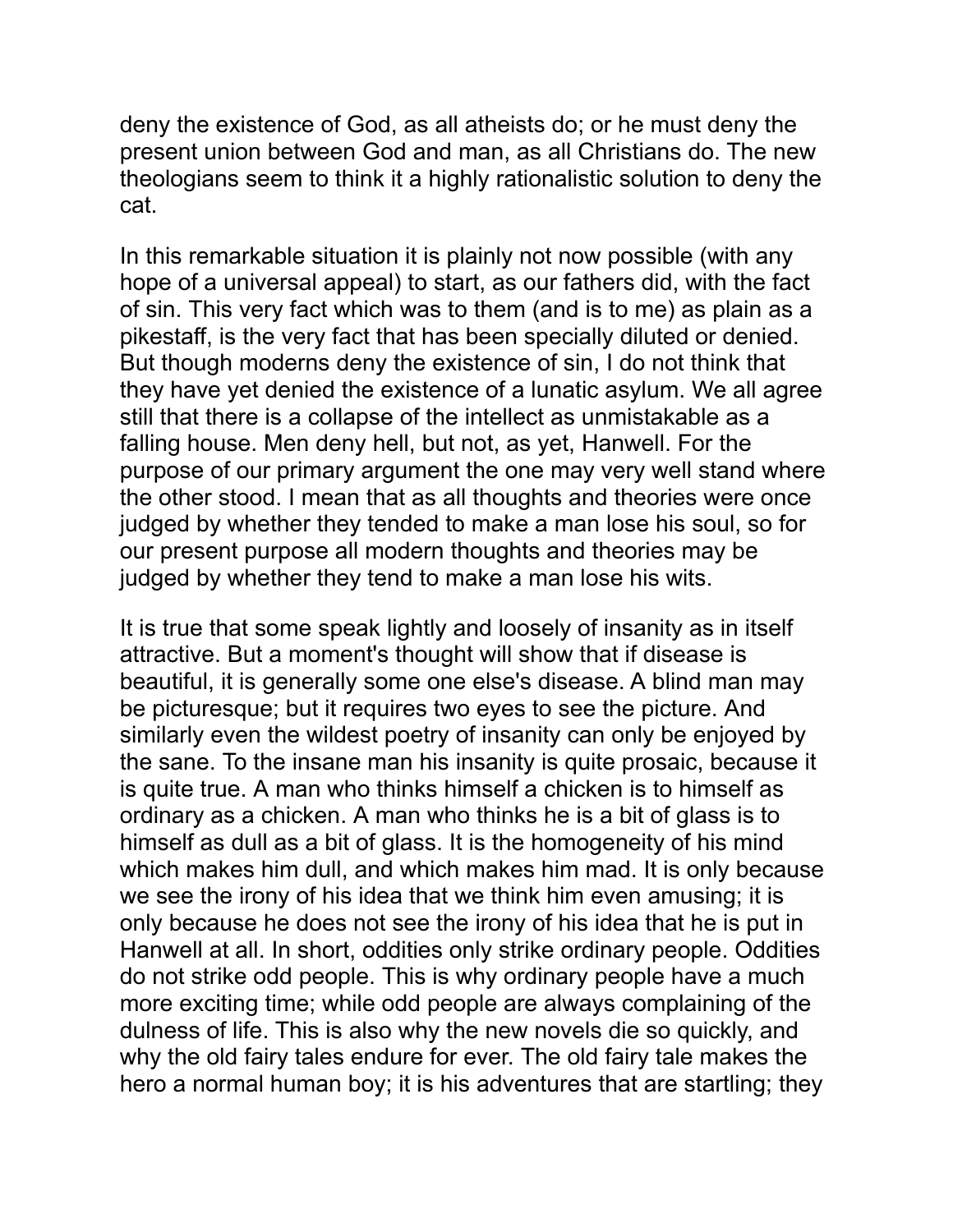deny the existence of God, as all atheists do; or he must deny the present union between God and man, as all Christians do. The new theologians seem to think it a highly rationalistic solution to deny the cat.

In this remarkable situation it is plainly not now possible (with any hope of a universal appeal) to start, as our fathers did, with the fact of sin. This very fact which was to them (and is to me) as plain as a pikestaff, is the very fact that has been specially diluted or denied. But though moderns deny the existence of sin, I do not think that they have yet denied the existence of a lunatic asylum. We all agree still that there is a collapse of the intellect as unmistakable as a falling house. Men deny hell, but not, as yet, Hanwell. For the purpose of our primary argument the one may very well stand where the other stood. I mean that as all thoughts and theories were once judged by whether they tended to make a man lose his soul, so for our present purpose all modern thoughts and theories may be judged by whether they tend to make a man lose his wits.

It is true that some speak lightly and loosely of insanity as in itself attractive. But a moment's thought will show that if disease is beautiful, it is generally some one else's disease. A blind man may be picturesque; but it requires two eyes to see the picture. And similarly even the wildest poetry of insanity can only be enjoyed by the sane. To the insane man his insanity is quite prosaic, because it is quite true. A man who thinks himself a chicken is to himself as ordinary as a chicken. A man who thinks he is a bit of glass is to himself as dull as a bit of glass. It is the homogeneity of his mind which makes him dull, and which makes him mad. It is only because we see the irony of his idea that we think him even amusing; it is only because he does not see the irony of his idea that he is put in Hanwell at all. In short, oddities only strike ordinary people. Oddities do not strike odd people. This is why ordinary people have a much more exciting time; while odd people are always complaining of the dulness of life. This is also why the new novels die so quickly, and why the old fairy tales endure for ever. The old fairy tale makes the hero a normal human boy; it is his adventures that are startling; they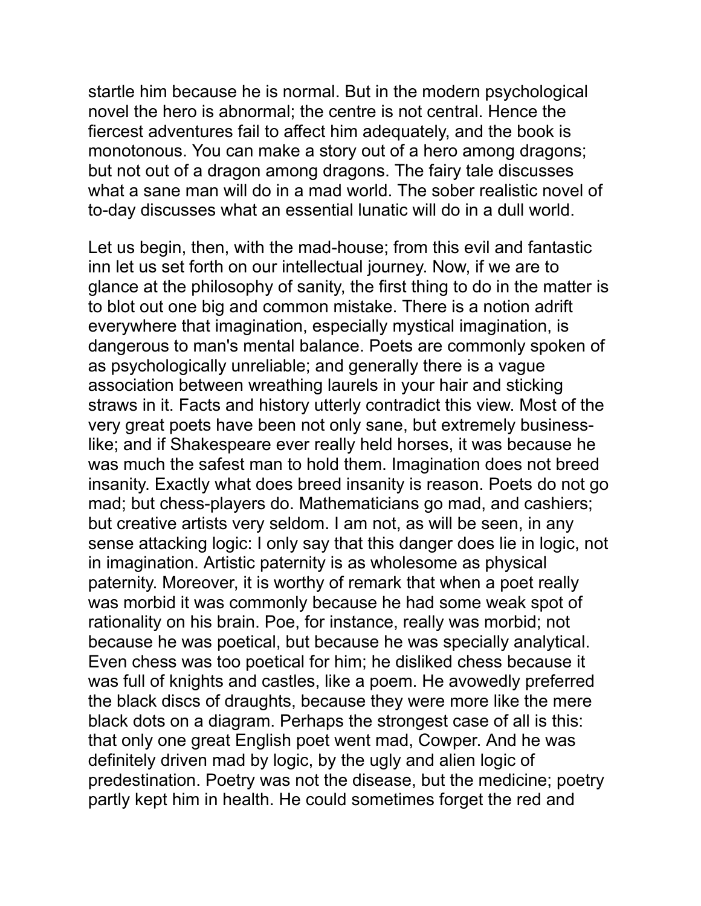startle him because he is normal. But in the modern psychological novel the hero is abnormal; the centre is not central. Hence the fiercest adventures fail to affect him adequately, and the book is monotonous. You can make a story out of a hero among dragons; but not out of a dragon among dragons. The fairy tale discusses what a sane man will do in a mad world. The sober realistic novel of to-day discusses what an essential lunatic will do in a dull world.

Let us begin, then, with the mad-house; from this evil and fantastic inn let us set forth on our intellectual journey. Now, if we are to glance at the philosophy of sanity, the first thing to do in the matter is to blot out one big and common mistake. There is a notion adrift everywhere that imagination, especially mystical imagination, is dangerous to man's mental balance. Poets are commonly spoken of as psychologically unreliable; and generally there is a vague association between wreathing laurels in your hair and sticking straws in it. Facts and history utterly contradict this view. Most of the very great poets have been not only sane, but extremely business-like; and if Shakespeare ever really held horses, it was because he was much the safest man to hold them. Imagination does not breed insanity. Exactly what does breed insanity is reason. Poets do not go mad; but chess-players do. Mathematicians go mad, and cashiers; but creative artists very seldom. I am not, as will be seen, in any sense attacking logic: I only say that this danger does lie in logic, not in imagination. Artistic paternity is as wholesome as physical paternity. Moreover, it is worthy of remark that when a poet really was morbid it was commonly because he had some weak spot of rationality on his brain. Poe, for instance, really was morbid; not because he was poetical, but because he was specially analytical. Even chess was too poetical for him; he disliked chess because it was full of knights and castles, like a poem. He avowedly preferred the black discs of draughts, because they were more like the mere black dots on a diagram. Perhaps the strongest case of all is this: that only one great English poet went mad, Cowper. And he was definitely driven mad by logic, by the ugly and alien logic of predestination. Poetry was not the disease, but the medicine; poetry partly kept him in health. He could sometimes forget the red and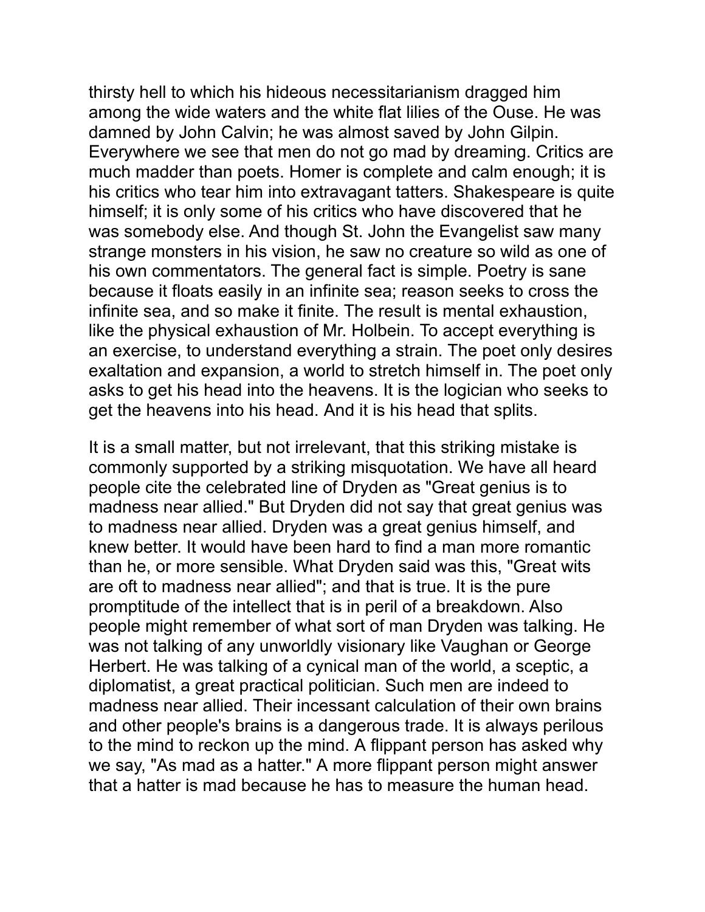thirsty hell to which his hideous necessitarianism dragged him among the wide waters and the white flat lilies of the Ouse. He was damned by John Calvin; he was almost saved by John Gilpin. Everywhere we see that men do not go mad by dreaming. Critics are much madder than poets. Homer is complete and calm enough; it is his critics who tear him into extravagant tatters. Shakespeare is quite himself; it is only some of his critics who have discovered that he was somebody else. And though St. John the Evangelist saw many strange monsters in his vision, he saw no creature so wild as one of his own commentators. The general fact is simple. Poetry is sane because it floats easily in an infinite sea; reason seeks to cross the infinite sea, and so make it finite. The result is mental exhaustion, like the physical exhaustion of Mr. Holbein. To accept everything is an exercise, to understand everything a strain. The poet only desires exaltation and expansion, a world to stretch himself in. The poet only asks to get his head into the heavens. It is the logician who seeks to get the heavens into his head. And it is his head that splits.

It is a small matter, but not irrelevant, that this striking mistake is commonly supported by a striking misquotation. We have all heard people cite the celebrated line of Dryden as "Great genius is to madness near allied." But Dryden did not say that great genius was to madness near allied. Dryden was a great genius himself, and knew better. It would have been hard to find a man more romantic than he, or more sensible. What Dryden said was this, "Great wits are oft to madness near allied"; and that is true. It is the pure promptitude of the intellect that is in peril of a breakdown. Also people might remember of what sort of man Dryden was talking. He was not talking of any unworldly visionary like Vaughan or George Herbert. He was talking of a cynical man of the world, a sceptic, a diplomatist, a great practical politician. Such men are indeed to madness near allied. Their incessant calculation of their own brains and other people's brains is a dangerous trade. It is always perilous to the mind to reckon up the mind. A flippant person has asked why we say, "As mad as a hatter." A more flippant person might answer that a hatter is mad because he has to measure the human head.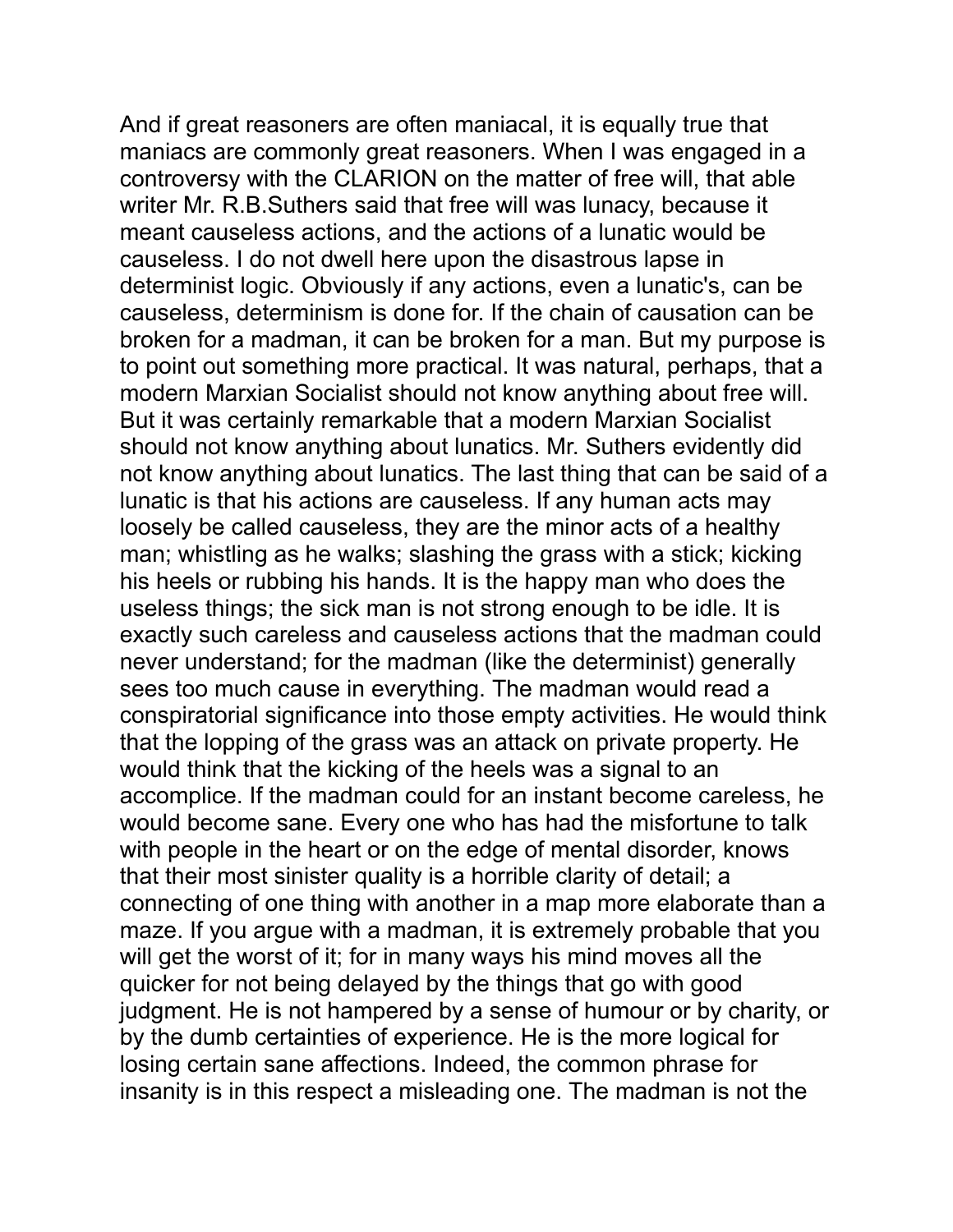And if great reasoners are often maniacal, it is equally true that maniacs are commonly great reasoners. When I was engaged in a controversy with the CLARION on the matter of free will, that able writer Mr. R.B.Suthers said that free will was lunacy, because it meant causeless actions, and the actions of a lunatic would be causeless. I do not dwell here upon the disastrous lapse in determinist logic. Obviously if any actions, even a lunatic's, can be causeless, determinism is done for. If the chain of causation can be broken for a madman, it can be broken for a man. But my purpose is to point out something more practical. It was natural, perhaps, that a modern Marxian Socialist should not know anything about free will. But it was certainly remarkable that a modern Marxian Socialist should not know anything about lunatics. Mr. Suthers evidently did not know anything about lunatics. The last thing that can be said of a lunatic is that his actions are causeless. If any human acts may loosely be called causeless, they are the minor acts of a healthy man; whistling as he walks; slashing the grass with a stick; kicking his heels or rubbing his hands. It is the happy man who does the useless things; the sick man is not strong enough to be idle. It is exactly such careless and causeless actions that the madman could never understand; for the madman (like the determinist) generally sees too much cause in everything. The madman would read a conspiratorial significance into those empty activities. He would think that the lopping of the grass was an attack on private property. He would think that the kicking of the heels was a signal to an accomplice. If the madman could for an instant become careless, he would become sane. Every one who has had the misfortune to talk with people in the heart or on the edge of mental disorder, knows that their most sinister quality is a horrible clarity of detail; a connecting of one thing with another in a map more elaborate than a maze. If you argue with a madman, it is extremely probable that you will get the worst of it; for in many ways his mind moves all the quicker for not being delayed by the things that go with good judgment. He is not hampered by a sense of humour or by charity, or by the dumb certainties of experience. He is the more logical for losing certain sane affections. Indeed, the common phrase for insanity is in this respect a misleading one. The madman is not the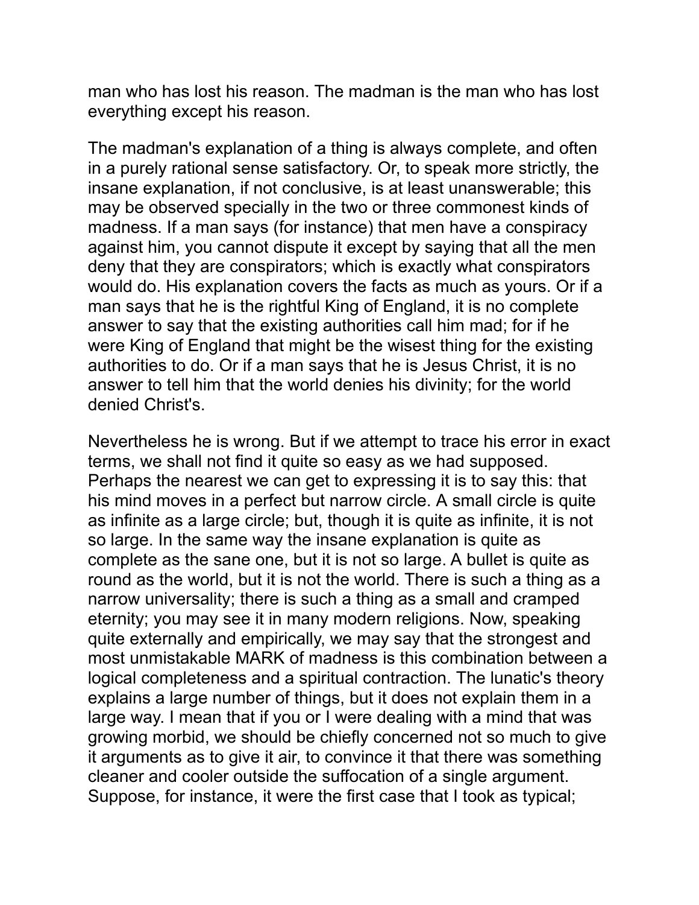man who has lost his reason. The madman is the man who has lost everything except his reason.

The madman's explanation of a thing is always complete, and often in a purely rational sense satisfactory. Or, to speak more strictly, the insane explanation, if not conclusive, is at least unanswerable; this may be observed specially in the two or three commonest kinds of madness. If a man says (for instance) that men have a conspiracy against him, you cannot dispute it except by saying that all the men deny that they are conspirators; which is exactly what conspirators would do. His explanation covers the facts as much as yours. Or if a man says that he is the rightful King of England, it is no complete answer to say that the existing authorities call him mad; for if he were King of England that might be the wisest thing for the existing authorities to do. Or if a man says that he is Jesus Christ, it is no answer to tell him that the world denies his divinity; for the world denied Christ's.

Nevertheless he is wrong. But if we attempt to trace his error in exact terms, we shall not find it quite so easy as we had supposed. Perhaps the nearest we can get to expressing it is to say this: that his mind moves in a perfect but narrow circle. A small circle is quite as infinite as a large circle; but, though it is quite as infinite, it is not so large. In the same way the insane explanation is quite as complete as the sane one, but it is not so large. A bullet is quite as round as the world, but it is not the world. There is such a thing as a narrow universality; there is such a thing as a small and cramped eternity; you may see it in many modern religions. Now, speaking quite externally and empirically, we may say that the strongest and most unmistakable MARK of madness is this combination between a logical completeness and a spiritual contraction. The lunatic's theory explains a large number of things, but it does not explain them in a large way. I mean that if you or I were dealing with a mind that was growing morbid, we should be chiefly concerned not so much to give it arguments as to give it air, to convince it that there was something cleaner and cooler outside the suffocation of a single argument. Suppose, for instance, it were the first case that I took as typical;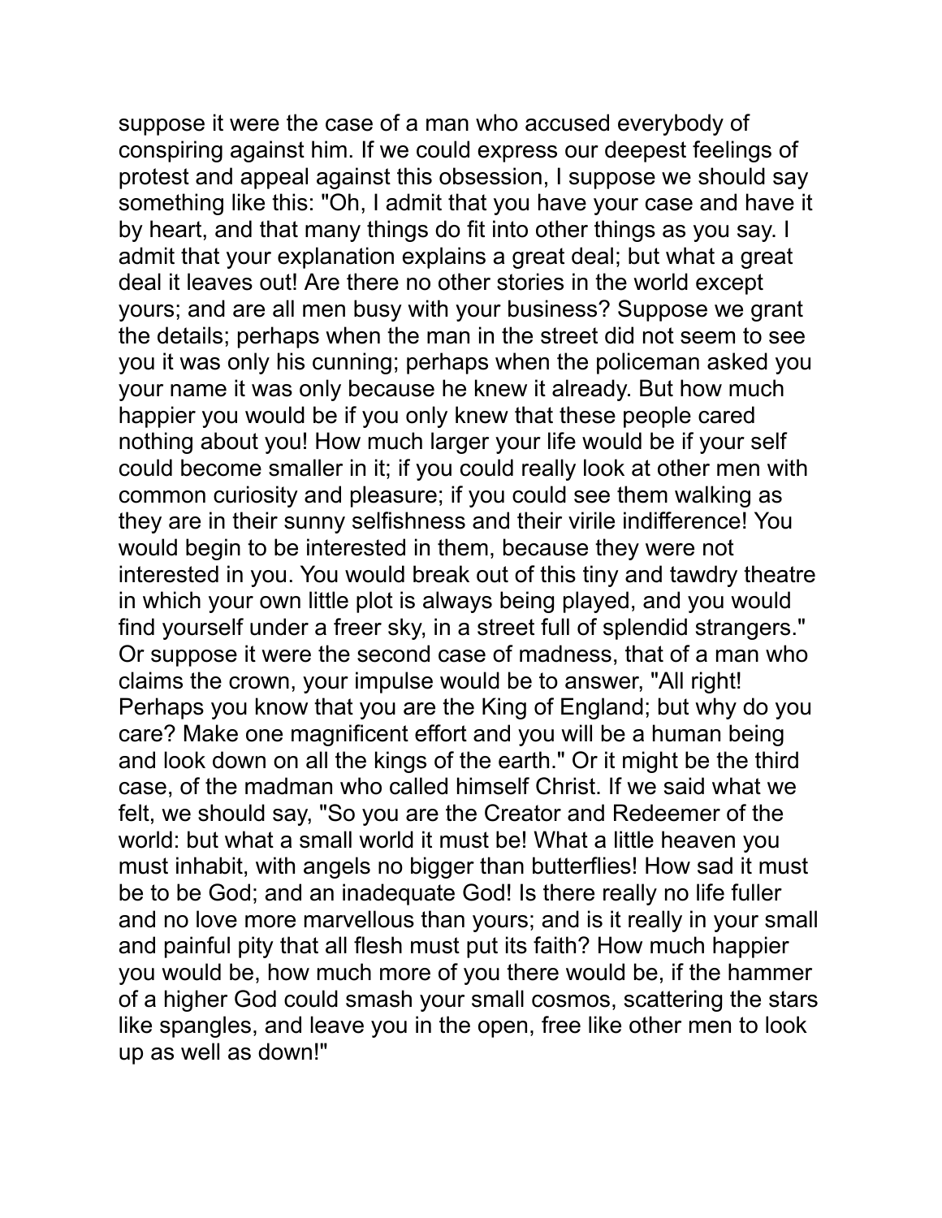suppose it were the case of a man who accused everybody of conspiring against him. If we could express our deepest feelings of protest and appeal against this obsession, I suppose we should say something like this: "Oh, I admit that you have your case and have it by heart, and that many things do fit into other things as you say. I admit that your explanation explains a great deal; but what a great deal it leaves out! Are there no other stories in the world except yours; and are all men busy with your business? Suppose we grant the details; perhaps when the man in the street did not seem to see you it was only his cunning; perhaps when the policeman asked you your name it was only because he knew it already. But how much happier you would be if you only knew that these people cared nothing about you! How much larger your life would be if your self could become smaller in it; if you could really look at other men with common curiosity and pleasure; if you could see them walking as they are in their sunny selfishness and their virile indifference! You would begin to be interested in them, because they were not interested in you. You would break out of this tiny and tawdry theatre in which your own little plot is always being played, and you would find yourself under a freer sky, in a street full of splendid strangers." Or suppose it were the second case of madness, that of a man who claims the crown, your impulse would be to answer, "All right! Perhaps you know that you are the King of England; but why do you care? Make one magnificent effort and you will be a human being and look down on all the kings of the earth." Or it might be the third case, of the madman who called himself Christ. If we said what we felt, we should say, "So you are the Creator and Redeemer of the world: but what a small world it must be! What a little heaven you must inhabit, with angels no bigger than butterflies! How sad it must be to be God; and an inadequate God! Is there really no life fuller and no love more marvellous than yours; and is it really in your small and painful pity that all flesh must put its faith? How much happier you would be, how much more of you there would be, if the hammer of a higher God could smash your small cosmos, scattering the stars like spangles, and leave you in the open, free like other men to look up as well as down!"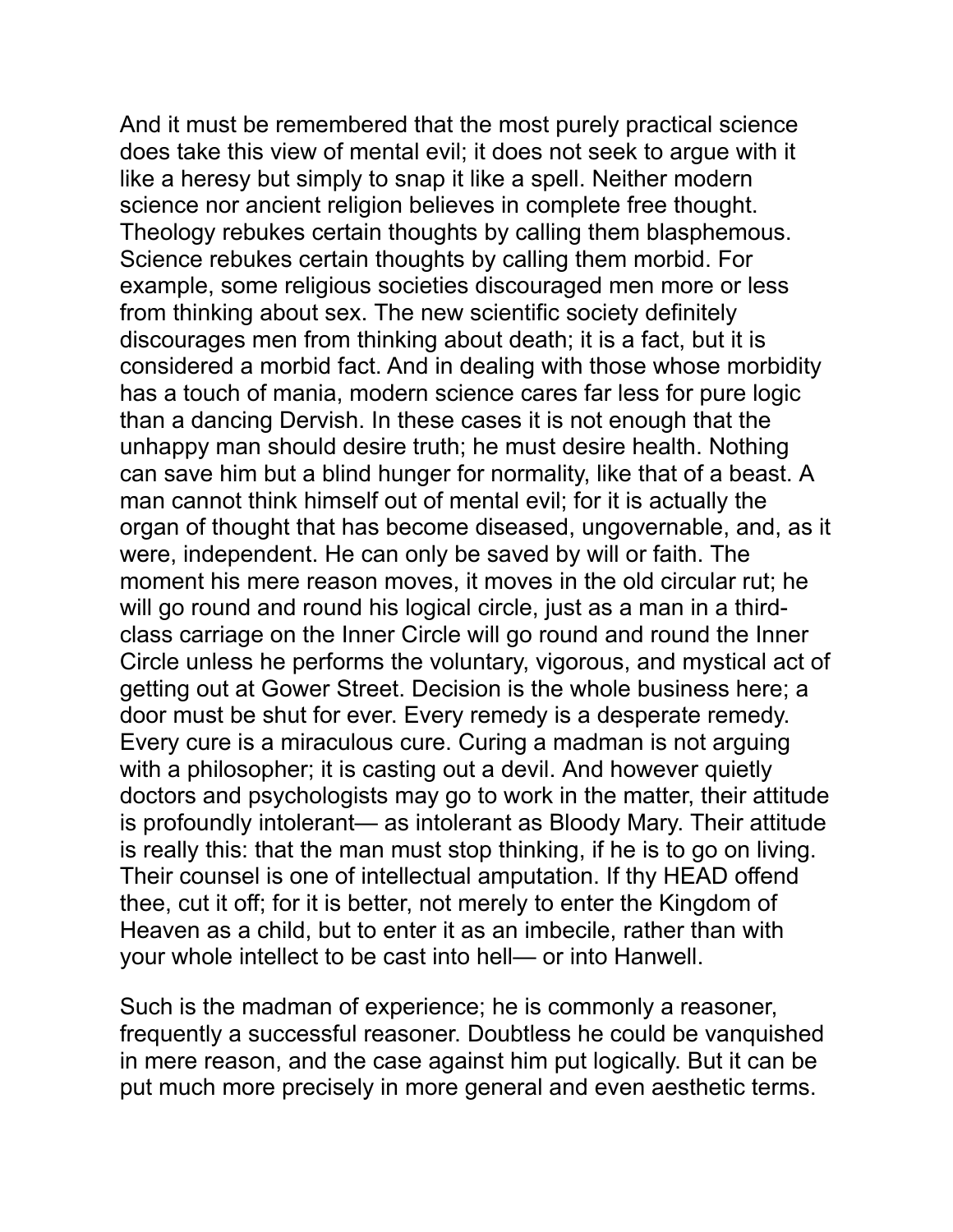And it must be remembered that the most purely practical science does take this view of mental evil; it does not seek to argue with it like a heresy but simply to snap it like a spell. Neither modern science nor ancient religion believes in complete free thought. Theology rebukes certain thoughts by calling them blasphemous. Science rebukes certain thoughts by calling them morbid. For example, some religious societies discouraged men more or less from thinking about sex. The new scientific society definitely discourages men from thinking about death; it is a fact, but it is considered a morbid fact. And in dealing with those whose morbidity has a touch of mania, modern science cares far less for pure logic than a dancing Dervish. In these cases it is not enough that the unhappy man should desire truth; he must desire health. Nothing can save him but a blind hunger for normality, like that of a beast. A man cannot think himself out of mental evil; for it is actually the organ of thought that has become diseased, ungovernable, and, as it were, independent. He can only be saved by will or faith. The moment his mere reason moves, it moves in the old circular rut; he will go round and round his logical circle, just as a man in a third-class carriage on the Inner Circle will go round and round the Inner Circle unless he performs the voluntary, vigorous, and mystical act of getting out at Gower Street. Decision is the whole business here; a door must be shut for ever. Every remedy is a desperate remedy. Every cure is a miraculous cure. Curing a madman is not arguing with a philosopher; it is casting out a devil. And however quietly doctors and psychologists may go to work in the matter, their attitude is profoundly intolerant— as intolerant as Bloody Mary. Their attitude is really this: that the man must stop thinking, if he is to go on living. Their counsel is one of intellectual amputation. If thy HEAD offend thee, cut it off; for it is better, not merely to enter the Kingdom of Heaven as a child, but to enter it as an imbecile, rather than with your whole intellect to be cast into hell— or into Hanwell.

Such is the madman of experience; he is commonly a reasoner, frequently a successful reasoner. Doubtless he could be vanquished in mere reason, and the case against him put logically. But it can be put much more precisely in more general and even aesthetic terms.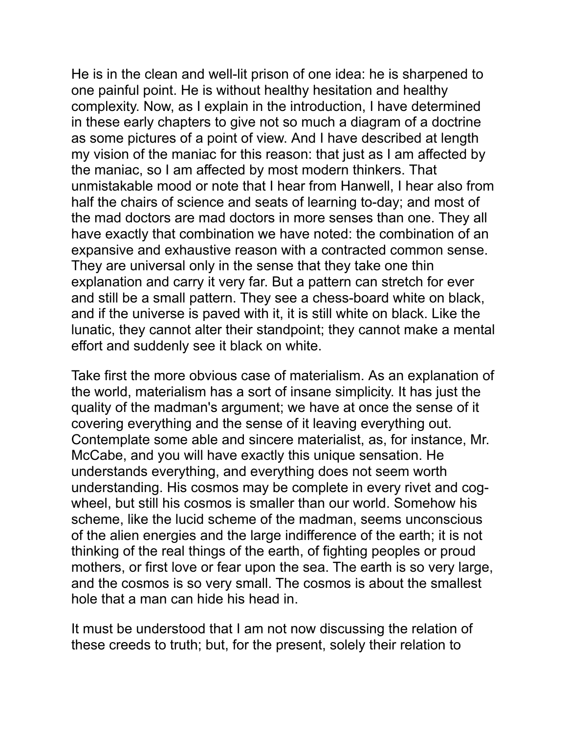He is in the clean and well-lit prison of one idea: he is sharpened to one painful point. He is without healthy hesitation and healthy complexity. Now, as I explain in the introduction, I have determined in these early chapters to give not so much a diagram of a doctrine as some pictures of a point of view. And I have described at length my vision of the maniac for this reason: that just as I am affected by the maniac, so I am affected by most modern thinkers. That unmistakable mood or note that I hear from Hanwell, I hear also from half the chairs of science and seats of learning to-day; and most of the mad doctors are mad doctors in more senses than one. They all have exactly that combination we have noted: the combination of an expansive and exhaustive reason with a contracted common sense. They are universal only in the sense that they take one thin explanation and carry it very far. But a pattern can stretch for ever and still be a small pattern. They see a chess-board white on black, and if the universe is paved with it, it is still white on black. Like the lunatic, they cannot alter their standpoint; they cannot make a mental effort and suddenly see it black on white.

Take first the more obvious case of materialism. As an explanation of the world, materialism has a sort of insane simplicity. It has just the quality of the madman's argument; we have at once the sense of it covering everything and the sense of it leaving everything out. Contemplate some able and sincere materialist, as, for instance, Mr. McCabe, and you will have exactly this unique sensation. He understands everything, and everything does not seem worth understanding. His cosmos may be complete in every rivet and cog-wheel, but still his cosmos is smaller than our world. Somehow his scheme, like the lucid scheme of the madman, seems unconscious of the alien energies and the large indifference of the earth; it is not thinking of the real things of the earth, of fighting peoples or proud mothers, or first love or fear upon the sea. The earth is so very large, and the cosmos is so very small. The cosmos is about the smallest hole that a man can hide his head in.

It must be understood that I am not now discussing the relation of these creeds to truth; but, for the present, solely their relation to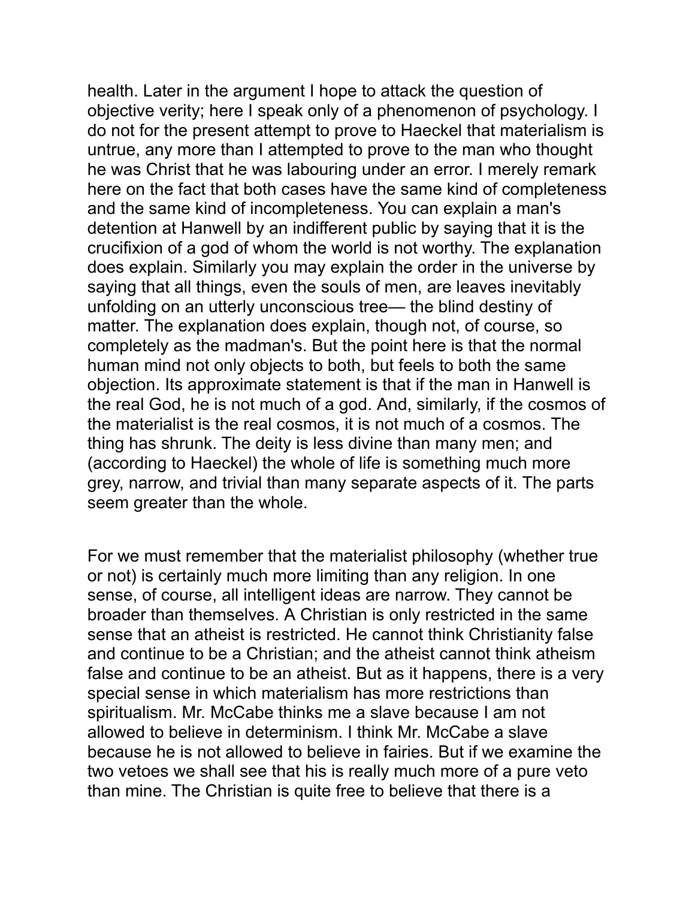health. Later in the argument I hope to attack the question of objective verity; here I speak only of a phenomenon of psychology. I do not for the present attempt to prove to Haeckel that materialism is untrue, any more than I attempted to prove to the man who thought he was Christ that he was labouring under an error. I merely remark here on the fact that both cases have the same kind of completeness and the same kind of incompleteness. You can explain a man's detention at Hanwell by an indifferent public by saying that it is the crucifixion of a god of whom the world is not worthy. The explanation does explain. Similarly you may explain the order in the universe by saying that all things, even the souls of men, are leaves inevitably unfolding on an utterly unconscious tree— the blind destiny of matter. The explanation does explain, though not, of course, so completely as the madman's. But the point here is that the normal human mind not only objects to both, but feels to both the same objection. Its approximate statement is that if the man in Hanwell is the real God, he is not much of a god. And, similarly, if the cosmos of the materialist is the real cosmos, it is not much of a cosmos. The thing has shrunk. The deity is less divine than many men; and (according to Haeckel) the whole of life is something much more grey, narrow, and trivial than many separate aspects of it. The parts seem greater than the whole.

For we must remember that the materialist philosophy (whether true or not) is certainly much more limiting than any religion. In one sense, of course, all intelligent ideas are narrow. They cannot be broader than themselves. A Christian is only restricted in the same sense that an atheist is restricted. He cannot think Christianity false and continue to be a Christian; and the atheist cannot think atheism false and continue to be an atheist. But as it happens, there is a very special sense in which materialism has more restrictions than spiritualism. Mr. McCabe thinks me a slave because I am not allowed to believe in determinism. I think Mr. McCabe a slave because he is not allowed to believe in fairies. But if we examine the two vetoes we shall see that his is really much more of a pure veto than mine. The Christian is quite free to believe that there is a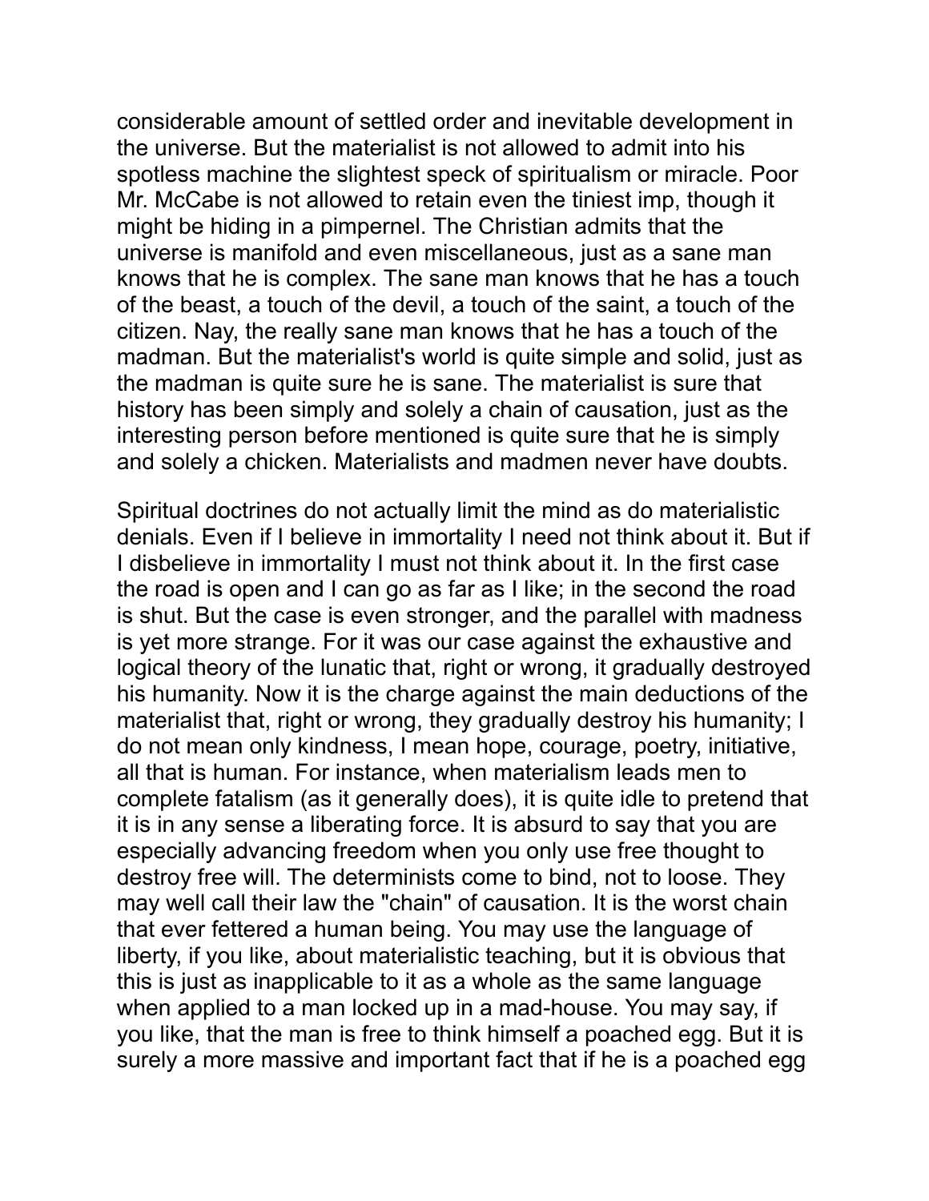considerable amount of settled order and inevitable development in the universe. But the materialist is not allowed to admit into his spotless machine the slightest speck of spiritualism or miracle. Poor Mr. McCabe is not allowed to retain even the tiniest imp, though it might be hiding in a pimpernel. The Christian admits that the universe is manifold and even miscellaneous, just as a sane man knows that he is complex. The sane man knows that he has a touch of the beast, a touch of the devil, a touch of the saint, a touch of the citizen. Nay, the really sane man knows that he has a touch of the madman. But the materialist's world is quite simple and solid, just as the madman is quite sure he is sane. The materialist is sure that history has been simply and solely a chain of causation, just as the interesting person before mentioned is quite sure that he is simply and solely a chicken. Materialists and madmen never have doubts.

Spiritual doctrines do not actually limit the mind as do materialistic denials. Even if I believe in immortality I need not think about it. But if I disbelieve in immortality I must not think about it. In the first case the road is open and I can go as far as I like; in the second the road is shut. But the case is even stronger, and the parallel with madness is yet more strange. For it was our case against the exhaustive and logical theory of the lunatic that, right or wrong, it gradually destroyed his humanity. Now it is the charge against the main deductions of the materialist that, right or wrong, they gradually destroy his humanity; I do not mean only kindness, I mean hope, courage, poetry, initiative, all that is human. For instance, when materialism leads men to complete fatalism (as it generally does), it is quite idle to pretend that it is in any sense a liberating force. It is absurd to say that you are especially advancing freedom when you only use free thought to destroy free will. The determinists come to bind, not to loose. They may well call their law the "chain" of causation. It is the worst chain that ever fettered a human being. You may use the language of liberty, if you like, about materialistic teaching, but it is obvious that this is just as inapplicable to it as a whole as the same language when applied to a man locked up in a mad-house. You may say, if you like, that the man is free to think himself a poached egg. But it is surely a more massive and important fact that if he is a poached egg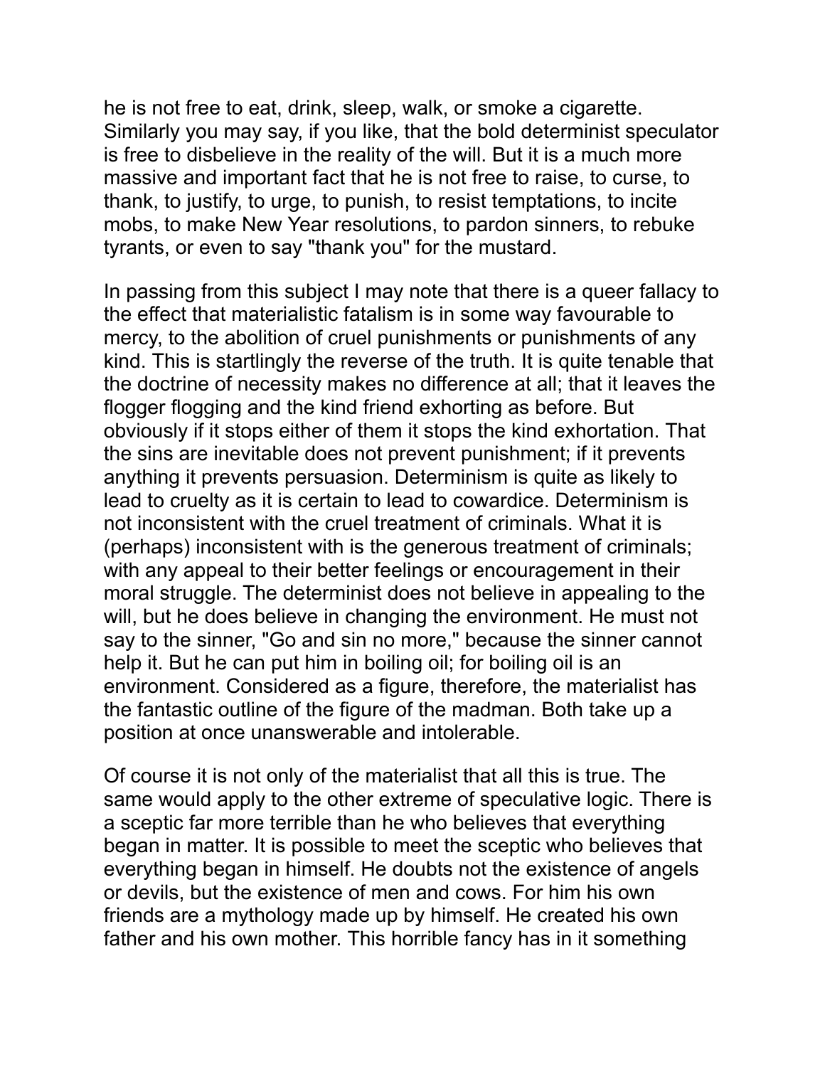he is not free to eat, drink, sleep, walk, or smoke a cigarette. Similarly you may say, if you like, that the bold determinist speculator is free to disbelieve in the reality of the will. But it is a much more massive and important fact that he is not free to raise, to curse, to thank, to justify, to urge, to punish, to resist temptations, to incite mobs, to make New Year resolutions, to pardon sinners, to rebuke tyrants, or even to say "thank you" for the mustard.

In passing from this subject I may note that there is a queer fallacy to the effect that materialistic fatalism is in some way favourable to mercy, to the abolition of cruel punishments or punishments of any kind. This is startlingly the reverse of the truth. It is quite tenable that the doctrine of necessity makes no difference at all; that it leaves the flogger flogging and the kind friend exhorting as before. But obviously if it stops either of them it stops the kind exhortation. That the sins are inevitable does not prevent punishment; if it prevents anything it prevents persuasion. Determinism is quite as likely to lead to cruelty as it is certain to lead to cowardice. Determinism is not inconsistent with the cruel treatment of criminals. What it is (perhaps) inconsistent with is the generous treatment of criminals; with any appeal to their better feelings or encouragement in their moral struggle. The determinist does not believe in appealing to the will, but he does believe in changing the environment. He must not say to the sinner, "Go and sin no more," because the sinner cannot help it. But he can put him in boiling oil; for boiling oil is an environment. Considered as a figure, therefore, the materialist has the fantastic outline of the figure of the madman. Both take up a position at once unanswerable and intolerable.

Of course it is not only of the materialist that all this is true. The same would apply to the other extreme of speculative logic. There is a sceptic far more terrible than he who believes that everything began in matter. It is possible to meet the sceptic who believes that everything began in himself. He doubts not the existence of angels or devils, but the existence of men and cows. For him his own friends are a mythology made up by himself. He created his own father and his own mother. This horrible fancy has in it something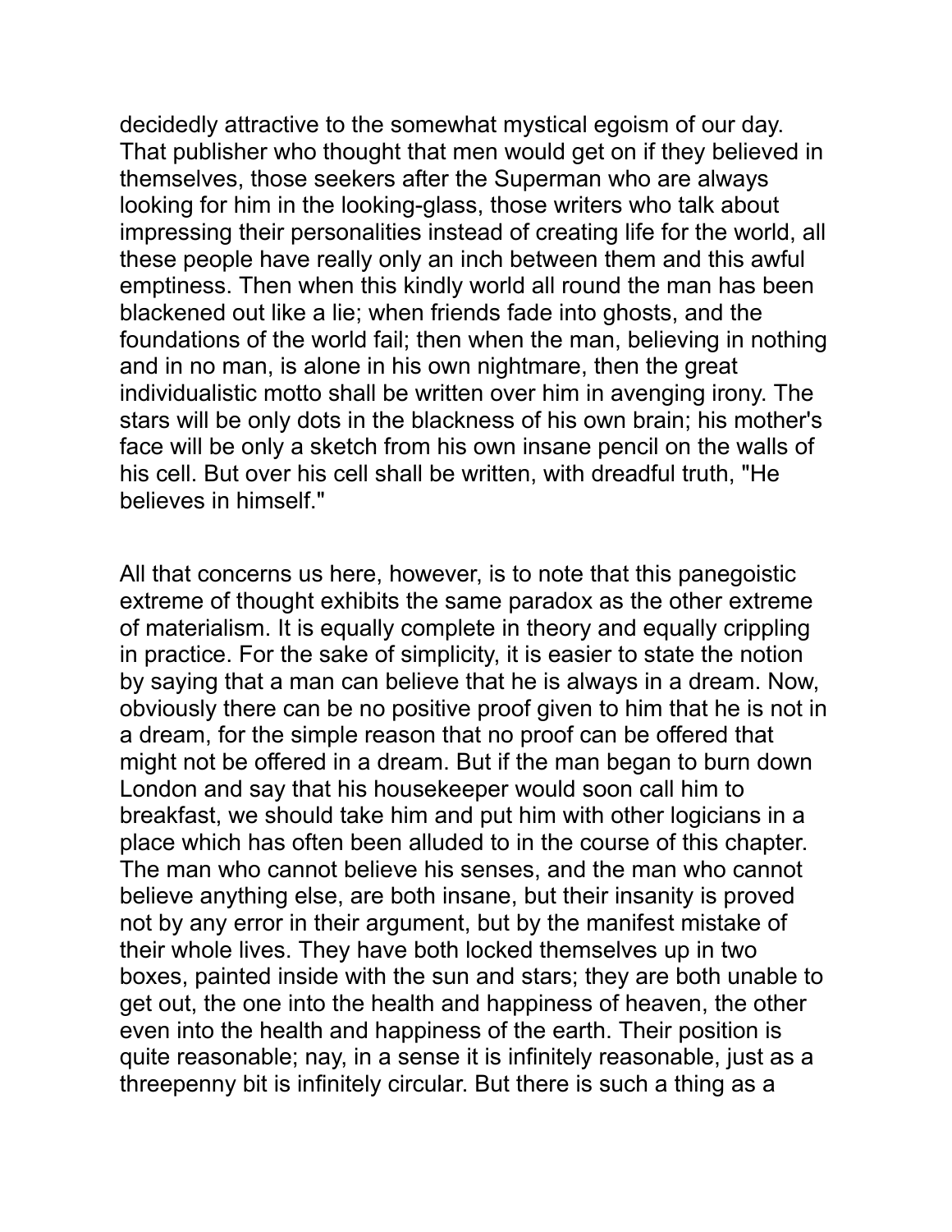decidedly attractive to the somewhat mystical egoism of our day. That publisher who thought that men would get on if they believed in themselves, those seekers after the Superman who are always looking for him in the looking-glass, those writers who talk about impressing their personalities instead of creating life for the world, all these people have really only an inch between them and this awful emptiness. Then when this kindly world all round the man has been blackened out like a lie; when friends fade into ghosts, and the foundations of the world fail; then when the man, believing in nothing and in no man, is alone in his own nightmare, then the great individualistic motto shall be written over him in avenging irony. The stars will be only dots in the blackness of his own brain; his mother's face will be only a sketch from his own insane pencil on the walls of his cell. But over his cell shall be written, with dreadful truth, "He believes in himself."

All that concerns us here, however, is to note that this panegoistic extreme of thought exhibits the same paradox as the other extreme of materialism. It is equally complete in theory and equally crippling in practice. For the sake of simplicity, it is easier to state the notion by saying that a man can believe that he is always in a dream. Now, obviously there can be no positive proof given to him that he is not in a dream, for the simple reason that no proof can be offered that might not be offered in a dream. But if the man began to burn down London and say that his housekeeper would soon call him to breakfast, we should take him and put him with other logicians in a place which has often been alluded to in the course of this chapter. The man who cannot believe his senses, and the man who cannot believe anything else, are both insane, but their insanity is proved not by any error in their argument, but by the manifest mistake of their whole lives. They have both locked themselves up in two boxes, painted inside with the sun and stars; they are both unable to get out, the one into the health and happiness of heaven, the other even into the health and happiness of the earth. Their position is quite reasonable; nay, in a sense it is infinitely reasonable, just as a threepenny bit is infinitely circular. But there is such a thing as a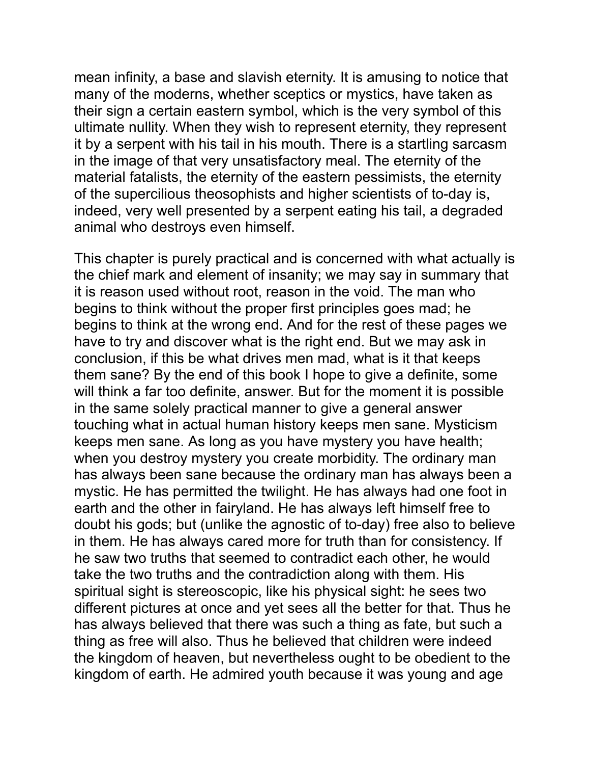mean infinity, a base and slavish eternity. It is amusing to notice that many of the moderns, whether sceptics or mystics, have taken as their sign a certain eastern symbol, which is the very symbol of this ultimate nullity. When they wish to represent eternity, they represent it by a serpent with his tail in his mouth. There is a startling sarcasm in the image of that very unsatisfactory meal. The eternity of the material fatalists, the eternity of the eastern pessimists, the eternity of the supercilious theosophists and higher scientists of to-day is, indeed, very well presented by a serpent eating his tail, a degraded animal who destroys even himself.

This chapter is purely practical and is concerned with what actually is the chief mark and element of insanity; we may say in summary that it is reason used without root, reason in the void. The man who begins to think without the proper first principles goes mad; he begins to think at the wrong end. And for the rest of these pages we have to try and discover what is the right end. But we may ask in conclusion, if this be what drives men mad, what is it that keeps them sane? By the end of this book I hope to give a definite, some will think a far too definite, answer. But for the moment it is possible in the same solely practical manner to give a general answer touching what in actual human history keeps men sane. Mysticism keeps men sane. As long as you have mystery you have health; when you destroy mystery you create morbidity. The ordinary man has always been sane because the ordinary man has always been a mystic. He has permitted the twilight. He has always had one foot in earth and the other in fairyland. He has always left himself free to doubt his gods; but (unlike the agnostic of to-day) free also to believe in them. He has always cared more for truth than for consistency. If he saw two truths that seemed to contradict each other, he would take the two truths and the contradiction along with them. His spiritual sight is stereoscopic, like his physical sight: he sees two different pictures at once and yet sees all the better for that. Thus he has always believed that there was such a thing as fate, but such a thing as free will also. Thus he believed that children were indeed the kingdom of heaven, but nevertheless ought to be obedient to the kingdom of earth. He admired youth because it was young and age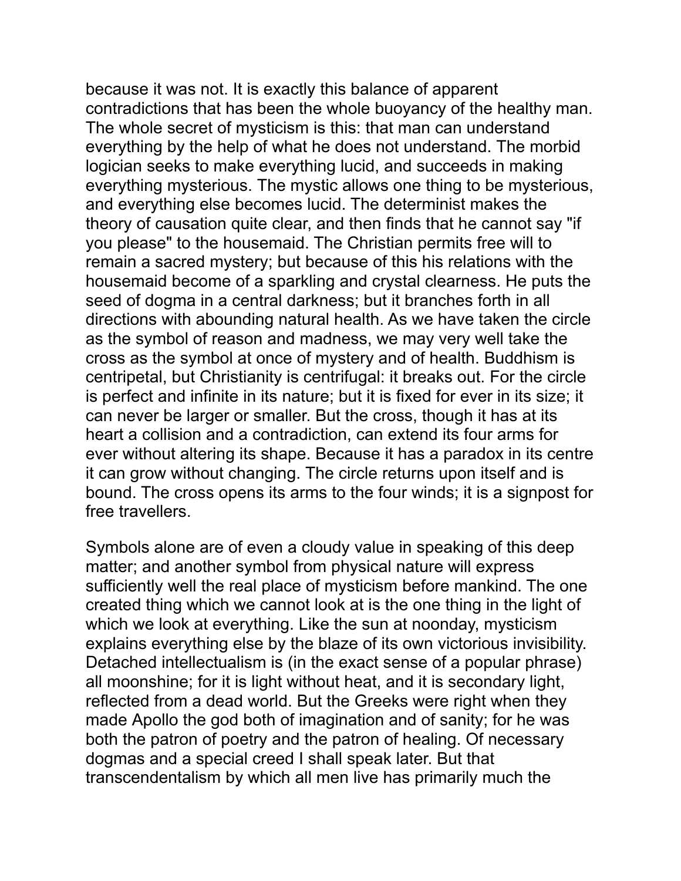because it was not. It is exactly this balance of apparent contradictions that has been the whole buoyancy of the healthy man. The whole secret of mysticism is this: that man can understand everything by the help of what he does not understand. The morbid logician seeks to make everything lucid, and succeeds in making everything mysterious. The mystic allows one thing to be mysterious, and everything else becomes lucid. The determinist makes the theory of causation quite clear, and then finds that he cannot say "if you please" to the housemaid. The Christian permits free will to remain a sacred mystery; but because of this his relations with the housemaid become of a sparkling and crystal clearness. He puts the seed of dogma in a central darkness; but it branches forth in all directions with abounding natural health. As we have taken the circle as the symbol of reason and madness, we may very well take the cross as the symbol at once of mystery and of health. Buddhism is centripetal, but Christianity is centrifugal: it breaks out. For the circle is perfect and infinite in its nature; but it is fixed for ever in its size; it can never be larger or smaller. But the cross, though it has at its heart a collision and a contradiction, can extend its four arms for ever without altering its shape. Because it has a paradox in its centre it can grow without changing. The circle returns upon itself and is bound. The cross opens its arms to the four winds; it is a signpost for free travellers.

Symbols alone are of even a cloudy value in speaking of this deep matter; and another symbol from physical nature will express sufficiently well the real place of mysticism before mankind. The one created thing which we cannot look at is the one thing in the light of which we look at everything. Like the sun at noonday, mysticism explains everything else by the blaze of its own victorious invisibility. Detached intellectualism is (in the exact sense of a popular phrase) all moonshine; for it is light without heat, and it is secondary light, reflected from a dead world. But the Greeks were right when they made Apollo the god both of imagination and of sanity; for he was both the patron of poetry and the patron of healing. Of necessary dogmas and a special creed I shall speak later. But that transcendentalism by which all men live has primarily much the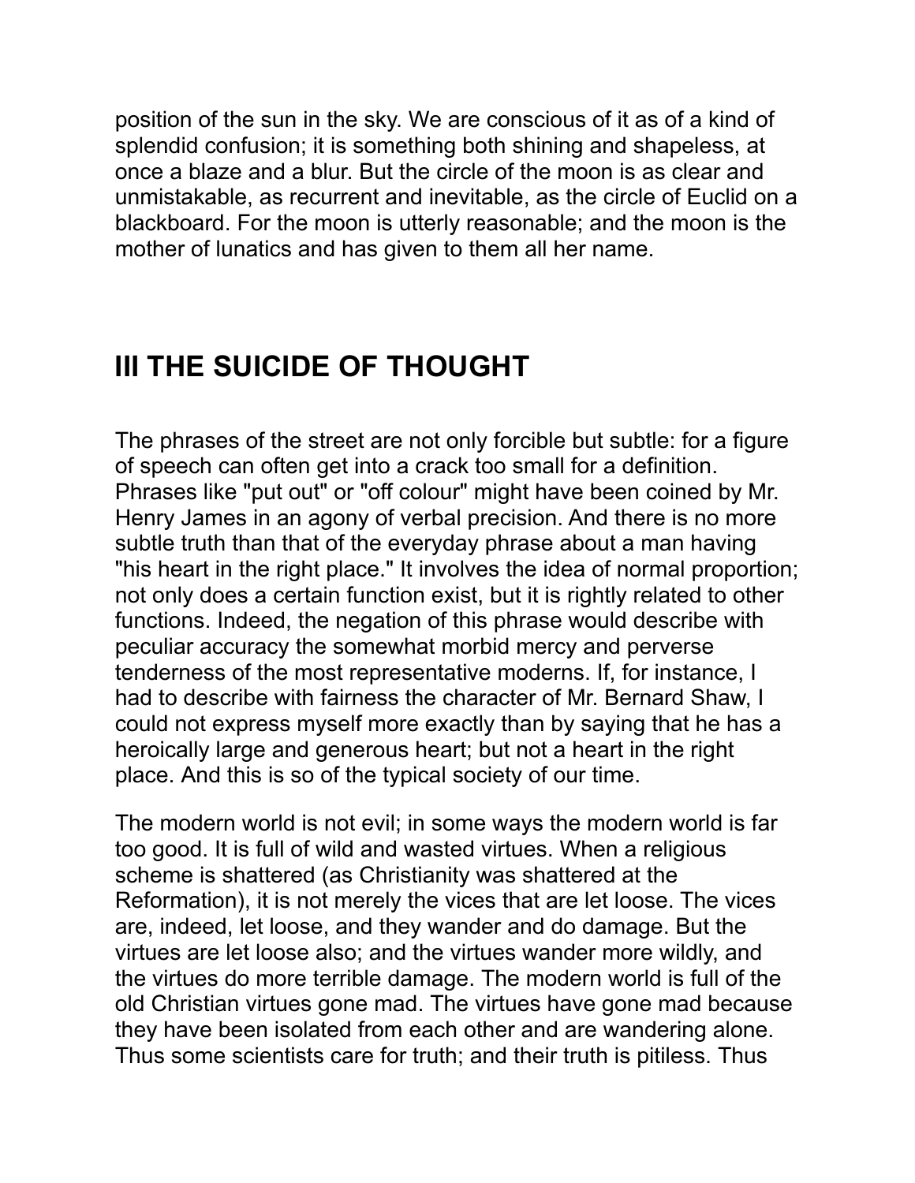position of the sun in the sky. We are conscious of it as of a kind of splendid confusion; it is something both shining and shapeless, at once a blaze and a blur. But the circle of the moon is as clear and unmistakable, as recurrent and inevitable, as the circle of Euclid on a blackboard. For the moon is utterly reasonable; and the moon is the mother of lunatics and has given to them all her name.

## III THE SUICIDE OF THOUGHT

The phrases of the street are not only forcible but subtle: for a figure of speech can often get into a crack too small for a definition. Phrases like "put out" or "off colour" might have been coined by Mr. Henry James in an agony of verbal precision. And there is no more subtle truth than that of the everyday phrase about a man having "his heart in the right place." It involves the idea of normal proportion; not only does a certain function exist, but it is rightly related to other functions. Indeed, the negation of this phrase would describe with peculiar accuracy the somewhat morbid mercy and perverse tenderness of the most representative moderns. If, for instance, I had to describe with fairness the character of Mr. Bernard Shaw, I could not express myself more exactly than by saying that he has a heroically large and generous heart; but not a heart in the right place. And this is so of the typical society of our time.

The modern world is not evil; in some ways the modern world is far too good. It is full of wild and wasted virtues. When a religious scheme is shattered (as Christianity was shattered at the Reformation), it is not merely the vices that are let loose. The vices are, indeed, let loose, and they wander and do damage. But the virtues are let loose also; and the virtues wander more wildly, and the virtues do more terrible damage. The modern world is full of the old Christian virtues gone mad. The virtues have gone mad because they have been isolated from each other and are wandering alone. Thus some scientists care for truth; and their truth is pitiless. Thus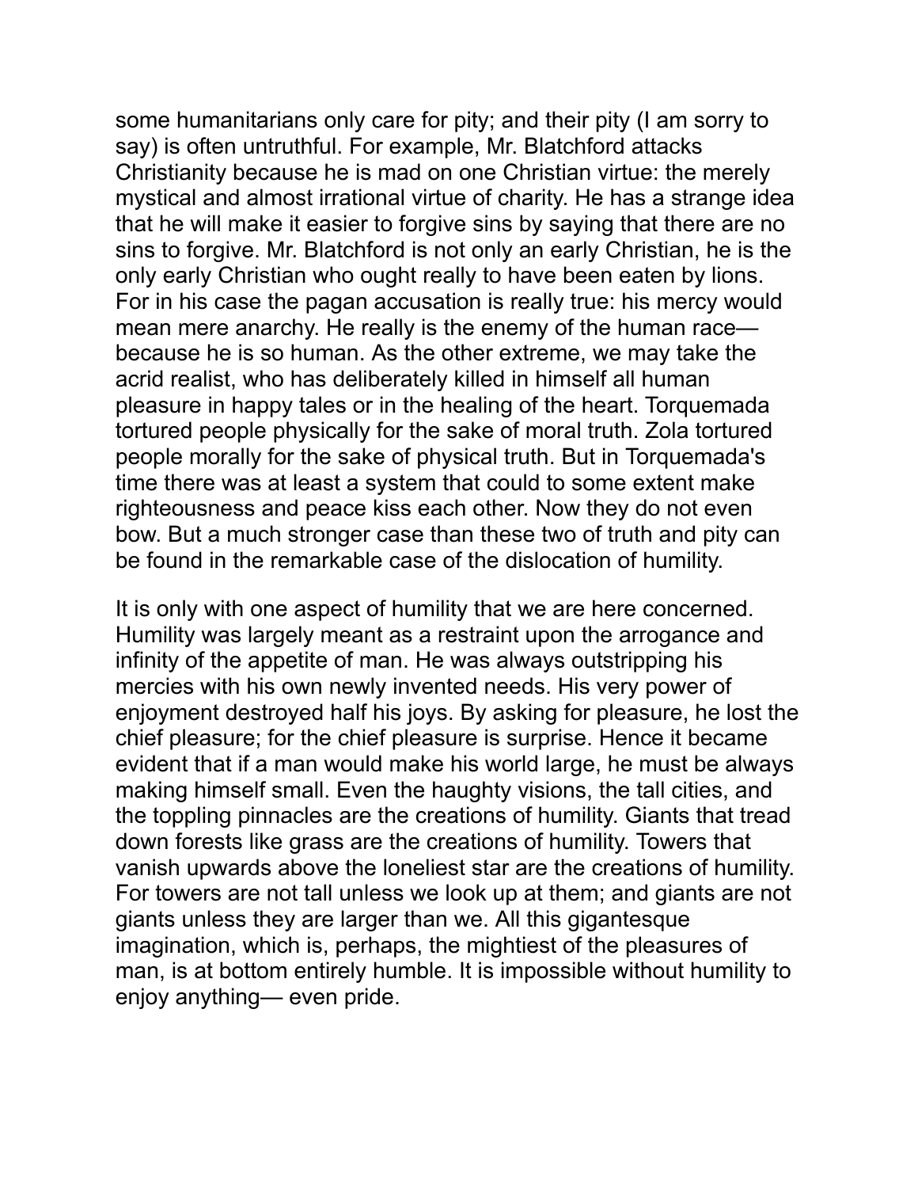some humanitarians only care for pity; and their pity (I am sorry to say) is often untruthful. For example, Mr. Blatchford attacks Christianity because he is mad on one Christian virtue: the merely mystical and almost irrational virtue of charity. He has a strange idea that he will make it easier to forgive sins by saying that there are no sins to forgive. Mr. Blatchford is not only an early Christian, he is the only early Christian who ought really to have been eaten by lions. For in his case the pagan accusation is really true: his mercy would mean mere anarchy. He really is the enemy of the human race— because he is so human. As the other extreme, we may take the acrid realist, who has deliberately killed in himself all human pleasure in happy tales or in the healing of the heart. Torquemada tortured people physically for the sake of moral truth. Zola tortured people morally for the sake of physical truth. But in Torquemada's time there was at least a system that could to some extent make righteousness and peace kiss each other. Now they do not even bow. But a much stronger case than these two of truth and pity can be found in the remarkable case of the dislocation of humility.

It is only with one aspect of humility that we are here concerned. Humility was largely meant as a restraint upon the arrogance and infinity of the appetite of man. He was always outstripping his mercies with his own newly invented needs. His very power of enjoyment destroyed half his joys. By asking for pleasure, he lost the chief pleasure; for the chief pleasure is surprise. Hence it became evident that if a man would make his world large, he must be always making himself small. Even the haughty visions, the tall cities, and the toppling pinnacles are the creations of humility. Giants that tread down forests like grass are the creations of humility. Towers that vanish upwards above the loneliest star are the creations of humility. For towers are not tall unless we look up at them; and giants are not giants unless they are larger than we. All this gigantesque imagination, which is, perhaps, the mightiest of the pleasures of man, is at bottom entirely humble. It is impossible without humility to enjoy anything— even pride.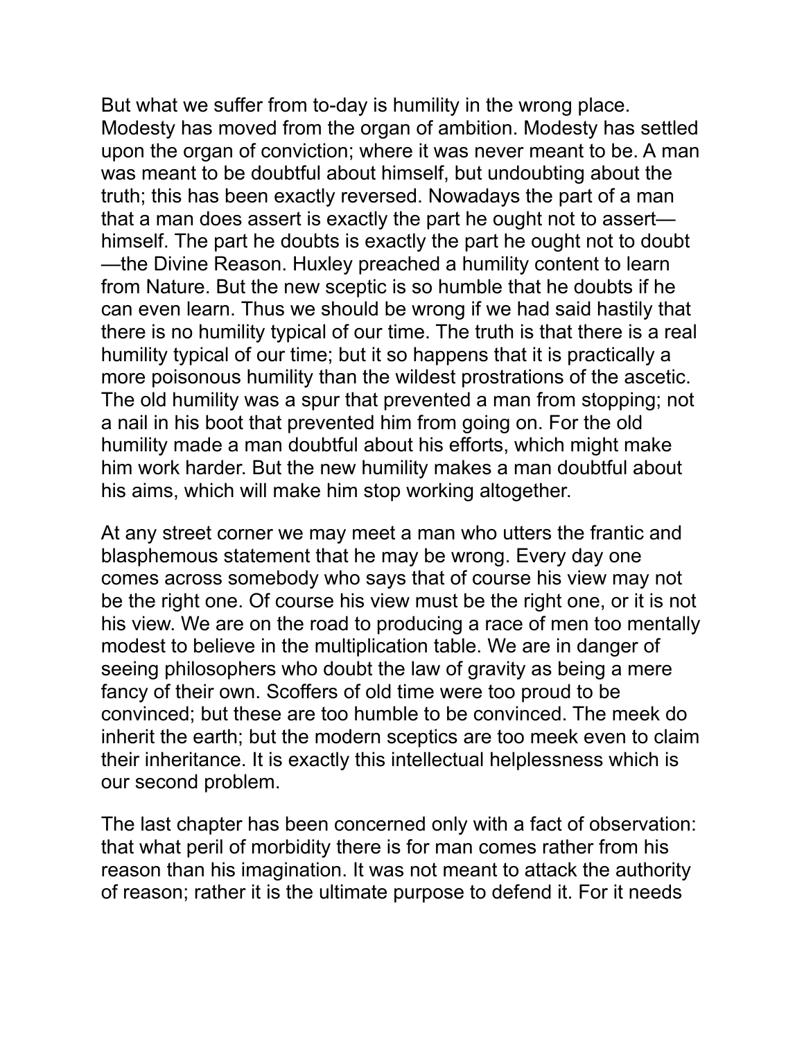But what we suffer from to-day is humility in the wrong place. Modesty has moved from the organ of ambition. Modesty has settled upon the organ of conviction; where it was never meant to be. A man was meant to be doubtful about himself, but undoubting about the truth; this has been exactly reversed. Nowadays the part of a man that a man does assert is exactly the part he ought not to assert—himself. The part he doubts is exactly the part he ought not to doubt—the Divine Reason. Huxley preached a humility content to learn from Nature. But the new sceptic is so humble that he doubts if he can even learn. Thus we should be wrong if we had said hastily that there is no humility typical of our time. The truth is that there is a real humility typical of our time; but it so happens that it is practically a more poisonous humility than the wildest prostrations of the ascetic. The old humility was a spur that prevented a man from stopping; not a nail in his boot that prevented him from going on. For the old humility made a man doubtful about his efforts, which might make him work harder. But the new humility makes a man doubtful about his aims, which will make him stop working altogether.

At any street corner we may meet a man who utters the frantic and blasphemous statement that he may be wrong. Every day one comes across somebody who says that of course his view may not be the right one. Of course his view must be the right one, or it is not his view. We are on the road to producing a race of men too mentally modest to believe in the multiplication table. We are in danger of seeing philosophers who doubt the law of gravity as being a mere fancy of their own. Scoffers of old time were too proud to be convinced; but these are too humble to be convinced. The meek do inherit the earth; but the modern sceptics are too meek even to claim their inheritance. It is exactly this intellectual helplessness which is our second problem.

The last chapter has been concerned only with a fact of observation: that what peril of morbidity there is for man comes rather from his reason than his imagination. It was not meant to attack the authority of reason; rather it is the ultimate purpose to defend it. For it needs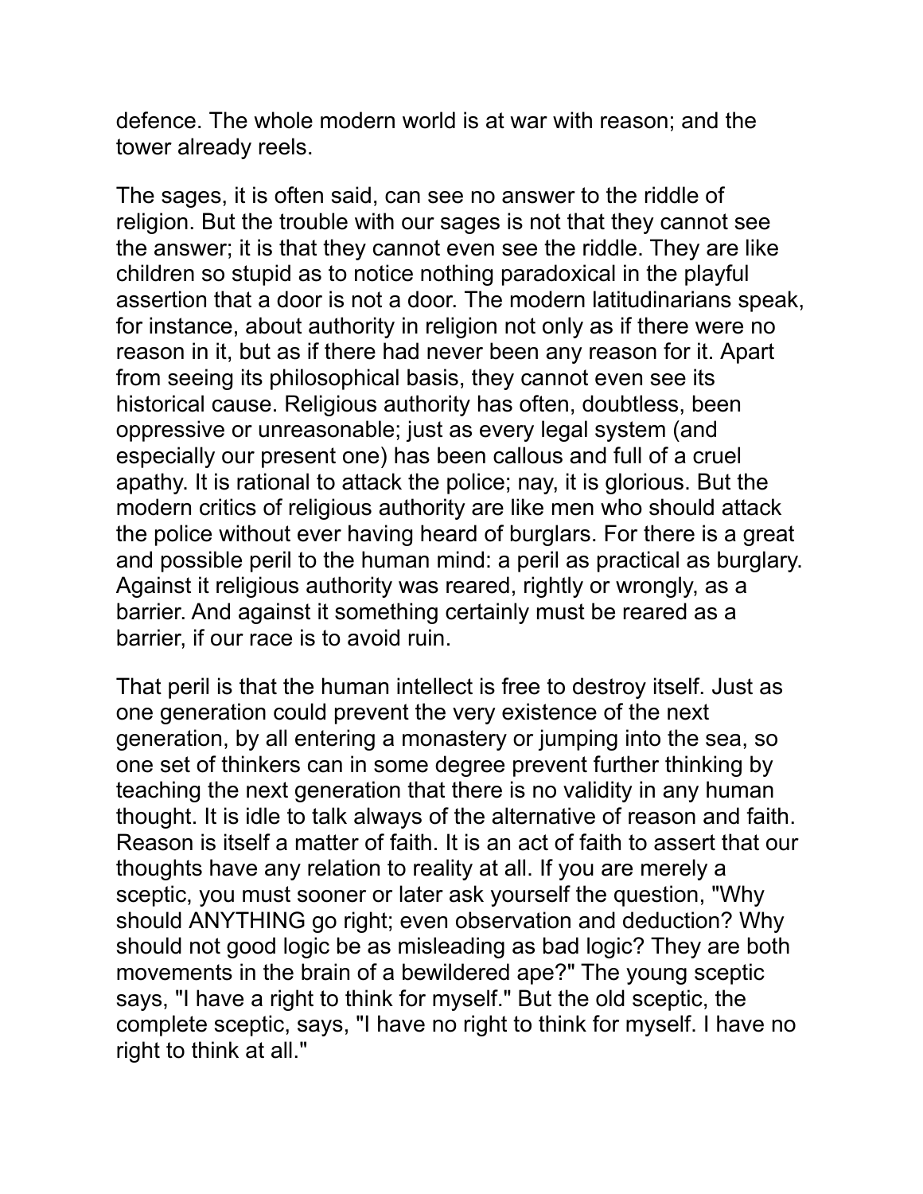defence. The whole modern world is at war with reason; and the tower already reels.

The sages, it is often said, can see no answer to the riddle of religion. But the trouble with our sages is not that they cannot see the answer; it is that they cannot even see the riddle. They are like children so stupid as to notice nothing paradoxical in the playful assertion that a door is not a door. The modern latitudinarians speak, for instance, about authority in religion not only as if there were no reason in it, but as if there had never been any reason for it. Apart from seeing its philosophical basis, they cannot even see its historical cause. Religious authority has often, doubtless, been oppressive or unreasonable; just as every legal system (and especially our present one) has been callous and full of a cruel apathy. It is rational to attack the police; nay, it is glorious. But the modern critics of religious authority are like men who should attack the police without ever having heard of burglars. For there is a great and possible peril to the human mind: a peril as practical as burglary. Against it religious authority was reared, rightly or wrongly, as a barrier. And against it something certainly must be reared as a barrier, if our race is to avoid ruin.

That peril is that the human intellect is free to destroy itself. Just as one generation could prevent the very existence of the next generation, by all entering a monastery or jumping into the sea, so one set of thinkers can in some degree prevent further thinking by teaching the next generation that there is no validity in any human thought. It is idle to talk always of the alternative of reason and faith. Reason is itself a matter of faith. It is an act of faith to assert that our thoughts have any relation to reality at all. If you are merely a sceptic, you must sooner or later ask yourself the question, "Why should ANYTHING go right; even observation and deduction? Why should not good logic be as misleading as bad logic? They are both movements in the brain of a bewildered ape?" The young sceptic says, "I have a right to think for myself." But the old sceptic, the complete sceptic, says, "I have no right to think for myself. I have no right to think at all."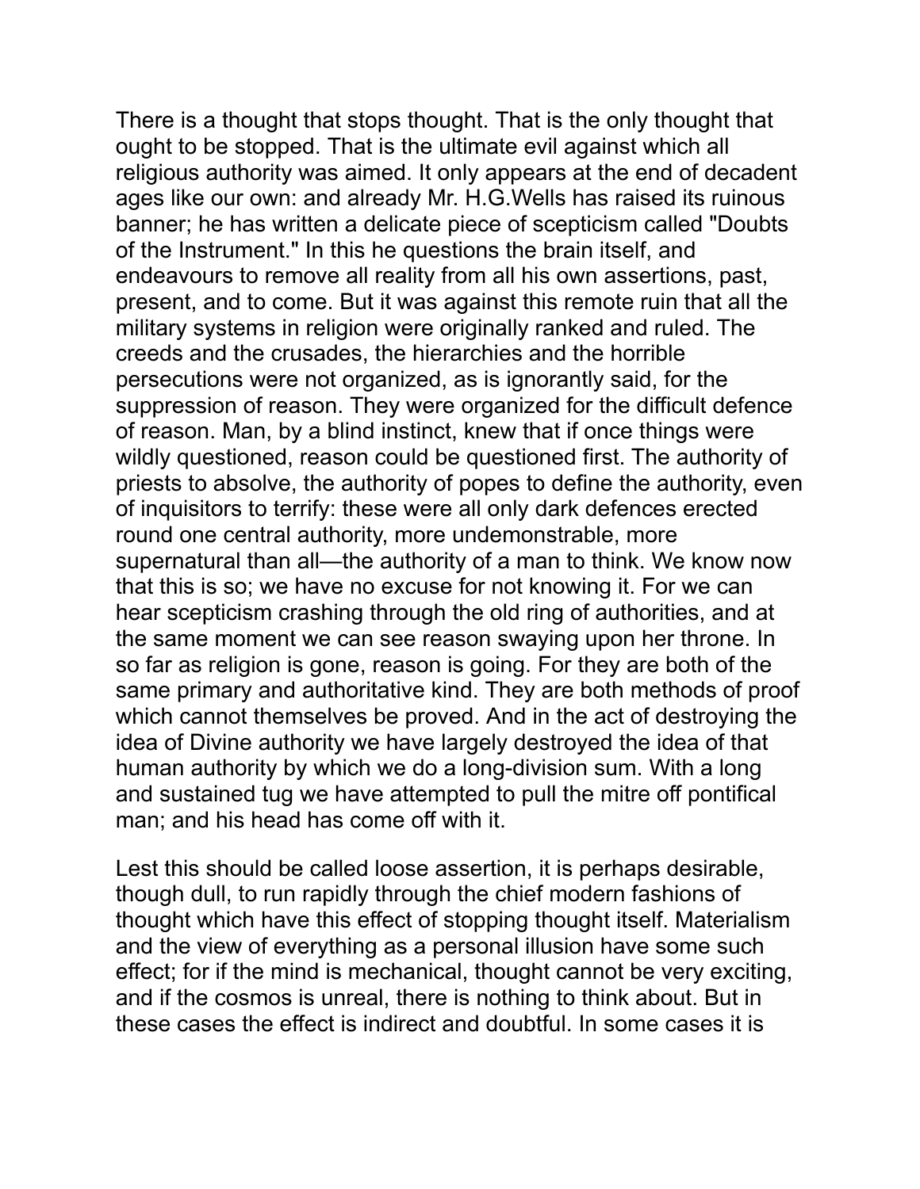There is a thought that stops thought. That is the only thought that ought to be stopped. That is the ultimate evil against which all religious authority was aimed. It only appears at the end of decadent ages like our own: and already Mr. H.G.Wells has raised its ruinous banner; he has written a delicate piece of scepticism called "Doubts of the Instrument." In this he questions the brain itself, and endeavours to remove all reality from all his own assertions, past, present, and to come. But it was against this remote ruin that all the military systems in religion were originally ranked and ruled. The creeds and the crusades, the hierarchies and the horrible persecutions were not organized, as is ignorantly said, for the suppression of reason. They were organized for the difficult defence of reason. Man, by a blind instinct, knew that if once things were wildly questioned, reason could be questioned first. The authority of priests to absolve, the authority of popes to define the authority, even of inquisitors to terrify: these were all only dark defences erected round one central authority, more undemonstrable, more supernatural than all—the authority of a man to think. We know now that this is so; we have no excuse for not knowing it. For we can hear scepticism crashing through the old ring of authorities, and at the same moment we can see reason swaying upon her throne. In so far as religion is gone, reason is going. For they are both of the same primary and authoritative kind. They are both methods of proof which cannot themselves be proved. And in the act of destroying the idea of Divine authority we have largely destroyed the idea of that human authority by which we do a long-division sum. With a long and sustained tug we have attempted to pull the mitre off pontifical man; and his head has come off with it.

Lest this should be called loose assertion, it is perhaps desirable, though dull, to run rapidly through the chief modern fashions of thought which have this effect of stopping thought itself. Materialism and the view of everything as a personal illusion have some such effect; for if the mind is mechanical, thought cannot be very exciting, and if the cosmos is unreal, there is nothing to think about. But in these cases the effect is indirect and doubtful. In some cases it is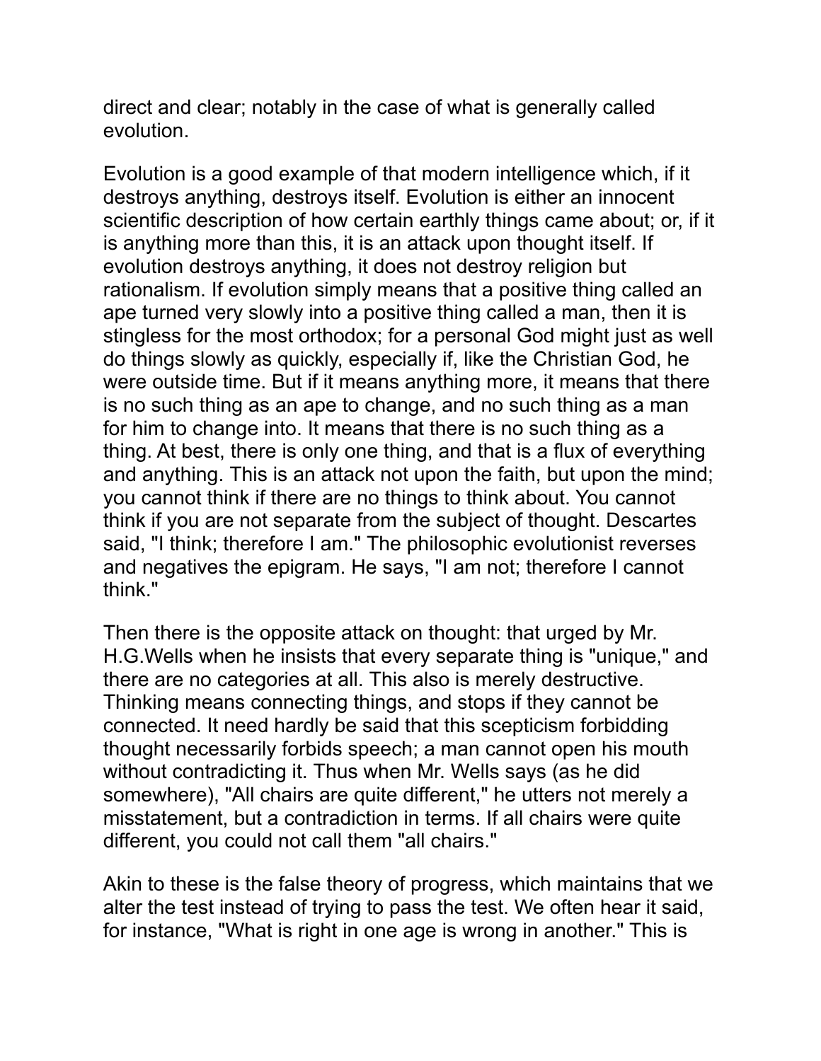direct and clear; notably in the case of what is generally called evolution.

Evolution is a good example of that modern intelligence which, if it destroys anything, destroys itself. Evolution is either an innocent scientific description of how certain earthly things came about; or, if it is anything more than this, it is an attack upon thought itself. If evolution destroys anything, it does not destroy religion but rationalism. If evolution simply means that a positive thing called an ape turned very slowly into a positive thing called a man, then it is stingless for the most orthodox; for a personal God might just as well do things slowly as quickly, especially if, like the Christian God, he were outside time. But if it means anything more, it means that there is no such thing as an ape to change, and no such thing as a man for him to change into. It means that there is no such thing as a thing. At best, there is only one thing, and that is a flux of everything and anything. This is an attack not upon the faith, but upon the mind; you cannot think if there are no things to think about. You cannot think if you are not separate from the subject of thought. Descartes said, "I think; therefore I am." The philosophic evolutionist reverses and negatives the epigram. He says, "I am not; therefore I cannot think."

Then there is the opposite attack on thought: that urged by Mr. H.G.Wells when he insists that every separate thing is "unique," and there are no categories at all. This also is merely destructive. Thinking means connecting things, and stops if they cannot be connected. It need hardly be said that this scepticism forbidding thought necessarily forbids speech; a man cannot open his mouth without contradicting it. Thus when Mr. Wells says (as he did somewhere), "All chairs are quite different," he utters not merely a misstatement, but a contradiction in terms. If all chairs were quite different, you could not call them "all chairs."

Akin to these is the false theory of progress, which maintains that we alter the test instead of trying to pass the test. We often hear it said, for instance, "What is right in one age is wrong in another." This is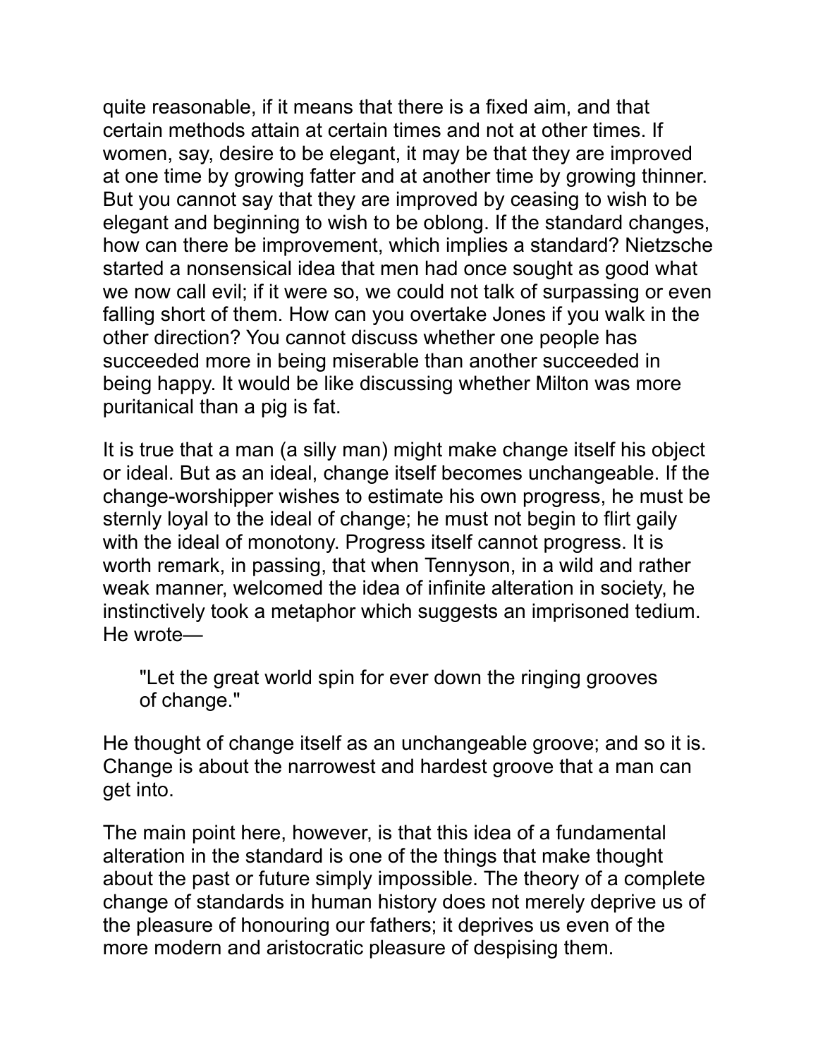quite reasonable, if it means that there is a fixed aim, and that certain methods attain at certain times and not at other times. If women, say, desire to be elegant, it may be that they are improved at one time by growing fatter and at another time by growing thinner. But you cannot say that they are improved by ceasing to wish to be elegant and beginning to wish to be oblong. If the standard changes, how can there be improvement, which implies a standard? Nietzsche started a nonsensical idea that men had once sought as good what we now call evil; if it were so, we could not talk of surpassing or even falling short of them. How can you overtake Jones if you walk in the other direction? You cannot discuss whether one people has succeeded more in being miserable than another succeeded in being happy. It would be like discussing whether Milton was more puritanical than a pig is fat.

It is true that a man (a silly man) might make change itself his object or ideal. But as an ideal, change itself becomes unchangeable. If the change-worshipper wishes to estimate his own progress, he must be sternly loyal to the ideal of change; he must not begin to flirt gaily with the ideal of monotony. Progress itself cannot progress. It is worth remark, in passing, that when Tennyson, in a wild and rather weak manner, welcomed the idea of infinite alteration in society, he instinctively took a metaphor which suggests an imprisoned tedium. He wrote—

> "Let the great world spin for ever down the ringing grooves of change."

He thought of change itself as an unchangeable groove; and so it is. Change is about the narrowest and hardest groove that a man can get into.

The main point here, however, is that this idea of a fundamental alteration in the standard is one of the things that make thought about the past or future simply impossible. The theory of a complete change of standards in human history does not merely deprive us of the pleasure of honouring our fathers; it deprives us even of the more modern and aristocratic pleasure of despising them.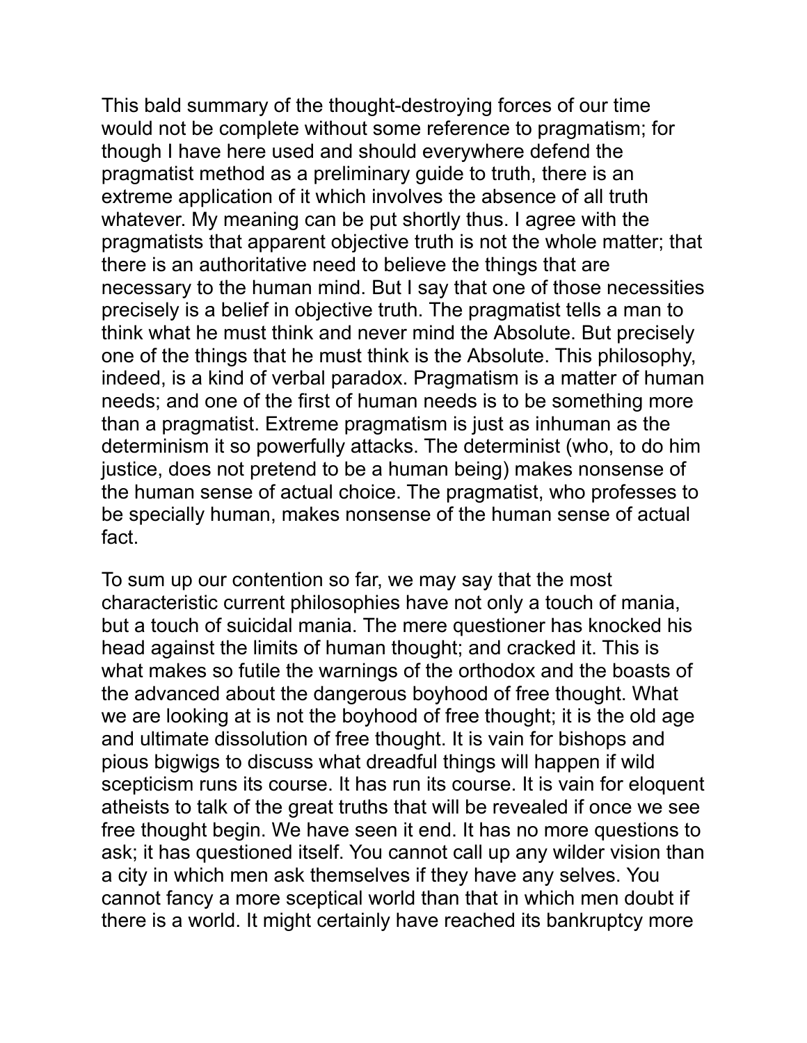This bald summary of the thought-destroying forces of our time would not be complete without some reference to pragmatism; for though I have here used and should everywhere defend the pragmatist method as a preliminary guide to truth, there is an extreme application of it which involves the absence of all truth whatever. My meaning can be put shortly thus. I agree with the pragmatists that apparent objective truth is not the whole matter; that there is an authoritative need to believe the things that are necessary to the human mind. But I say that one of those necessities precisely is a belief in objective truth. The pragmatist tells a man to think what he must think and never mind the Absolute. But precisely one of the things that he must think is the Absolute. This philosophy, indeed, is a kind of verbal paradox. Pragmatism is a matter of human needs; and one of the first of human needs is to be something more than a pragmatist. Extreme pragmatism is just as inhuman as the determinism it so powerfully attacks. The determinist (who, to do him justice, does not pretend to be a human being) makes nonsense of the human sense of actual choice. The pragmatist, who professes to be specially human, makes nonsense of the human sense of actual fact.

To sum up our contention so far, we may say that the most characteristic current philosophies have not only a touch of mania, but a touch of suicidal mania. The mere questioner has knocked his head against the limits of human thought; and cracked it. This is what makes so futile the warnings of the orthodox and the boasts of the advanced about the dangerous boyhood of free thought. What we are looking at is not the boyhood of free thought; it is the old age and ultimate dissolution of free thought. It is vain for bishops and pious bigwigs to discuss what dreadful things will happen if wild scepticism runs its course. It has run its course. It is vain for eloquent atheists to talk of the great truths that will be revealed if once we see free thought begin. We have seen it end. It has no more questions to ask; it has questioned itself. You cannot call up any wilder vision than a city in which men ask themselves if they have any selves. You cannot fancy a more sceptical world than that in which men doubt if there is a world. It might certainly have reached its bankruptcy more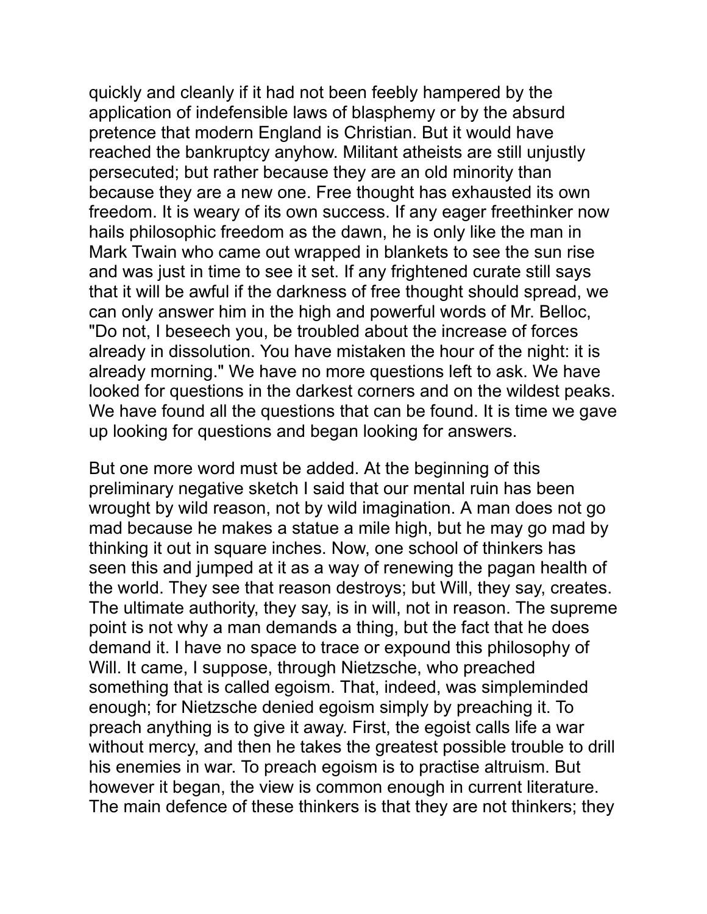quickly and cleanly if it had not been feebly hampered by the application of indefensible laws of blasphemy or by the absurd pretence that modern England is Christian. But it would have reached the bankruptcy anyhow. Militant atheists are still unjustly persecuted; but rather because they are an old minority than because they are a new one. Free thought has exhausted its own freedom. It is weary of its own success. If any eager freethinker now hails philosophic freedom as the dawn, he is only like the man in Mark Twain who came out wrapped in blankets to see the sun rise and was just in time to see it set. If any frightened curate still says that it will be awful if the darkness of free thought should spread, we can only answer him in the high and powerful words of Mr. Belloc, "Do not, I beseech you, be troubled about the increase of forces already in dissolution. You have mistaken the hour of the night: it is already morning." We have no more questions left to ask. We have looked for questions in the darkest corners and on the wildest peaks. We have found all the questions that can be found. It is time we gave up looking for questions and began looking for answers.

But one more word must be added. At the beginning of this preliminary negative sketch I said that our mental ruin has been wrought by wild reason, not by wild imagination. A man does not go mad because he makes a statue a mile high, but he may go mad by thinking it out in square inches. Now, one school of thinkers has seen this and jumped at it as a way of renewing the pagan health of the world. They see that reason destroys; but Will, they say, creates. The ultimate authority, they say, is in will, not in reason. The supreme point is not why a man demands a thing, but the fact that he does demand it. I have no space to trace or expound this philosophy of Will. It came, I suppose, through Nietzsche, who preached something that is called egoism. That, indeed, was simpleminded enough; for Nietzsche denied egoism simply by preaching it. To preach anything is to give it away. First, the egoist calls life a war without mercy, and then he takes the greatest possible trouble to drill his enemies in war. To preach egoism is to practise altruism. But however it began, the view is common enough in current literature. The main defence of these thinkers is that they are not thinkers; they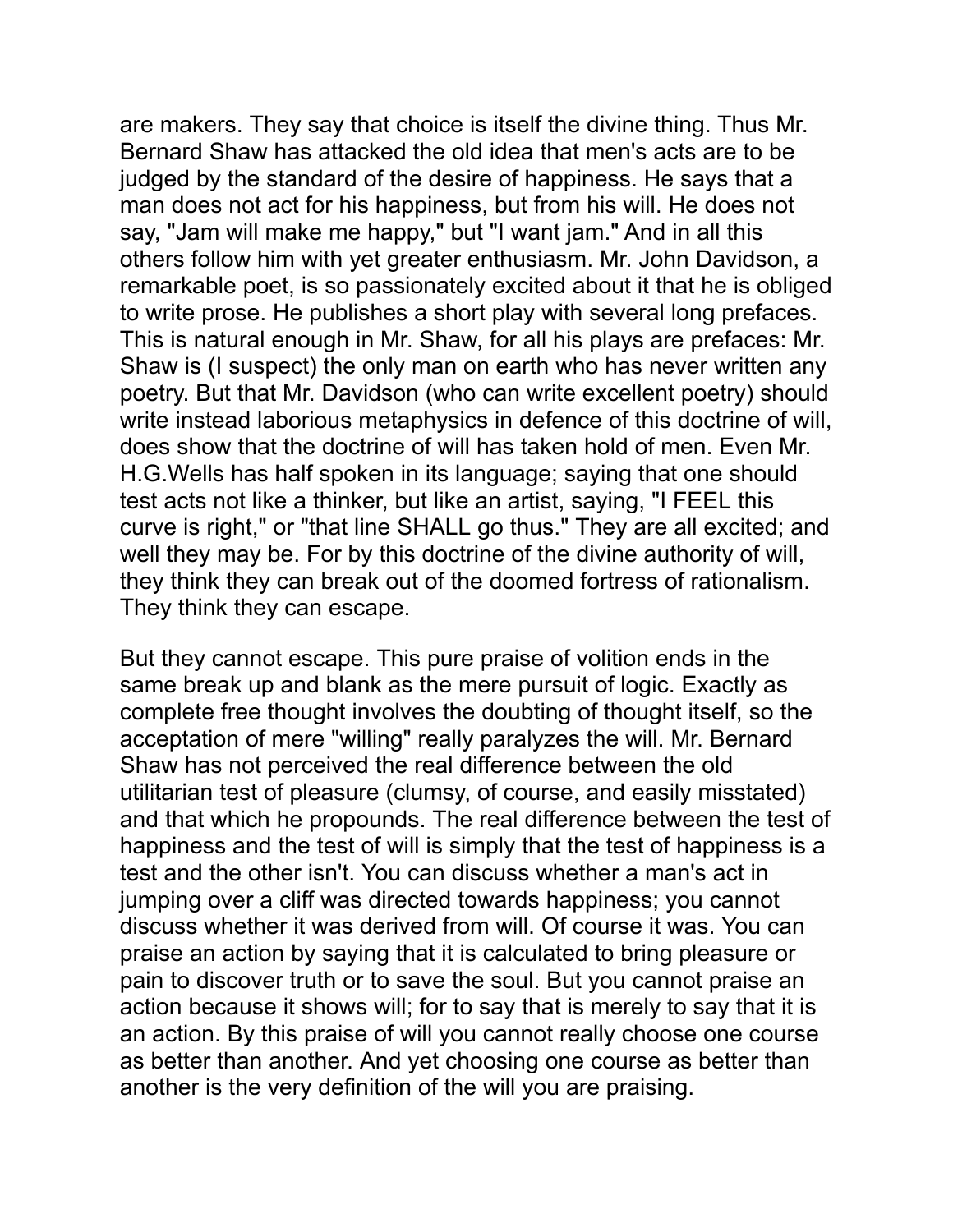are makers. They say that choice is itself the divine thing. Thus Mr. Bernard Shaw has attacked the old idea that men's acts are to be judged by the standard of the desire of happiness. He says that a man does not act for his happiness, but from his will. He does not say, "Jam will make me happy," but "I want jam." And in all this others follow him with yet greater enthusiasm. Mr. John Davidson, a remarkable poet, is so passionately excited about it that he is obliged to write prose. He publishes a short play with several long prefaces. This is natural enough in Mr. Shaw, for all his plays are prefaces: Mr. Shaw is (I suspect) the only man on earth who has never written any poetry. But that Mr. Davidson (who can write excellent poetry) should write instead laborious metaphysics in defence of this doctrine of will, does show that the doctrine of will has taken hold of men. Even Mr. H.G.Wells has half spoken in its language; saying that one should test acts not like a thinker, but like an artist, saying, "I FEEL this curve is right," or "that line SHALL go thus." They are all excited; and well they may be. For by this doctrine of the divine authority of will, they think they can break out of the doomed fortress of rationalism. They think they can escape.

But they cannot escape. This pure praise of volition ends in the same break up and blank as the mere pursuit of logic. Exactly as complete free thought involves the doubting of thought itself, so the acceptation of mere "willing" really paralyzes the will. Mr. Bernard Shaw has not perceived the real difference between the old utilitarian test of pleasure (clumsy, of course, and easily misstated) and that which he propounds. The real difference between the test of happiness and the test of will is simply that the test of happiness is a test and the other isn't. You can discuss whether a man's act in jumping over a cliff was directed towards happiness; you cannot discuss whether it was derived from will. Of course it was. You can praise an action by saying that it is calculated to bring pleasure or pain to discover truth or to save the soul. But you cannot praise an action because it shows will; for to say that is merely to say that it is an action. By this praise of will you cannot really choose one course as better than another. And yet choosing one course as better than another is the very definition of the will you are praising.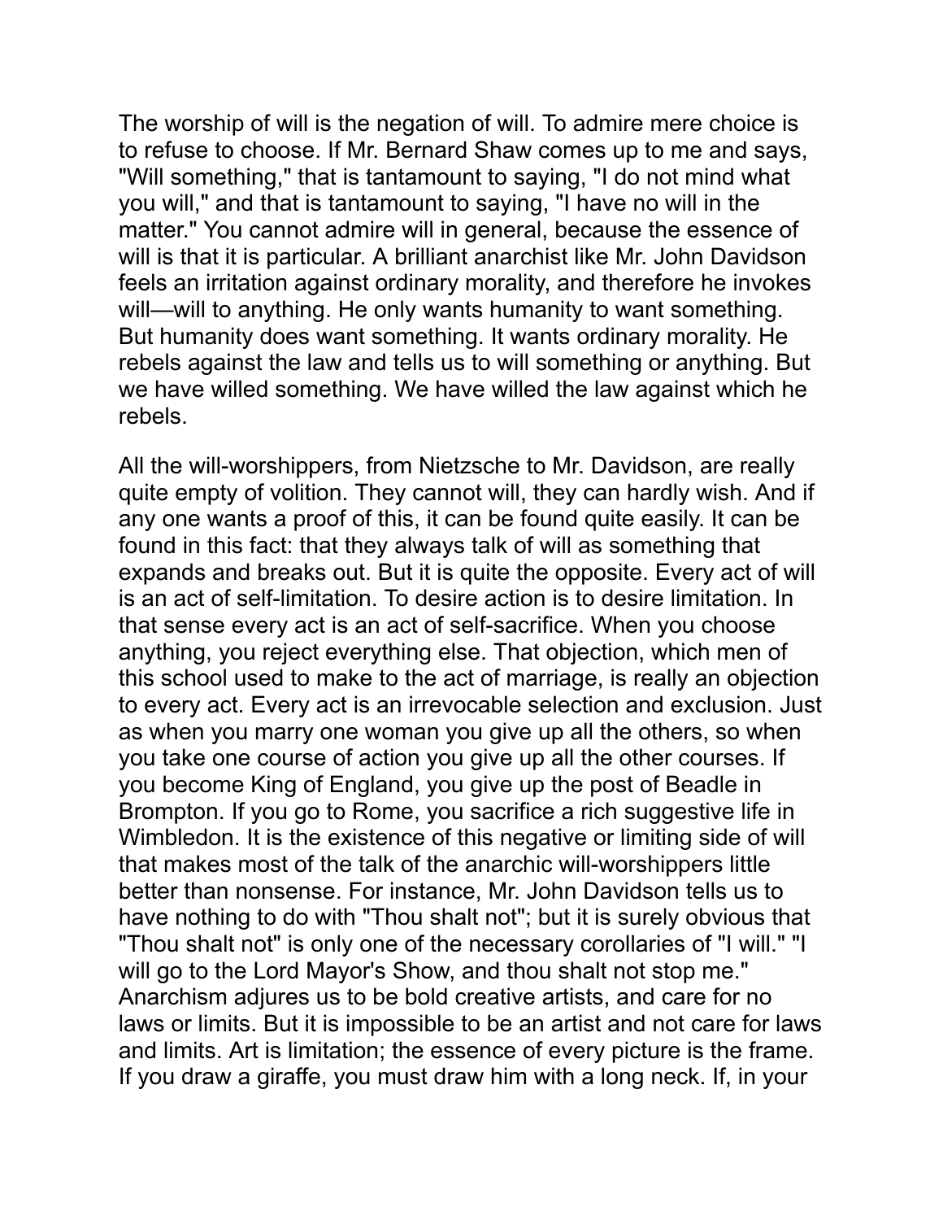The worship of will is the negation of will. To admire mere choice is to refuse to choose. If Mr. Bernard Shaw comes up to me and says, "Will something," that is tantamount to saying, "I do not mind what you will," and that is tantamount to saying, "I have no will in the matter." You cannot admire will in general, because the essence of will is that it is particular. A brilliant anarchist like Mr. John Davidson feels an irritation against ordinary morality, and therefore he invokes will—will to anything. He only wants humanity to want something. But humanity does want something. It wants ordinary morality. He rebels against the law and tells us to will something or anything. But we have willed something. We have willed the law against which he rebels.

All the will-worshippers, from Nietzsche to Mr. Davidson, are really quite empty of volition. They cannot will, they can hardly wish. And if any one wants a proof of this, it can be found quite easily. It can be found in this fact: that they always talk of will as something that expands and breaks out. But it is quite the opposite. Every act of will is an act of self-limitation. To desire action is to desire limitation. In that sense every act is an act of self-sacrifice. When you choose anything, you reject everything else. That objection, which men of this school used to make to the act of marriage, is really an objection to every act. Every act is an irrevocable selection and exclusion. Just as when you marry one woman you give up all the others, so when you take one course of action you give up all the other courses. If you become King of England, you give up the post of Beadle in Brompton. If you go to Rome, you sacrifice a rich suggestive life in Wimbledon. It is the existence of this negative or limiting side of will that makes most of the talk of the anarchic will-worshippers little better than nonsense. For instance, Mr. John Davidson tells us to have nothing to do with "Thou shalt not"; but it is surely obvious that "Thou shalt not" is only one of the necessary corollaries of "I will." "I will go to the Lord Mayor's Show, and thou shalt not stop me." Anarchism adjures us to be bold creative artists, and care for no laws or limits. But it is impossible to be an artist and not care for laws and limits. Art is limitation; the essence of every picture is the frame. If you draw a giraffe, you must draw him with a long neck. If, in your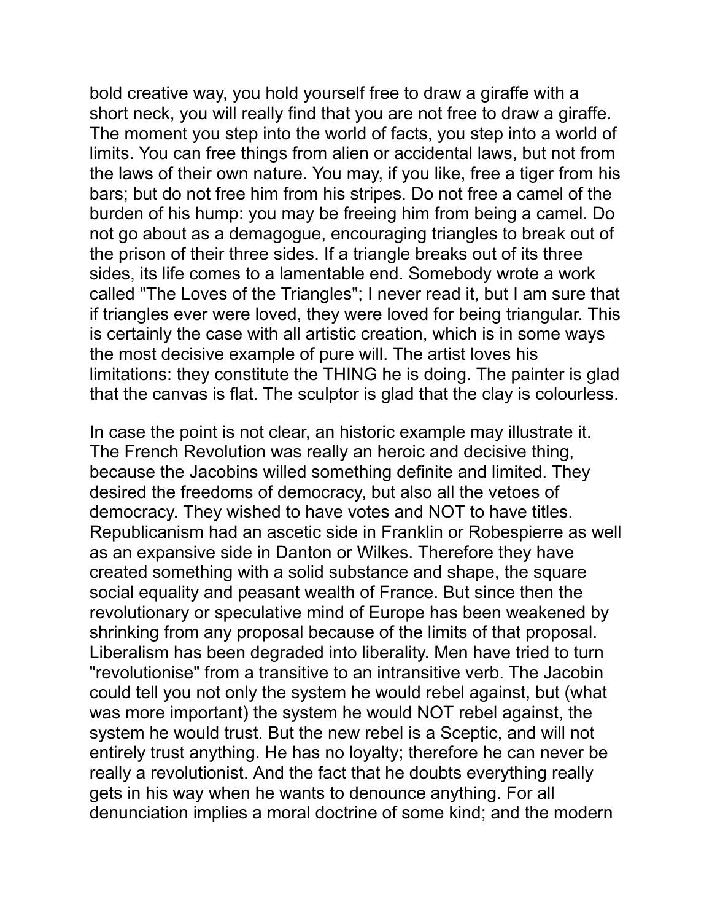bold creative way, you hold yourself free to draw a giraffe with a short neck, you will really find that you are not free to draw a giraffe. The moment you step into the world of facts, you step into a world of limits. You can free things from alien or accidental laws, but not from the laws of their own nature. You may, if you like, free a tiger from his bars; but do not free him from his stripes. Do not free a camel of the burden of his hump: you may be freeing him from being a camel. Do not go about as a demagogue, encouraging triangles to break out of the prison of their three sides. If a triangle breaks out of its three sides, its life comes to a lamentable end. Somebody wrote a work called "The Loves of the Triangles"; I never read it, but I am sure that if triangles ever were loved, they were loved for being triangular. This is certainly the case with all artistic creation, which is in some ways the most decisive example of pure will. The artist loves his limitations: they constitute the THING he is doing. The painter is glad that the canvas is flat. The sculptor is glad that the clay is colourless.

In case the point is not clear, an historic example may illustrate it. The French Revolution was really an heroic and decisive thing, because the Jacobins willed something definite and limited. They desired the freedoms of democracy, but also all the vetoes of democracy. They wished to have votes and NOT to have titles. Republicanism had an ascetic side in Franklin or Robespierre as well as an expansive side in Danton or Wilkes. Therefore they have created something with a solid substance and shape, the square social equality and peasant wealth of France. But since then the revolutionary or speculative mind of Europe has been weakened by shrinking from any proposal because of the limits of that proposal. Liberalism has been degraded into liberality. Men have tried to turn "revolutionise" from a transitive to an intransitive verb. The Jacobin could tell you not only the system he would rebel against, but (what was more important) the system he would NOT rebel against, the system he would trust. But the new rebel is a Sceptic, and will not entirely trust anything. He has no loyalty; therefore he can never be really a revolutionist. And the fact that he doubts everything really gets in his way when he wants to denounce anything. For all denunciation implies a moral doctrine of some kind; and the modern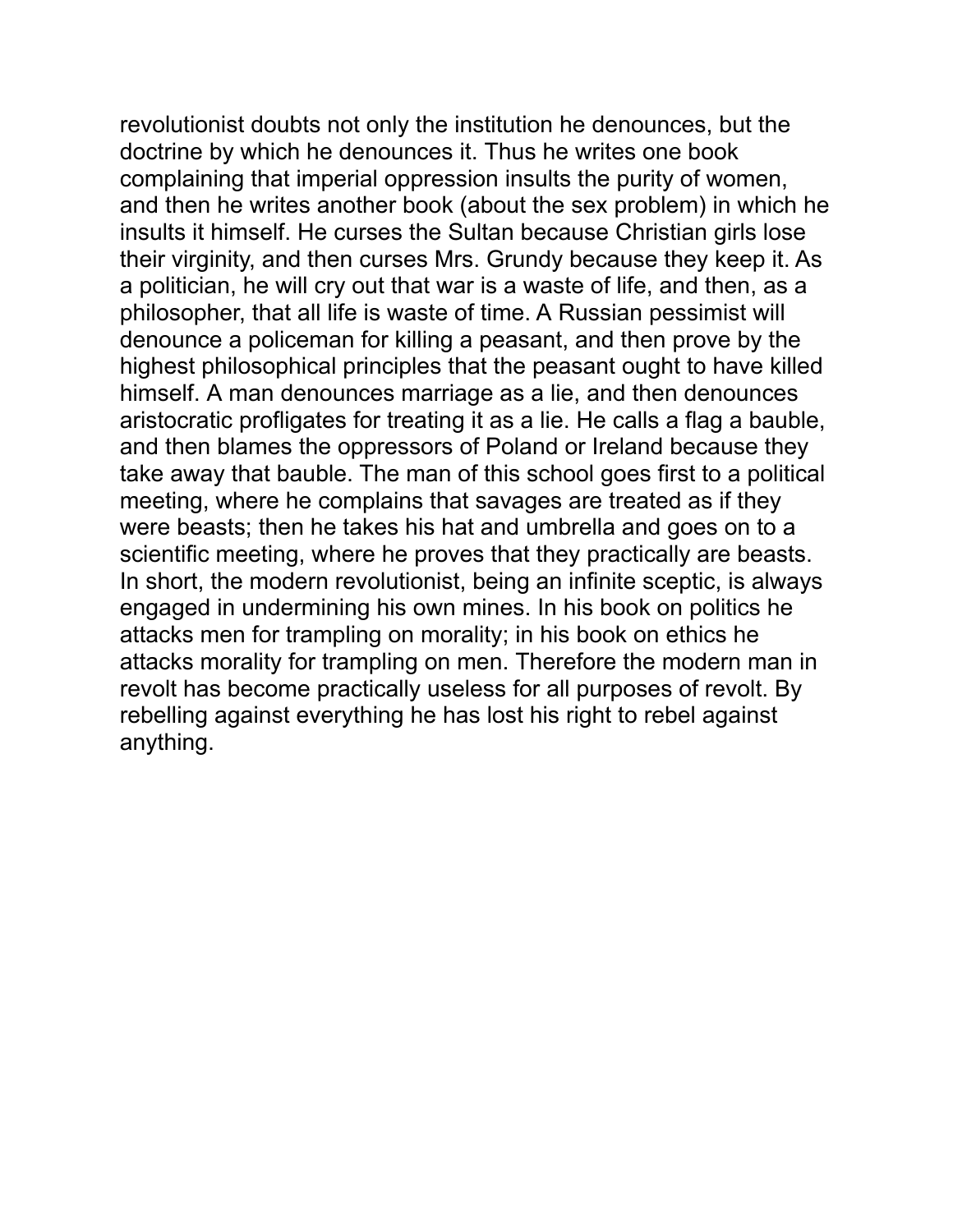revolutionist doubts not only the institution he denounces, but the doctrine by which he denounces it. Thus he writes one book complaining that imperial oppression insults the purity of women, and then he writes another book (about the sex problem) in which he insults it himself. He curses the Sultan because Christian girls lose their virginity, and then curses Mrs. Grundy because they keep it. As a politician, he will cry out that war is a waste of life, and then, as a philosopher, that all life is waste of time. A Russian pessimist will denounce a policeman for killing a peasant, and then prove by the highest philosophical principles that the peasant ought to have killed himself. A man denounces marriage as a lie, and then denounces aristocratic profligates for treating it as a lie. He calls a flag a bauble, and then blames the oppressors of Poland or Ireland because they take away that bauble. The man of this school goes first to a political meeting, where he complains that savages are treated as if they were beasts; then he takes his hat and umbrella and goes on to a scientific meeting, where he proves that they practically are beasts. In short, the modern revolutionist, being an infinite sceptic, is always engaged in undermining his own mines. In his book on politics he attacks men for trampling on morality; in his book on ethics he attacks morality for trampling on men. Therefore the modern man in revolt has become practically useless for all purposes of revolt. By rebelling against everything he has lost his right to rebel against anything.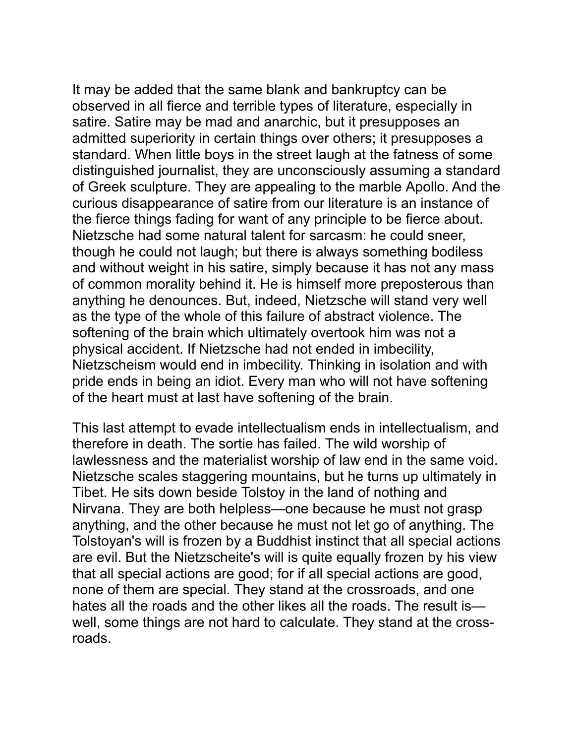It may be added that the same blank and bankruptcy can be observed in all fierce and terrible types of literature, especially in satire. Satire may be mad and anarchic, but it presupposes an admitted superiority in certain things over others; it presupposes a standard. When little boys in the street laugh at the fatness of some distinguished journalist, they are unconsciously assuming a standard of Greek sculpture. They are appealing to the marble Apollo. And the curious disappearance of satire from our literature is an instance of the fierce things fading for want of any principle to be fierce about. Nietzsche had some natural talent for sarcasm: he could sneer, though he could not laugh; but there is always something bodiless and without weight in his satire, simply because it has not any mass of common morality behind it. He is himself more preposterous than anything he denounces. But, indeed, Nietzsche will stand very well as the type of the whole of this failure of abstract violence. The softening of the brain which ultimately overtook him was not a physical accident. If Nietzsche had not ended in imbecility, Nietzscheism would end in imbecility. Thinking in isolation and with pride ends in being an idiot. Every man who will not have softening of the heart must at last have softening of the brain.

This last attempt to evade intellectualism ends in intellectualism, and therefore in death. The sortie has failed. The wild worship of lawlessness and the materialist worship of law end in the same void. Nietzsche scales staggering mountains, but he turns up ultimately in Tibet. He sits down beside Tolstoy in the land of nothing and Nirvana. They are both helpless—one because he must not grasp anything, and the other because he must not let go of anything. The Tolstoyan's will is frozen by a Buddhist instinct that all special actions are evil. But the Nietzscheite's will is quite equally frozen by his view that all special actions are good; for if all special actions are good, none of them are special. They stand at the crossroads, and one hates all the roads and the other likes all the roads. The result is—well, some things are not hard to calculate. They stand at the cross-roads.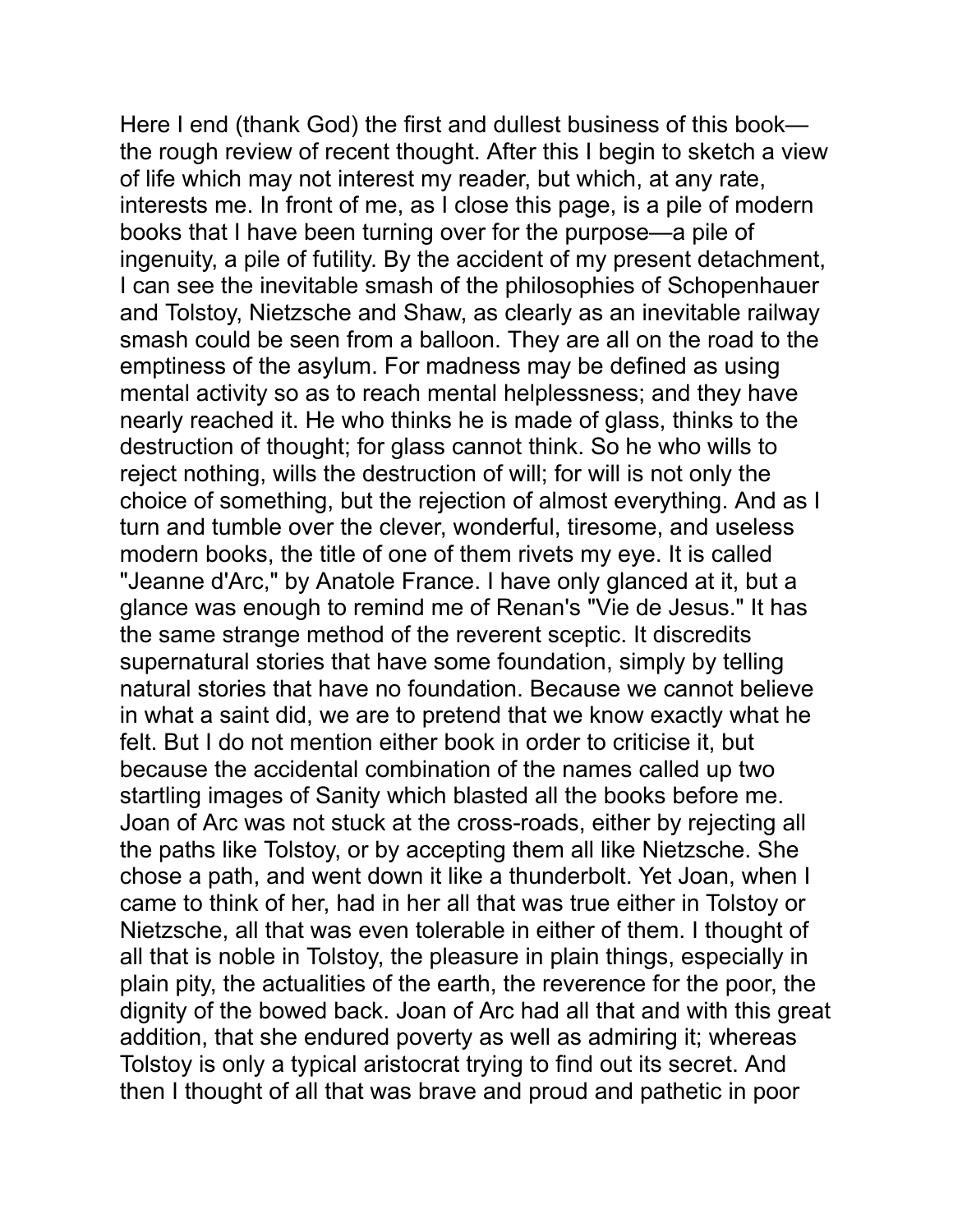Here I end (thank God) the first and dullest business of this book—the rough review of recent thought. After this I begin to sketch a view of life which may not interest my reader, but which, at any rate, interests me. In front of me, as I close this page, is a pile of modern books that I have been turning over for the purpose—a pile of ingenuity, a pile of futility. By the accident of my present detachment, I can see the inevitable smash of the philosophies of Schopenhauer and Tolstoy, Nietzsche and Shaw, as clearly as an inevitable railway smash could be seen from a balloon. They are all on the road to the emptiness of the asylum. For madness may be defined as using mental activity so as to reach mental helplessness; and they have nearly reached it. He who thinks he is made of glass, thinks to the destruction of thought; for glass cannot think. So he who wills to reject nothing, wills the destruction of will; for will is not only the choice of something, but the rejection of almost everything. And as I turn and tumble over the clever, wonderful, tiresome, and useless modern books, the title of one of them rivets my eye. It is called "Jeanne d'Arc," by Anatole France. I have only glanced at it, but a glance was enough to remind me of Renan's "Vie de Jesus." It has the same strange method of the reverent sceptic. It discredits supernatural stories that have some foundation, simply by telling natural stories that have no foundation. Because we cannot believe in what a saint did, we are to pretend that we know exactly what he felt. But I do not mention either book in order to criticise it, but because the accidental combination of the names called up two startling images of Sanity which blasted all the books before me. Joan of Arc was not stuck at the cross-roads, either by rejecting all the paths like Tolstoy, or by accepting them all like Nietzsche. She chose a path, and went down it like a thunderbolt. Yet Joan, when I came to think of her, had in her all that was true either in Tolstoy or Nietzsche, all that was even tolerable in either of them. I thought of all that is noble in Tolstoy, the pleasure in plain things, especially in plain pity, the actualities of the earth, the reverence for the poor, the dignity of the bowed back. Joan of Arc had all that and with this great addition, that she endured poverty as well as admiring it; whereas Tolstoy is only a typical aristocrat trying to find out its secret. And then I thought of all that was brave and proud and pathetic in poor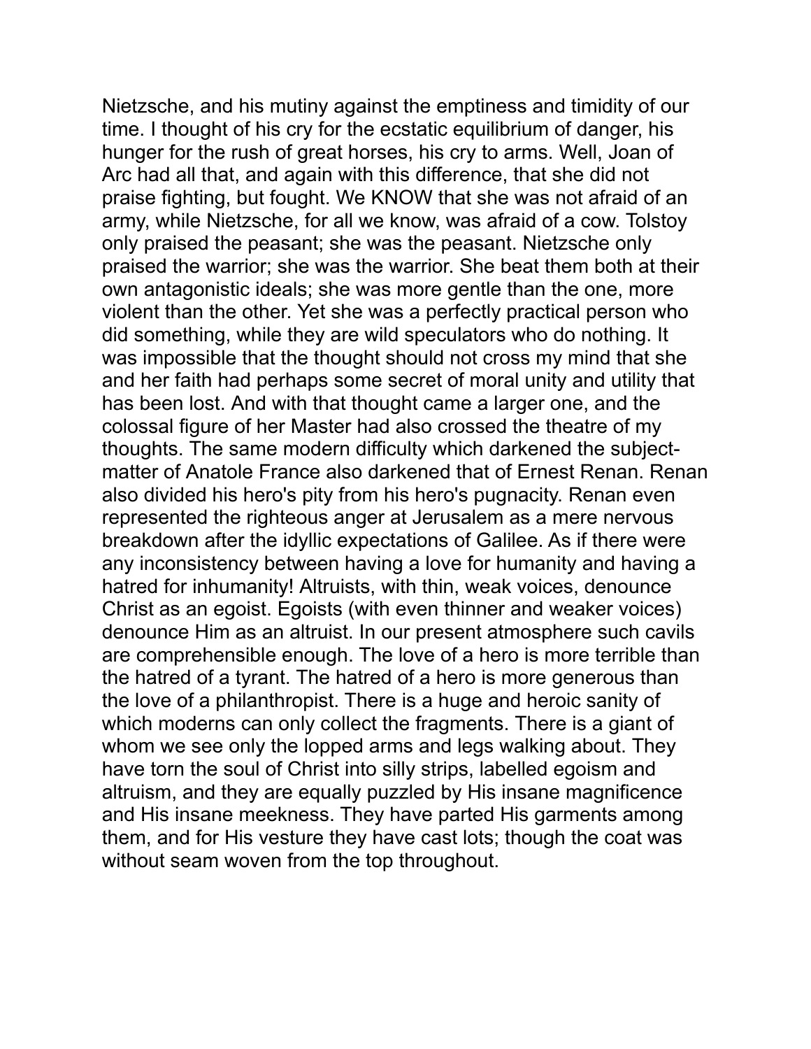Nietzsche, and his mutiny against the emptiness and timidity of our time. I thought of his cry for the ecstatic equilibrium of danger, his hunger for the rush of great horses, his cry to arms. Well, Joan of Arc had all that, and again with this difference, that she did not praise fighting, but fought. We KNOW that she was not afraid of an army, while Nietzsche, for all we know, was afraid of a cow. Tolstoy only praised the peasant; she was the peasant. Nietzsche only praised the warrior; she was the warrior. She beat them both at their own antagonistic ideals; she was more gentle than the one, more violent than the other. Yet she was a perfectly practical person who did something, while they are wild speculators who do nothing. It was impossible that the thought should not cross my mind that she and her faith had perhaps some secret of moral unity and utility that has been lost. And with that thought came a larger one, and the colossal figure of her Master had also crossed the theatre of my thoughts. The same modern difficulty which darkened the subject-matter of Anatole France also darkened that of Ernest Renan. Renan also divided his hero's pity from his hero's pugnacity. Renan even represented the righteous anger at Jerusalem as a mere nervous breakdown after the idyllic expectations of Galilee. As if there were any inconsistency between having a love for humanity and having a hatred for inhumanity! Altruists, with thin, weak voices, denounce Christ as an egoist. Egoists (with even thinner and weaker voices) denounce Him as an altruist. In our present atmosphere such cavils are comprehensible enough. The love of a hero is more terrible than the hatred of a tyrant. The hatred of a hero is more generous than the love of a philanthropist. There is a huge and heroic sanity of which moderns can only collect the fragments. There is a giant of whom we see only the lopped arms and legs walking about. They have torn the soul of Christ into silly strips, labelled egoism and altruism, and they are equally puzzled by His insane magnificence and His insane meekness. They have parted His garments among them, and for His vesture they have cast lots; though the coat was without seam woven from the top throughout.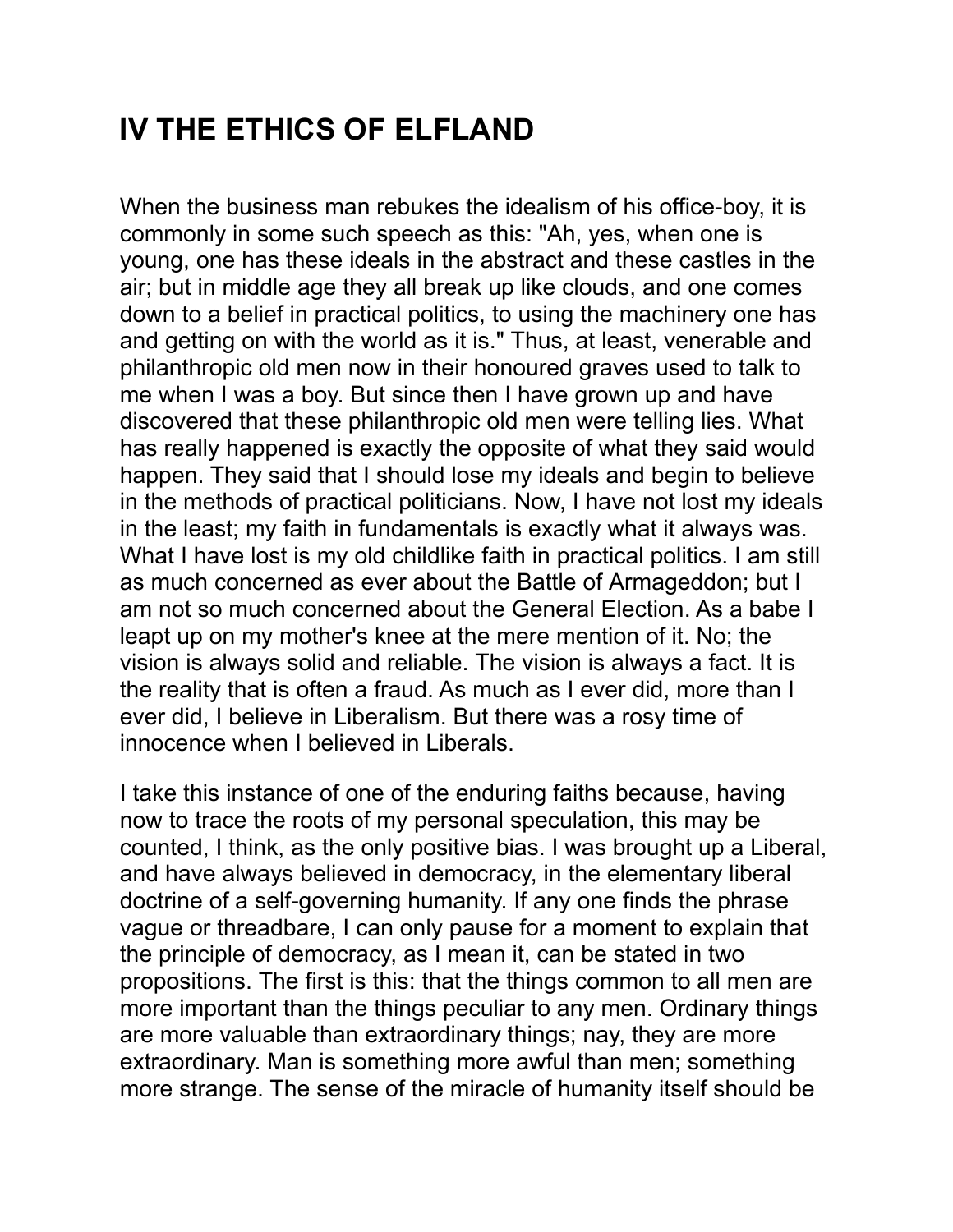# IV THE ETHICS OF ELFLAND

When the business man rebukes the idealism of his office-boy, it is commonly in some such speech as this: "Ah, yes, when one is young, one has these ideals in the abstract and these castles in the air; but in middle age they all break up like clouds, and one comes down to a belief in practical politics, to using the machinery one has and getting on with the world as it is." Thus, at least, venerable and philanthropic old men now in their honoured graves used to talk to me when I was a boy. But since then I have grown up and have discovered that these philanthropic old men were telling lies. What has really happened is exactly the opposite of what they said would happen. They said that I should lose my ideals and begin to believe in the methods of practical politicians. Now, I have not lost my ideals in the least; my faith in fundamentals is exactly what it always was. What I have lost is my old childlike faith in practical politics. I am still as much concerned as ever about the Battle of Armageddon; but I am not so much concerned about the General Election. As a babe I leapt up on my mother's knee at the mere mention of it. No; the vision is always solid and reliable. The vision is always a fact. It is the reality that is often a fraud. As much as I ever did, more than I ever did, I believe in Liberalism. But there was a rosy time of innocence when I believed in Liberals.

I take this instance of one of the enduring faiths because, having now to trace the roots of my personal speculation, this may be counted, I think, as the only positive bias. I was brought up a Liberal, and have always believed in democracy, in the elementary liberal doctrine of a self-governing humanity. If any one finds the phrase vague or threadbare, I can only pause for a moment to explain that the principle of democracy, as I mean it, can be stated in two propositions. The first is this: that the things common to all men are more important than the things peculiar to any men. Ordinary things are more valuable than extraordinary things; nay, they are more extraordinary. Man is something more awful than men; something more strange. The sense of the miracle of humanity itself should be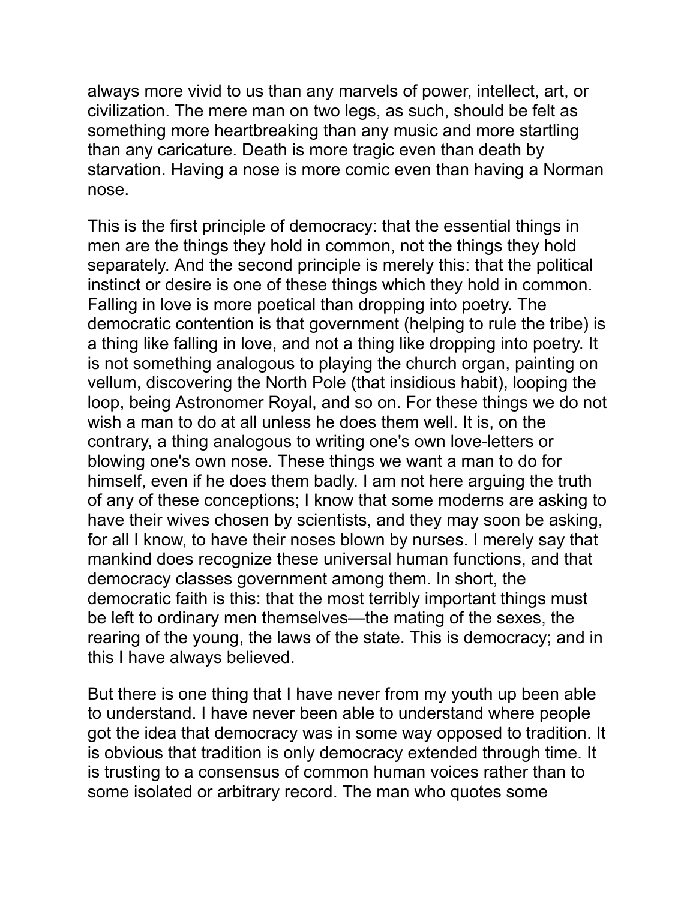always more vivid to us than any marvels of power, intellect, art, or civilization. The mere man on two legs, as such, should be felt as something more heartbreaking than any music and more startling than any caricature. Death is more tragic even than death by starvation. Having a nose is more comic even than having a Norman nose.

This is the first principle of democracy: that the essential things in men are the things they hold in common, not the things they hold separately. And the second principle is merely this: that the political instinct or desire is one of these things which they hold in common. Falling in love is more poetical than dropping into poetry. The democratic contention is that government (helping to rule the tribe) is a thing like falling in love, and not a thing like dropping into poetry. It is not something analogous to playing the church organ, painting on vellum, discovering the North Pole (that insidious habit), looping the loop, being Astronomer Royal, and so on. For these things we do not wish a man to do at all unless he does them well. It is, on the contrary, a thing analogous to writing one's own love-letters or blowing one's own nose. These things we want a man to do for himself, even if he does them badly. I am not here arguing the truth of any of these conceptions; I know that some moderns are asking to have their wives chosen by scientists, and they may soon be asking, for all I know, to have their noses blown by nurses. I merely say that mankind does recognize these universal human functions, and that democracy classes government among them. In short, the democratic faith is this: that the most terribly important things must be left to ordinary men themselves—the mating of the sexes, the rearing of the young, the laws of the state. This is democracy; and in this I have always believed.

But there is one thing that I have never from my youth up been able to understand. I have never been able to understand where people got the idea that democracy was in some way opposed to tradition. It is obvious that tradition is only democracy extended through time. It is trusting to a consensus of common human voices rather than to some isolated or arbitrary record. The man who quotes some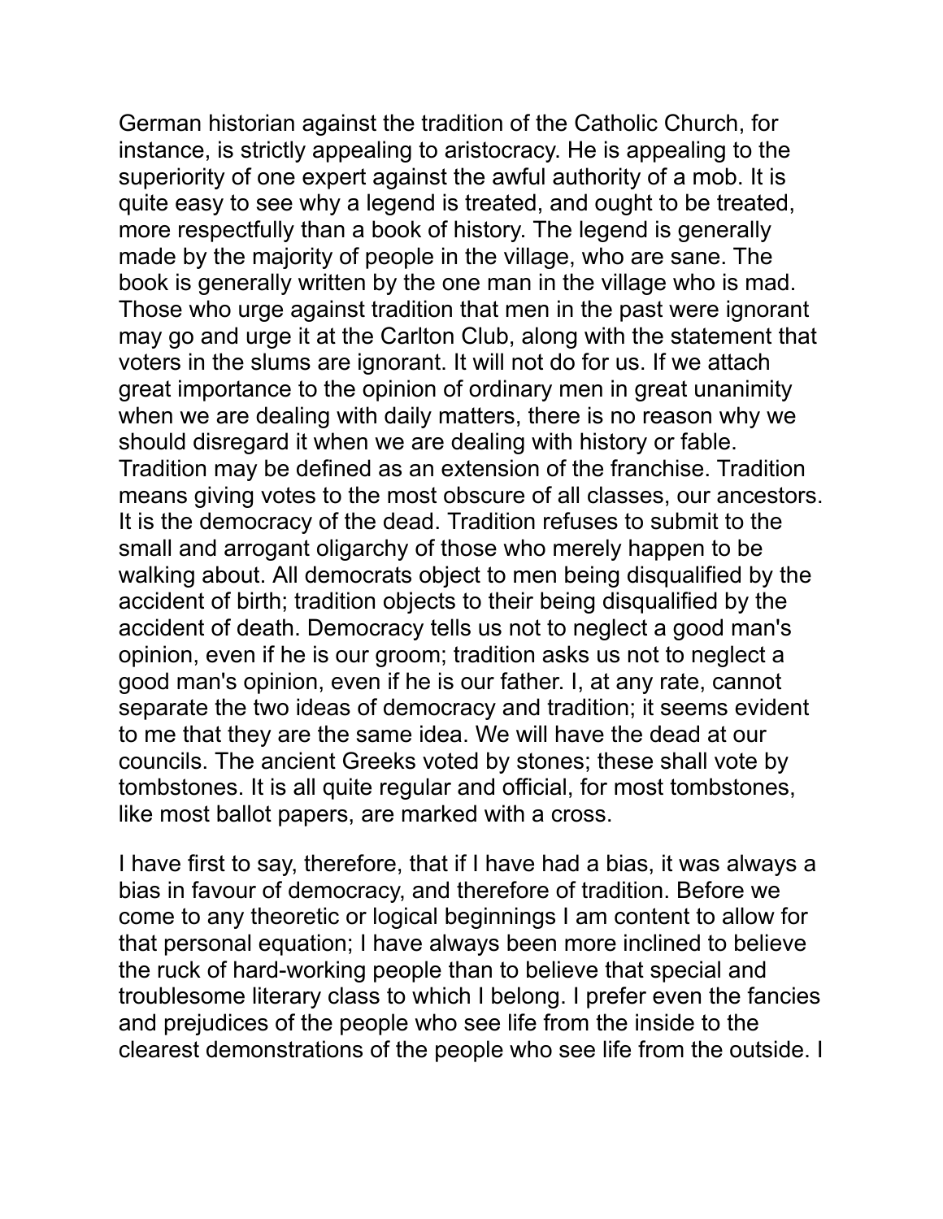German historian against the tradition of the Catholic Church, for instance, is strictly appealing to aristocracy. He is appealing to the superiority of one expert against the awful authority of a mob. It is quite easy to see why a legend is treated, and ought to be treated, more respectfully than a book of history. The legend is generally made by the majority of people in the village, who are sane. The book is generally written by the one man in the village who is mad. Those who urge against tradition that men in the past were ignorant may go and urge it at the Carlton Club, along with the statement that voters in the slums are ignorant. It will not do for us. If we attach great importance to the opinion of ordinary men in great unanimity when we are dealing with daily matters, there is no reason why we should disregard it when we are dealing with history or fable. Tradition may be defined as an extension of the franchise. Tradition means giving votes to the most obscure of all classes, our ancestors. It is the democracy of the dead. Tradition refuses to submit to the small and arrogant oligarchy of those who merely happen to be walking about. All democrats object to men being disqualified by the accident of birth; tradition objects to their being disqualified by the accident of death. Democracy tells us not to neglect a good man's opinion, even if he is our groom; tradition asks us not to neglect a good man's opinion, even if he is our father. I, at any rate, cannot separate the two ideas of democracy and tradition; it seems evident to me that they are the same idea. We will have the dead at our councils. The ancient Greeks voted by stones; these shall vote by tombstones. It is all quite regular and official, for most tombstones, like most ballot papers, are marked with a cross.

I have first to say, therefore, that if I have had a bias, it was always a bias in favour of democracy, and therefore of tradition. Before we come to any theoretic or logical beginnings I am content to allow for that personal equation; I have always been more inclined to believe the ruck of hard-working people than to believe that special and troublesome literary class to which I belong. I prefer even the fancies and prejudices of the people who see life from the inside to the clearest demonstrations of the people who see life from the outside. I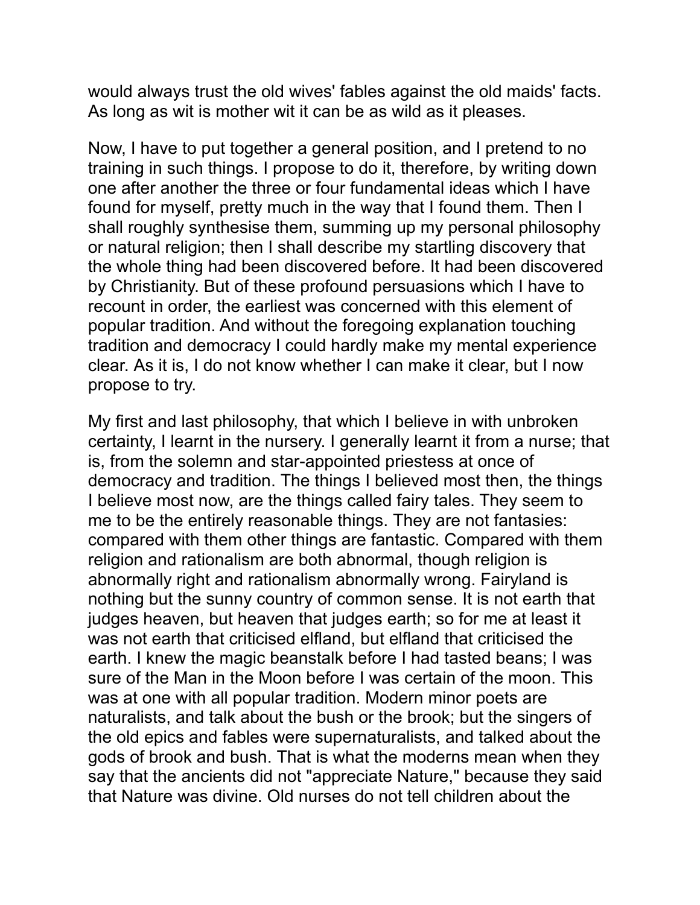would always trust the old wives' fables against the old maids' facts. As long as wit is mother wit it can be as wild as it pleases.

Now, I have to put together a general position, and I pretend to no training in such things. I propose to do it, therefore, by writing down one after another the three or four fundamental ideas which I have found for myself, pretty much in the way that I found them. Then I shall roughly synthesise them, summing up my personal philosophy or natural religion; then I shall describe my startling discovery that the whole thing had been discovered before. It had been discovered by Christianity. But of these profound persuasions which I have to recount in order, the earliest was concerned with this element of popular tradition. And without the foregoing explanation touching tradition and democracy I could hardly make my mental experience clear. As it is, I do not know whether I can make it clear, but I now propose to try.

My first and last philosophy, that which I believe in with unbroken certainty, I learnt in the nursery. I generally learnt it from a nurse; that is, from the solemn and star-appointed priestess at once of democracy and tradition. The things I believed most then, the things I believe most now, are the things called fairy tales. They seem to me to be the entirely reasonable things. They are not fantasies: compared with them other things are fantastic. Compared with them religion and rationalism are both abnormal, though religion is abnormally right and rationalism abnormally wrong. Fairyland is nothing but the sunny country of common sense. It is not earth that judges heaven, but heaven that judges earth; so for me at least it was not earth that criticised elfland, but elfland that criticised the earth. I knew the magic beanstalk before I had tasted beans; I was sure of the Man in the Moon before I was certain of the moon. This was at one with all popular tradition. Modern minor poets are naturalists, and talk about the bush or the brook; but the singers of the old epics and fables were supernaturalists, and talked about the gods of brook and bush. That is what the moderns mean when they say that the ancients did not "appreciate Nature," because they said that Nature was divine. Old nurses do not tell children about the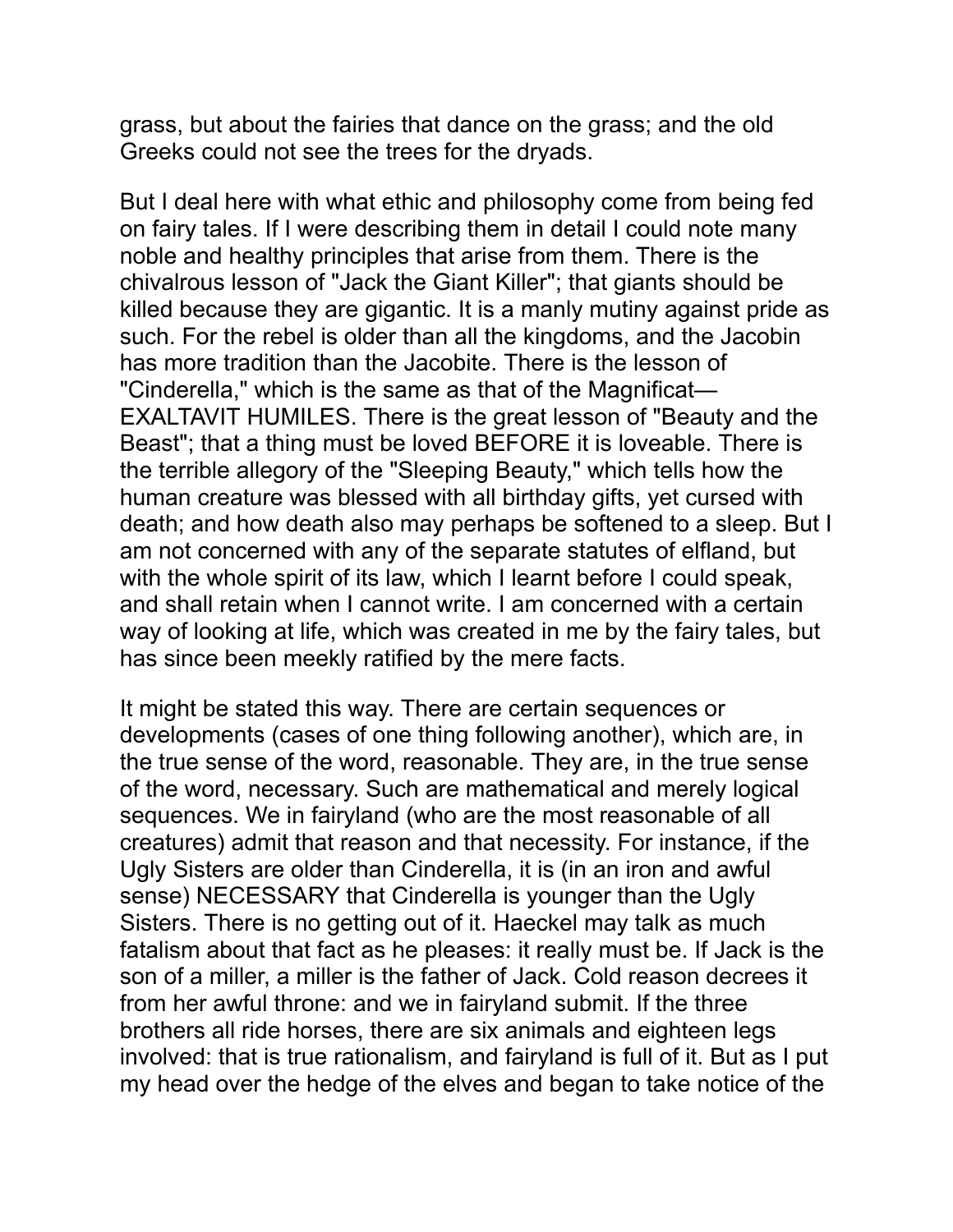grass, but about the fairies that dance on the grass; and the old Greeks could not see the trees for the dryads.

But I deal here with what ethic and philosophy come from being fed on fairy tales. If I were describing them in detail I could note many noble and healthy principles that arise from them. There is the chivalrous lesson of "Jack the Giant Killer"; that giants should be killed because they are gigantic. It is a manly mutiny against pride as such. For the rebel is older than all the kingdoms, and the Jacobin has more tradition than the Jacobite. There is the lesson of "Cinderella," which is the same as that of the Magnificat—EXALTAVIT HUMILES. There is the great lesson of "Beauty and the Beast"; that a thing must be loved BEFORE it is loveable. There is the terrible allegory of the "Sleeping Beauty," which tells how the human creature was blessed with all birthday gifts, yet cursed with death; and how death also may perhaps be softened to a sleep. But I am not concerned with any of the separate statutes of elfland, but with the whole spirit of its law, which I learnt before I could speak, and shall retain when I cannot write. I am concerned with a certain way of looking at life, which was created in me by the fairy tales, but has since been meekly ratified by the mere facts.

It might be stated this way. There are certain sequences or developments (cases of one thing following another), which are, in the true sense of the word, reasonable. They are, in the true sense of the word, necessary. Such are mathematical and merely logical sequences. We in fairyland (who are the most reasonable of all creatures) admit that reason and that necessity. For instance, if the Ugly Sisters are older than Cinderella, it is (in an iron and awful sense) NECESSARY that Cinderella is younger than the Ugly Sisters. There is no getting out of it. Haeckel may talk as much fatalism about that fact as he pleases: it really must be. If Jack is the son of a miller, a miller is the father of Jack. Cold reason decrees it from her awful throne: and we in fairyland submit. If the three brothers all ride horses, there are six animals and eighteen legs involved: that is true rationalism, and fairyland is full of it. But as I put my head over the hedge of the elves and began to take notice of the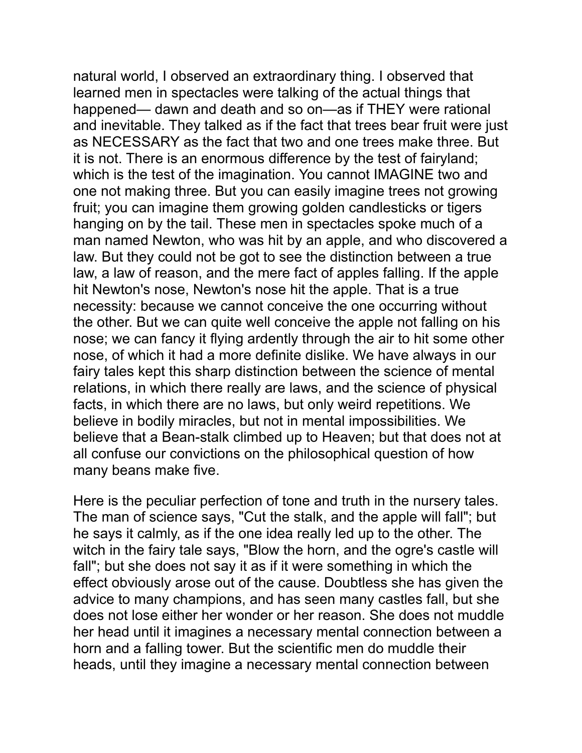natural world, I observed an extraordinary thing. I observed that learned men in spectacles were talking of the actual things that happened— dawn and death and so on—as if THEY were rational and inevitable. They talked as if the fact that trees bear fruit were just as NECESSARY as the fact that two and one trees make three. But it is not. There is an enormous difference by the test of fairyland; which is the test of the imagination. You cannot IMAGINE two and one not making three. But you can easily imagine trees not growing fruit; you can imagine them growing golden candlesticks or tigers hanging on by the tail. These men in spectacles spoke much of a man named Newton, who was hit by an apple, and who discovered a law. But they could not be got to see the distinction between a true law, a law of reason, and the mere fact of apples falling. If the apple hit Newton's nose, Newton's nose hit the apple. That is a true necessity: because we cannot conceive the one occurring without the other. But we can quite well conceive the apple not falling on his nose; we can fancy it flying ardently through the air to hit some other nose, of which it had a more definite dislike. We have always in our fairy tales kept this sharp distinction between the science of mental relations, in which there really are laws, and the science of physical facts, in which there are no laws, but only weird repetitions. We believe in bodily miracles, but not in mental impossibilities. We believe that a Bean-stalk climbed up to Heaven; but that does not at all confuse our convictions on the philosophical question of how many beans make five.

Here is the peculiar perfection of tone and truth in the nursery tales. The man of science says, "Cut the stalk, and the apple will fall"; but he says it calmly, as if the one idea really led up to the other. The witch in the fairy tale says, "Blow the horn, and the ogre's castle will fall"; but she does not say it as if it were something in which the effect obviously arose out of the cause. Doubtless she has given the advice to many champions, and has seen many castles fall, but she does not lose either her wonder or her reason. She does not muddle her head until it imagines a necessary mental connection between a horn and a falling tower. But the scientific men do muddle their heads, until they imagine a necessary mental connection between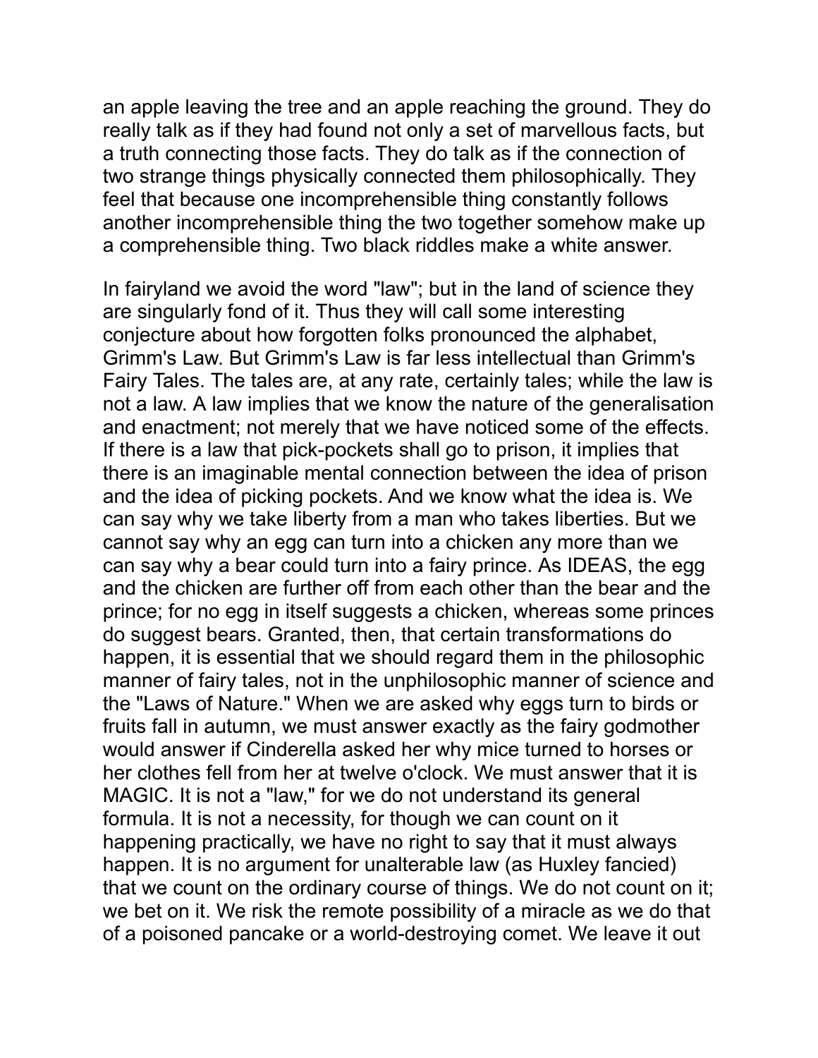an apple leaving the tree and an apple reaching the ground. They do really talk as if they had found not only a set of marvellous facts, but a truth connecting those facts. They do talk as if the connection of two strange things physically connected them philosophically. They feel that because one incomprehensible thing constantly follows another incomprehensible thing the two together somehow make up a comprehensible thing. Two black riddles make a white answer.

In fairyland we avoid the word "law"; but in the land of science they are singularly fond of it. Thus they will call some interesting conjecture about how forgotten folks pronounced the alphabet, Grimm's Law. But Grimm's Law is far less intellectual than Grimm's Fairy Tales. The tales are, at any rate, certainly tales; while the law is not a law. A law implies that we know the nature of the generalisation and enactment; not merely that we have noticed some of the effects. If there is a law that pick-pockets shall go to prison, it implies that there is an imaginable mental connection between the idea of prison and the idea of picking pockets. And we know what the idea is. We can say why we take liberty from a man who takes liberties. But we cannot say why an egg can turn into a chicken any more than we can say why a bear could turn into a fairy prince. As IDEAS, the egg and the chicken are further off from each other than the bear and the prince; for no egg in itself suggests a chicken, whereas some princes do suggest bears. Granted, then, that certain transformations do happen, it is essential that we should regard them in the philosophic manner of fairy tales, not in the unphilosophic manner of science and the "Laws of Nature." When we are asked why eggs turn to birds or fruits fall in autumn, we must answer exactly as the fairy godmother would answer if Cinderella asked her why mice turned to horses or her clothes fell from her at twelve o'clock. We must answer that it is MAGIC. It is not a "law," for we do not understand its general formula. It is not a necessity, for though we can count on it happening practically, we have no right to say that it must always happen. It is no argument for unalterable law (as Huxley fancied) that we count on the ordinary course of things. We do not count on it; we bet on it. We risk the remote possibility of a miracle as we do that of a poisoned pancake or a world-destroying comet. We leave it out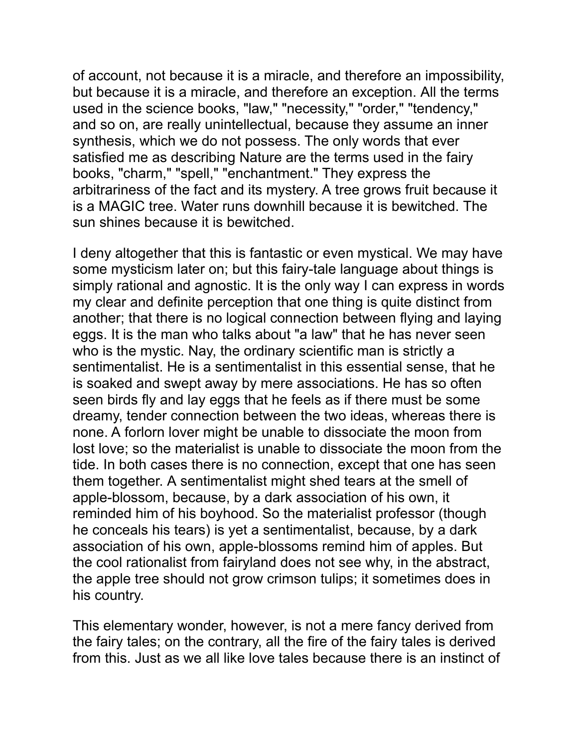of account, not because it is a miracle, and therefore an impossibility, but because it is a miracle, and therefore an exception. All the terms used in the science books, "law," "necessity," "order," "tendency," and so on, are really unintellectual, because they assume an inner synthesis, which we do not possess. The only words that ever satisfied me as describing Nature are the terms used in the fairy books, "charm," "spell," "enchantment." They express the arbitrariness of the fact and its mystery. A tree grows fruit because it is a MAGIC tree. Water runs downhill because it is bewitched. The sun shines because it is bewitched.

I deny altogether that this is fantastic or even mystical. We may have some mysticism later on; but this fairy-tale language about things is simply rational and agnostic. It is the only way I can express in words my clear and definite perception that one thing is quite distinct from another; that there is no logical connection between flying and laying eggs. It is the man who talks about "a law" that he has never seen who is the mystic. Nay, the ordinary scientific man is strictly a sentimentalist. He is a sentimentalist in this essential sense, that he is soaked and swept away by mere associations. He has so often seen birds fly and lay eggs that he feels as if there must be some dreamy, tender connection between the two ideas, whereas there is none. A forlorn lover might be unable to dissociate the moon from lost love; so the materialist is unable to dissociate the moon from the tide. In both cases there is no connection, except that one has seen them together. A sentimentalist might shed tears at the smell of apple-blossom, because, by a dark association of his own, it reminded him of his boyhood. So the materialist professor (though he conceals his tears) is yet a sentimentalist, because, by a dark association of his own, apple-blossoms remind him of apples. But the cool rationalist from fairyland does not see why, in the abstract, the apple tree should not grow crimson tulips; it sometimes does in his country.

This elementary wonder, however, is not a mere fancy derived from the fairy tales; on the contrary, all the fire of the fairy tales is derived from this. Just as we all like love tales because there is an instinct of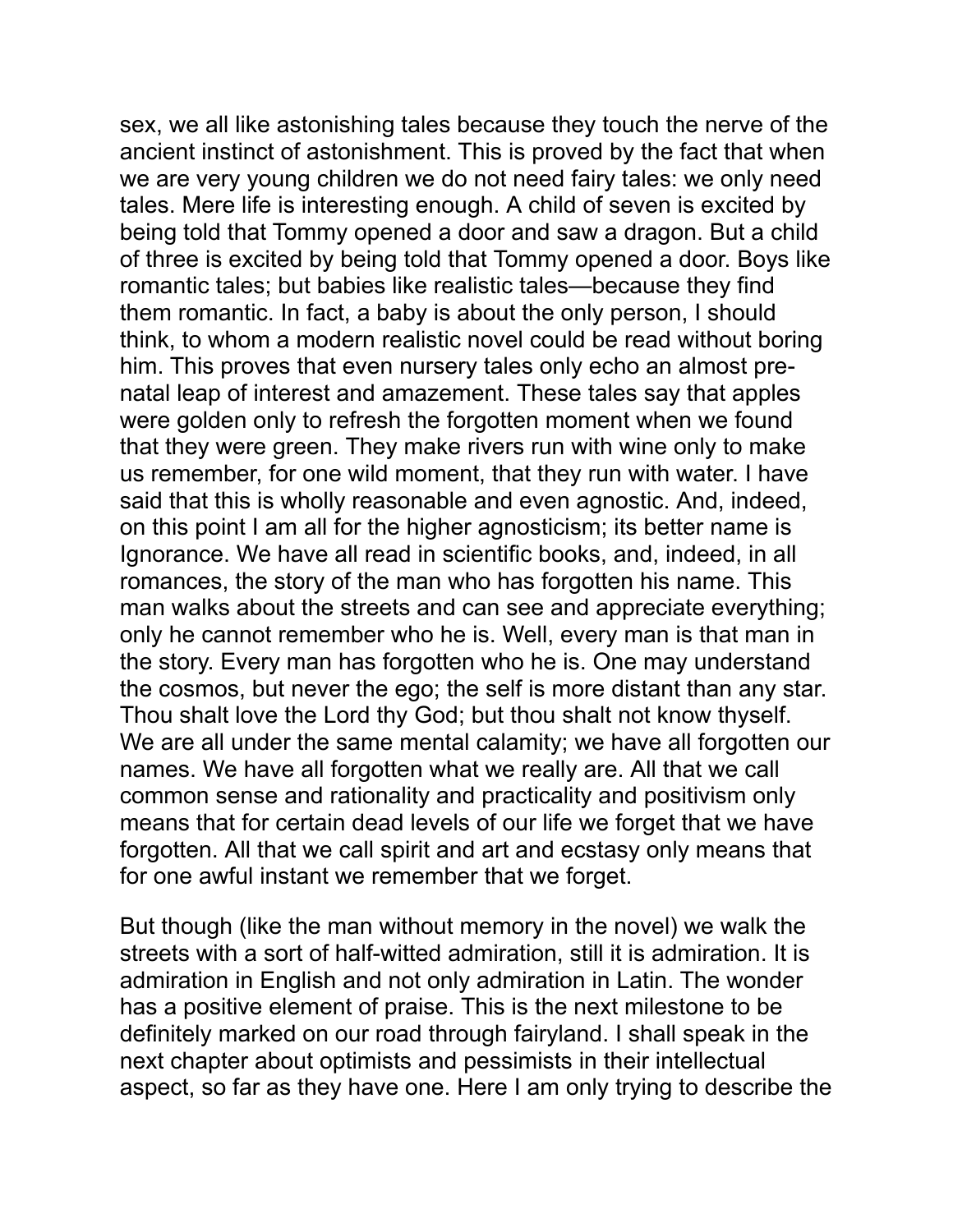sex, we all like astonishing tales because they touch the nerve of the ancient instinct of astonishment. This is proved by the fact that when we are very young children we do not need fairy tales: we only need tales. Mere life is interesting enough. A child of seven is excited by being told that Tommy opened a door and saw a dragon. But a child of three is excited by being told that Tommy opened a door. Boys like romantic tales; but babies like realistic tales—because they find them romantic. In fact, a baby is about the only person, I should think, to whom a modern realistic novel could be read without boring him. This proves that even nursery tales only echo an almost pre-natal leap of interest and amazement. These tales say that apples were golden only to refresh the forgotten moment when we found that they were green. They make rivers run with wine only to make us remember, for one wild moment, that they run with water. I have said that this is wholly reasonable and even agnostic. And, indeed, on this point I am all for the higher agnosticism; its better name is Ignorance. We have all read in scientific books, and, indeed, in all romances, the story of the man who has forgotten his name. This man walks about the streets and can see and appreciate everything; only he cannot remember who he is. Well, every man is that man in the story. Every man has forgotten who he is. One may understand the cosmos, but never the ego; the self is more distant than any star. Thou shalt love the Lord thy God; but thou shalt not know thyself. We are all under the same mental calamity; we have all forgotten our names. We have all forgotten what we really are. All that we call common sense and rationality and practicality and positivism only means that for certain dead levels of our life we forget that we have forgotten. All that we call spirit and art and ecstasy only means that for one awful instant we remember that we forget.

But though (like the man without memory in the novel) we walk the streets with a sort of half-witted admiration, still it is admiration. It is admiration in English and not only admiration in Latin. The wonder has a positive element of praise. This is the next milestone to be definitely marked on our road through fairyland. I shall speak in the next chapter about optimists and pessimists in their intellectual aspect, so far as they have one. Here I am only trying to describe the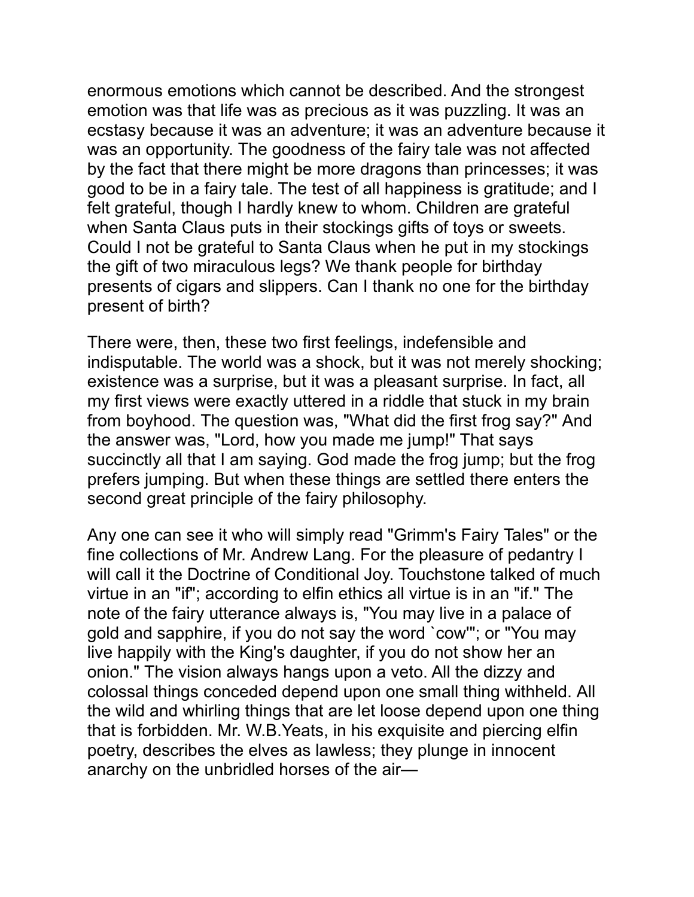enormous emotions which cannot be described. And the strongest emotion was that life was as precious as it was puzzling. It was an ecstasy because it was an adventure; it was an adventure because it was an opportunity. The goodness of the fairy tale was not affected by the fact that there might be more dragons than princesses; it was good to be in a fairy tale. The test of all happiness is gratitude; and I felt grateful, though I hardly knew to whom. Children are grateful when Santa Claus puts in their stockings gifts of toys or sweets. Could I not be grateful to Santa Claus when he put in my stockings the gift of two miraculous legs? We thank people for birthday presents of cigars and slippers. Can I thank no one for the birthday present of birth?

There were, then, these two first feelings, indefensible and indisputable. The world was a shock, but it was not merely shocking; existence was a surprise, but it was a pleasant surprise. In fact, all my first views were exactly uttered in a riddle that stuck in my brain from boyhood. The question was, "What did the first frog say?" And the answer was, "Lord, how you made me jump!" That says succinctly all that I am saying. God made the frog jump; but the frog prefers jumping. But when these things are settled there enters the second great principle of the fairy philosophy.

Any one can see it who will simply read "Grimm's Fairy Tales" or the fine collections of Mr. Andrew Lang. For the pleasure of pedantry I will call it the Doctrine of Conditional Joy. Touchstone talked of much virtue in an "if"; according to elfin ethics all virtue is in an "if." The note of the fairy utterance always is, "You may live in a palace of gold and sapphire, if you do not say the word `cow'"; or "You may live happily with the King's daughter, if you do not show her an onion." The vision always hangs upon a veto. All the dizzy and colossal things conceded depend upon one small thing withheld. All the wild and whirling things that are let loose depend upon one thing that is forbidden. Mr. W.B.Yeats, in his exquisite and piercing elfin poetry, describes the elves as lawless; they plunge in innocent anarchy on the unbridled horses of the air—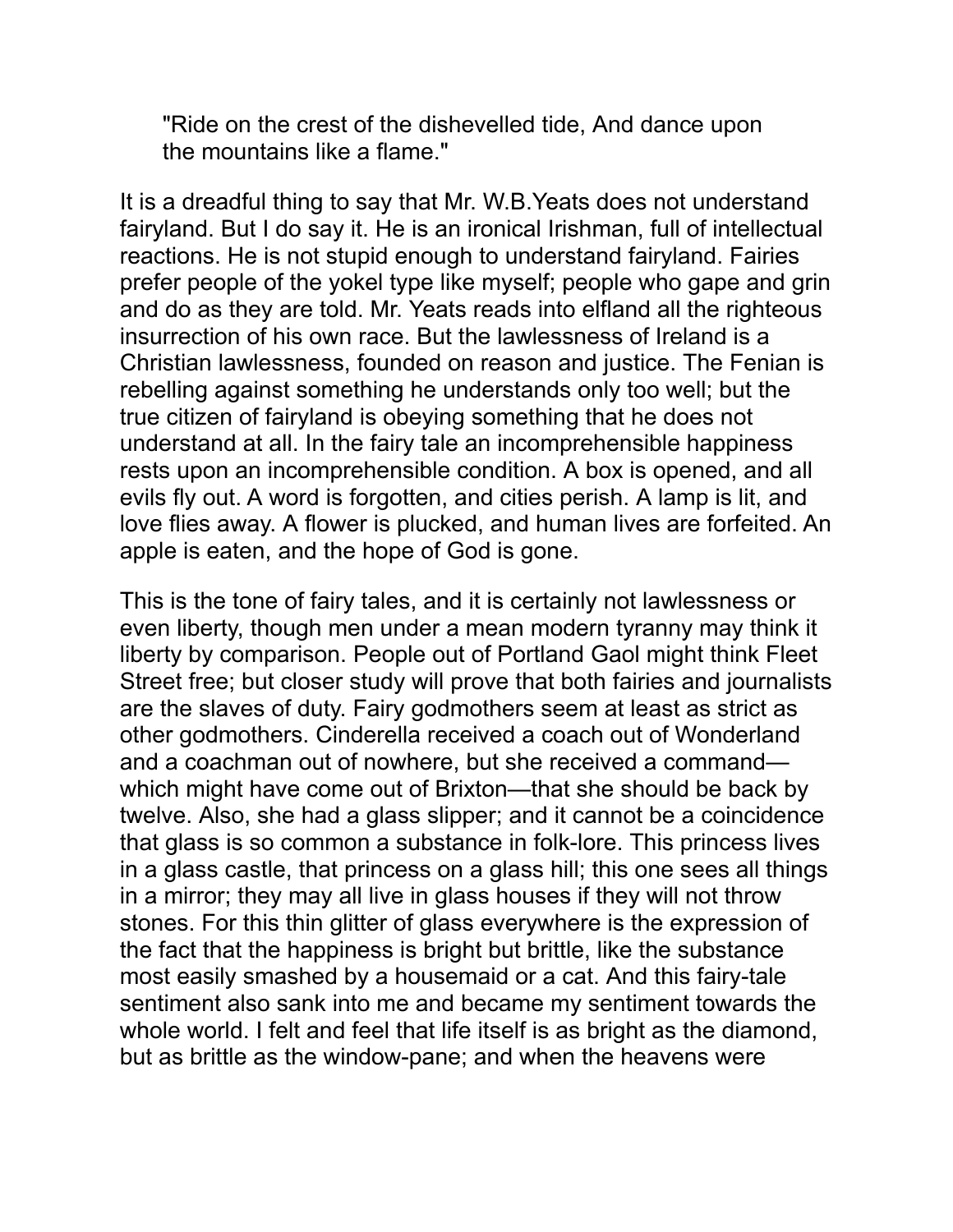> "Ride on the crest of the dishevelled tide, And dance upon the mountains like a flame."

It is a dreadful thing to say that Mr. W.B.Yeats does not understand fairyland. But I do say it. He is an ironical Irishman, full of intellectual reactions. He is not stupid enough to understand fairyland. Fairies prefer people of the yokel type like myself; people who gape and grin and do as they are told. Mr. Yeats reads into elfland all the righteous insurrection of his own race. But the lawlessness of Ireland is a Christian lawlessness, founded on reason and justice. The Fenian is rebelling against something he understands only too well; but the true citizen of fairyland is obeying something that he does not understand at all. In the fairy tale an incomprehensible happiness rests upon an incomprehensible condition. A box is opened, and all evils fly out. A word is forgotten, and cities perish. A lamp is lit, and love flies away. A flower is plucked, and human lives are forfeited. An apple is eaten, and the hope of God is gone.

This is the tone of fairy tales, and it is certainly not lawlessness or even liberty, though men under a mean modern tyranny may think it liberty by comparison. People out of Portland Gaol might think Fleet Street free; but closer study will prove that both fairies and journalists are the slaves of duty. Fairy godmothers seem at least as strict as other godmothers. Cinderella received a coach out of Wonderland and a coachman out of nowhere, but she received a command—which might have come out of Brixton—that she should be back by twelve. Also, she had a glass slipper; and it cannot be a coincidence that glass is so common a substance in folk-lore. This princess lives in a glass castle, that princess on a glass hill; this one sees all things in a mirror; they may all live in glass houses if they will not throw stones. For this thin glitter of glass everywhere is the expression of the fact that the happiness is bright but brittle, like the substance most easily smashed by a housemaid or a cat. And this fairy-tale sentiment also sank into me and became my sentiment towards the whole world. I felt and feel that life itself is as bright as the diamond, but as brittle as the window-pane; and when the heavens were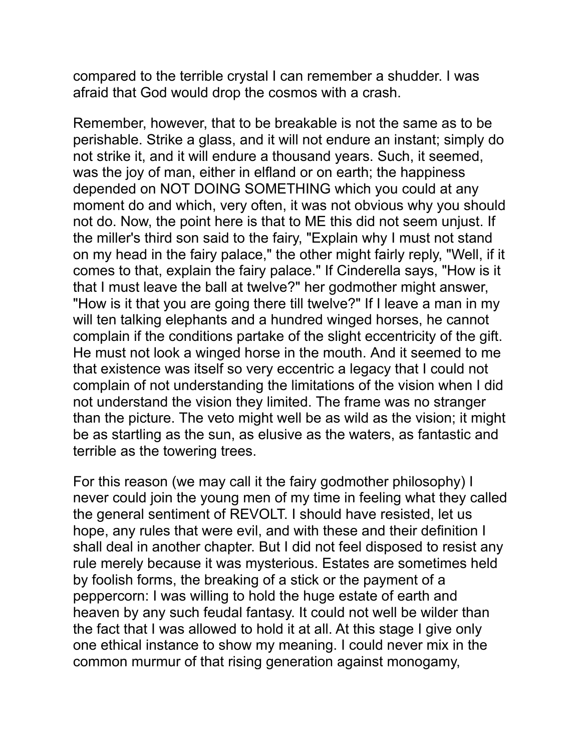compared to the terrible crystal I can remember a shudder. I was afraid that God would drop the cosmos with a crash.

Remember, however, that to be breakable is not the same as to be perishable. Strike a glass, and it will not endure an instant; simply do not strike it, and it will endure a thousand years. Such, it seemed, was the joy of man, either in elfland or on earth; the happiness depended on NOT DOING SOMETHING which you could at any moment do and which, very often, it was not obvious why you should not do. Now, the point here is that to ME this did not seem unjust. If the miller's third son said to the fairy, "Explain why I must not stand on my head in the fairy palace," the other might fairly reply, "Well, if it comes to that, explain the fairy palace." If Cinderella says, "How is it that I must leave the ball at twelve?" her godmother might answer, "How is it that you are going there till twelve?" If I leave a man in my will ten talking elephants and a hundred winged horses, he cannot complain if the conditions partake of the slight eccentricity of the gift. He must not look a winged horse in the mouth. And it seemed to me that existence was itself so very eccentric a legacy that I could not complain of not understanding the limitations of the vision when I did not understand the vision they limited. The frame was no stranger than the picture. The veto might well be as wild as the vision; it might be as startling as the sun, as elusive as the waters, as fantastic and terrible as the towering trees.

For this reason (we may call it the fairy godmother philosophy) I never could join the young men of my time in feeling what they called the general sentiment of REVOLT. I should have resisted, let us hope, any rules that were evil, and with these and their definition I shall deal in another chapter. But I did not feel disposed to resist any rule merely because it was mysterious. Estates are sometimes held by foolish forms, the breaking of a stick or the payment of a peppercorn: I was willing to hold the huge estate of earth and heaven by any such feudal fantasy. It could not well be wilder than the fact that I was allowed to hold it at all. At this stage I give only one ethical instance to show my meaning. I could never mix in the common murmur of that rising generation against monogamy,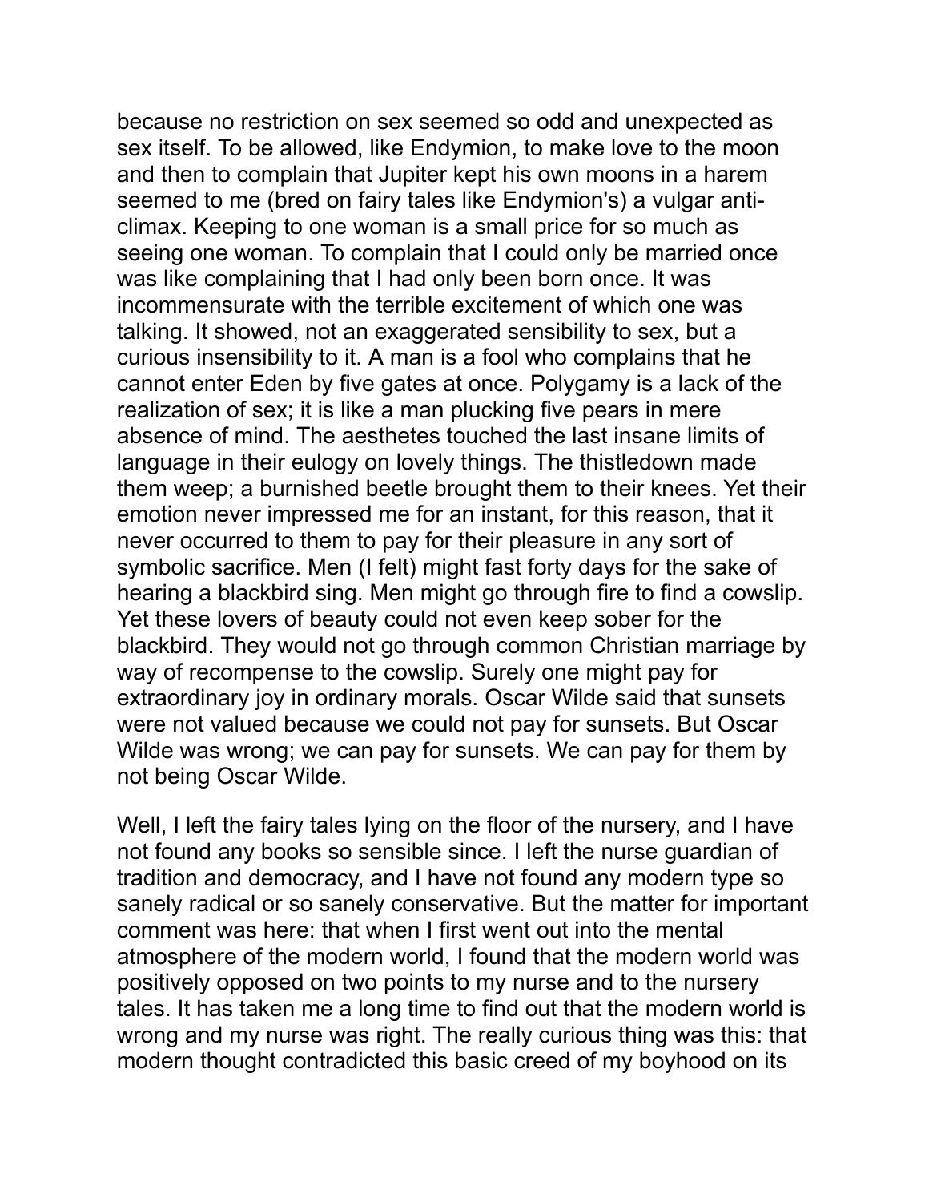because no restriction on sex seemed so odd and unexpected as sex itself. To be allowed, like Endymion, to make love to the moon and then to complain that Jupiter kept his own moons in a harem seemed to me (bred on fairy tales like Endymion's) a vulgar anti-climax. Keeping to one woman is a small price for so much as seeing one woman. To complain that I could only be married once was like complaining that I had only been born once. It was incommensurate with the terrible excitement of which one was talking. It showed, not an exaggerated sensibility to sex, but a curious insensibility to it. A man is a fool who complains that he cannot enter Eden by five gates at once. Polygamy is a lack of the realization of sex; it is like a man plucking five pears in mere absence of mind. The aesthetes touched the last insane limits of language in their eulogy on lovely things. The thistledown made them weep; a burnished beetle brought them to their knees. Yet their emotion never impressed me for an instant, for this reason, that it never occurred to them to pay for their pleasure in any sort of symbolic sacrifice. Men (I felt) might fast forty days for the sake of hearing a blackbird sing. Men might go through fire to find a cowslip. Yet these lovers of beauty could not even keep sober for the blackbird. They would not go through common Christian marriage by way of recompense to the cowslip. Surely one might pay for extraordinary joy in ordinary morals. Oscar Wilde said that sunsets were not valued because we could not pay for sunsets. But Oscar Wilde was wrong; we can pay for sunsets. We can pay for them by not being Oscar Wilde.

Well, I left the fairy tales lying on the floor of the nursery, and I have not found any books so sensible since. I left the nurse guardian of tradition and democracy, and I have not found any modern type so sanely radical or so sanely conservative. But the matter for important comment was here: that when I first went out into the mental atmosphere of the modern world, I found that the modern world was positively opposed on two points to my nurse and to the nursery tales. It has taken me a long time to find out that the modern world is wrong and my nurse was right. The really curious thing was this: that modern thought contradicted this basic creed of my boyhood on its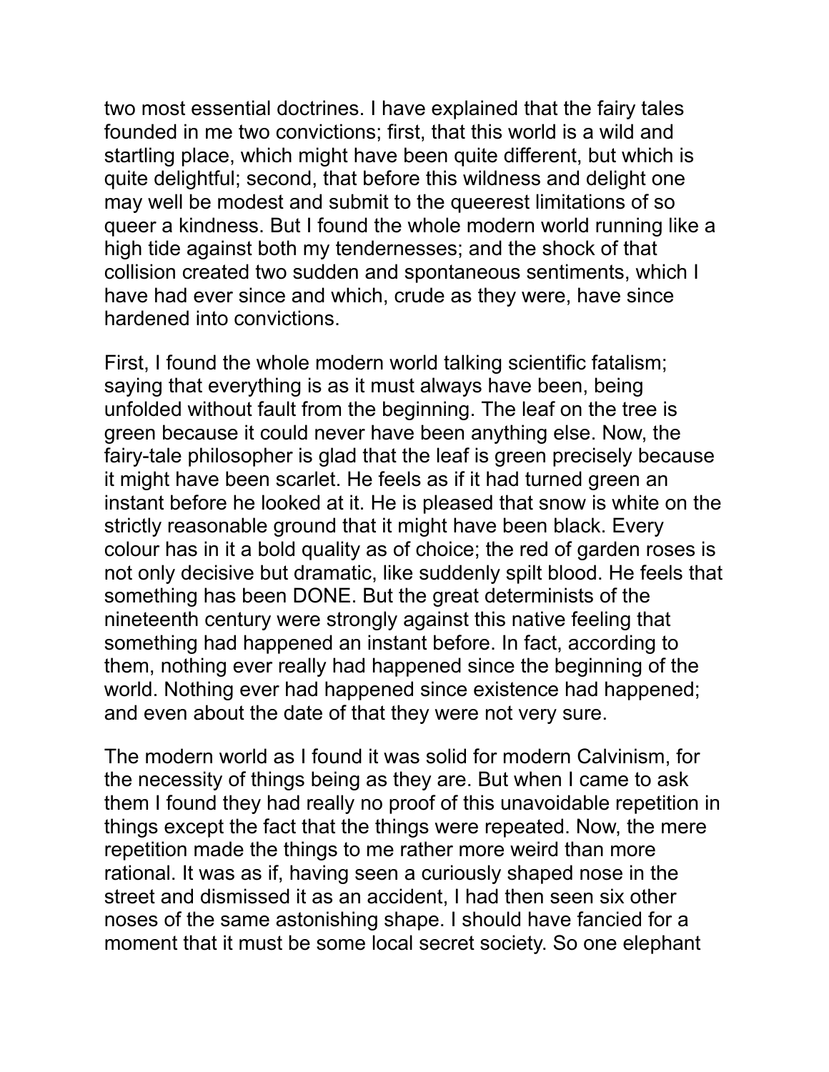two most essential doctrines. I have explained that the fairy tales founded in me two convictions; first, that this world is a wild and startling place, which might have been quite different, but which is quite delightful; second, that before this wildness and delight one may well be modest and submit to the queerest limitations of so queer a kindness. But I found the whole modern world running like a high tide against both my tendernesses; and the shock of that collision created two sudden and spontaneous sentiments, which I have had ever since and which, crude as they were, have since hardened into convictions.

First, I found the whole modern world talking scientific fatalism; saying that everything is as it must always have been, being unfolded without fault from the beginning. The leaf on the tree is green because it could never have been anything else. Now, the fairy-tale philosopher is glad that the leaf is green precisely because it might have been scarlet. He feels as if it had turned green an instant before he looked at it. He is pleased that snow is white on the strictly reasonable ground that it might have been black. Every colour has in it a bold quality as of choice; the red of garden roses is not only decisive but dramatic, like suddenly spilt blood. He feels that something has been DONE. But the great determinists of the nineteenth century were strongly against this native feeling that something had happened an instant before. In fact, according to them, nothing ever really had happened since the beginning of the world. Nothing ever had happened since existence had happened; and even about the date of that they were not very sure.

The modern world as I found it was solid for modern Calvinism, for the necessity of things being as they are. But when I came to ask them I found they had really no proof of this unavoidable repetition in things except the fact that the things were repeated. Now, the mere repetition made the things to me rather more weird than more rational. It was as if, having seen a curiously shaped nose in the street and dismissed it as an accident, I had then seen six other noses of the same astonishing shape. I should have fancied for a moment that it must be some local secret society. So one elephant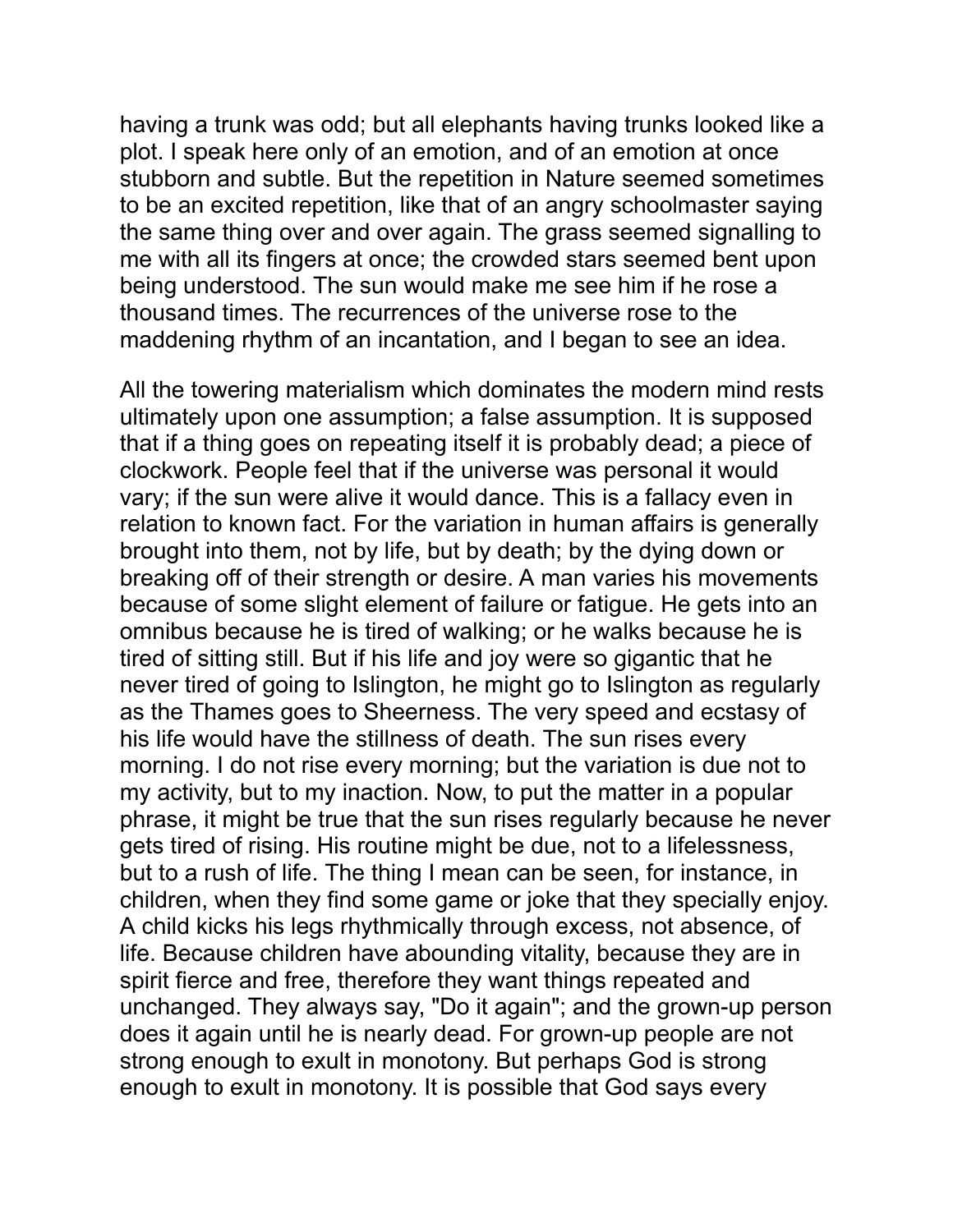having a trunk was odd; but all elephants having trunks looked like a plot. I speak here only of an emotion, and of an emotion at once stubborn and subtle. But the repetition in Nature seemed sometimes to be an excited repetition, like that of an angry schoolmaster saying the same thing over and over again. The grass seemed signalling to me with all its fingers at once; the crowded stars seemed bent upon being understood. The sun would make me see him if he rose a thousand times. The recurrences of the universe rose to the maddening rhythm of an incantation, and I began to see an idea.

All the towering materialism which dominates the modern mind rests ultimately upon one assumption; a false assumption. It is supposed that if a thing goes on repeating itself it is probably dead; a piece of clockwork. People feel that if the universe was personal it would vary; if the sun were alive it would dance. This is a fallacy even in relation to known fact. For the variation in human affairs is generally brought into them, not by life, but by death; by the dying down or breaking off of their strength or desire. A man varies his movements because of some slight element of failure or fatigue. He gets into an omnibus because he is tired of walking; or he walks because he is tired of sitting still. But if his life and joy were so gigantic that he never tired of going to Islington, he might go to Islington as regularly as the Thames goes to Sheerness. The very speed and ecstasy of his life would have the stillness of death. The sun rises every morning. I do not rise every morning; but the variation is due not to my activity, but to my inaction. Now, to put the matter in a popular phrase, it might be true that the sun rises regularly because he never gets tired of rising. His routine might be due, not to a lifelessness, but to a rush of life. The thing I mean can be seen, for instance, in children, when they find some game or joke that they specially enjoy. A child kicks his legs rhythmically through excess, not absence, of life. Because children have abounding vitality, because they are in spirit fierce and free, therefore they want things repeated and unchanged. They always say, "Do it again"; and the grown-up person does it again until he is nearly dead. For grown-up people are not strong enough to exult in monotony. But perhaps God is strong enough to exult in monotony. It is possible that God says every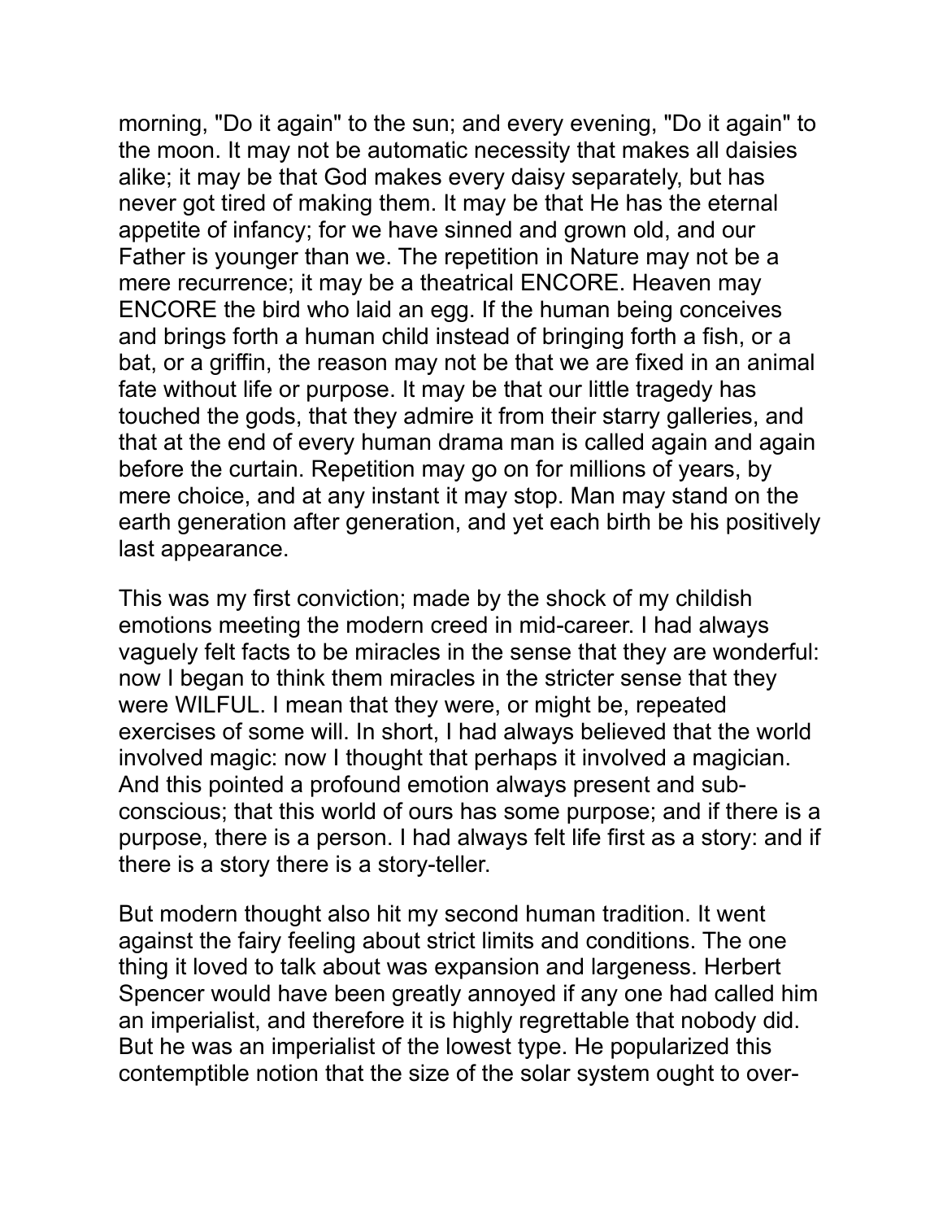morning, "Do it again" to the sun; and every evening, "Do it again" to the moon. It may not be automatic necessity that makes all daisies alike; it may be that God makes every daisy separately, but has never got tired of making them. It may be that He has the eternal appetite of infancy; for we have sinned and grown old, and our Father is younger than we. The repetition in Nature may not be a mere recurrence; it may be a theatrical ENCORE. Heaven may ENCORE the bird who laid an egg. If the human being conceives and brings forth a human child instead of bringing forth a fish, or a bat, or a griffin, the reason may not be that we are fixed in an animal fate without life or purpose. It may be that our little tragedy has touched the gods, that they admire it from their starry galleries, and that at the end of every human drama man is called again and again before the curtain. Repetition may go on for millions of years, by mere choice, and at any instant it may stop. Man may stand on the earth generation after generation, and yet each birth be his positively last appearance.

This was my first conviction; made by the shock of my childish emotions meeting the modern creed in mid-career. I had always vaguely felt facts to be miracles in the sense that they are wonderful: now I began to think them miracles in the stricter sense that they were WILFUL. I mean that they were, or might be, repeated exercises of some will. In short, I had always believed that the world involved magic: now I thought that perhaps it involved a magician. And this pointed a profound emotion always present and sub-conscious; that this world of ours has some purpose; and if there is a purpose, there is a person. I had always felt life first as a story: and if there is a story there is a story-teller.

But modern thought also hit my second human tradition. It went against the fairy feeling about strict limits and conditions. The one thing it loved to talk about was expansion and largeness. Herbert Spencer would have been greatly annoyed if any one had called him an imperialist, and therefore it is highly regrettable that nobody did. But he was an imperialist of the lowest type. He popularized this contemptible notion that the size of the solar system ought to over-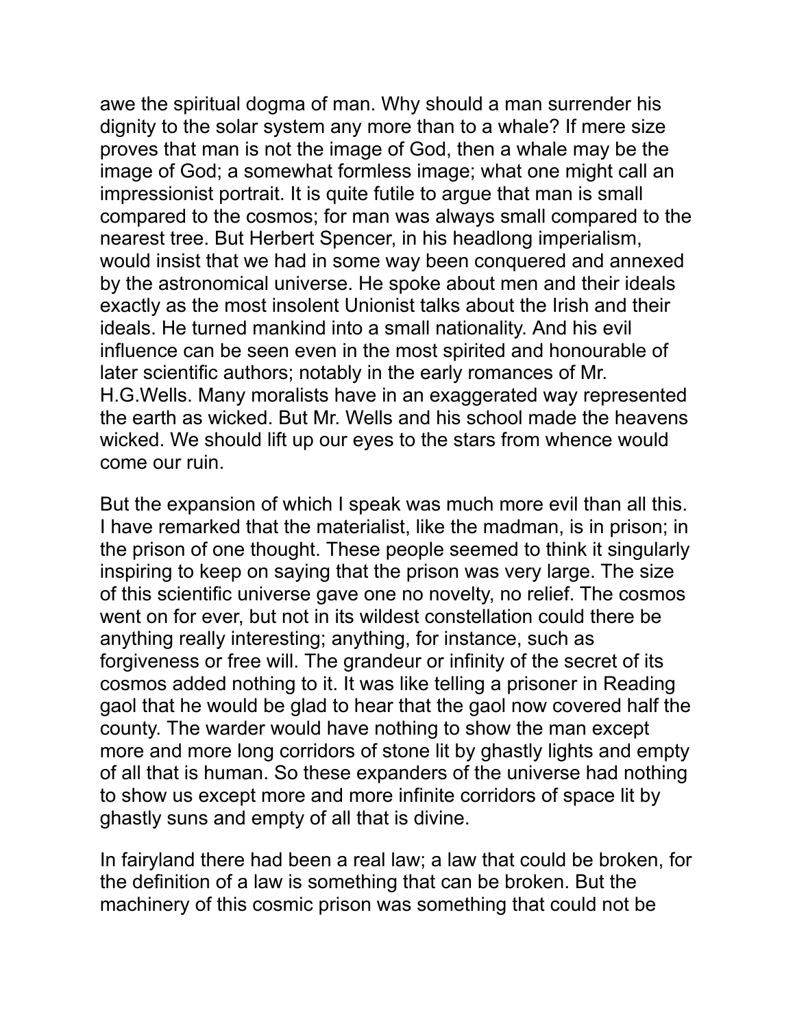awe the spiritual dogma of man. Why should a man surrender his dignity to the solar system any more than to a whale? If mere size proves that man is not the image of God, then a whale may be the image of God; a somewhat formless image; what one might call an impressionist portrait. It is quite futile to argue that man is small compared to the cosmos; for man was always small compared to the nearest tree. But Herbert Spencer, in his headlong imperialism, would insist that we had in some way been conquered and annexed by the astronomical universe. He spoke about men and their ideals exactly as the most insolent Unionist talks about the Irish and their ideals. He turned mankind into a small nationality. And his evil influence can be seen even in the most spirited and honourable of later scientific authors; notably in the early romances of Mr. H.G.Wells. Many moralists have in an exaggerated way represented the earth as wicked. But Mr. Wells and his school made the heavens wicked. We should lift up our eyes to the stars from whence would come our ruin.

But the expansion of which I speak was much more evil than all this. I have remarked that the materialist, like the madman, is in prison; in the prison of one thought. These people seemed to think it singularly inspiring to keep on saying that the prison was very large. The size of this scientific universe gave one no novelty, no relief. The cosmos went on for ever, but not in its wildest constellation could there be anything really interesting; anything, for instance, such as forgiveness or free will. The grandeur or infinity of the secret of its cosmos added nothing to it. It was like telling a prisoner in Reading gaol that he would be glad to hear that the gaol now covered half the county. The warder would have nothing to show the man except more and more long corridors of stone lit by ghastly lights and empty of all that is human. So these expanders of the universe had nothing to show us except more and more infinite corridors of space lit by ghastly suns and empty of all that is divine.

In fairyland there had been a real law; a law that could be broken, for the definition of a law is something that can be broken. But the machinery of this cosmic prison was something that could not be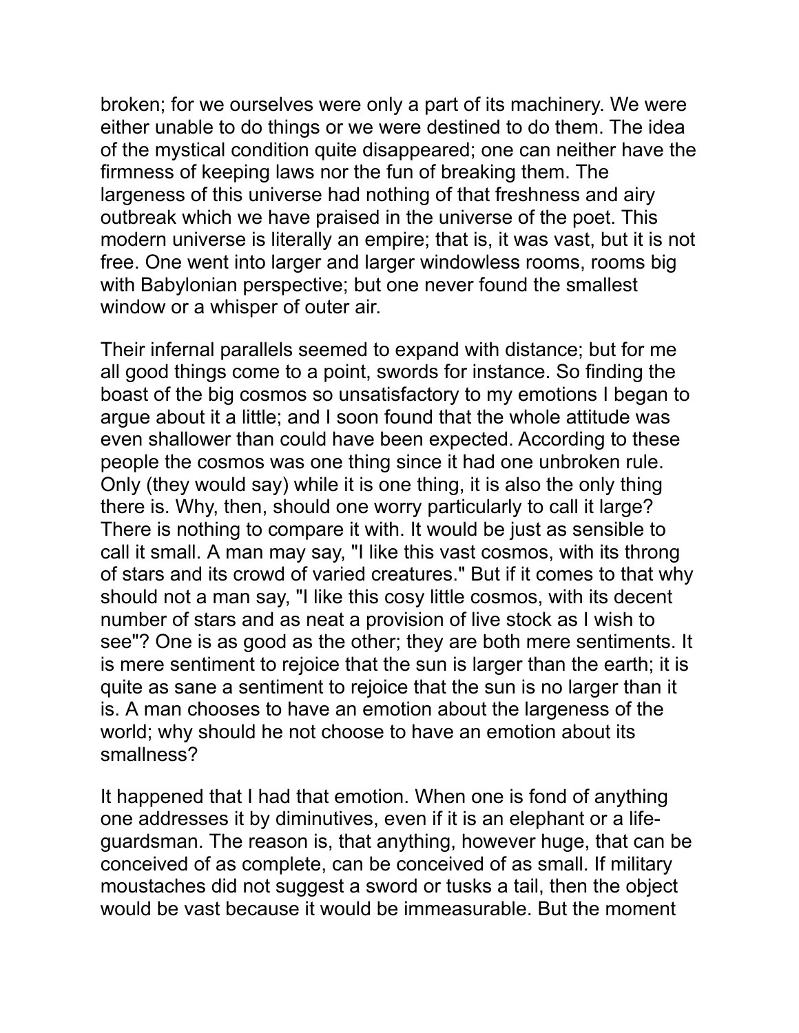broken; for we ourselves were only a part of its machinery. We were either unable to do things or we were destined to do them. The idea of the mystical condition quite disappeared; one can neither have the firmness of keeping laws nor the fun of breaking them. The largeness of this universe had nothing of that freshness and airy outbreak which we have praised in the universe of the poet. This modern universe is literally an empire; that is, it was vast, but it is not free. One went into larger and larger windowless rooms, rooms big with Babylonian perspective; but one never found the smallest window or a whisper of outer air.

Their infernal parallels seemed to expand with distance; but for me all good things come to a point, swords for instance. So finding the boast of the big cosmos so unsatisfactory to my emotions I began to argue about it a little; and I soon found that the whole attitude was even shallower than could have been expected. According to these people the cosmos was one thing since it had one unbroken rule. Only (they would say) while it is one thing, it is also the only thing there is. Why, then, should one worry particularly to call it large? There is nothing to compare it with. It would be just as sensible to call it small. A man may say, "I like this vast cosmos, with its throng of stars and its crowd of varied creatures." But if it comes to that why should not a man say, "I like this cosy little cosmos, with its decent number of stars and as neat a provision of live stock as I wish to see"? One is as good as the other; they are both mere sentiments. It is mere sentiment to rejoice that the sun is larger than the earth; it is quite as sane a sentiment to rejoice that the sun is no larger than it is. A man chooses to have an emotion about the largeness of the world; why should he not choose to have an emotion about its smallness?

It happened that I had that emotion. When one is fond of anything one addresses it by diminutives, even if it is an elephant or a life-guardsman. The reason is, that anything, however huge, that can be conceived of as complete, can be conceived of as small. If military moustaches did not suggest a sword or tusks a tail, then the object would be vast because it would be immeasurable. But the moment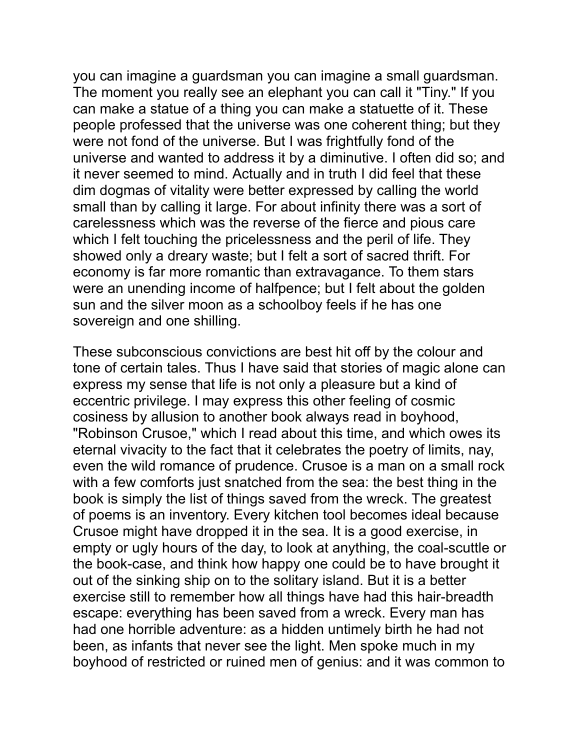you can imagine a guardsman you can imagine a small guardsman. The moment you really see an elephant you can call it "Tiny." If you can make a statue of a thing you can make a statuette of it. These people professed that the universe was one coherent thing; but they were not fond of the universe. But I was frightfully fond of the universe and wanted to address it by a diminutive. I often did so; and it never seemed to mind. Actually and in truth I did feel that these dim dogmas of vitality were better expressed by calling the world small than by calling it large. For about infinity there was a sort of carelessness which was the reverse of the fierce and pious care which I felt touching the pricelessness and the peril of life. They showed only a dreary waste; but I felt a sort of sacred thrift. For economy is far more romantic than extravagance. To them stars were an unending income of halfpence; but I felt about the golden sun and the silver moon as a schoolboy feels if he has one sovereign and one shilling.

These subconscious convictions are best hit off by the colour and tone of certain tales. Thus I have said that stories of magic alone can express my sense that life is not only a pleasure but a kind of eccentric privilege. I may express this other feeling of cosmic cosiness by allusion to another book always read in boyhood, "Robinson Crusoe," which I read about this time, and which owes its eternal vivacity to the fact that it celebrates the poetry of limits, nay, even the wild romance of prudence. Crusoe is a man on a small rock with a few comforts just snatched from the sea: the best thing in the book is simply the list of things saved from the wreck. The greatest of poems is an inventory. Every kitchen tool becomes ideal because Crusoe might have dropped it in the sea. It is a good exercise, in empty or ugly hours of the day, to look at anything, the coal-scuttle or the book-case, and think how happy one could be to have brought it out of the sinking ship on to the solitary island. But it is a better exercise still to remember how all things have had this hair-breadth escape: everything has been saved from a wreck. Every man has had one horrible adventure: as a hidden untimely birth he had not been, as infants that never see the light. Men spoke much in my boyhood of restricted or ruined men of genius: and it was common to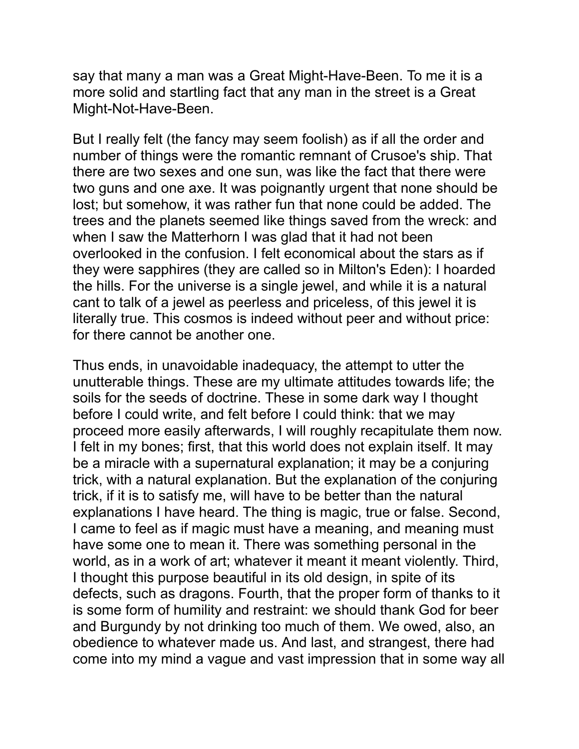say that many a man was a Great Might-Have-Been. To me it is a more solid and startling fact that any man in the street is a Great Might-Not-Have-Been.

But I really felt (the fancy may seem foolish) as if all the order and number of things were the romantic remnant of Crusoe's ship. That there are two sexes and one sun, was like the fact that there were two guns and one axe. It was poignantly urgent that none should be lost; but somehow, it was rather fun that none could be added. The trees and the planets seemed like things saved from the wreck: and when I saw the Matterhorn I was glad that it had not been overlooked in the confusion. I felt economical about the stars as if they were sapphires (they are called so in Milton's Eden): I hoarded the hills. For the universe is a single jewel, and while it is a natural cant to talk of a jewel as peerless and priceless, of this jewel it is literally true. This cosmos is indeed without peer and without price: for there cannot be another one.

Thus ends, in unavoidable inadequacy, the attempt to utter the unutterable things. These are my ultimate attitudes towards life; the soils for the seeds of doctrine. These in some dark way I thought before I could write, and felt before I could think: that we may proceed more easily afterwards, I will roughly recapitulate them now. I felt in my bones; first, that this world does not explain itself. It may be a miracle with a supernatural explanation; it may be a conjuring trick, with a natural explanation. But the explanation of the conjuring trick, if it is to satisfy me, will have to be better than the natural explanations I have heard. The thing is magic, true or false. Second, I came to feel as if magic must have a meaning, and meaning must have some one to mean it. There was something personal in the world, as in a work of art; whatever it meant it meant violently. Third, I thought this purpose beautiful in its old design, in spite of its defects, such as dragons. Fourth, that the proper form of thanks to it is some form of humility and restraint: we should thank God for beer and Burgundy by not drinking too much of them. We owed, also, an obedience to whatever made us. And last, and strangest, there had come into my mind a vague and vast impression that in some way all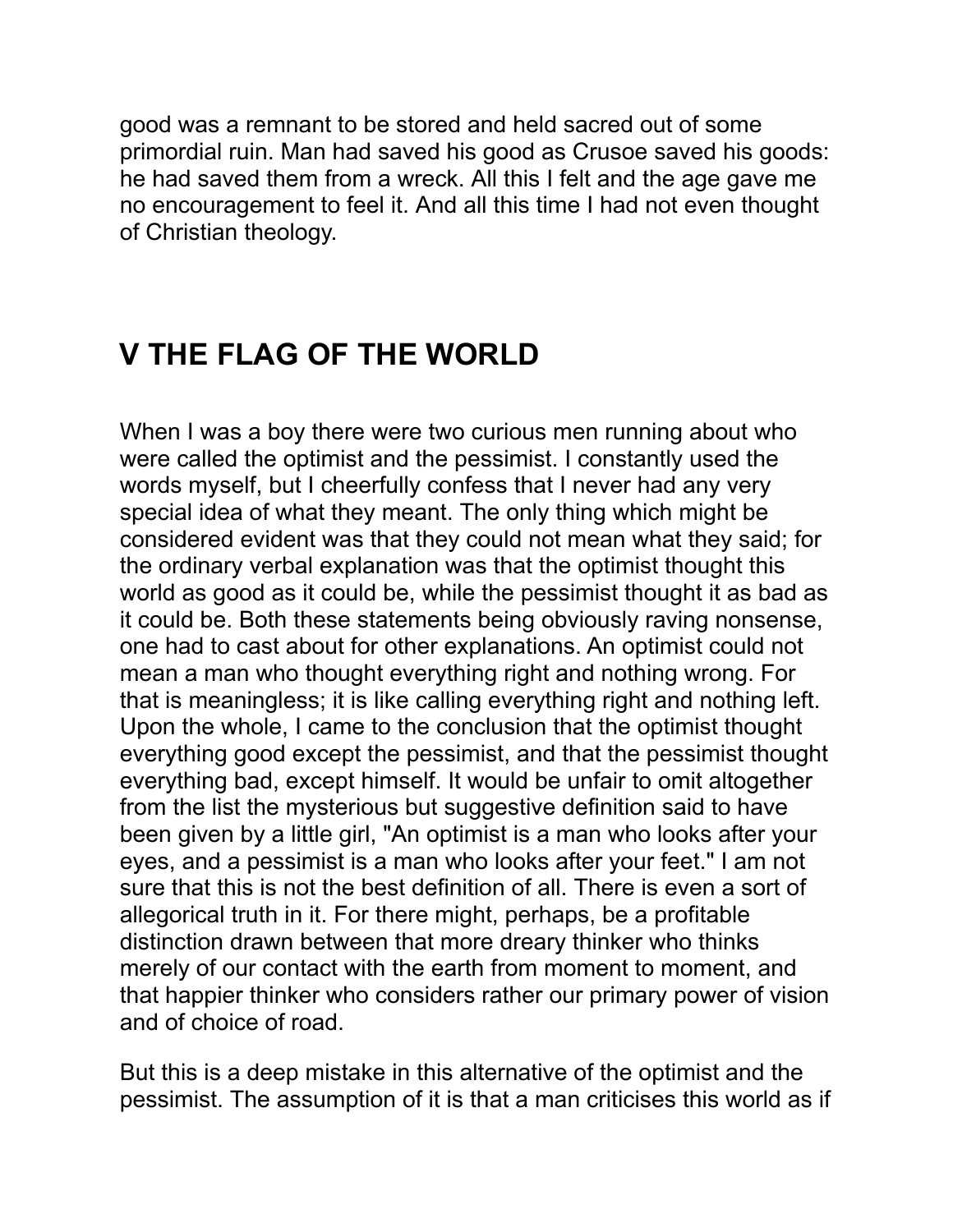good was a remnant to be stored and held sacred out of some primordial ruin. Man had saved his good as Crusoe saved his goods: he had saved them from a wreck. All this I felt and the age gave me no encouragement to feel it. And all this time I had not even thought of Christian theology.

## V THE FLAG OF THE WORLD

When I was a boy there were two curious men running about who were called the optimist and the pessimist. I constantly used the words myself, but I cheerfully confess that I never had any very special idea of what they meant. The only thing which might be considered evident was that they could not mean what they said; for the ordinary verbal explanation was that the optimist thought this world as good as it could be, while the pessimist thought it as bad as it could be. Both these statements being obviously raving nonsense, one had to cast about for other explanations. An optimist could not mean a man who thought everything right and nothing wrong. For that is meaningless; it is like calling everything right and nothing left. Upon the whole, I came to the conclusion that the optimist thought everything good except the pessimist, and that the pessimist thought everything bad, except himself. It would be unfair to omit altogether from the list the mysterious but suggestive definition said to have been given by a little girl, "An optimist is a man who looks after your eyes, and a pessimist is a man who looks after your feet." I am not sure that this is not the best definition of all. There is even a sort of allegorical truth in it. For there might, perhaps, be a profitable distinction drawn between that more dreary thinker who thinks merely of our contact with the earth from moment to moment, and that happier thinker who considers rather our primary power of vision and of choice of road.

But this is a deep mistake in this alternative of the optimist and the pessimist. The assumption of it is that a man criticises this world as if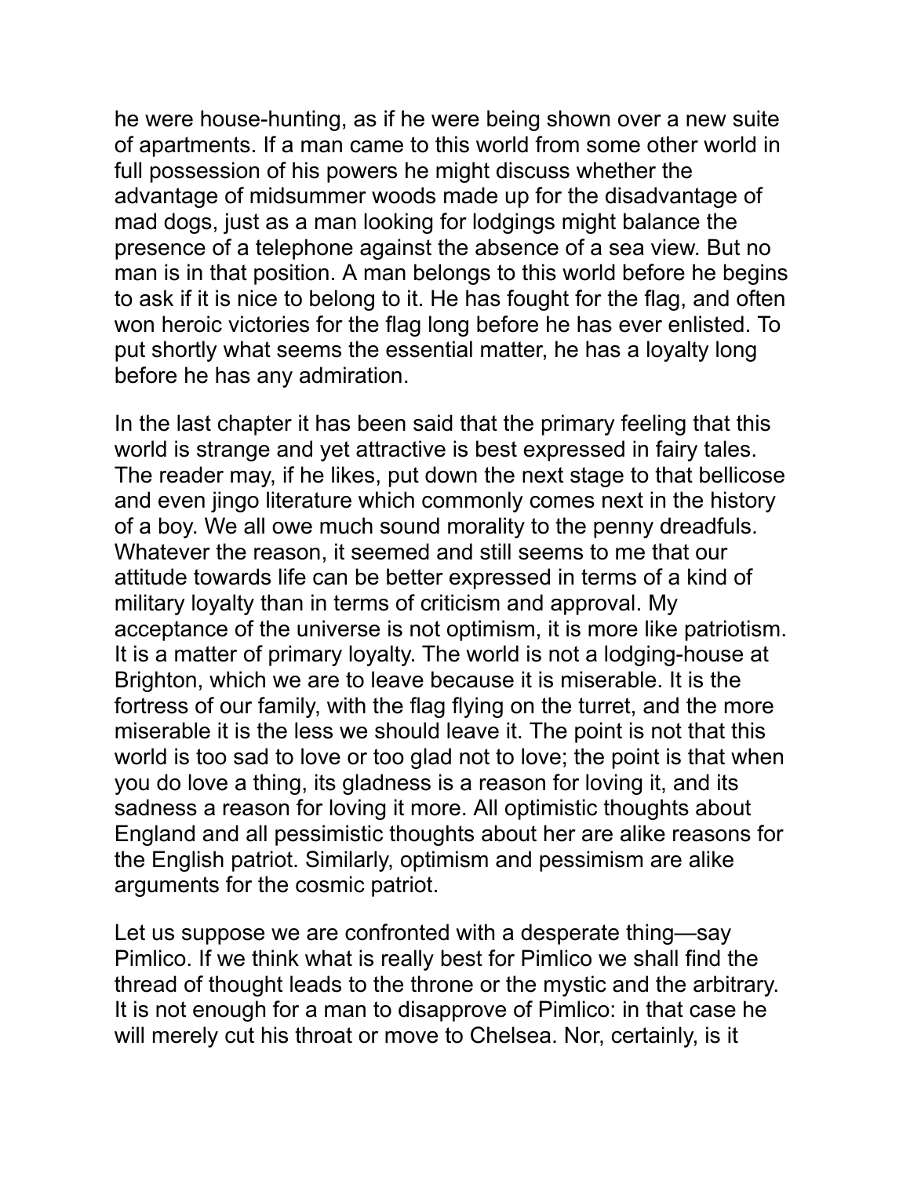he were house-hunting, as if he were being shown over a new suite of apartments. If a man came to this world from some other world in full possession of his powers he might discuss whether the advantage of midsummer woods made up for the disadvantage of mad dogs, just as a man looking for lodgings might balance the presence of a telephone against the absence of a sea view. But no man is in that position. A man belongs to this world before he begins to ask if it is nice to belong to it. He has fought for the flag, and often won heroic victories for the flag long before he has ever enlisted. To put shortly what seems the essential matter, he has a loyalty long before he has any admiration.

In the last chapter it has been said that the primary feeling that this world is strange and yet attractive is best expressed in fairy tales. The reader may, if he likes, put down the next stage to that bellicose and even jingo literature which commonly comes next in the history of a boy. We all owe much sound morality to the penny dreadfuls. Whatever the reason, it seemed and still seems to me that our attitude towards life can be better expressed in terms of a kind of military loyalty than in terms of criticism and approval. My acceptance of the universe is not optimism, it is more like patriotism. It is a matter of primary loyalty. The world is not a lodging-house at Brighton, which we are to leave because it is miserable. It is the fortress of our family, with the flag flying on the turret, and the more miserable it is the less we should leave it. The point is not that this world is too sad to love or too glad not to love; the point is that when you do love a thing, its gladness is a reason for loving it, and its sadness a reason for loving it more. All optimistic thoughts about England and all pessimistic thoughts about her are alike reasons for the English patriot. Similarly, optimism and pessimism are alike arguments for the cosmic patriot.

Let us suppose we are confronted with a desperate thing—say Pimlico. If we think what is really best for Pimlico we shall find the thread of thought leads to the throne or the mystic and the arbitrary. It is not enough for a man to disapprove of Pimlico: in that case he will merely cut his throat or move to Chelsea. Nor, certainly, is it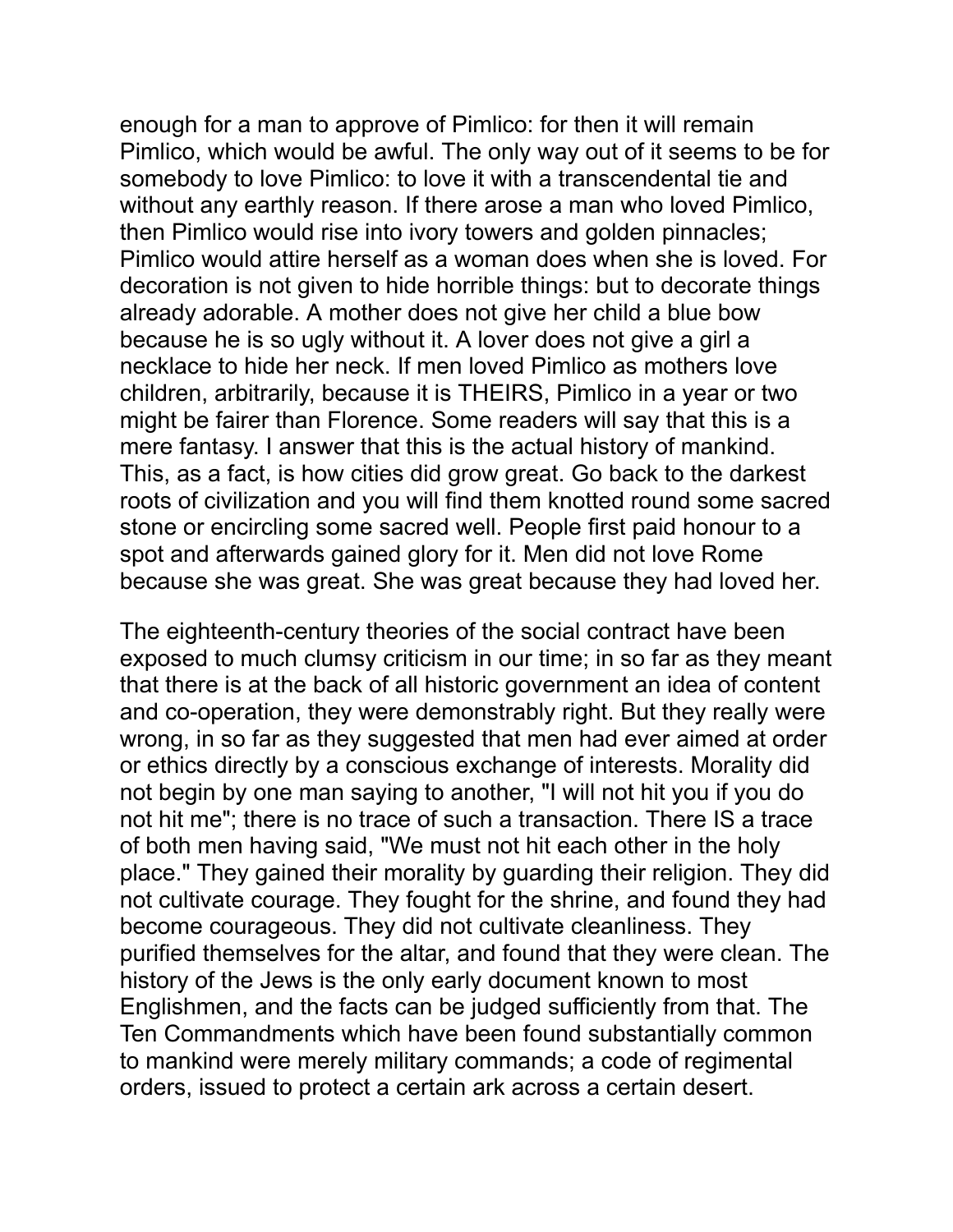enough for a man to approve of Pimlico: for then it will remain Pimlico, which would be awful. The only way out of it seems to be for somebody to love Pimlico: to love it with a transcendental tie and without any earthly reason. If there arose a man who loved Pimlico, then Pimlico would rise into ivory towers and golden pinnacles; Pimlico would attire herself as a woman does when she is loved. For decoration is not given to hide horrible things: but to decorate things already adorable. A mother does not give her child a blue bow because he is so ugly without it. A lover does not give a girl a necklace to hide her neck. If men loved Pimlico as mothers love children, arbitrarily, because it is THEIRS, Pimlico in a year or two might be fairer than Florence. Some readers will say that this is a mere fantasy. I answer that this is the actual history of mankind. This, as a fact, is how cities did grow great. Go back to the darkest roots of civilization and you will find them knotted round some sacred stone or encircling some sacred well. People first paid honour to a spot and afterwards gained glory for it. Men did not love Rome because she was great. She was great because they had loved her.

The eighteenth-century theories of the social contract have been exposed to much clumsy criticism in our time; in so far as they meant that there is at the back of all historic government an idea of content and co-operation, they were demonstrably right. But they really were wrong, in so far as they suggested that men had ever aimed at order or ethics directly by a conscious exchange of interests. Morality did not begin by one man saying to another, "I will not hit you if you do not hit me"; there is no trace of such a transaction. There IS a trace of both men having said, "We must not hit each other in the holy place." They gained their morality by guarding their religion. They did not cultivate courage. They fought for the shrine, and found they had become courageous. They did not cultivate cleanliness. They purified themselves for the altar, and found that they were clean. The history of the Jews is the only early document known to most Englishmen, and the facts can be judged sufficiently from that. The Ten Commandments which have been found substantially common to mankind were merely military commands; a code of regimental orders, issued to protect a certain ark across a certain desert.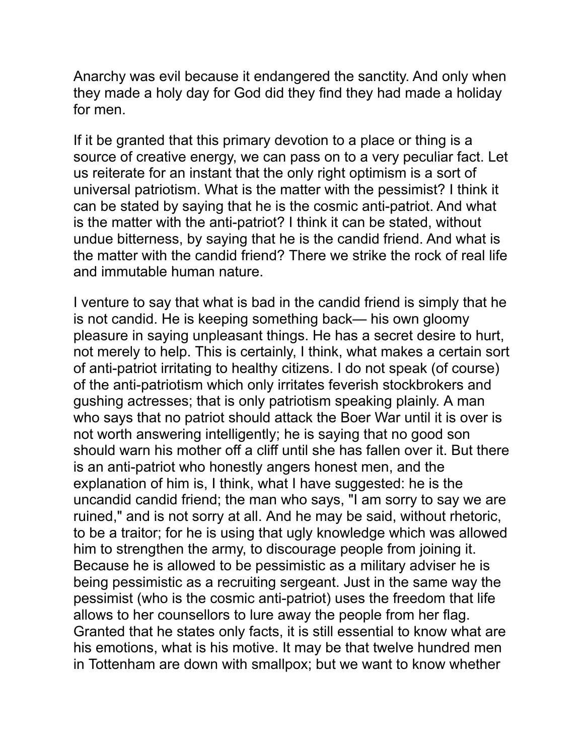Anarchy was evil because it endangered the sanctity. And only when they made a holy day for God did they find they had made a holiday for men.

If it be granted that this primary devotion to a place or thing is a source of creative energy, we can pass on to a very peculiar fact. Let us reiterate for an instant that the only right optimism is a sort of universal patriotism. What is the matter with the pessimist? I think it can be stated by saying that he is the cosmic anti-patriot. And what is the matter with the anti-patriot? I think it can be stated, without undue bitterness, by saying that he is the candid friend. And what is the matter with the candid friend? There we strike the rock of real life and immutable human nature.

I venture to say that what is bad in the candid friend is simply that he is not candid. He is keeping something back— his own gloomy pleasure in saying unpleasant things. He has a secret desire to hurt, not merely to help. This is certainly, I think, what makes a certain sort of anti-patriot irritating to healthy citizens. I do not speak (of course) of the anti-patriotism which only irritates feverish stockbrokers and gushing actresses; that is only patriotism speaking plainly. A man who says that no patriot should attack the Boer War until it is over is not worth answering intelligently; he is saying that no good son should warn his mother off a cliff until she has fallen over it. But there is an anti-patriot who honestly angers honest men, and the explanation of him is, I think, what I have suggested: he is the uncandid candid friend; the man who says, "I am sorry to say we are ruined," and is not sorry at all. And he may be said, without rhetoric, to be a traitor; for he is using that ugly knowledge which was allowed him to strengthen the army, to discourage people from joining it. Because he is allowed to be pessimistic as a military adviser he is being pessimistic as a recruiting sergeant. Just in the same way the pessimist (who is the cosmic anti-patriot) uses the freedom that life allows to her counsellors to lure away the people from her flag. Granted that he states only facts, it is still essential to know what are his emotions, what is his motive. It may be that twelve hundred men in Tottenham are down with smallpox; but we want to know whether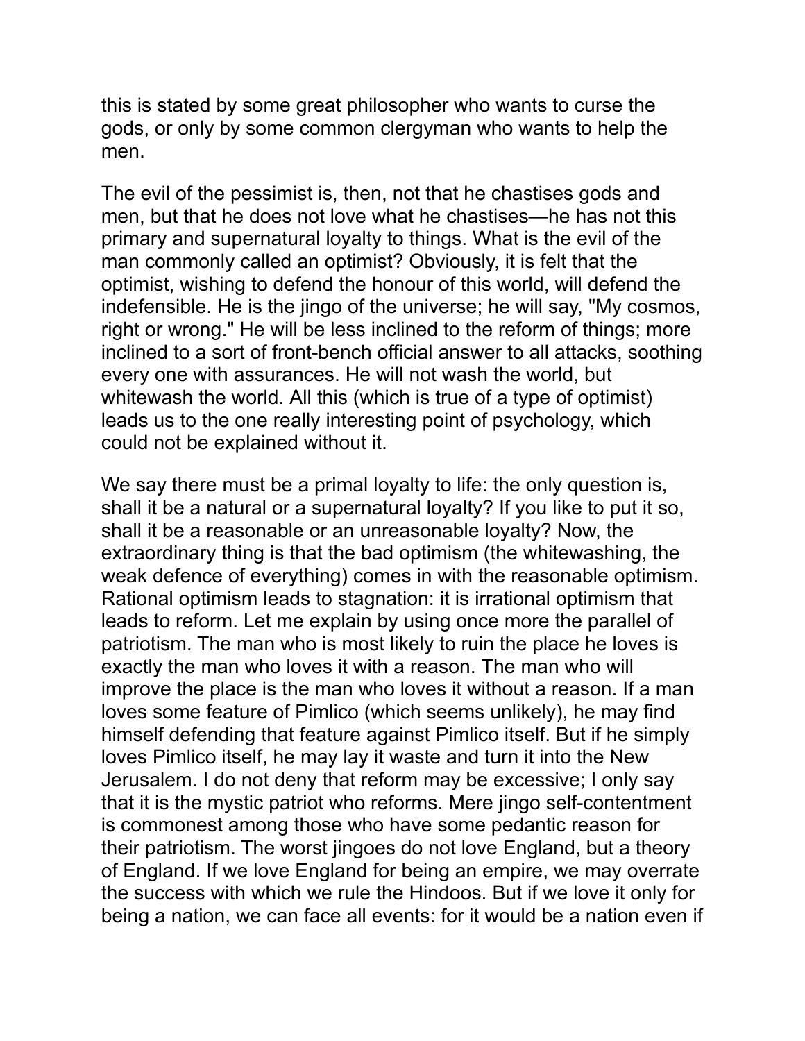this is stated by some great philosopher who wants to curse the gods, or only by some common clergyman who wants to help the men.

The evil of the pessimist is, then, not that he chastises gods and men, but that he does not love what he chastises—he has not this primary and supernatural loyalty to things. What is the evil of the man commonly called an optimist? Obviously, it is felt that the optimist, wishing to defend the honour of this world, will defend the indefensible. He is the jingo of the universe; he will say, "My cosmos, right or wrong." He will be less inclined to the reform of things; more inclined to a sort of front-bench official answer to all attacks, soothing every one with assurances. He will not wash the world, but whitewash the world. All this (which is true of a type of optimist) leads us to the one really interesting point of psychology, which could not be explained without it.

We say there must be a primal loyalty to life: the only question is, shall it be a natural or a supernatural loyalty? If you like to put it so, shall it be a reasonable or an unreasonable loyalty? Now, the extraordinary thing is that the bad optimism (the whitewashing, the weak defence of everything) comes in with the reasonable optimism. Rational optimism leads to stagnation: it is irrational optimism that leads to reform. Let me explain by using once more the parallel of patriotism. The man who is most likely to ruin the place he loves is exactly the man who loves it with a reason. The man who will improve the place is the man who loves it without a reason. If a man loves some feature of Pimlico (which seems unlikely), he may find himself defending that feature against Pimlico itself. But if he simply loves Pimlico itself, he may lay it waste and turn it into the New Jerusalem. I do not deny that reform may be excessive; I only say that it is the mystic patriot who reforms. Mere jingo self-contentment is commonest among those who have some pedantic reason for their patriotism. The worst jingoes do not love England, but a theory of England. If we love England for being an empire, we may overrate the success with which we rule the Hindoos. But if we love it only for being a nation, we can face all events: for it would be a nation even if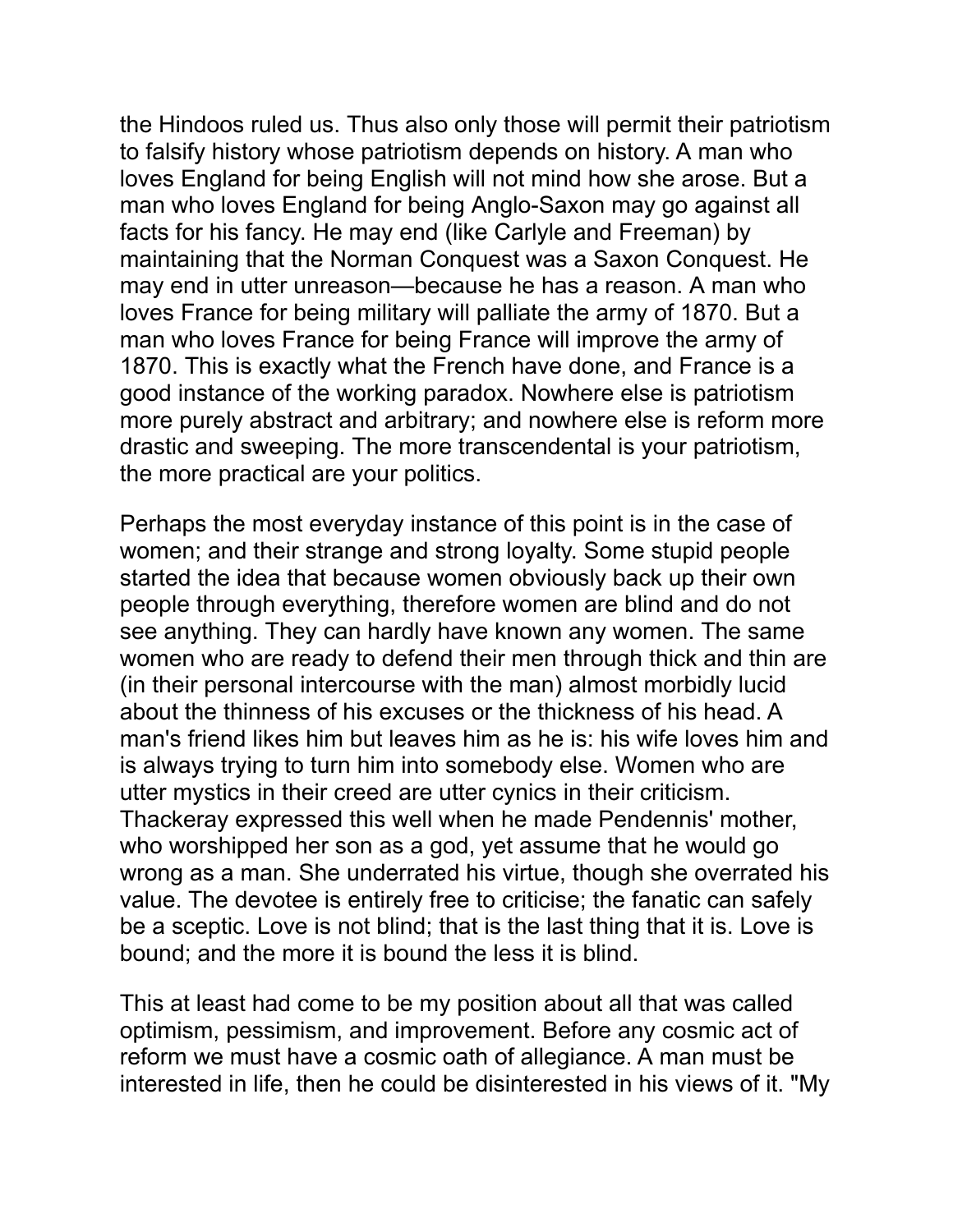the Hindoos ruled us. Thus also only those will permit their patriotism to falsify history whose patriotism depends on history. A man who loves England for being English will not mind how she arose. But a man who loves England for being Anglo-Saxon may go against all facts for his fancy. He may end (like Carlyle and Freeman) by maintaining that the Norman Conquest was a Saxon Conquest. He may end in utter unreason—because he has a reason. A man who loves France for being military will palliate the army of 1870. But a man who loves France for being France will improve the army of 1870. This is exactly what the French have done, and France is a good instance of the working paradox. Nowhere else is patriotism more purely abstract and arbitrary; and nowhere else is reform more drastic and sweeping. The more transcendental is your patriotism, the more practical are your politics.

Perhaps the most everyday instance of this point is in the case of women; and their strange and strong loyalty. Some stupid people started the idea that because women obviously back up their own people through everything, therefore women are blind and do not see anything. They can hardly have known any women. The same women who are ready to defend their men through thick and thin are (in their personal intercourse with the man) almost morbidly lucid about the thinness of his excuses or the thickness of his head. A man's friend likes him but leaves him as he is: his wife loves him and is always trying to turn him into somebody else. Women who are utter mystics in their creed are utter cynics in their criticism. Thackeray expressed this well when he made Pendennis' mother, who worshipped her son as a god, yet assume that he would go wrong as a man. She underrated his virtue, though she overrated his value. The devotee is entirely free to criticise; the fanatic can safely be a sceptic. Love is not blind; that is the last thing that it is. Love is bound; and the more it is bound the less it is blind.

This at least had come to be my position about all that was called optimism, pessimism, and improvement. Before any cosmic act of reform we must have a cosmic oath of allegiance. A man must be interested in life, then he could be disinterested in his views of it. "My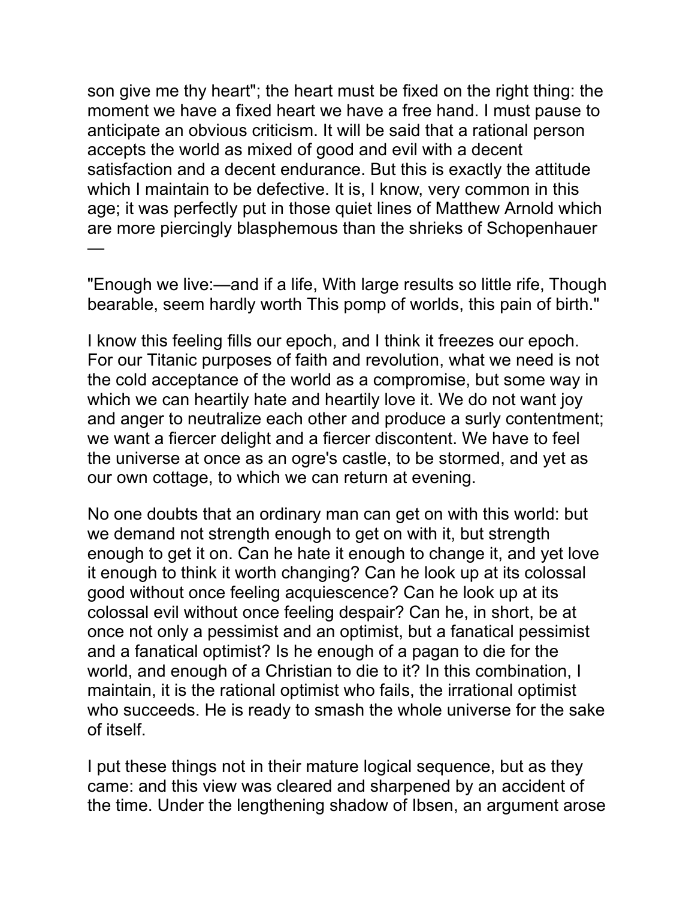son give me thy heart"; the heart must be fixed on the right thing: the moment we have a fixed heart we have a free hand. I must pause to anticipate an obvious criticism. It will be said that a rational person accepts the world as mixed of good and evil with a decent satisfaction and a decent endurance. But this is exactly the attitude which I maintain to be defective. It is, I know, very common in this age; it was perfectly put in those quiet lines of Matthew Arnold which are more piercingly blasphemous than the shrieks of Schopenhauer —

"Enough we live:—and if a life, With large results so little rife, Though bearable, seem hardly worth This pomp of worlds, this pain of birth."

I know this feeling fills our epoch, and I think it freezes our epoch. For our Titanic purposes of faith and revolution, what we need is not the cold acceptance of the world as a compromise, but some way in which we can heartily hate and heartily love it. We do not want joy and anger to neutralize each other and produce a surly contentment; we want a fiercer delight and a fiercer discontent. We have to feel the universe at once as an ogre's castle, to be stormed, and yet as our own cottage, to which we can return at evening.

No one doubts that an ordinary man can get on with this world: but we demand not strength enough to get on with it, but strength enough to get it on. Can he hate it enough to change it, and yet love it enough to think it worth changing? Can he look up at its colossal good without once feeling acquiescence? Can he look up at its colossal evil without once feeling despair? Can he, in short, be at once not only a pessimist and an optimist, but a fanatical pessimist and a fanatical optimist? Is he enough of a pagan to die for the world, and enough of a Christian to die to it? In this combination, I maintain, it is the rational optimist who fails, the irrational optimist who succeeds. He is ready to smash the whole universe for the sake of itself.

I put these things not in their mature logical sequence, but as they came: and this view was cleared and sharpened by an accident of the time. Under the lengthening shadow of Ibsen, an argument arose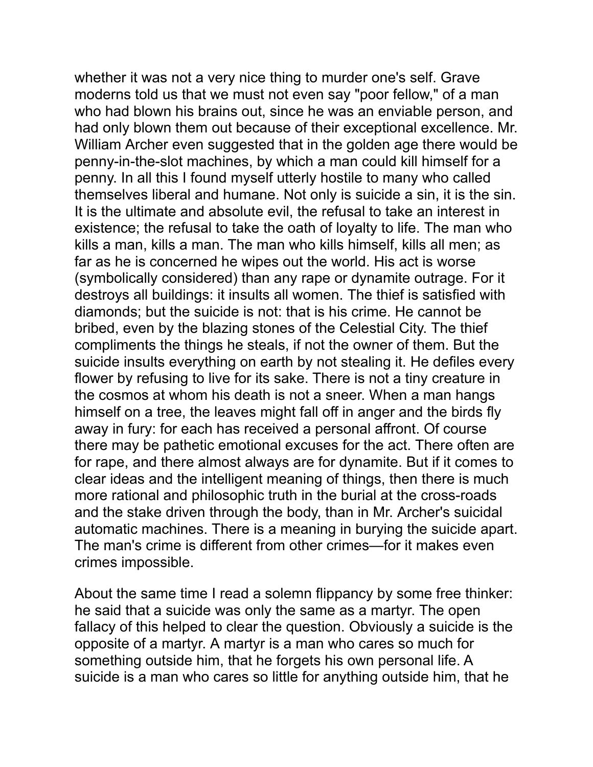whether it was not a very nice thing to murder one's self. Grave moderns told us that we must not even say "poor fellow," of a man who had blown his brains out, since he was an enviable person, and had only blown them out because of their exceptional excellence. Mr. William Archer even suggested that in the golden age there would be penny-in-the-slot machines, by which a man could kill himself for a penny. In all this I found myself utterly hostile to many who called themselves liberal and humane. Not only is suicide a sin, it is the sin. It is the ultimate and absolute evil, the refusal to take an interest in existence; the refusal to take the oath of loyalty to life. The man who kills a man, kills a man. The man who kills himself, kills all men; as far as he is concerned he wipes out the world. His act is worse (symbolically considered) than any rape or dynamite outrage. For it destroys all buildings: it insults all women. The thief is satisfied with diamonds; but the suicide is not: that is his crime. He cannot be bribed, even by the blazing stones of the Celestial City. The thief compliments the things he steals, if not the owner of them. But the suicide insults everything on earth by not stealing it. He defiles every flower by refusing to live for its sake. There is not a tiny creature in the cosmos at whom his death is not a sneer. When a man hangs himself on a tree, the leaves might fall off in anger and the birds fly away in fury: for each has received a personal affront. Of course there may be pathetic emotional excuses for the act. There often are for rape, and there almost always are for dynamite. But if it comes to clear ideas and the intelligent meaning of things, then there is much more rational and philosophic truth in the burial at the cross-roads and the stake driven through the body, than in Mr. Archer's suicidal automatic machines. There is a meaning in burying the suicide apart. The man's crime is different from other crimes—for it makes even crimes impossible.

About the same time I read a solemn flippancy by some free thinker: he said that a suicide was only the same as a martyr. The open fallacy of this helped to clear the question. Obviously a suicide is the opposite of a martyr. A martyr is a man who cares so much for something outside him, that he forgets his own personal life. A suicide is a man who cares so little for anything outside him, that he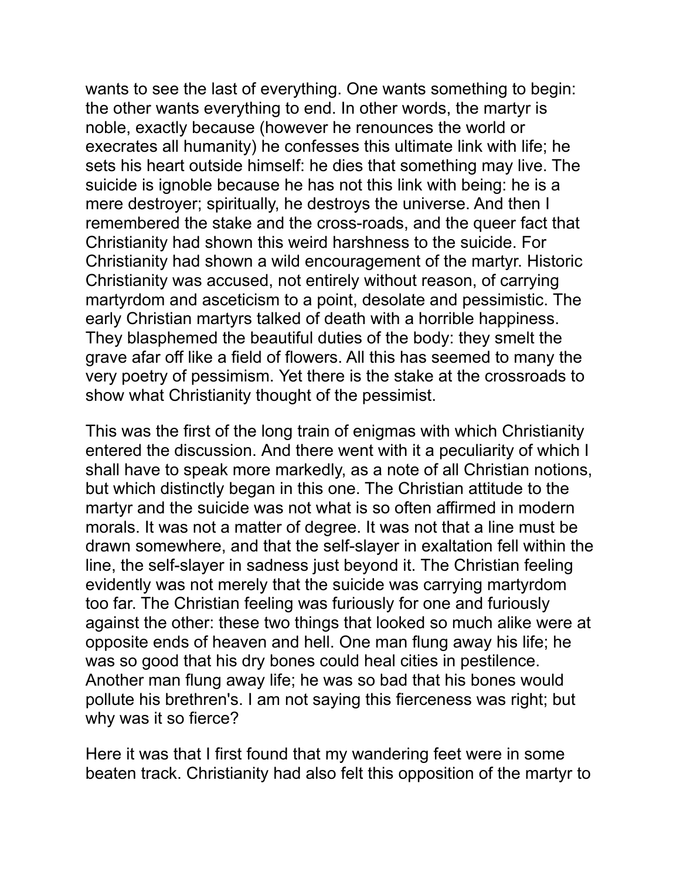wants to see the last of everything. One wants something to begin: the other wants everything to end. In other words, the martyr is noble, exactly because (however he renounces the world or execrates all humanity) he confesses this ultimate link with life; he sets his heart outside himself: he dies that something may live. The suicide is ignoble because he has not this link with being: he is a mere destroyer; spiritually, he destroys the universe. And then I remembered the stake and the cross-roads, and the queer fact that Christianity had shown this weird harshness to the suicide. For Christianity had shown a wild encouragement of the martyr. Historic Christianity was accused, not entirely without reason, of carrying martyrdom and asceticism to a point, desolate and pessimistic. The early Christian martyrs talked of death with a horrible happiness. They blasphemed the beautiful duties of the body: they smelt the grave afar off like a field of flowers. All this has seemed to many the very poetry of pessimism. Yet there is the stake at the crossroads to show what Christianity thought of the pessimist.

This was the first of the long train of enigmas with which Christianity entered the discussion. And there went with it a peculiarity of which I shall have to speak more markedly, as a note of all Christian notions, but which distinctly began in this one. The Christian attitude to the martyr and the suicide was not what is so often affirmed in modern morals. It was not a matter of degree. It was not that a line must be drawn somewhere, and that the self-slayer in exaltation fell within the line, the self-slayer in sadness just beyond it. The Christian feeling evidently was not merely that the suicide was carrying martyrdom too far. The Christian feeling was furiously for one and furiously against the other: these two things that looked so much alike were at opposite ends of heaven and hell. One man flung away his life; he was so good that his dry bones could heal cities in pestilence. Another man flung away life; he was so bad that his bones would pollute his brethren's. I am not saying this fierceness was right; but why was it so fierce?

Here it was that I first found that my wandering feet were in some beaten track. Christianity had also felt this opposition of the martyr to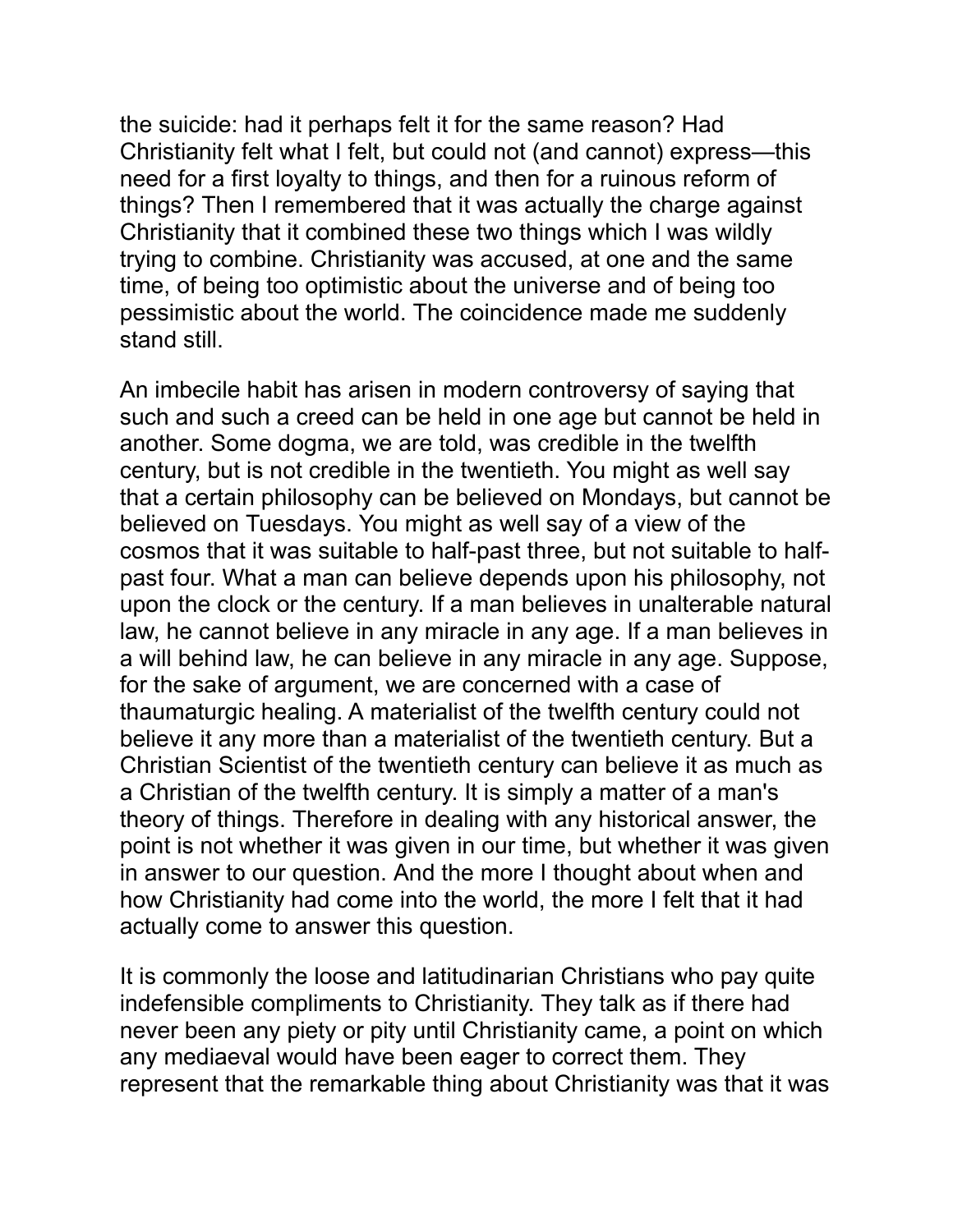the suicide: had it perhaps felt it for the same reason? Had Christianity felt what I felt, but could not (and cannot) express—this need for a first loyalty to things, and then for a ruinous reform of things? Then I remembered that it was actually the charge against Christianity that it combined these two things which I was wildly trying to combine. Christianity was accused, at one and the same time, of being too optimistic about the universe and of being too pessimistic about the world. The coincidence made me suddenly stand still.

An imbecile habit has arisen in modern controversy of saying that such and such a creed can be held in one age but cannot be held in another. Some dogma, we are told, was credible in the twelfth century, but is not credible in the twentieth. You might as well say that a certain philosophy can be believed on Mondays, but cannot be believed on Tuesdays. You might as well say of a view of the cosmos that it was suitable to half-past three, but not suitable to half-past four. What a man can believe depends upon his philosophy, not upon the clock or the century. If a man believes in unalterable natural law, he cannot believe in any miracle in any age. If a man believes in a will behind law, he can believe in any miracle in any age. Suppose, for the sake of argument, we are concerned with a case of thaumaturgic healing. A materialist of the twelfth century could not believe it any more than a materialist of the twentieth century. But a Christian Scientist of the twentieth century can believe it as much as a Christian of the twelfth century. It is simply a matter of a man's theory of things. Therefore in dealing with any historical answer, the point is not whether it was given in our time, but whether it was given in answer to our question. And the more I thought about when and how Christianity had come into the world, the more I felt that it had actually come to answer this question.

It is commonly the loose and latitudinarian Christians who pay quite indefensible compliments to Christianity. They talk as if there had never been any piety or pity until Christianity came, a point on which any mediaeval would have been eager to correct them. They represent that the remarkable thing about Christianity was that it was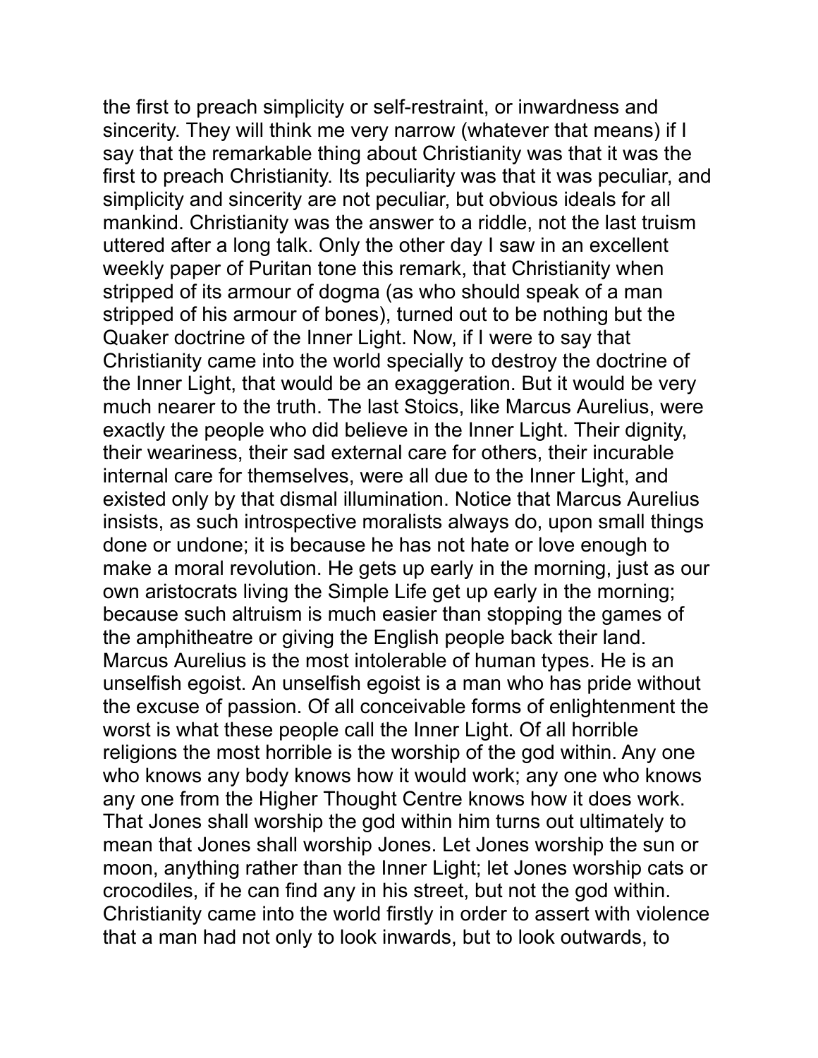the first to preach simplicity or self-restraint, or inwardness and sincerity. They will think me very narrow (whatever that means) if I say that the remarkable thing about Christianity was that it was the first to preach Christianity. Its peculiarity was that it was peculiar, and simplicity and sincerity are not peculiar, but obvious ideals for all mankind. Christianity was the answer to a riddle, not the last truism uttered after a long talk. Only the other day I saw in an excellent weekly paper of Puritan tone this remark, that Christianity when stripped of its armour of dogma (as who should speak of a man stripped of his armour of bones), turned out to be nothing but the Quaker doctrine of the Inner Light. Now, if I were to say that Christianity came into the world specially to destroy the doctrine of the Inner Light, that would be an exaggeration. But it would be very much nearer to the truth. The last Stoics, like Marcus Aurelius, were exactly the people who did believe in the Inner Light. Their dignity, their weariness, their sad external care for others, their incurable internal care for themselves, were all due to the Inner Light, and existed only by that dismal illumination. Notice that Marcus Aurelius insists, as such introspective moralists always do, upon small things done or undone; it is because he has not hate or love enough to make a moral revolution. He gets up early in the morning, just as our own aristocrats living the Simple Life get up early in the morning; because such altruism is much easier than stopping the games of the amphitheatre or giving the English people back their land. Marcus Aurelius is the most intolerable of human types. He is an unselfish egoist. An unselfish egoist is a man who has pride without the excuse of passion. Of all conceivable forms of enlightenment the worst is what these people call the Inner Light. Of all horrible religions the most horrible is the worship of the god within. Any one who knows any body knows how it would work; any one who knows any one from the Higher Thought Centre knows how it does work. That Jones shall worship the god within him turns out ultimately to mean that Jones shall worship Jones. Let Jones worship the sun or moon, anything rather than the Inner Light; let Jones worship cats or crocodiles, if he can find any in his street, but not the god within. Christianity came into the world firstly in order to assert with violence that a man had not only to look inwards, but to look outwards, to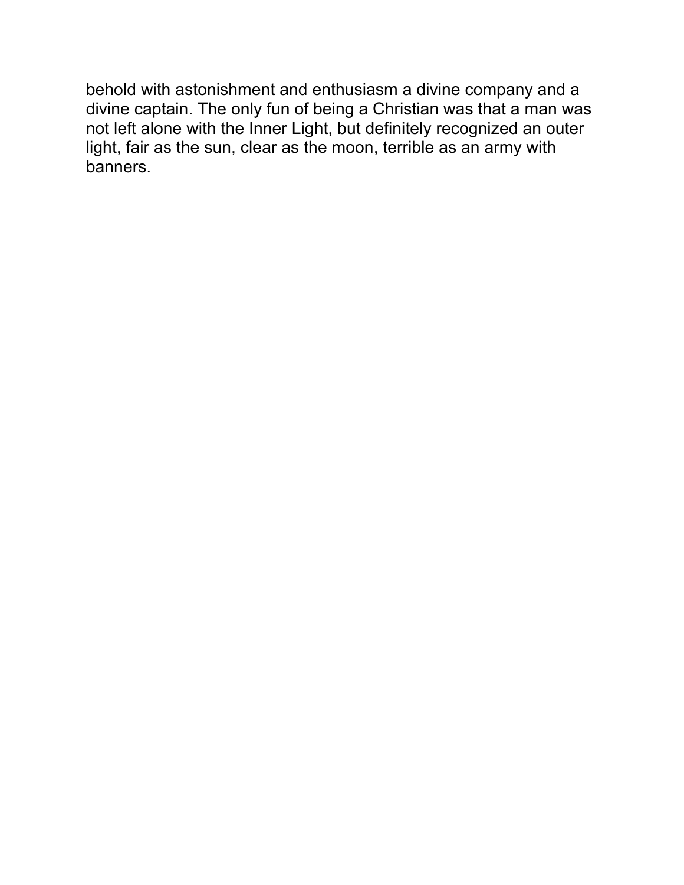behold with astonishment and enthusiasm a divine company and a divine captain. The only fun of being a Christian was that a man was not left alone with the Inner Light, but definitely recognized an outer light, fair as the sun, clear as the moon, terrible as an army with banners.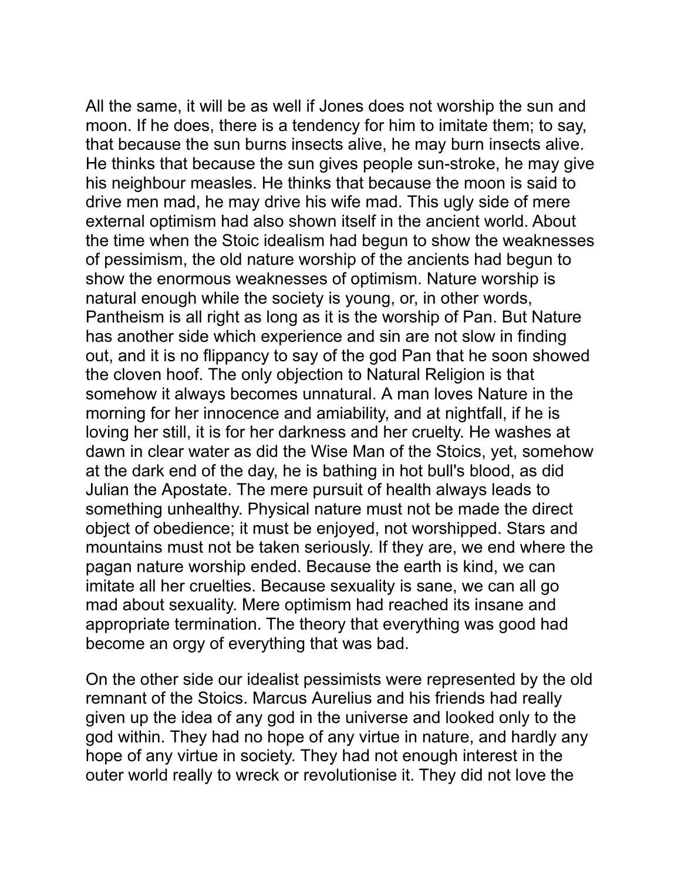All the same, it will be as well if Jones does not worship the sun and moon. If he does, there is a tendency for him to imitate them; to say, that because the sun burns insects alive, he may burn insects alive. He thinks that because the sun gives people sun-stroke, he may give his neighbour measles. He thinks that because the moon is said to drive men mad, he may drive his wife mad. This ugly side of mere external optimism had also shown itself in the ancient world. About the time when the Stoic idealism had begun to show the weaknesses of pessimism, the old nature worship of the ancients had begun to show the enormous weaknesses of optimism. Nature worship is natural enough while the society is young, or, in other words, Pantheism is all right as long as it is the worship of Pan. But Nature has another side which experience and sin are not slow in finding out, and it is no flippancy to say of the god Pan that he soon showed the cloven hoof. The only objection to Natural Religion is that somehow it always becomes unnatural. A man loves Nature in the morning for her innocence and amiability, and at nightfall, if he is loving her still, it is for her darkness and her cruelty. He washes at dawn in clear water as did the Wise Man of the Stoics, yet, somehow at the dark end of the day, he is bathing in hot bull's blood, as did Julian the Apostate. The mere pursuit of health always leads to something unhealthy. Physical nature must not be made the direct object of obedience; it must be enjoyed, not worshipped. Stars and mountains must not be taken seriously. If they are, we end where the pagan nature worship ended. Because the earth is kind, we can imitate all her cruelties. Because sexuality is sane, we can all go mad about sexuality. Mere optimism had reached its insane and appropriate termination. The theory that everything was good had become an orgy of everything that was bad.

On the other side our idealist pessimists were represented by the old remnant of the Stoics. Marcus Aurelius and his friends had really given up the idea of any god in the universe and looked only to the god within. They had no hope of any virtue in nature, and hardly any hope of any virtue in society. They had not enough interest in the outer world really to wreck or revolutionise it. They did not love the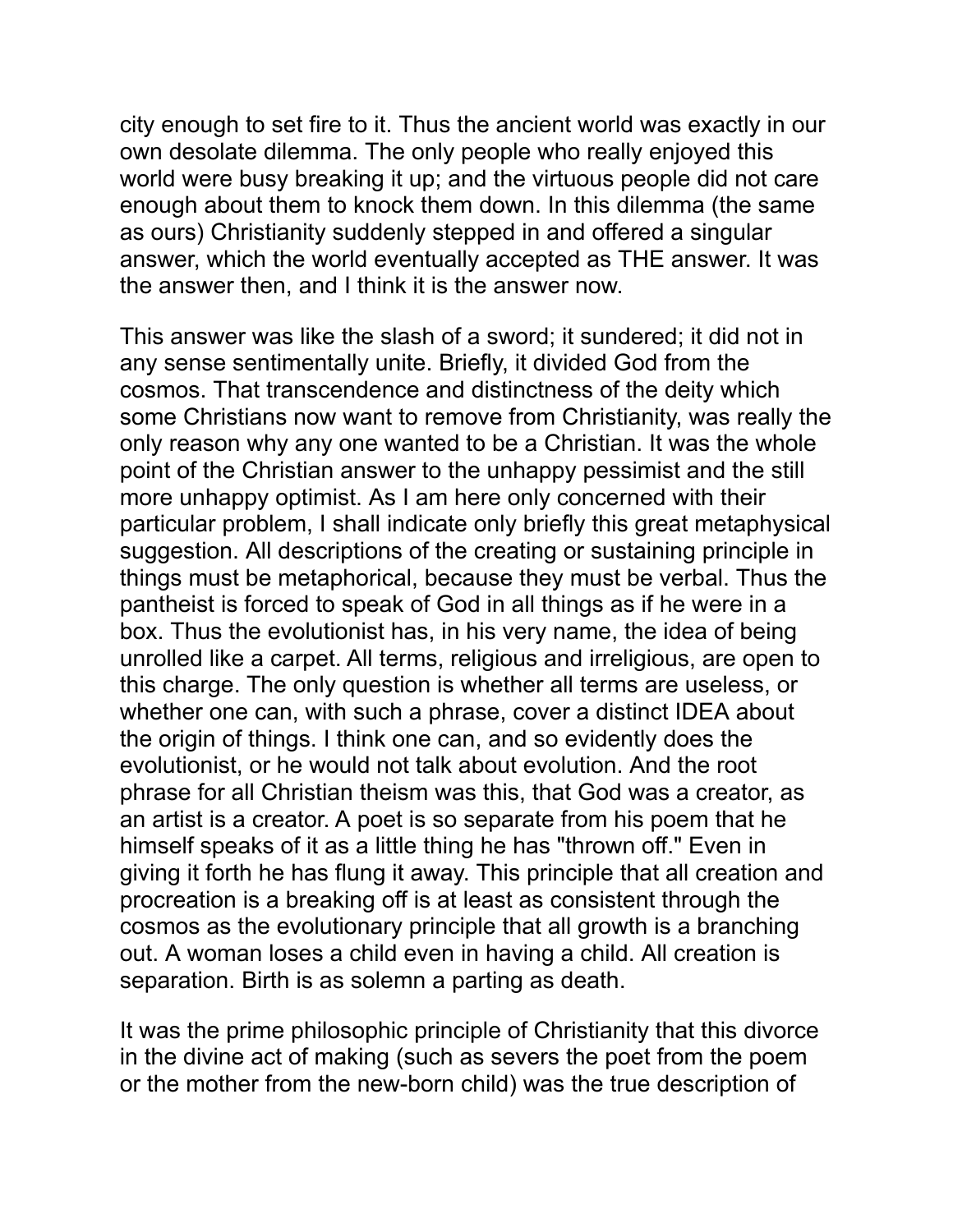city enough to set fire to it. Thus the ancient world was exactly in our own desolate dilemma. The only people who really enjoyed this world were busy breaking it up; and the virtuous people did not care enough about them to knock them down. In this dilemma (the same as ours) Christianity suddenly stepped in and offered a singular answer, which the world eventually accepted as THE answer. It was the answer then, and I think it is the answer now.

This answer was like the slash of a sword; it sundered; it did not in any sense sentimentally unite. Briefly, it divided God from the cosmos. That transcendence and distinctness of the deity which some Christians now want to remove from Christianity, was really the only reason why any one wanted to be a Christian. It was the whole point of the Christian answer to the unhappy pessimist and the still more unhappy optimist. As I am here only concerned with their particular problem, I shall indicate only briefly this great metaphysical suggestion. All descriptions of the creating or sustaining principle in things must be metaphorical, because they must be verbal. Thus the pantheist is forced to speak of God in all things as if he were in a box. Thus the evolutionist has, in his very name, the idea of being unrolled like a carpet. All terms, religious and irreligious, are open to this charge. The only question is whether all terms are useless, or whether one can, with such a phrase, cover a distinct IDEA about the origin of things. I think one can, and so evidently does the evolutionist, or he would not talk about evolution. And the root phrase for all Christian theism was this, that God was a creator, as an artist is a creator. A poet is so separate from his poem that he himself speaks of it as a little thing he has "thrown off." Even in giving it forth he has flung it away. This principle that all creation and procreation is a breaking off is at least as consistent through the cosmos as the evolutionary principle that all growth is a branching out. A woman loses a child even in having a child. All creation is separation. Birth is as solemn a parting as death.

It was the prime philosophic principle of Christianity that this divorce in the divine act of making (such as severs the poet from the poem or the mother from the new-born child) was the true description of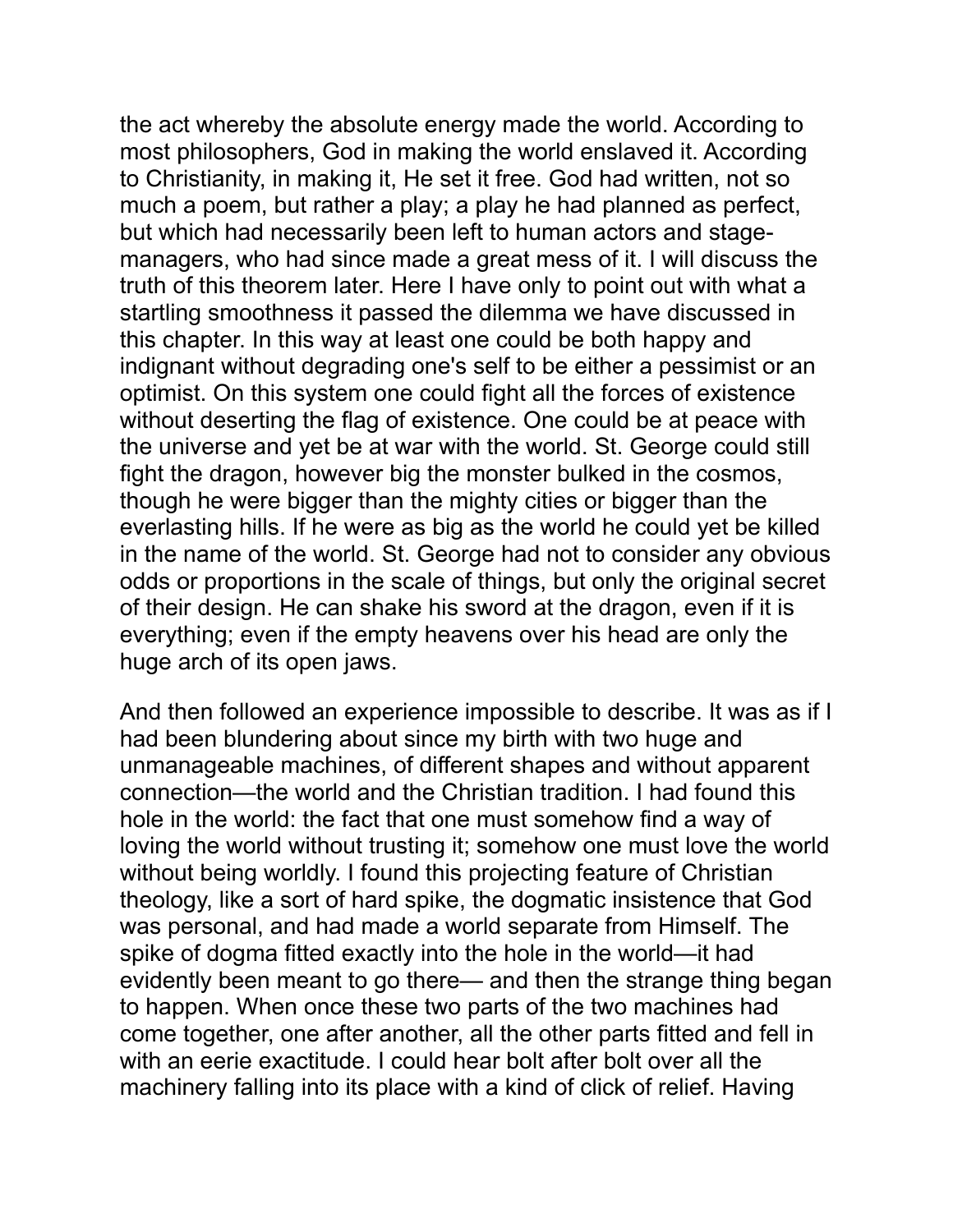the act whereby the absolute energy made the world. According to most philosophers, God in making the world enslaved it. According to Christianity, in making it, He set it free. God had written, not so much a poem, but rather a play; a play he had planned as perfect, but which had necessarily been left to human actors and stage-managers, who had since made a great mess of it. I will discuss the truth of this theorem later. Here I have only to point out with what a startling smoothness it passed the dilemma we have discussed in this chapter. In this way at least one could be both happy and indignant without degrading one's self to be either a pessimist or an optimist. On this system one could fight all the forces of existence without deserting the flag of existence. One could be at peace with the universe and yet be at war with the world. St. George could still fight the dragon, however big the monster bulked in the cosmos, though he were bigger than the mighty cities or bigger than the everlasting hills. If he were as big as the world he could yet be killed in the name of the world. St. George had not to consider any obvious odds or proportions in the scale of things, but only the original secret of their design. He can shake his sword at the dragon, even if it is everything; even if the empty heavens over his head are only the huge arch of its open jaws.

And then followed an experience impossible to describe. It was as if I had been blundering about since my birth with two huge and unmanageable machines, of different shapes and without apparent connection—the world and the Christian tradition. I had found this hole in the world: the fact that one must somehow find a way of loving the world without trusting it; somehow one must love the world without being worldly. I found this projecting feature of Christian theology, like a sort of hard spike, the dogmatic insistence that God was personal, and had made a world separate from Himself. The spike of dogma fitted exactly into the hole in the world—it had evidently been meant to go there— and then the strange thing began to happen. When once these two parts of the two machines had come together, one after another, all the other parts fitted and fell in with an eerie exactitude. I could hear bolt after bolt over all the machinery falling into its place with a kind of click of relief. Having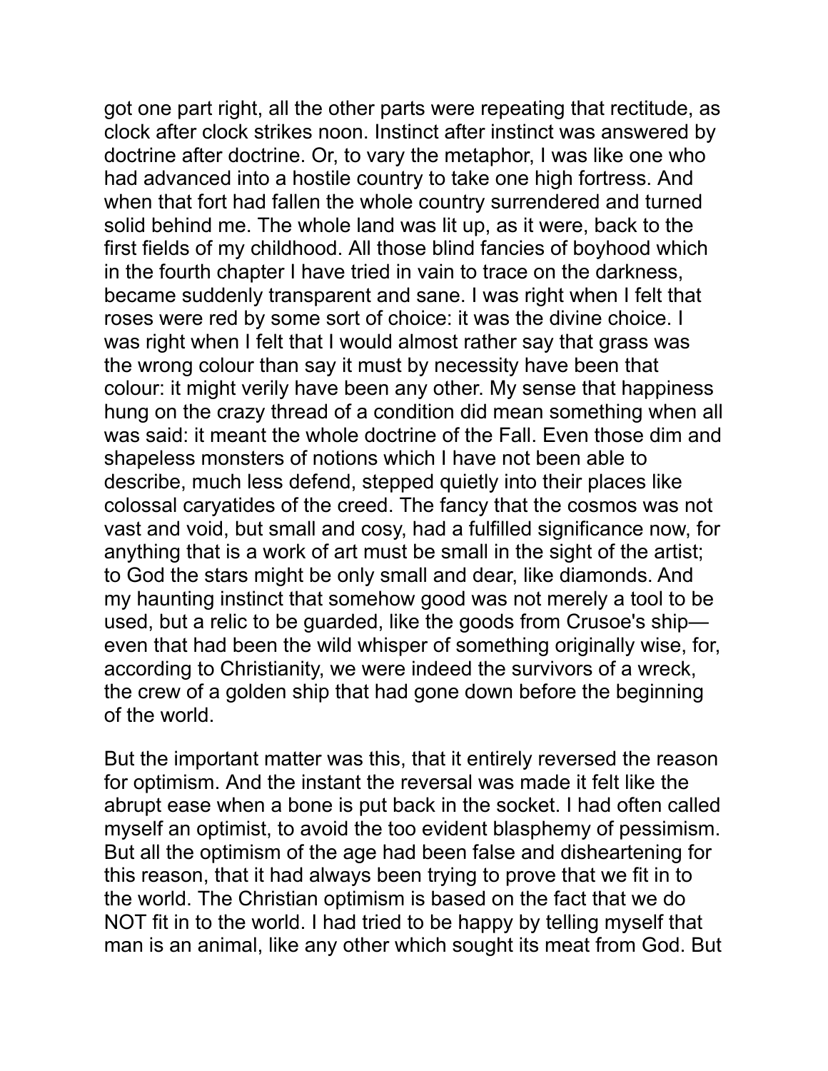got one part right, all the other parts were repeating that rectitude, as clock after clock strikes noon. Instinct after instinct was answered by doctrine after doctrine. Or, to vary the metaphor, I was like one who had advanced into a hostile country to take one high fortress. And when that fort had fallen the whole country surrendered and turned solid behind me. The whole land was lit up, as it were, back to the first fields of my childhood. All those blind fancies of boyhood which in the fourth chapter I have tried in vain to trace on the darkness, became suddenly transparent and sane. I was right when I felt that roses were red by some sort of choice: it was the divine choice. I was right when I felt that I would almost rather say that grass was the wrong colour than say it must by necessity have been that colour: it might verily have been any other. My sense that happiness hung on the crazy thread of a condition did mean something when all was said: it meant the whole doctrine of the Fall. Even those dim and shapeless monsters of notions which I have not been able to describe, much less defend, stepped quietly into their places like colossal caryatides of the creed. The fancy that the cosmos was not vast and void, but small and cosy, had a fulfilled significance now, for anything that is a work of art must be small in the sight of the artist; to God the stars might be only small and dear, like diamonds. And my haunting instinct that somehow good was not merely a tool to be used, but a relic to be guarded, like the goods from Crusoe's ship—even that had been the wild whisper of something originally wise, for, according to Christianity, we were indeed the survivors of a wreck, the crew of a golden ship that had gone down before the beginning of the world.

But the important matter was this, that it entirely reversed the reason for optimism. And the instant the reversal was made it felt like the abrupt ease when a bone is put back in the socket. I had often called myself an optimist, to avoid the too evident blasphemy of pessimism. But all the optimism of the age had been false and disheartening for this reason, that it had always been trying to prove that we fit in to the world. The Christian optimism is based on the fact that we do NOT fit in to the world. I had tried to be happy by telling myself that man is an animal, like any other which sought its meat from God. But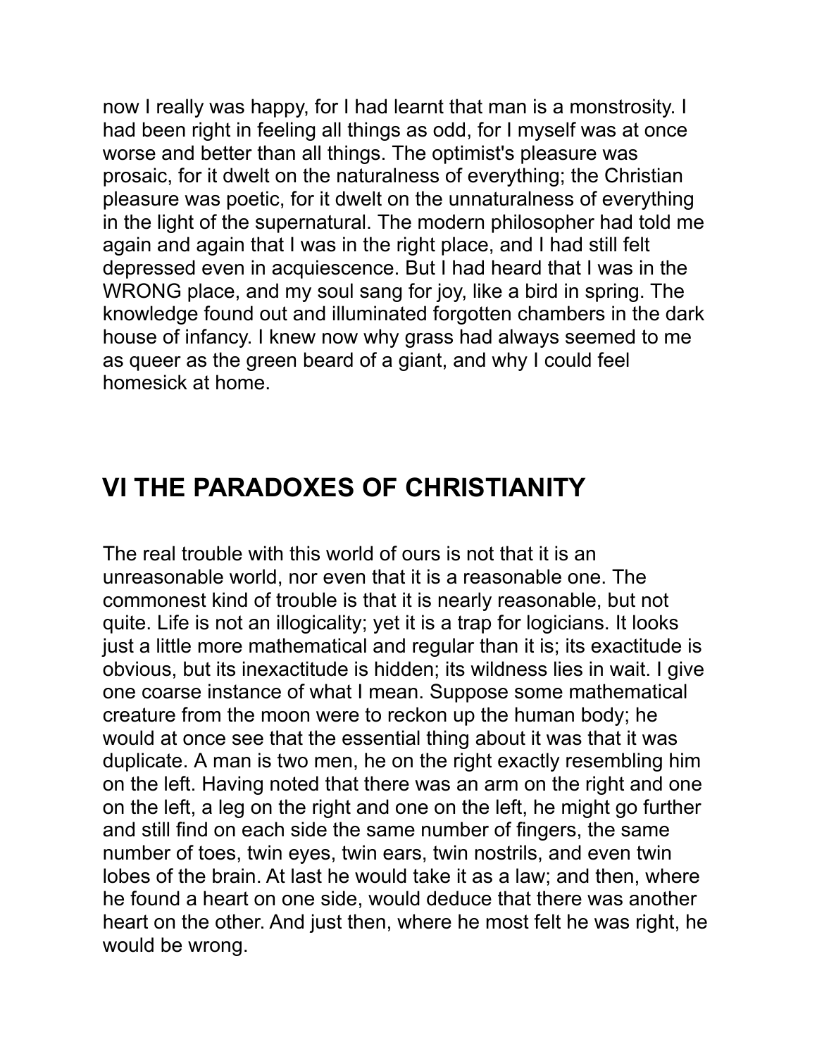now I really was happy, for I had learnt that man is a monstrosity. I had been right in feeling all things as odd, for I myself was at once worse and better than all things. The optimist's pleasure was prosaic, for it dwelt on the naturalness of everything; the Christian pleasure was poetic, for it dwelt on the unnaturalness of everything in the light of the supernatural. The modern philosopher had told me again and again that I was in the right place, and I had still felt depressed even in acquiescence. But I had heard that I was in the WRONG place, and my soul sang for joy, like a bird in spring. The knowledge found out and illuminated forgotten chambers in the dark house of infancy. I knew now why grass had always seemed to me as queer as the green beard of a giant, and why I could feel homesick at home.

## VI THE PARADOXES OF CHRISTIANITY

The real trouble with this world of ours is not that it is an unreasonable world, nor even that it is a reasonable one. The commonest kind of trouble is that it is nearly reasonable, but not quite. Life is not an illogicality; yet it is a trap for logicians. It looks just a little more mathematical and regular than it is; its exactitude is obvious, but its inexactitude is hidden; its wildness lies in wait. I give one coarse instance of what I mean. Suppose some mathematical creature from the moon were to reckon up the human body; he would at once see that the essential thing about it was that it was duplicate. A man is two men, he on the right exactly resembling him on the left. Having noted that there was an arm on the right and one on the left, a leg on the right and one on the left, he might go further and still find on each side the same number of fingers, the same number of toes, twin eyes, twin ears, twin nostrils, and even twin lobes of the brain. At last he would take it as a law; and then, where he found a heart on one side, would deduce that there was another heart on the other. And just then, where he most felt he was right, he would be wrong.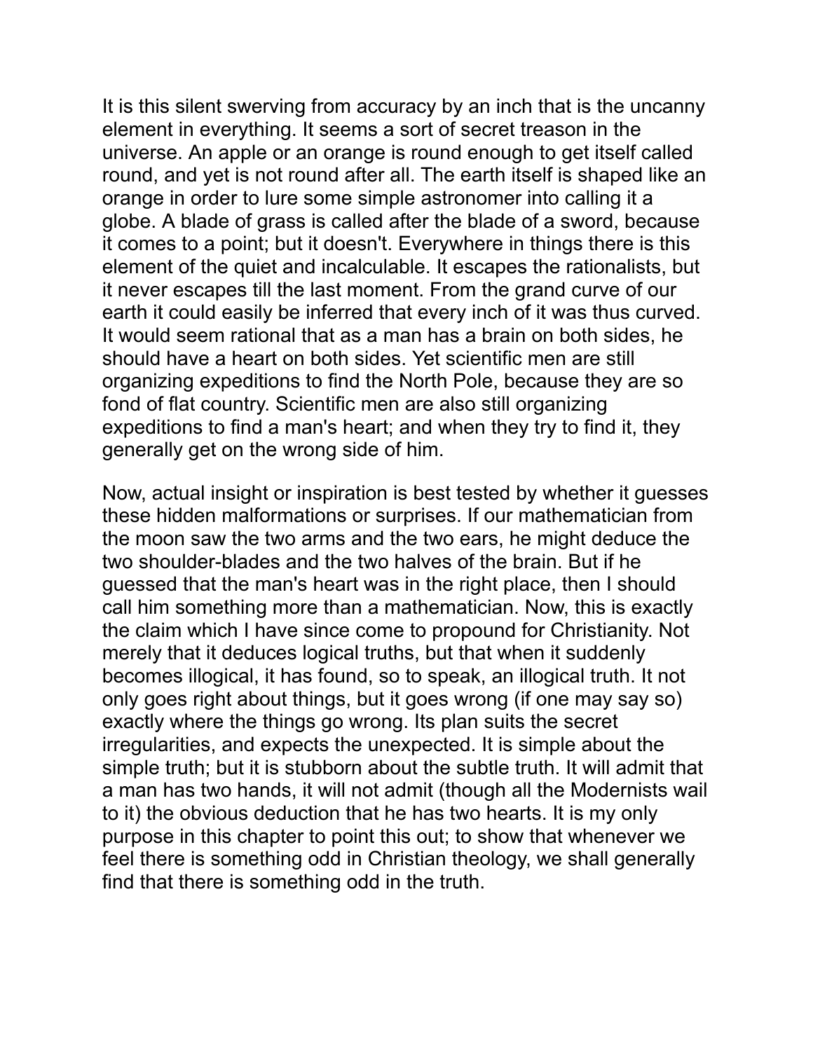It is this silent swerving from accuracy by an inch that is the uncanny element in everything. It seems a sort of secret treason in the universe. An apple or an orange is round enough to get itself called round, and yet is not round after all. The earth itself is shaped like an orange in order to lure some simple astronomer into calling it a globe. A blade of grass is called after the blade of a sword, because it comes to a point; but it doesn't. Everywhere in things there is this element of the quiet and incalculable. It escapes the rationalists, but it never escapes till the last moment. From the grand curve of our earth it could easily be inferred that every inch of it was thus curved. It would seem rational that as a man has a brain on both sides, he should have a heart on both sides. Yet scientific men are still organizing expeditions to find the North Pole, because they are so fond of flat country. Scientific men are also still organizing expeditions to find a man's heart; and when they try to find it, they generally get on the wrong side of him.

Now, actual insight or inspiration is best tested by whether it guesses these hidden malformations or surprises. If our mathematician from the moon saw the two arms and the two ears, he might deduce the two shoulder-blades and the two halves of the brain. But if he guessed that the man's heart was in the right place, then I should call him something more than a mathematician. Now, this is exactly the claim which I have since come to propound for Christianity. Not merely that it deduces logical truths, but that when it suddenly becomes illogical, it has found, so to speak, an illogical truth. It not only goes right about things, but it goes wrong (if one may say so) exactly where the things go wrong. Its plan suits the secret irregularities, and expects the unexpected. It is simple about the simple truth; but it is stubborn about the subtle truth. It will admit that a man has two hands, it will not admit (though all the Modernists wail to it) the obvious deduction that he has two hearts. It is my only purpose in this chapter to point this out; to show that whenever we feel there is something odd in Christian theology, we shall generally find that there is something odd in the truth.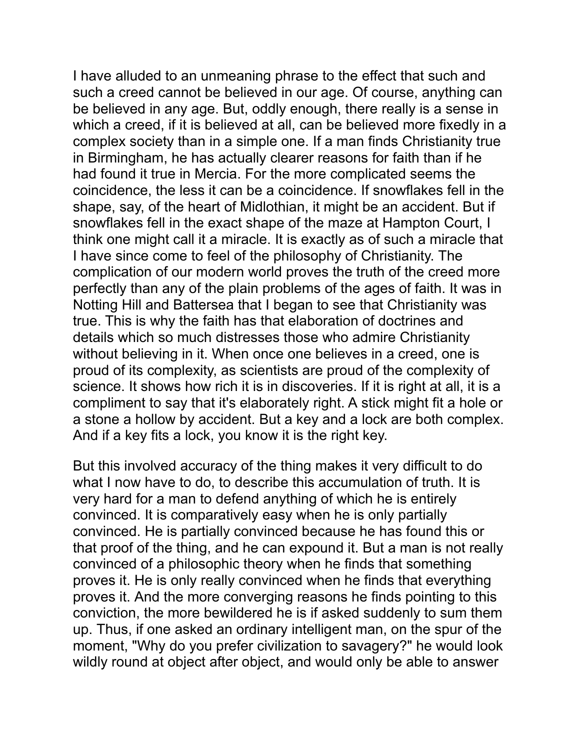I have alluded to an unmeaning phrase to the effect that such and such a creed cannot be believed in our age. Of course, anything can be believed in any age. But, oddly enough, there really is a sense in which a creed, if it is believed at all, can be believed more fixedly in a complex society than in a simple one. If a man finds Christianity true in Birmingham, he has actually clearer reasons for faith than if he had found it true in Mercia. For the more complicated seems the coincidence, the less it can be a coincidence. If snowflakes fell in the shape, say, of the heart of Midlothian, it might be an accident. But if snowflakes fell in the exact shape of the maze at Hampton Court, I think one might call it a miracle. It is exactly as of such a miracle that I have since come to feel of the philosophy of Christianity. The complication of our modern world proves the truth of the creed more perfectly than any of the plain problems of the ages of faith. It was in Notting Hill and Battersea that I began to see that Christianity was true. This is why the faith has that elaboration of doctrines and details which so much distresses those who admire Christianity without believing in it. When once one believes in a creed, one is proud of its complexity, as scientists are proud of the complexity of science. It shows how rich it is in discoveries. If it is right at all, it is a compliment to say that it's elaborately right. A stick might fit a hole or a stone a hollow by accident. But a key and a lock are both complex. And if a key fits a lock, you know it is the right key.

But this involved accuracy of the thing makes it very difficult to do what I now have to do, to describe this accumulation of truth. It is very hard for a man to defend anything of which he is entirely convinced. It is comparatively easy when he is only partially convinced. He is partially convinced because he has found this or that proof of the thing, and he can expound it. But a man is not really convinced of a philosophic theory when he finds that something proves it. He is only really convinced when he finds that everything proves it. And the more converging reasons he finds pointing to this conviction, the more bewildered he is if asked suddenly to sum them up. Thus, if one asked an ordinary intelligent man, on the spur of the moment, "Why do you prefer civilization to savagery?" he would look wildly round at object after object, and would only be able to answer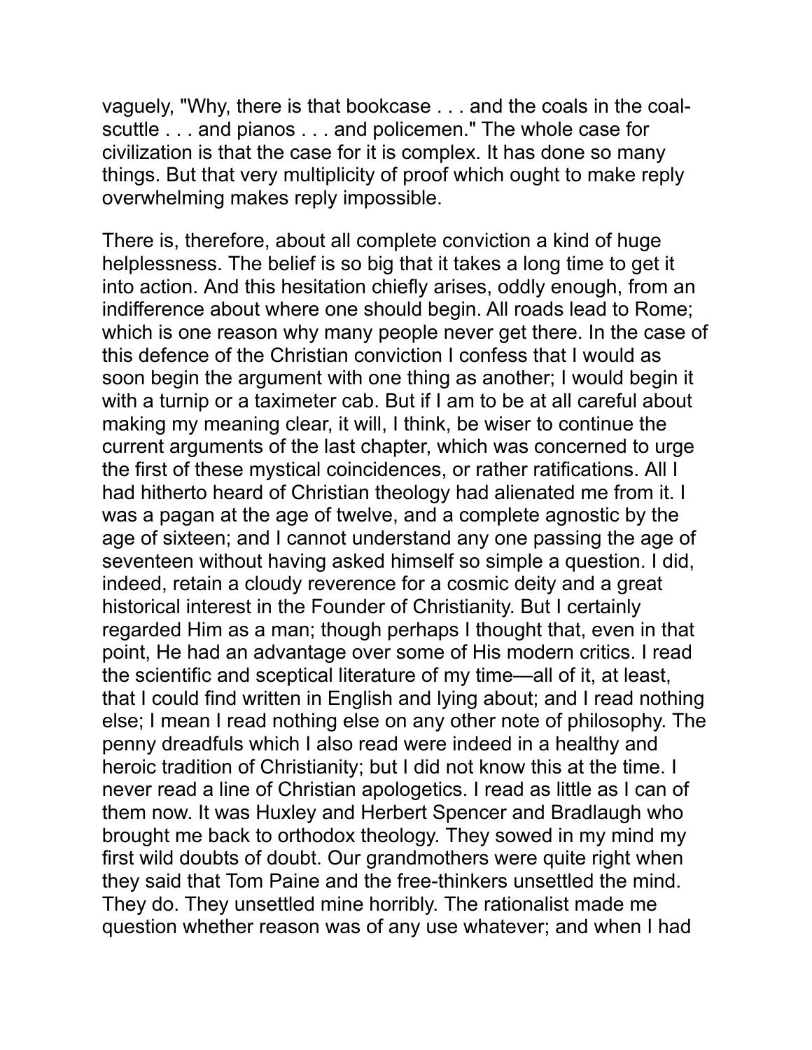vaguely, "Why, there is that bookcase . . . and the coals in the coal-scuttle . . . and pianos . . . and policemen." The whole case for civilization is that the case for it is complex. It has done so many things. But that very multiplicity of proof which ought to make reply overwhelming makes reply impossible.

There is, therefore, about all complete conviction a kind of huge helplessness. The belief is so big that it takes a long time to get it into action. And this hesitation chiefly arises, oddly enough, from an indifference about where one should begin. All roads lead to Rome; which is one reason why many people never get there. In the case of this defence of the Christian conviction I confess that I would as soon begin the argument with one thing as another; I would begin it with a turnip or a taximeter cab. But if I am to be at all careful about making my meaning clear, it will, I think, be wiser to continue the current arguments of the last chapter, which was concerned to urge the first of these mystical coincidences, or rather ratifications. All I had hitherto heard of Christian theology had alienated me from it. I was a pagan at the age of twelve, and a complete agnostic by the age of sixteen; and I cannot understand any one passing the age of seventeen without having asked himself so simple a question. I did, indeed, retain a cloudy reverence for a cosmic deity and a great historical interest in the Founder of Christianity. But I certainly regarded Him as a man; though perhaps I thought that, even in that point, He had an advantage over some of His modern critics. I read the scientific and sceptical literature of my time—all of it, at least, that I could find written in English and lying about; and I read nothing else; I mean I read nothing else on any other note of philosophy. The penny dreadfuls which I also read were indeed in a healthy and heroic tradition of Christianity; but I did not know this at the time. I never read a line of Christian apologetics. I read as little as I can of them now. It was Huxley and Herbert Spencer and Bradlaugh who brought me back to orthodox theology. They sowed in my mind my first wild doubts of doubt. Our grandmothers were quite right when they said that Tom Paine and the free-thinkers unsettled the mind. They do. They unsettled mine horribly. The rationalist made me question whether reason was of any use whatever; and when I had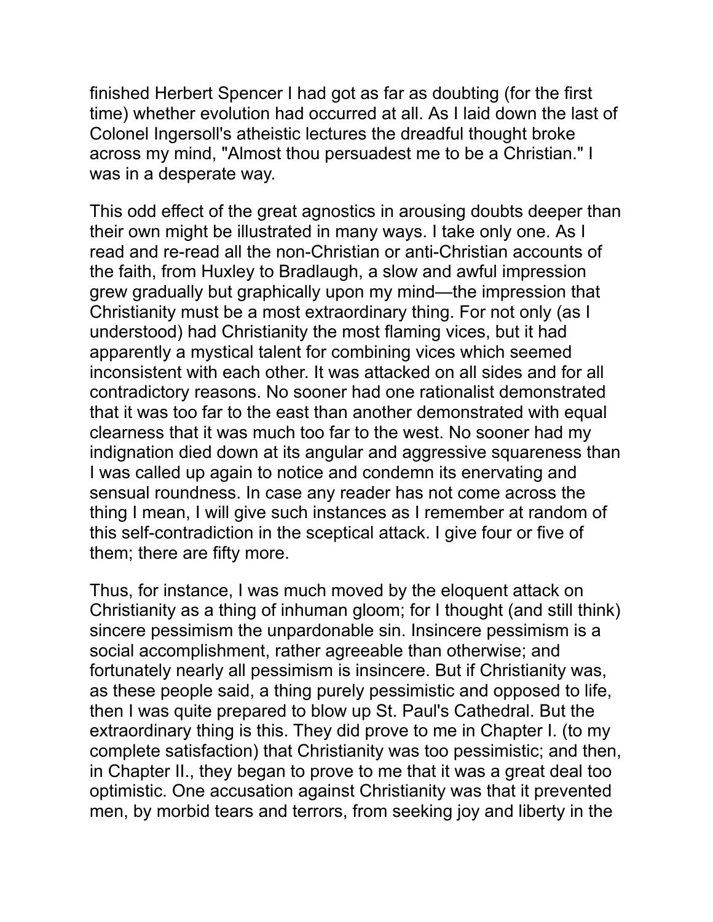finished Herbert Spencer I had got as far as doubting (for the first time) whether evolution had occurred at all. As I laid down the last of Colonel Ingersoll's atheistic lectures the dreadful thought broke across my mind, "Almost thou persuadest me to be a Christian." I was in a desperate way.

This odd effect of the great agnostics in arousing doubts deeper than their own might be illustrated in many ways. I take only one. As I read and re-read all the non-Christian or anti-Christian accounts of the faith, from Huxley to Bradlaugh, a slow and awful impression grew gradually but graphically upon my mind—the impression that Christianity must be a most extraordinary thing. For not only (as I understood) had Christianity the most flaming vices, but it had apparently a mystical talent for combining vices which seemed inconsistent with each other. It was attacked on all sides and for all contradictory reasons. No sooner had one rationalist demonstrated that it was too far to the east than another demonstrated with equal clearness that it was much too far to the west. No sooner had my indignation died down at its angular and aggressive squareness than I was called up again to notice and condemn its enervating and sensual roundness. In case any reader has not come across the thing I mean, I will give such instances as I remember at random of this self-contradiction in the sceptical attack. I give four or five of them; there are fifty more.

Thus, for instance, I was much moved by the eloquent attack on Christianity as a thing of inhuman gloom; for I thought (and still think) sincere pessimism the unpardonable sin. Insincere pessimism is a social accomplishment, rather agreeable than otherwise; and fortunately nearly all pessimism is insincere. But if Christianity was, as these people said, a thing purely pessimistic and opposed to life, then I was quite prepared to blow up St. Paul's Cathedral. But the extraordinary thing is this. They did prove to me in Chapter I. (to my complete satisfaction) that Christianity was too pessimistic; and then, in Chapter II., they began to prove to me that it was a great deal too optimistic. One accusation against Christianity was that it prevented men, by morbid tears and terrors, from seeking joy and liberty in the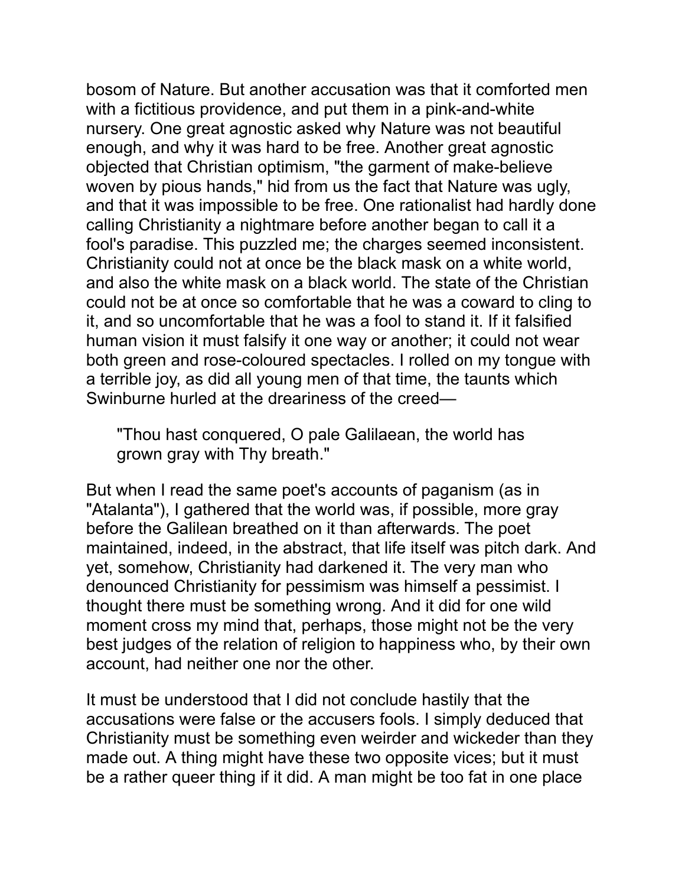bosom of Nature. But another accusation was that it comforted men with a fictitious providence, and put them in a pink-and-white nursery. One great agnostic asked why Nature was not beautiful enough, and why it was hard to be free. Another great agnostic objected that Christian optimism, "the garment of make-believe woven by pious hands," hid from us the fact that Nature was ugly, and that it was impossible to be free. One rationalist had hardly done calling Christianity a nightmare before another began to call it a fool's paradise. This puzzled me; the charges seemed inconsistent. Christianity could not at once be the black mask on a white world, and also the white mask on a black world. The state of the Christian could not be at once so comfortable that he was a coward to cling to it, and so uncomfortable that he was a fool to stand it. If it falsified human vision it must falsify it one way or another; it could not wear both green and rose-coloured spectacles. I rolled on my tongue with a terrible joy, as did all young men of that time, the taunts which Swinburne hurled at the dreariness of the creed—

> "Thou hast conquered, O pale Galilaean, the world has grown gray with Thy breath."

But when I read the same poet's accounts of paganism (as in "Atalanta"), I gathered that the world was, if possible, more gray before the Galilean breathed on it than afterwards. The poet maintained, indeed, in the abstract, that life itself was pitch dark. And yet, somehow, Christianity had darkened it. The very man who denounced Christianity for pessimism was himself a pessimist. I thought there must be something wrong. And it did for one wild moment cross my mind that, perhaps, those might not be the very best judges of the relation of religion to happiness who, by their own account, had neither one nor the other.

It must be understood that I did not conclude hastily that the accusations were false or the accusers fools. I simply deduced that Christianity must be something even weirder and wickeder than they made out. A thing might have these two opposite vices; but it must be a rather queer thing if it did. A man might be too fat in one place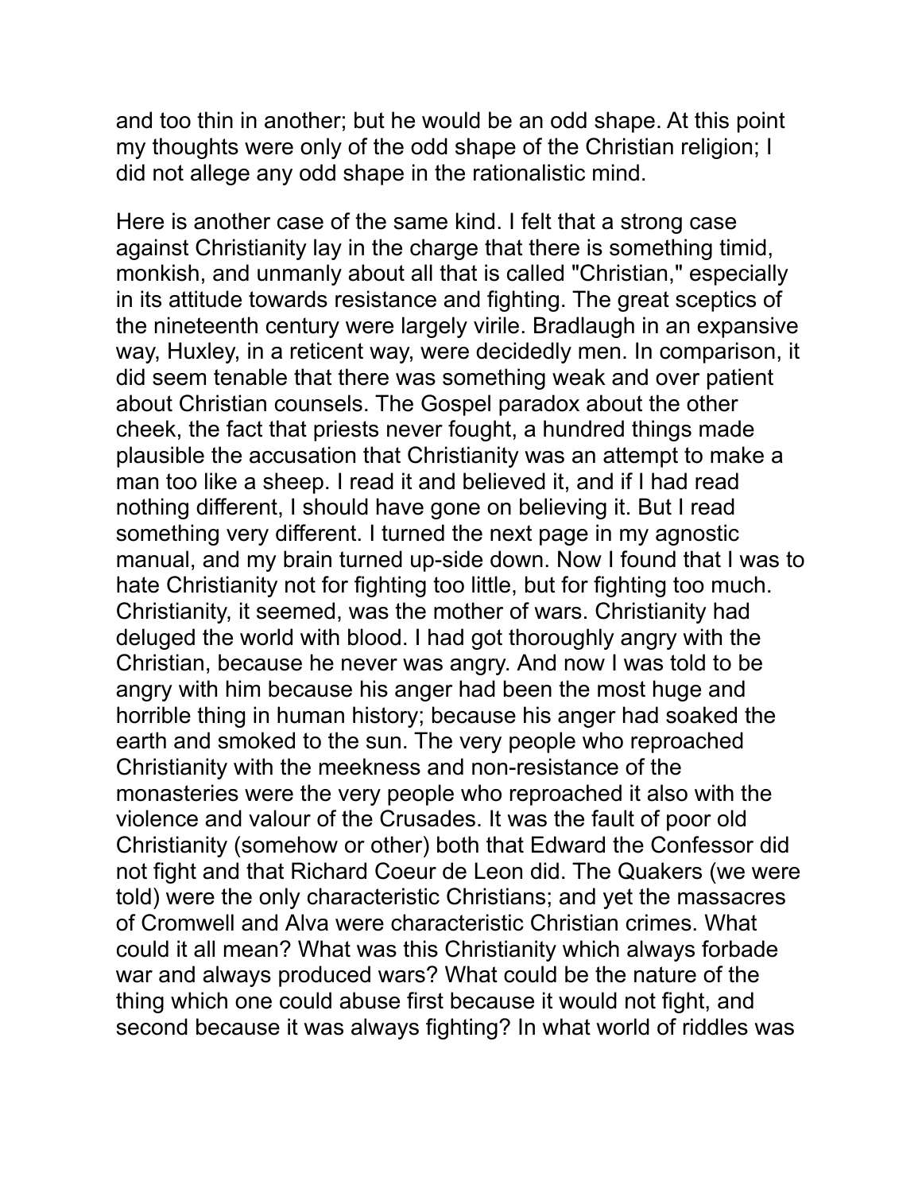and too thin in another; but he would be an odd shape. At this point my thoughts were only of the odd shape of the Christian religion; I did not allege any odd shape in the rationalistic mind.

Here is another case of the same kind. I felt that a strong case against Christianity lay in the charge that there is something timid, monkish, and unmanly about all that is called "Christian," especially in its attitude towards resistance and fighting. The great sceptics of the nineteenth century were largely virile. Bradlaugh in an expansive way, Huxley, in a reticent way, were decidedly men. In comparison, it did seem tenable that there was something weak and over patient about Christian counsels. The Gospel paradox about the other cheek, the fact that priests never fought, a hundred things made plausible the accusation that Christianity was an attempt to make a man too like a sheep. I read it and believed it, and if I had read nothing different, I should have gone on believing it. But I read something very different. I turned the next page in my agnostic manual, and my brain turned up-side down. Now I found that I was to hate Christianity not for fighting too little, but for fighting too much. Christianity, it seemed, was the mother of wars. Christianity had deluged the world with blood. I had got thoroughly angry with the Christian, because he never was angry. And now I was told to be angry with him because his anger had been the most huge and horrible thing in human history; because his anger had soaked the earth and smoked to the sun. The very people who reproached Christianity with the meekness and non-resistance of the monasteries were the very people who reproached it also with the violence and valour of the Crusades. It was the fault of poor old Christianity (somehow or other) both that Edward the Confessor did not fight and that Richard Coeur de Leon did. The Quakers (we were told) were the only characteristic Christians; and yet the massacres of Cromwell and Alva were characteristic Christian crimes. What could it all mean? What was this Christianity which always forbade war and always produced wars? What could be the nature of the thing which one could abuse first because it would not fight, and second because it was always fighting? In what world of riddles was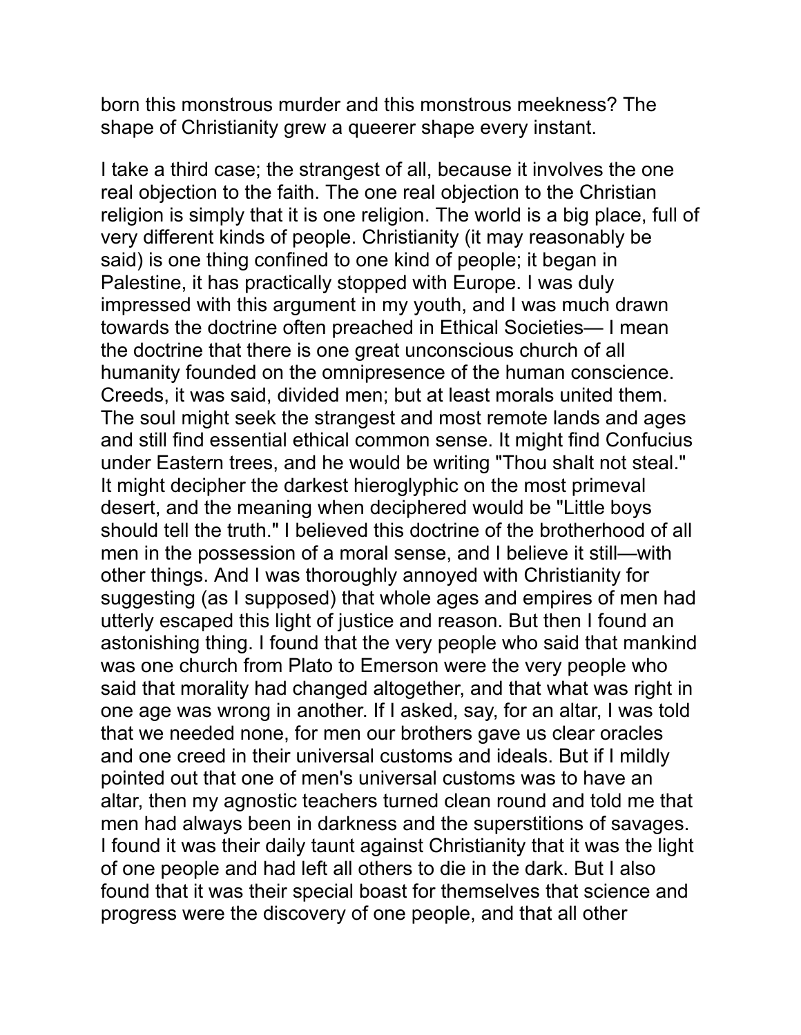born this monstrous murder and this monstrous meekness? The shape of Christianity grew a queerer shape every instant.

I take a third case; the strangest of all, because it involves the one real objection to the faith. The one real objection to the Christian religion is simply that it is one religion. The world is a big place, full of very different kinds of people. Christianity (it may reasonably be said) is one thing confined to one kind of people; it began in Palestine, it has practically stopped with Europe. I was duly impressed with this argument in my youth, and I was much drawn towards the doctrine often preached in Ethical Societies— I mean the doctrine that there is one great unconscious church of all humanity founded on the omnipresence of the human conscience. Creeds, it was said, divided men; but at least morals united them. The soul might seek the strangest and most remote lands and ages and still find essential ethical common sense. It might find Confucius under Eastern trees, and he would be writing "Thou shalt not steal." It might decipher the darkest hieroglyphic on the most primeval desert, and the meaning when deciphered would be "Little boys should tell the truth." I believed this doctrine of the brotherhood of all men in the possession of a moral sense, and I believe it still—with other things. And I was thoroughly annoyed with Christianity for suggesting (as I supposed) that whole ages and empires of men had utterly escaped this light of justice and reason. But then I found an astonishing thing. I found that the very people who said that mankind was one church from Plato to Emerson were the very people who said that morality had changed altogether, and that what was right in one age was wrong in another. If I asked, say, for an altar, I was told that we needed none, for men our brothers gave us clear oracles and one creed in their universal customs and ideals. But if I mildly pointed out that one of men's universal customs was to have an altar, then my agnostic teachers turned clean round and told me that men had always been in darkness and the superstitions of savages. I found it was their daily taunt against Christianity that it was the light of one people and had left all others to die in the dark. But I also found that it was their special boast for themselves that science and progress were the discovery of one people, and that all other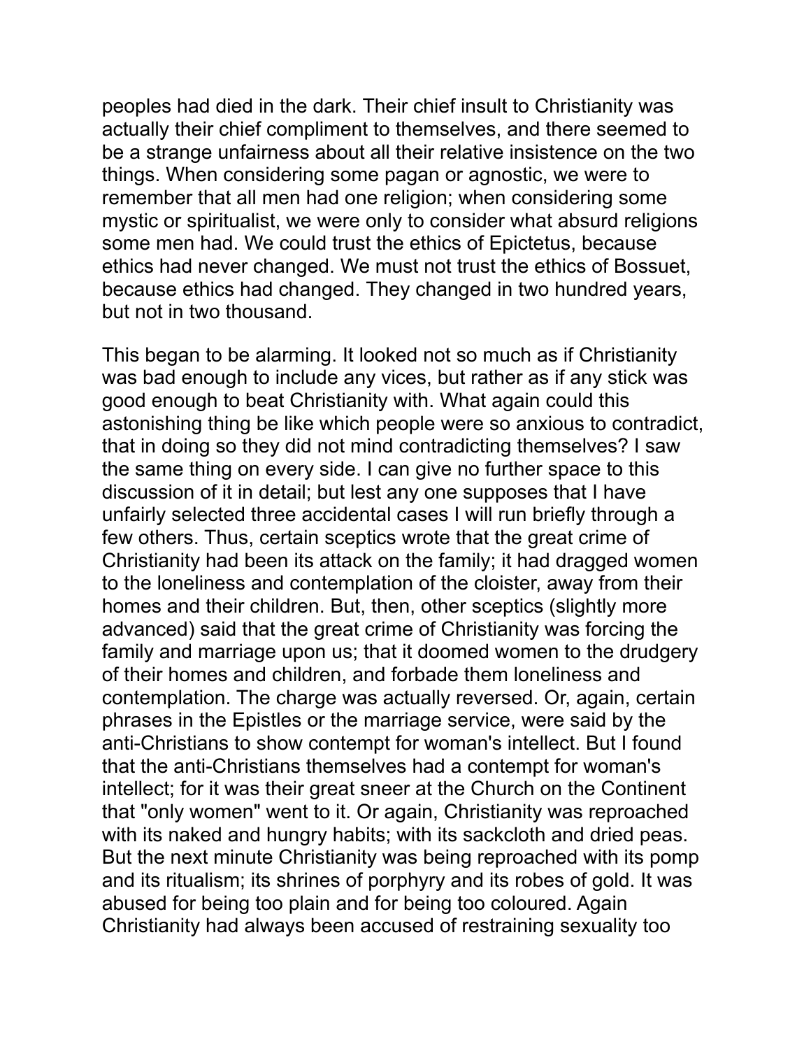peoples had died in the dark. Their chief insult to Christianity was actually their chief compliment to themselves, and there seemed to be a strange unfairness about all their relative insistence on the two things. When considering some pagan or agnostic, we were to remember that all men had one religion; when considering some mystic or spiritualist, we were only to consider what absurd religions some men had. We could trust the ethics of Epictetus, because ethics had never changed. We must not trust the ethics of Bossuet, because ethics had changed. They changed in two hundred years, but not in two thousand.

This began to be alarming. It looked not so much as if Christianity was bad enough to include any vices, but rather as if any stick was good enough to beat Christianity with. What again could this astonishing thing be like which people were so anxious to contradict, that in doing so they did not mind contradicting themselves? I saw the same thing on every side. I can give no further space to this discussion of it in detail; but lest any one supposes that I have unfairly selected three accidental cases I will run briefly through a few others. Thus, certain sceptics wrote that the great crime of Christianity had been its attack on the family; it had dragged women to the loneliness and contemplation of the cloister, away from their homes and their children. But, then, other sceptics (slightly more advanced) said that the great crime of Christianity was forcing the family and marriage upon us; that it doomed women to the drudgery of their homes and children, and forbade them loneliness and contemplation. The charge was actually reversed. Or, again, certain phrases in the Epistles or the marriage service, were said by the anti-Christians to show contempt for woman's intellect. But I found that the anti-Christians themselves had a contempt for woman's intellect; for it was their great sneer at the Church on the Continent that "only women" went to it. Or again, Christianity was reproached with its naked and hungry habits; with its sackcloth and dried peas. But the next minute Christianity was being reproached with its pomp and its ritualism; its shrines of porphyry and its robes of gold. It was abused for being too plain and for being too coloured. Again Christianity had always been accused of restraining sexuality too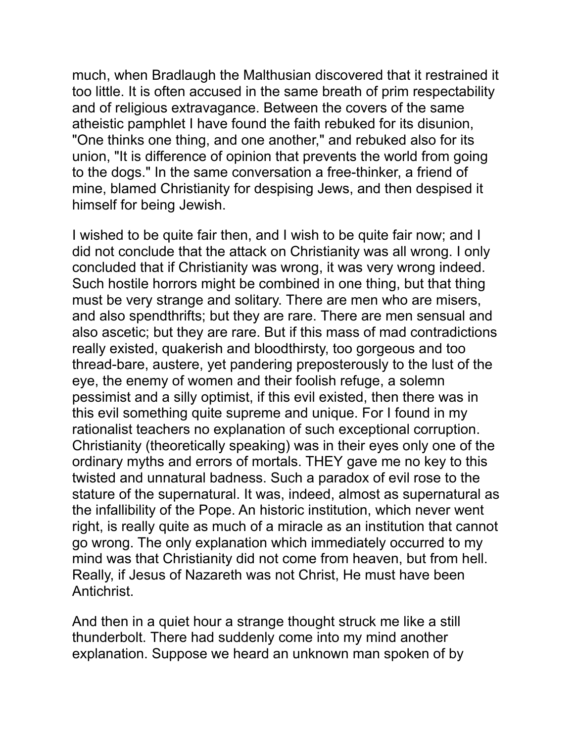much, when Bradlaugh the Malthusian discovered that it restrained it too little. It is often accused in the same breath of prim respectability and of religious extravagance. Between the covers of the same atheistic pamphlet I have found the faith rebuked for its disunion, "One thinks one thing, and one another," and rebuked also for its union, "It is difference of opinion that prevents the world from going to the dogs." In the same conversation a free-thinker, a friend of mine, blamed Christianity for despising Jews, and then despised it himself for being Jewish.

I wished to be quite fair then, and I wish to be quite fair now; and I did not conclude that the attack on Christianity was all wrong. I only concluded that if Christianity was wrong, it was very wrong indeed. Such hostile horrors might be combined in one thing, but that thing must be very strange and solitary. There are men who are misers, and also spendthrifts; but they are rare. There are men sensual and also ascetic; but they are rare. But if this mass of mad contradictions really existed, quakerish and bloodthirsty, too gorgeous and too thread-bare, austere, yet pandering preposterously to the lust of the eye, the enemy of women and their foolish refuge, a solemn pessimist and a silly optimist, if this evil existed, then there was in this evil something quite supreme and unique. For I found in my rationalist teachers no explanation of such exceptional corruption. Christianity (theoretically speaking) was in their eyes only one of the ordinary myths and errors of mortals. THEY gave me no key to this twisted and unnatural badness. Such a paradox of evil rose to the stature of the supernatural. It was, indeed, almost as supernatural as the infallibility of the Pope. An historic institution, which never went right, is really quite as much of a miracle as an institution that cannot go wrong. The only explanation which immediately occurred to my mind was that Christianity did not come from heaven, but from hell. Really, if Jesus of Nazareth was not Christ, He must have been Antichrist.

And then in a quiet hour a strange thought struck me like a still thunderbolt. There had suddenly come into my mind another explanation. Suppose we heard an unknown man spoken of by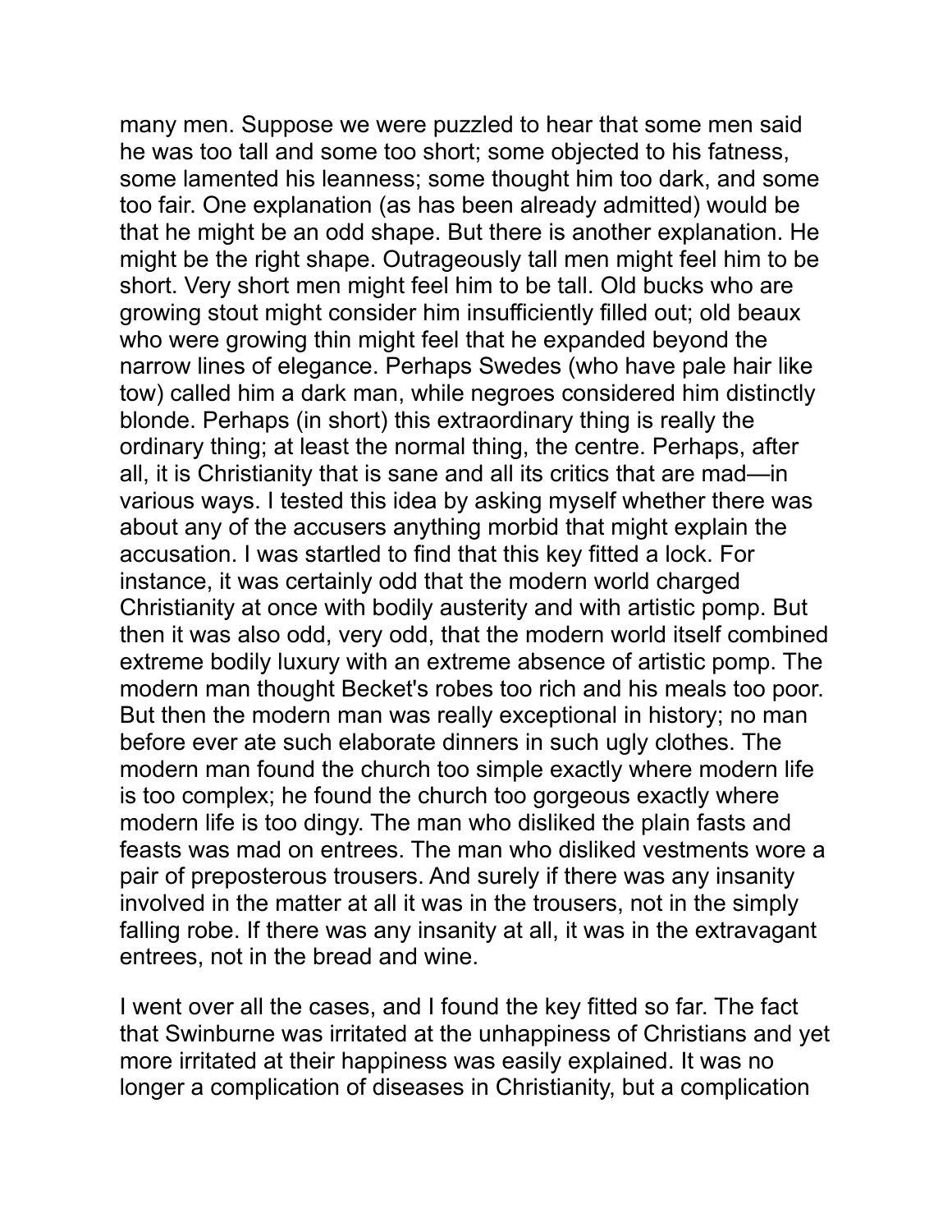many men. Suppose we were puzzled to hear that some men said he was too tall and some too short; some objected to his fatness, some lamented his leanness; some thought him too dark, and some too fair. One explanation (as has been already admitted) would be that he might be an odd shape. But there is another explanation. He might be the right shape. Outrageously tall men might feel him to be short. Very short men might feel him to be tall. Old bucks who are growing stout might consider him insufficiently filled out; old beaux who were growing thin might feel that he expanded beyond the narrow lines of elegance. Perhaps Swedes (who have pale hair like tow) called him a dark man, while negroes considered him distinctly blonde. Perhaps (in short) this extraordinary thing is really the ordinary thing; at least the normal thing, the centre. Perhaps, after all, it is Christianity that is sane and all its critics that are mad—in various ways. I tested this idea by asking myself whether there was about any of the accusers anything morbid that might explain the accusation. I was startled to find that this key fitted a lock. For instance, it was certainly odd that the modern world charged Christianity at once with bodily austerity and with artistic pomp. But then it was also odd, very odd, that the modern world itself combined extreme bodily luxury with an extreme absence of artistic pomp. The modern man thought Becket's robes too rich and his meals too poor. But then the modern man was really exceptional in history; no man before ever ate such elaborate dinners in such ugly clothes. The modern man found the church too simple exactly where modern life is too complex; he found the church too gorgeous exactly where modern life is too dingy. The man who disliked the plain fasts and feasts was mad on entrees. The man who disliked vestments wore a pair of preposterous trousers. And surely if there was any insanity involved in the matter at all it was in the trousers, not in the simply falling robe. If there was any insanity at all, it was in the extravagant entrees, not in the bread and wine.

I went over all the cases, and I found the key fitted so far. The fact that Swinburne was irritated at the unhappiness of Christians and yet more irritated at their happiness was easily explained. It was no longer a complication of diseases in Christianity, but a complication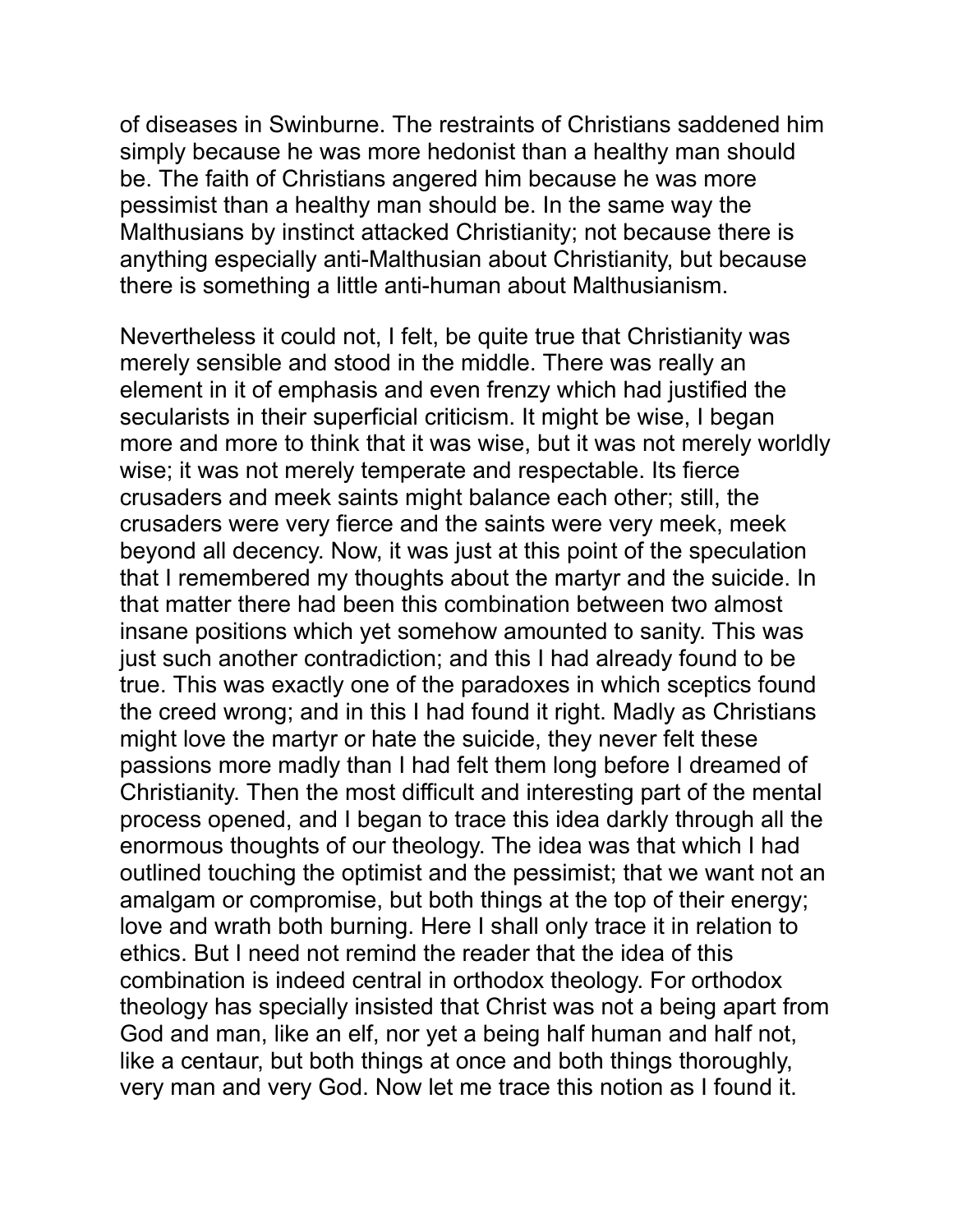of diseases in Swinburne. The restraints of Christians saddened him simply because he was more hedonist than a healthy man should be. The faith of Christians angered him because he was more pessimist than a healthy man should be. In the same way the Malthusians by instinct attacked Christianity; not because there is anything especially anti-Malthusian about Christianity, but because there is something a little anti-human about Malthusianism.

Nevertheless it could not, I felt, be quite true that Christianity was merely sensible and stood in the middle. There was really an element in it of emphasis and even frenzy which had justified the secularists in their superficial criticism. It might be wise, I began more and more to think that it was wise, but it was not merely worldly wise; it was not merely temperate and respectable. Its fierce crusaders and meek saints might balance each other; still, the crusaders were very fierce and the saints were very meek, meek beyond all decency. Now, it was just at this point of the speculation that I remembered my thoughts about the martyr and the suicide. In that matter there had been this combination between two almost insane positions which yet somehow amounted to sanity. This was just such another contradiction; and this I had already found to be true. This was exactly one of the paradoxes in which sceptics found the creed wrong; and in this I had found it right. Madly as Christians might love the martyr or hate the suicide, they never felt these passions more madly than I had felt them long before I dreamed of Christianity. Then the most difficult and interesting part of the mental process opened, and I began to trace this idea darkly through all the enormous thoughts of our theology. The idea was that which I had outlined touching the optimist and the pessimist; that we want not an amalgam or compromise, but both things at the top of their energy; love and wrath both burning. Here I shall only trace it in relation to ethics. But I need not remind the reader that the idea of this combination is indeed central in orthodox theology. For orthodox theology has specially insisted that Christ was not a being apart from God and man, like an elf, nor yet a being half human and half not, like a centaur, but both things at once and both things thoroughly, very man and very God. Now let me trace this notion as I found it.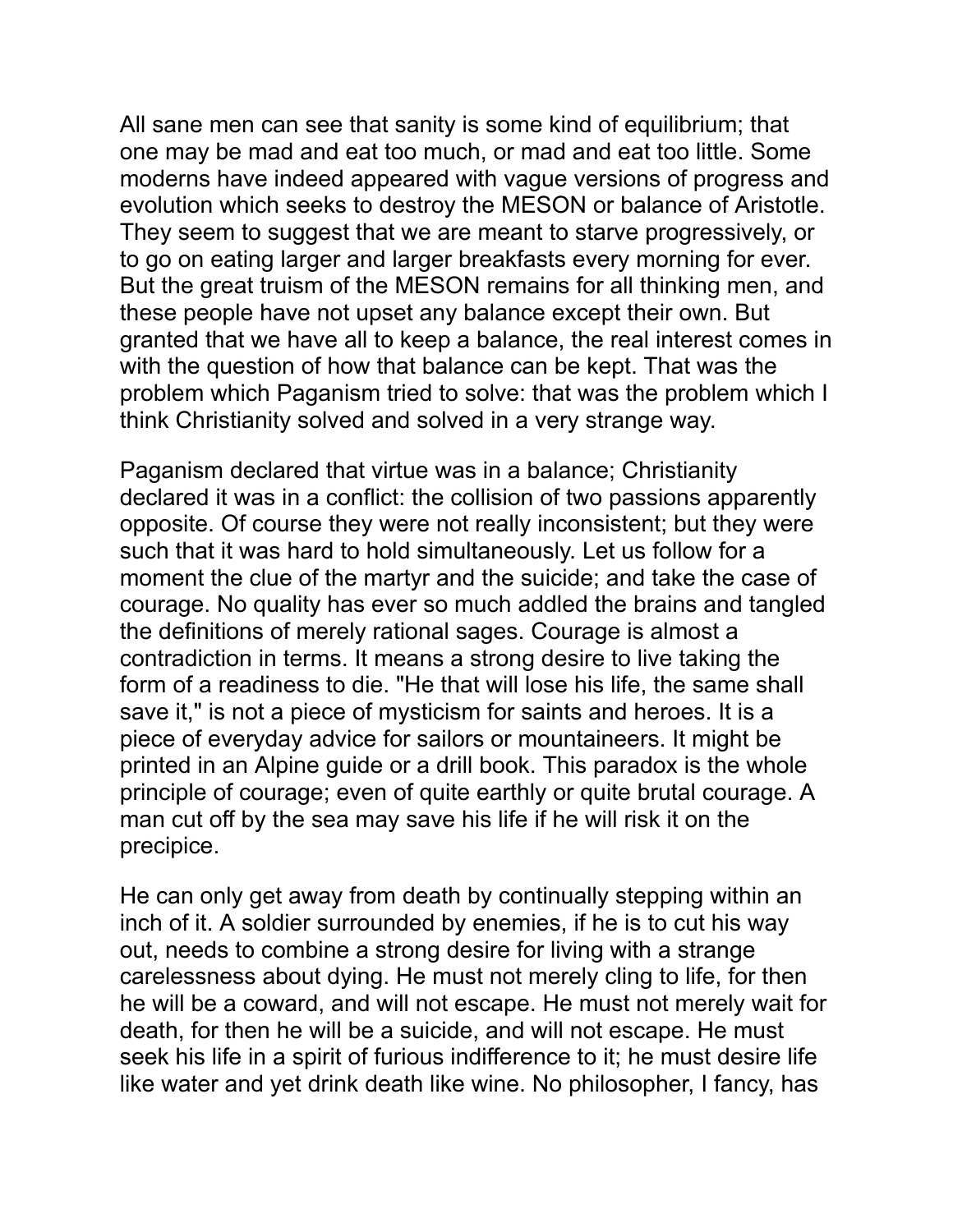All sane men can see that sanity is some kind of equilibrium; that one may be mad and eat too much, or mad and eat too little. Some moderns have indeed appeared with vague versions of progress and evolution which seeks to destroy the MESON or balance of Aristotle. They seem to suggest that we are meant to starve progressively, or to go on eating larger and larger breakfasts every morning for ever. But the great truism of the MESON remains for all thinking men, and these people have not upset any balance except their own. But granted that we have all to keep a balance, the real interest comes in with the question of how that balance can be kept. That was the problem which Paganism tried to solve: that was the problem which I think Christianity solved and solved in a very strange way.

Paganism declared that virtue was in a balance; Christianity declared it was in a conflict: the collision of two passions apparently opposite. Of course they were not really inconsistent; but they were such that it was hard to hold simultaneously. Let us follow for a moment the clue of the martyr and the suicide; and take the case of courage. No quality has ever so much addled the brains and tangled the definitions of merely rational sages. Courage is almost a contradiction in terms. It means a strong desire to live taking the form of a readiness to die. "He that will lose his life, the same shall save it," is not a piece of mysticism for saints and heroes. It is a piece of everyday advice for sailors or mountaineers. It might be printed in an Alpine guide or a drill book. This paradox is the whole principle of courage; even of quite earthly or quite brutal courage. A man cut off by the sea may save his life if he will risk it on the precipice.

He can only get away from death by continually stepping within an inch of it. A soldier surrounded by enemies, if he is to cut his way out, needs to combine a strong desire for living with a strange carelessness about dying. He must not merely cling to life, for then he will be a coward, and will not escape. He must not merely wait for death, for then he will be a suicide, and will not escape. He must seek his life in a spirit of furious indifference to it; he must desire life like water and yet drink death like wine. No philosopher, I fancy, has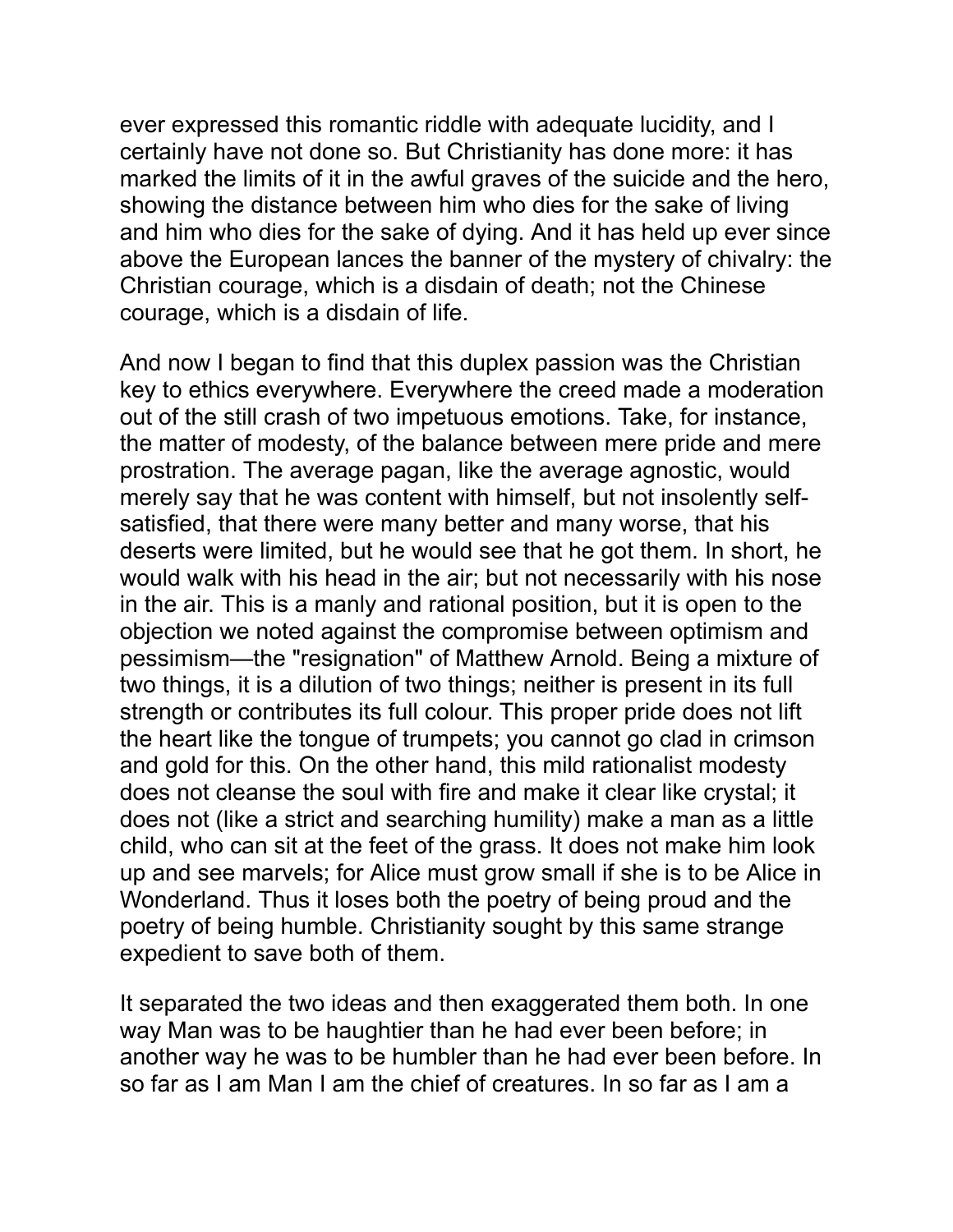ever expressed this romantic riddle with adequate lucidity, and I certainly have not done so. But Christianity has done more: it has marked the limits of it in the awful graves of the suicide and the hero, showing the distance between him who dies for the sake of living and him who dies for the sake of dying. And it has held up ever since above the European lances the banner of the mystery of chivalry: the Christian courage, which is a disdain of death; not the Chinese courage, which is a disdain of life.

And now I began to find that this duplex passion was the Christian key to ethics everywhere. Everywhere the creed made a moderation out of the still crash of two impetuous emotions. Take, for instance, the matter of modesty, of the balance between mere pride and mere prostration. The average pagan, like the average agnostic, would merely say that he was content with himself, but not insolently self-satisfied, that there were many better and many worse, that his deserts were limited, but he would see that he got them. In short, he would walk with his head in the air; but not necessarily with his nose in the air. This is a manly and rational position, but it is open to the objection we noted against the compromise between optimism and pessimism—the "resignation" of Matthew Arnold. Being a mixture of two things, it is a dilution of two things; neither is present in its full strength or contributes its full colour. This proper pride does not lift the heart like the tongue of trumpets; you cannot go clad in crimson and gold for this. On the other hand, this mild rationalist modesty does not cleanse the soul with fire and make it clear like crystal; it does not (like a strict and searching humility) make a man as a little child, who can sit at the feet of the grass. It does not make him look up and see marvels; for Alice must grow small if she is to be Alice in Wonderland. Thus it loses both the poetry of being proud and the poetry of being humble. Christianity sought by this same strange expedient to save both of them.

It separated the two ideas and then exaggerated them both. In one way Man was to be haughtier than he had ever been before; in another way he was to be humbler than he had ever been before. In so far as I am Man I am the chief of creatures. In so far as I am a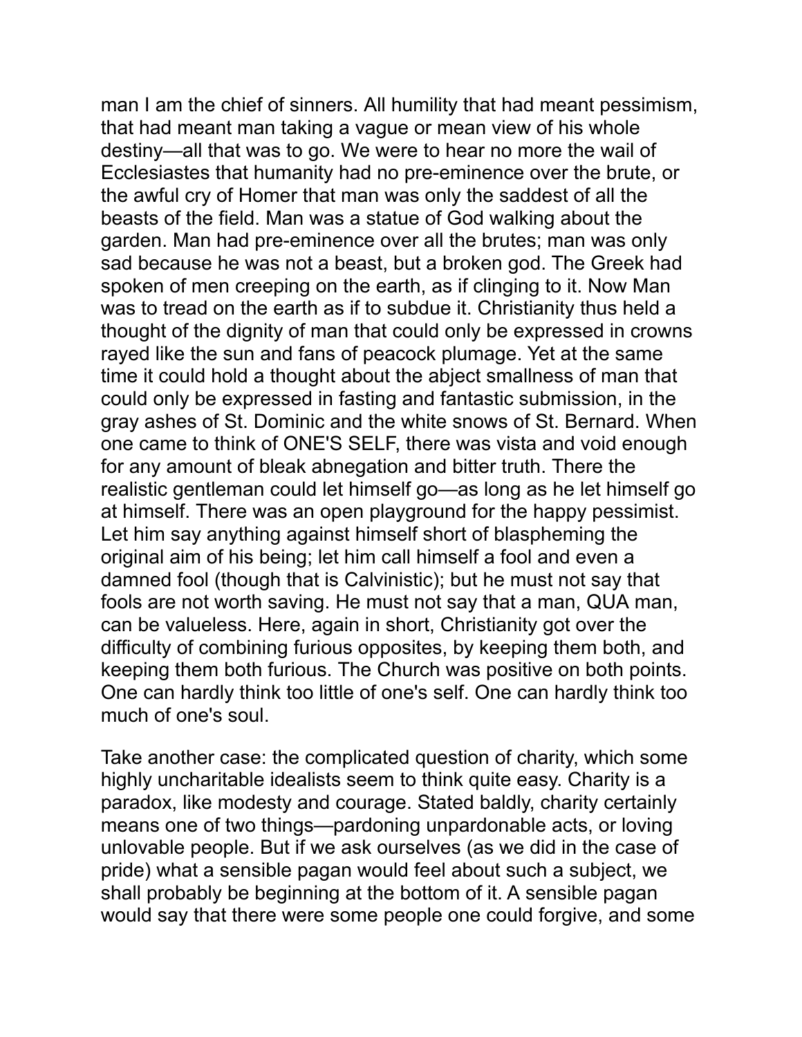man I am the chief of sinners. All humility that had meant pessimism, that had meant man taking a vague or mean view of his whole destiny—all that was to go. We were to hear no more the wail of Ecclesiastes that humanity had no pre-eminence over the brute, or the awful cry of Homer that man was only the saddest of all the beasts of the field. Man was a statue of God walking about the garden. Man had pre-eminence over all the brutes; man was only sad because he was not a beast, but a broken god. The Greek had spoken of men creeping on the earth, as if clinging to it. Now Man was to tread on the earth as if to subdue it. Christianity thus held a thought of the dignity of man that could only be expressed in crowns rayed like the sun and fans of peacock plumage. Yet at the same time it could hold a thought about the abject smallness of man that could only be expressed in fasting and fantastic submission, in the gray ashes of St. Dominic and the white snows of St. Bernard. When one came to think of ONE'S SELF, there was vista and void enough for any amount of bleak abnegation and bitter truth. There the realistic gentleman could let himself go—as long as he let himself go at himself. There was an open playground for the happy pessimist. Let him say anything against himself short of blaspheming the original aim of his being; let him call himself a fool and even a damned fool (though that is Calvinistic); but he must not say that fools are not worth saving. He must not say that a man, QUA man, can be valueless. Here, again in short, Christianity got over the difficulty of combining furious opposites, by keeping them both, and keeping them both furious. The Church was positive on both points. One can hardly think too little of one's self. One can hardly think too much of one's soul.

Take another case: the complicated question of charity, which some highly uncharitable idealists seem to think quite easy. Charity is a paradox, like modesty and courage. Stated baldly, charity certainly means one of two things—pardoning unpardonable acts, or loving unlovable people. But if we ask ourselves (as we did in the case of pride) what a sensible pagan would feel about such a subject, we shall probably be beginning at the bottom of it. A sensible pagan would say that there were some people one could forgive, and some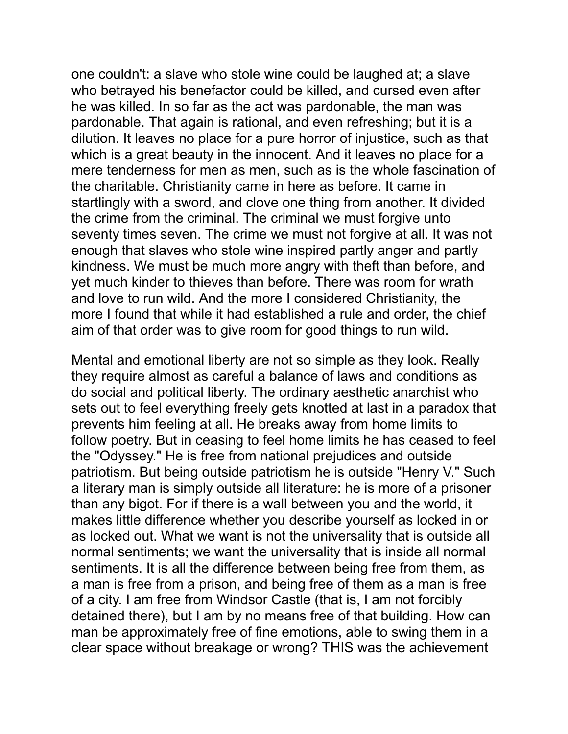one couldn't: a slave who stole wine could be laughed at; a slave who betrayed his benefactor could be killed, and cursed even after he was killed. In so far as the act was pardonable, the man was pardonable. That again is rational, and even refreshing; but it is a dilution. It leaves no place for a pure horror of injustice, such as that which is a great beauty in the innocent. And it leaves no place for a mere tenderness for men as men, such as is the whole fascination of the charitable. Christianity came in here as before. It came in startlingly with a sword, and clove one thing from another. It divided the crime from the criminal. The criminal we must forgive unto seventy times seven. The crime we must not forgive at all. It was not enough that slaves who stole wine inspired partly anger and partly kindness. We must be much more angry with theft than before, and yet much kinder to thieves than before. There was room for wrath and love to run wild. And the more I considered Christianity, the more I found that while it had established a rule and order, the chief aim of that order was to give room for good things to run wild.

Mental and emotional liberty are not so simple as they look. Really they require almost as careful a balance of laws and conditions as do social and political liberty. The ordinary aesthetic anarchist who sets out to feel everything freely gets knotted at last in a paradox that prevents him feeling at all. He breaks away from home limits to follow poetry. But in ceasing to feel home limits he has ceased to feel the "Odyssey." He is free from national prejudices and outside patriotism. But being outside patriotism he is outside "Henry V." Such a literary man is simply outside all literature: he is more of a prisoner than any bigot. For if there is a wall between you and the world, it makes little difference whether you describe yourself as locked in or as locked out. What we want is not the universality that is outside all normal sentiments; we want the universality that is inside all normal sentiments. It is all the difference between being free from them, as a man is free from a prison, and being free of them as a man is free of a city. I am free from Windsor Castle (that is, I am not forcibly detained there), but I am by no means free of that building. How can man be approximately free of fine emotions, able to swing them in a clear space without breakage or wrong? THIS was the achievement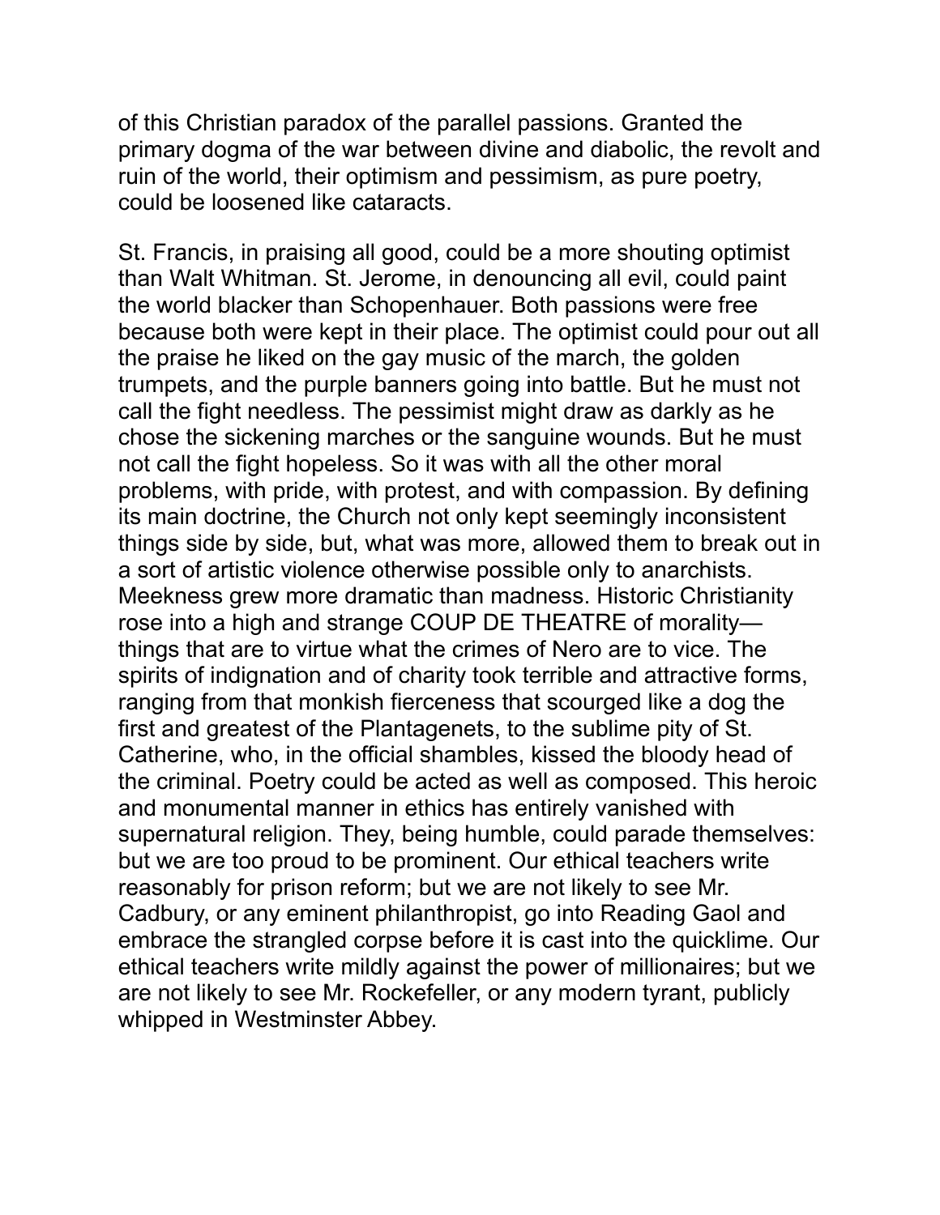of this Christian paradox of the parallel passions. Granted the primary dogma of the war between divine and diabolic, the revolt and ruin of the world, their optimism and pessimism, as pure poetry, could be loosened like cataracts.

St. Francis, in praising all good, could be a more shouting optimist than Walt Whitman. St. Jerome, in denouncing all evil, could paint the world blacker than Schopenhauer. Both passions were free because both were kept in their place. The optimist could pour out all the praise he liked on the gay music of the march, the golden trumpets, and the purple banners going into battle. But he must not call the fight needless. The pessimist might draw as darkly as he chose the sickening marches or the sanguine wounds. But he must not call the fight hopeless. So it was with all the other moral problems, with pride, with protest, and with compassion. By defining its main doctrine, the Church not only kept seemingly inconsistent things side by side, but, what was more, allowed them to break out in a sort of artistic violence otherwise possible only to anarchists. Meekness grew more dramatic than madness. Historic Christianity rose into a high and strange COUP DE THEATRE of morality—things that are to virtue what the crimes of Nero are to vice. The spirits of indignation and of charity took terrible and attractive forms, ranging from that monkish fierceness that scourged like a dog the first and greatest of the Plantagenets, to the sublime pity of St. Catherine, who, in the official shambles, kissed the bloody head of the criminal. Poetry could be acted as well as composed. This heroic and monumental manner in ethics has entirely vanished with supernatural religion. They, being humble, could parade themselves: but we are too proud to be prominent. Our ethical teachers write reasonably for prison reform; but we are not likely to see Mr. Cadbury, or any eminent philanthropist, go into Reading Gaol and embrace the strangled corpse before it is cast into the quicklime. Our ethical teachers write mildly against the power of millionaires; but we are not likely to see Mr. Rockefeller, or any modern tyrant, publicly whipped in Westminster Abbey.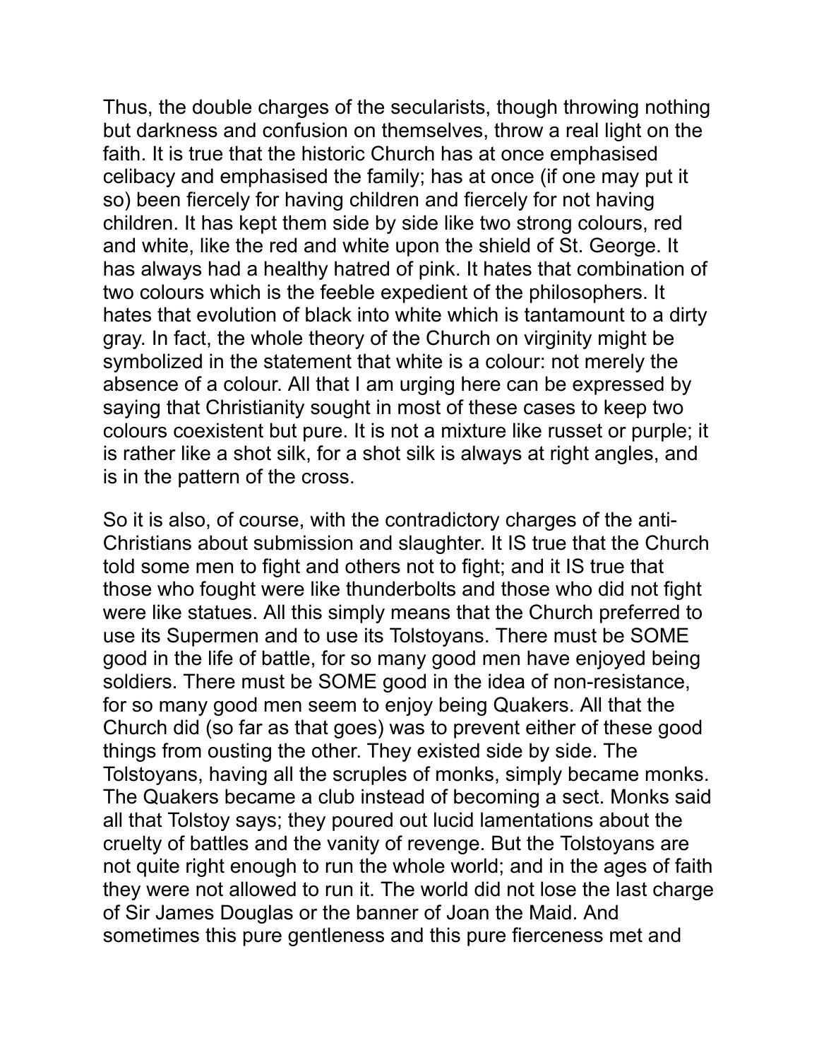Thus, the double charges of the secularists, though throwing nothing but darkness and confusion on themselves, throw a real light on the faith. It is true that the historic Church has at once emphasised celibacy and emphasised the family; has at once (if one may put it so) been fiercely for having children and fiercely for not having children. It has kept them side by side like two strong colours, red and white, like the red and white upon the shield of St. George. It has always had a healthy hatred of pink. It hates that combination of two colours which is the feeble expedient of the philosophers. It hates that evolution of black into white which is tantamount to a dirty gray. In fact, the whole theory of the Church on virginity might be symbolized in the statement that white is a colour: not merely the absence of a colour. All that I am urging here can be expressed by saying that Christianity sought in most of these cases to keep two colours coexistent but pure. It is not a mixture like russet or purple; it is rather like a shot silk, for a shot silk is always at right angles, and is in the pattern of the cross.

So it is also, of course, with the contradictory charges of the anti-Christians about submission and slaughter. It IS true that the Church told some men to fight and others not to fight; and it IS true that those who fought were like thunderbolts and those who did not fight were like statues. All this simply means that the Church preferred to use its Supermen and to use its Tolstoyans. There must be SOME good in the life of battle, for so many good men have enjoyed being soldiers. There must be SOME good in the idea of non-resistance, for so many good men seem to enjoy being Quakers. All that the Church did (so far as that goes) was to prevent either of these good things from ousting the other. They existed side by side. The Tolstoyans, having all the scruples of monks, simply became monks. The Quakers became a club instead of becoming a sect. Monks said all that Tolstoy says; they poured out lucid lamentations about the cruelty of battles and the vanity of revenge. But the Tolstoyans are not quite right enough to run the whole world; and in the ages of faith they were not allowed to run it. The world did not lose the last charge of Sir James Douglas or the banner of Joan the Maid. And sometimes this pure gentleness and this pure fierceness met and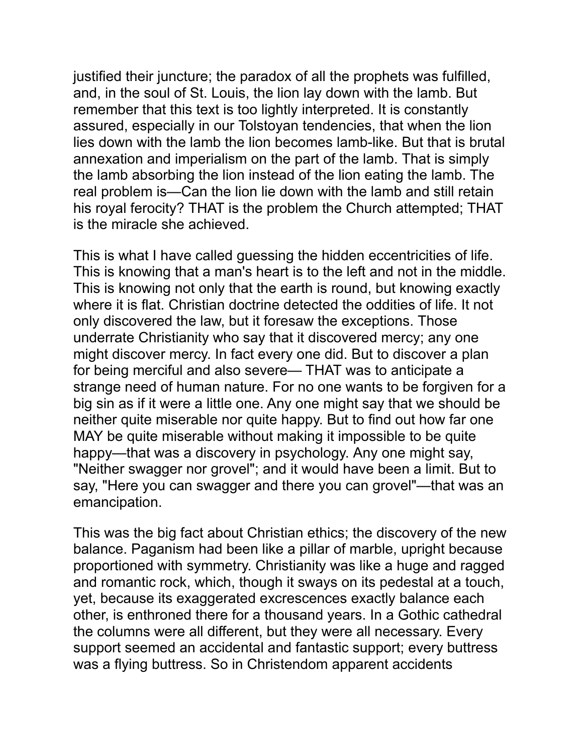justified their juncture; the paradox of all the prophets was fulfilled, and, in the soul of St. Louis, the lion lay down with the lamb. But remember that this text is too lightly interpreted. It is constantly assured, especially in our Tolstoyan tendencies, that when the lion lies down with the lamb the lion becomes lamb-like. But that is brutal annexation and imperialism on the part of the lamb. That is simply the lamb absorbing the lion instead of the lion eating the lamb. The real problem is—Can the lion lie down with the lamb and still retain his royal ferocity? THAT is the problem the Church attempted; THAT is the miracle she achieved.

This is what I have called guessing the hidden eccentricities of life. This is knowing that a man's heart is to the left and not in the middle. This is knowing not only that the earth is round, but knowing exactly where it is flat. Christian doctrine detected the oddities of life. It not only discovered the law, but it foresaw the exceptions. Those underrate Christianity who say that it discovered mercy; any one might discover mercy. In fact every one did. But to discover a plan for being merciful and also severe— THAT was to anticipate a strange need of human nature. For no one wants to be forgiven for a big sin as if it were a little one. Any one might say that we should be neither quite miserable nor quite happy. But to find out how far one MAY be quite miserable without making it impossible to be quite happy—that was a discovery in psychology. Any one might say, "Neither swagger nor grovel"; and it would have been a limit. But to say, "Here you can swagger and there you can grovel"—that was an emancipation.

This was the big fact about Christian ethics; the discovery of the new balance. Paganism had been like a pillar of marble, upright because proportioned with symmetry. Christianity was like a huge and ragged and romantic rock, which, though it sways on its pedestal at a touch, yet, because its exaggerated excrescences exactly balance each other, is enthroned there for a thousand years. In a Gothic cathedral the columns were all different, but they were all necessary. Every support seemed an accidental and fantastic support; every buttress was a flying buttress. So in Christendom apparent accidents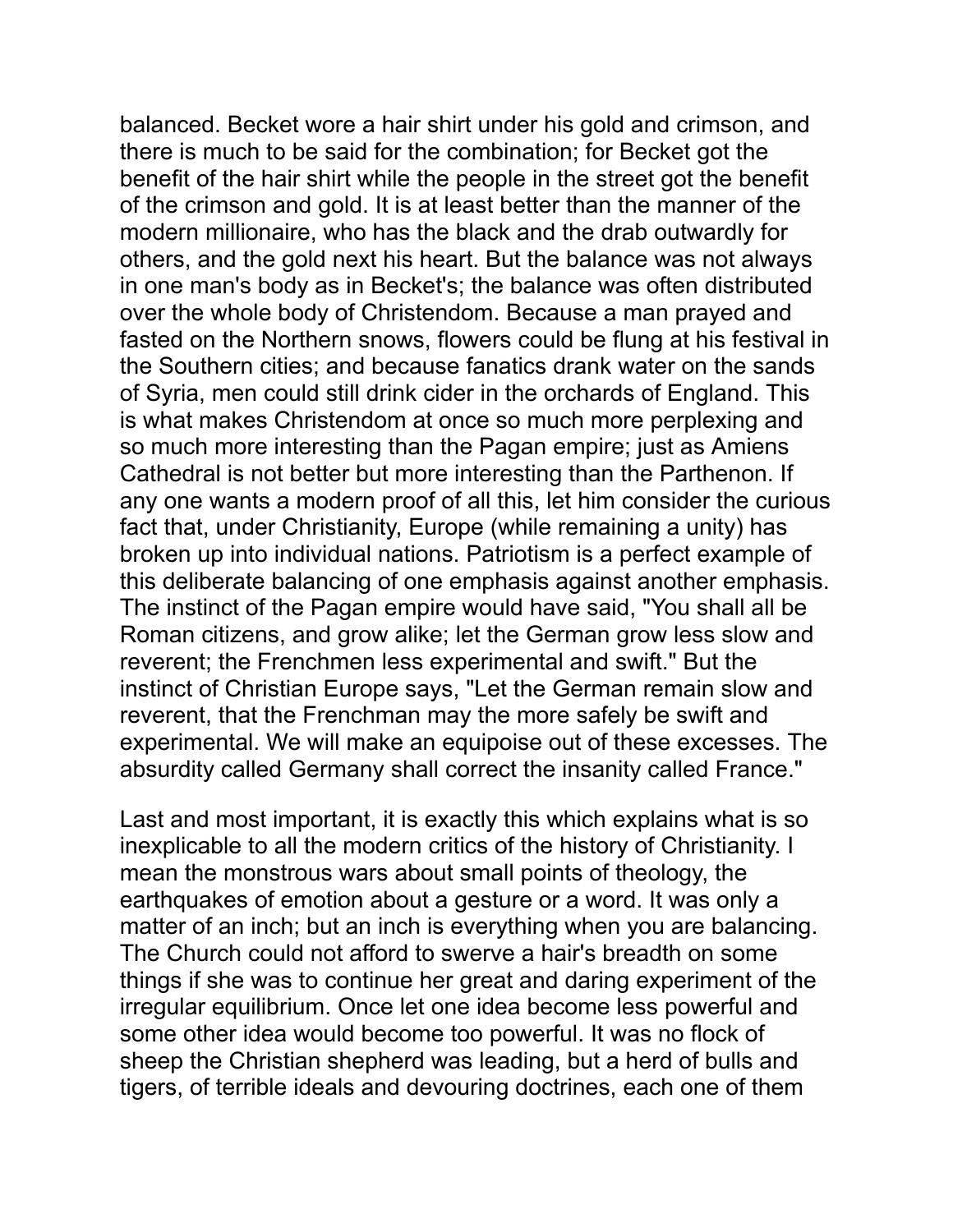balanced. Becket wore a hair shirt under his gold and crimson, and there is much to be said for the combination; for Becket got the benefit of the hair shirt while the people in the street got the benefit of the crimson and gold. It is at least better than the manner of the modern millionaire, who has the black and the drab outwardly for others, and the gold next his heart. But the balance was not always in one man's body as in Becket's; the balance was often distributed over the whole body of Christendom. Because a man prayed and fasted on the Northern snows, flowers could be flung at his festival in the Southern cities; and because fanatics drank water on the sands of Syria, men could still drink cider in the orchards of England. This is what makes Christendom at once so much more perplexing and so much more interesting than the Pagan empire; just as Amiens Cathedral is not better but more interesting than the Parthenon. If any one wants a modern proof of all this, let him consider the curious fact that, under Christianity, Europe (while remaining a unity) has broken up into individual nations. Patriotism is a perfect example of this deliberate balancing of one emphasis against another emphasis. The instinct of the Pagan empire would have said, "You shall all be Roman citizens, and grow alike; let the German grow less slow and reverent; the Frenchmen less experimental and swift." But the instinct of Christian Europe says, "Let the German remain slow and reverent, that the Frenchman may the more safely be swift and experimental. We will make an equipoise out of these excesses. The absurdity called Germany shall correct the insanity called France."

Last and most important, it is exactly this which explains what is so inexplicable to all the modern critics of the history of Christianity. I mean the monstrous wars about small points of theology, the earthquakes of emotion about a gesture or a word. It was only a matter of an inch; but an inch is everything when you are balancing. The Church could not afford to swerve a hair's breadth on some things if she was to continue her great and daring experiment of the irregular equilibrium. Once let one idea become less powerful and some other idea would become too powerful. It was no flock of sheep the Christian shepherd was leading, but a herd of bulls and tigers, of terrible ideals and devouring doctrines, each one of them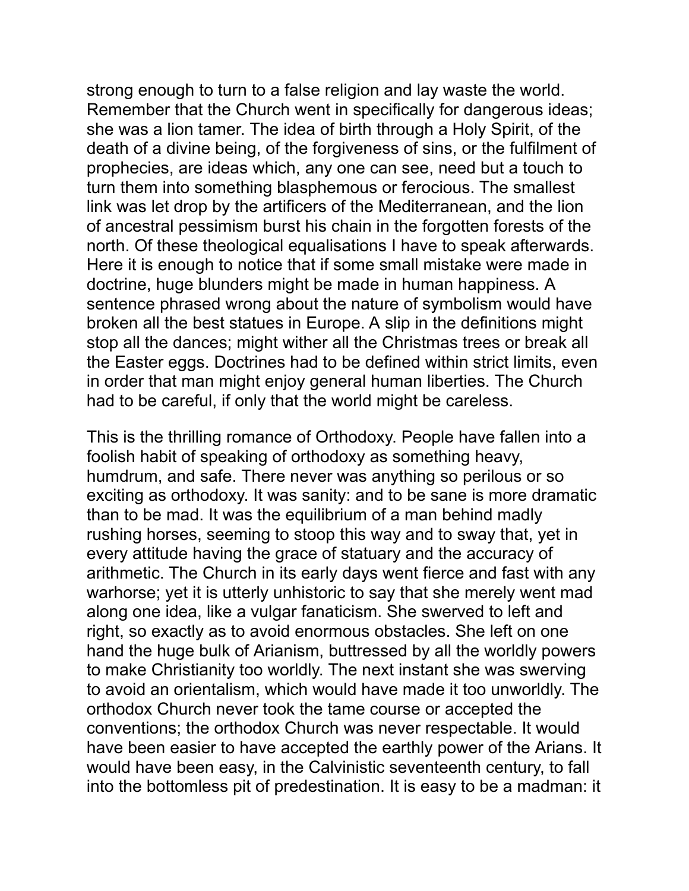strong enough to turn to a false religion and lay waste the world. Remember that the Church went in specifically for dangerous ideas; she was a lion tamer. The idea of birth through a Holy Spirit, of the death of a divine being, of the forgiveness of sins, or the fulfilment of prophecies, are ideas which, any one can see, need but a touch to turn them into something blasphemous or ferocious. The smallest link was let drop by the artificers of the Mediterranean, and the lion of ancestral pessimism burst his chain in the forgotten forests of the north. Of these theological equalisations I have to speak afterwards. Here it is enough to notice that if some small mistake were made in doctrine, huge blunders might be made in human happiness. A sentence phrased wrong about the nature of symbolism would have broken all the best statues in Europe. A slip in the definitions might stop all the dances; might wither all the Christmas trees or break all the Easter eggs. Doctrines had to be defined within strict limits, even in order that man might enjoy general human liberties. The Church had to be careful, if only that the world might be careless.

This is the thrilling romance of Orthodoxy. People have fallen into a foolish habit of speaking of orthodoxy as something heavy, humdrum, and safe. There never was anything so perilous or so exciting as orthodoxy. It was sanity: and to be sane is more dramatic than to be mad. It was the equilibrium of a man behind madly rushing horses, seeming to stoop this way and to sway that, yet in every attitude having the grace of statuary and the accuracy of arithmetic. The Church in its early days went fierce and fast with any warhorse; yet it is utterly unhistoric to say that she merely went mad along one idea, like a vulgar fanaticism. She swerved to left and right, so exactly as to avoid enormous obstacles. She left on one hand the huge bulk of Arianism, buttressed by all the worldly powers to make Christianity too worldly. The next instant she was swerving to avoid an orientalism, which would have made it too unworldly. The orthodox Church never took the tame course or accepted the conventions; the orthodox Church was never respectable. It would have been easier to have accepted the earthly power of the Arians. It would have been easy, in the Calvinistic seventeenth century, to fall into the bottomless pit of predestination. It is easy to be a madman: it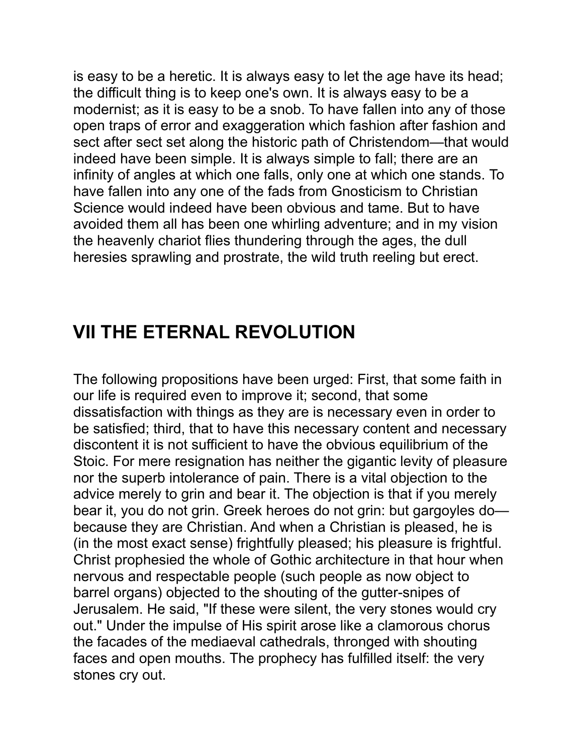is easy to be a heretic. It is always easy to let the age have its head; the difficult thing is to keep one's own. It is always easy to be a modernist; as it is easy to be a snob. To have fallen into any of those open traps of error and exaggeration which fashion after fashion and sect after sect set along the historic path of Christendom—that would indeed have been simple. It is always simple to fall; there are an infinity of angles at which one falls, only one at which one stands. To have fallen into any one of the fads from Gnosticism to Christian Science would indeed have been obvious and tame. But to have avoided them all has been one whirling adventure; and in my vision the heavenly chariot flies thundering through the ages, the dull heresies sprawling and prostrate, the wild truth reeling but erect.

## VII THE ETERNAL REVOLUTION

The following propositions have been urged: First, that some faith in our life is required even to improve it; second, that some dissatisfaction with things as they are is necessary even in order to be satisfied; third, that to have this necessary content and necessary discontent it is not sufficient to have the obvious equilibrium of the Stoic. For mere resignation has neither the gigantic levity of pleasure nor the superb intolerance of pain. There is a vital objection to the advice merely to grin and bear it. The objection is that if you merely bear it, you do not grin. Greek heroes do not grin: but gargoyles do—because they are Christian. And when a Christian is pleased, he is (in the most exact sense) frightfully pleased; his pleasure is frightful. Christ prophesied the whole of Gothic architecture in that hour when nervous and respectable people (such people as now object to barrel organs) objected to the shouting of the gutter-snipes of Jerusalem. He said, "If these were silent, the very stones would cry out." Under the impulse of His spirit arose like a clamorous chorus the facades of the mediaeval cathedrals, thronged with shouting faces and open mouths. The prophecy has fulfilled itself: the very stones cry out.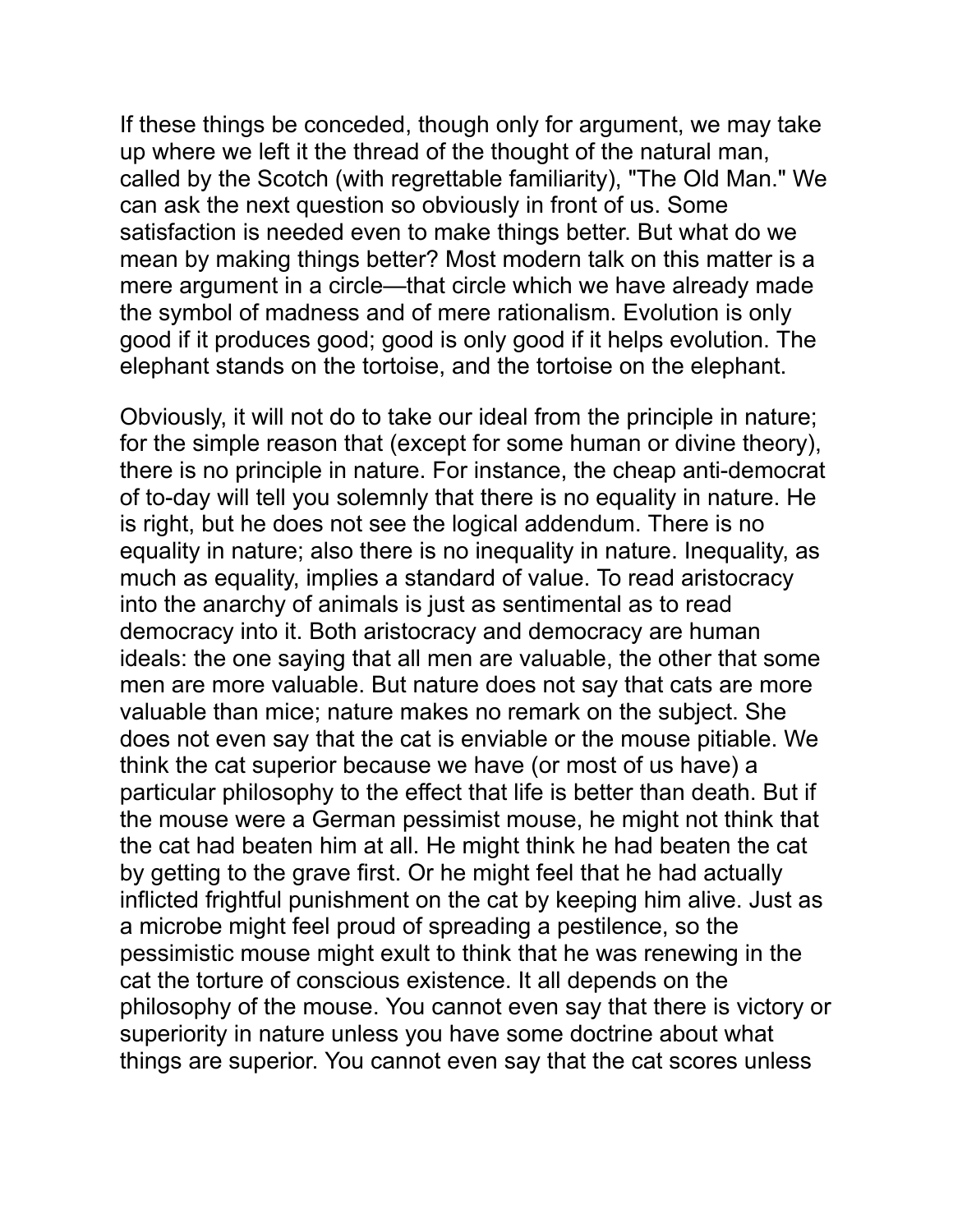If these things be conceded, though only for argument, we may take up where we left it the thread of the thought of the natural man, called by the Scotch (with regrettable familiarity), "The Old Man." We can ask the next question so obviously in front of us. Some satisfaction is needed even to make things better. But what do we mean by making things better? Most modern talk on this matter is a mere argument in a circle—that circle which we have already made the symbol of madness and of mere rationalism. Evolution is only good if it produces good; good is only good if it helps evolution. The elephant stands on the tortoise, and the tortoise on the elephant.

Obviously, it will not do to take our ideal from the principle in nature; for the simple reason that (except for some human or divine theory), there is no principle in nature. For instance, the cheap anti-democrat of to-day will tell you solemnly that there is no equality in nature. He is right, but he does not see the logical addendum. There is no equality in nature; also there is no inequality in nature. Inequality, as much as equality, implies a standard of value. To read aristocracy into the anarchy of animals is just as sentimental as to read democracy into it. Both aristocracy and democracy are human ideals: the one saying that all men are valuable, the other that some men are more valuable. But nature does not say that cats are more valuable than mice; nature makes no remark on the subject. She does not even say that the cat is enviable or the mouse pitiable. We think the cat superior because we have (or most of us have) a particular philosophy to the effect that life is better than death. But if the mouse were a German pessimist mouse, he might not think that the cat had beaten him at all. He might think he had beaten the cat by getting to the grave first. Or he might feel that he had actually inflicted frightful punishment on the cat by keeping him alive. Just as a microbe might feel proud of spreading a pestilence, so the pessimistic mouse might exult to think that he was renewing in the cat the torture of conscious existence. It all depends on the philosophy of the mouse. You cannot even say that there is victory or superiority in nature unless you have some doctrine about what things are superior. You cannot even say that the cat scores unless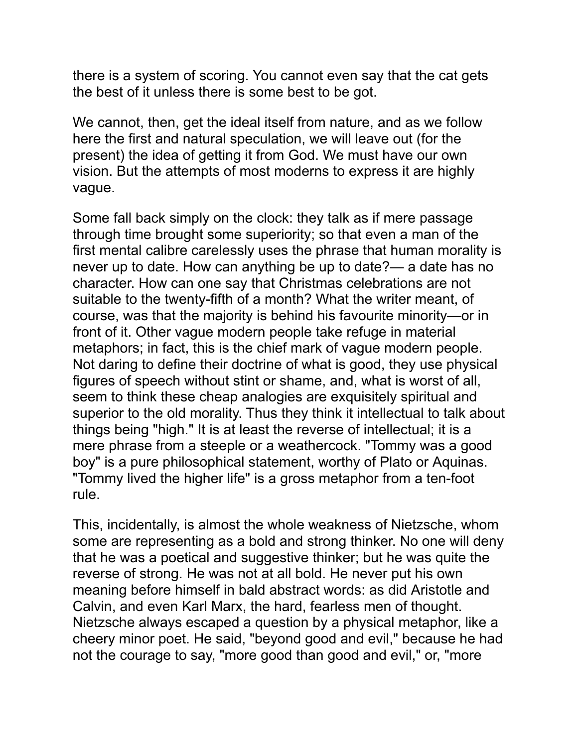there is a system of scoring. You cannot even say that the cat gets the best of it unless there is some best to be got.

We cannot, then, get the ideal itself from nature, and as we follow here the first and natural speculation, we will leave out (for the present) the idea of getting it from God. We must have our own vision. But the attempts of most moderns to express it are highly vague.

Some fall back simply on the clock: they talk as if mere passage through time brought some superiority; so that even a man of the first mental calibre carelessly uses the phrase that human morality is never up to date. How can anything be up to date?— a date has no character. How can one say that Christmas celebrations are not suitable to the twenty-fifth of a month? What the writer meant, of course, was that the majority is behind his favourite minority—or in front of it. Other vague modern people take refuge in material metaphors; in fact, this is the chief mark of vague modern people. Not daring to define their doctrine of what is good, they use physical figures of speech without stint or shame, and, what is worst of all, seem to think these cheap analogies are exquisitely spiritual and superior to the old morality. Thus they think it intellectual to talk about things being "high." It is at least the reverse of intellectual; it is a mere phrase from a steeple or a weathercock. "Tommy was a good boy" is a pure philosophical statement, worthy of Plato or Aquinas. "Tommy lived the higher life" is a gross metaphor from a ten-foot rule.

This, incidentally, is almost the whole weakness of Nietzsche, whom some are representing as a bold and strong thinker. No one will deny that he was a poetical and suggestive thinker; but he was quite the reverse of strong. He was not at all bold. He never put his own meaning before himself in bald abstract words: as did Aristotle and Calvin, and even Karl Marx, the hard, fearless men of thought. Nietzsche always escaped a question by a physical metaphor, like a cheery minor poet. He said, "beyond good and evil," because he had not the courage to say, "more good than good and evil," or, "more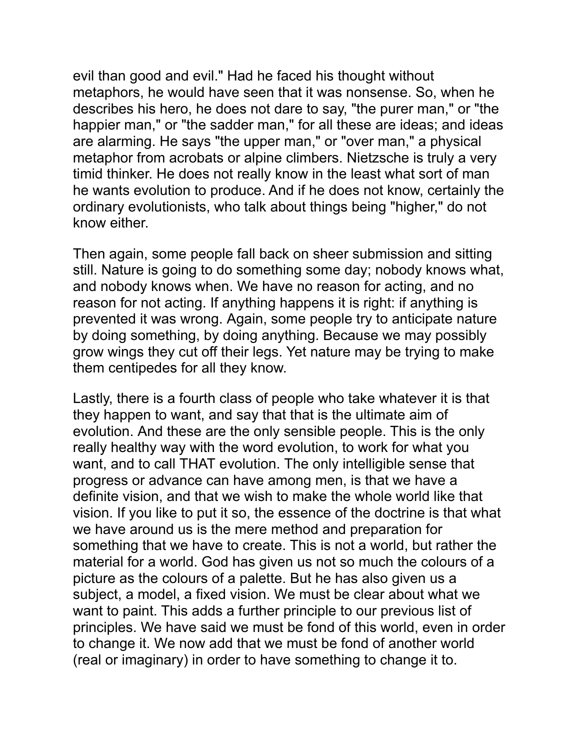evil than good and evil." Had he faced his thought without metaphors, he would have seen that it was nonsense. So, when he describes his hero, he does not dare to say, "the purer man," or "the happier man," or "the sadder man," for all these are ideas; and ideas are alarming. He says "the upper man," or "over man," a physical metaphor from acrobats or alpine climbers. Nietzsche is truly a very timid thinker. He does not really know in the least what sort of man he wants evolution to produce. And if he does not know, certainly the ordinary evolutionists, who talk about things being "higher," do not know either.

Then again, some people fall back on sheer submission and sitting still. Nature is going to do something some day; nobody knows what, and nobody knows when. We have no reason for acting, and no reason for not acting. If anything happens it is right: if anything is prevented it was wrong. Again, some people try to anticipate nature by doing something, by doing anything. Because we may possibly grow wings they cut off their legs. Yet nature may be trying to make them centipedes for all they know.

Lastly, there is a fourth class of people who take whatever it is that they happen to want, and say that that is the ultimate aim of evolution. And these are the only sensible people. This is the only really healthy way with the word evolution, to work for what you want, and to call THAT evolution. The only intelligible sense that progress or advance can have among men, is that we have a definite vision, and that we wish to make the whole world like that vision. If you like to put it so, the essence of the doctrine is that what we have around us is the mere method and preparation for something that we have to create. This is not a world, but rather the material for a world. God has given us not so much the colours of a picture as the colours of a palette. But he has also given us a subject, a model, a fixed vision. We must be clear about what we want to paint. This adds a further principle to our previous list of principles. We have said we must be fond of this world, even in order to change it. We now add that we must be fond of another world (real or imaginary) in order to have something to change it to.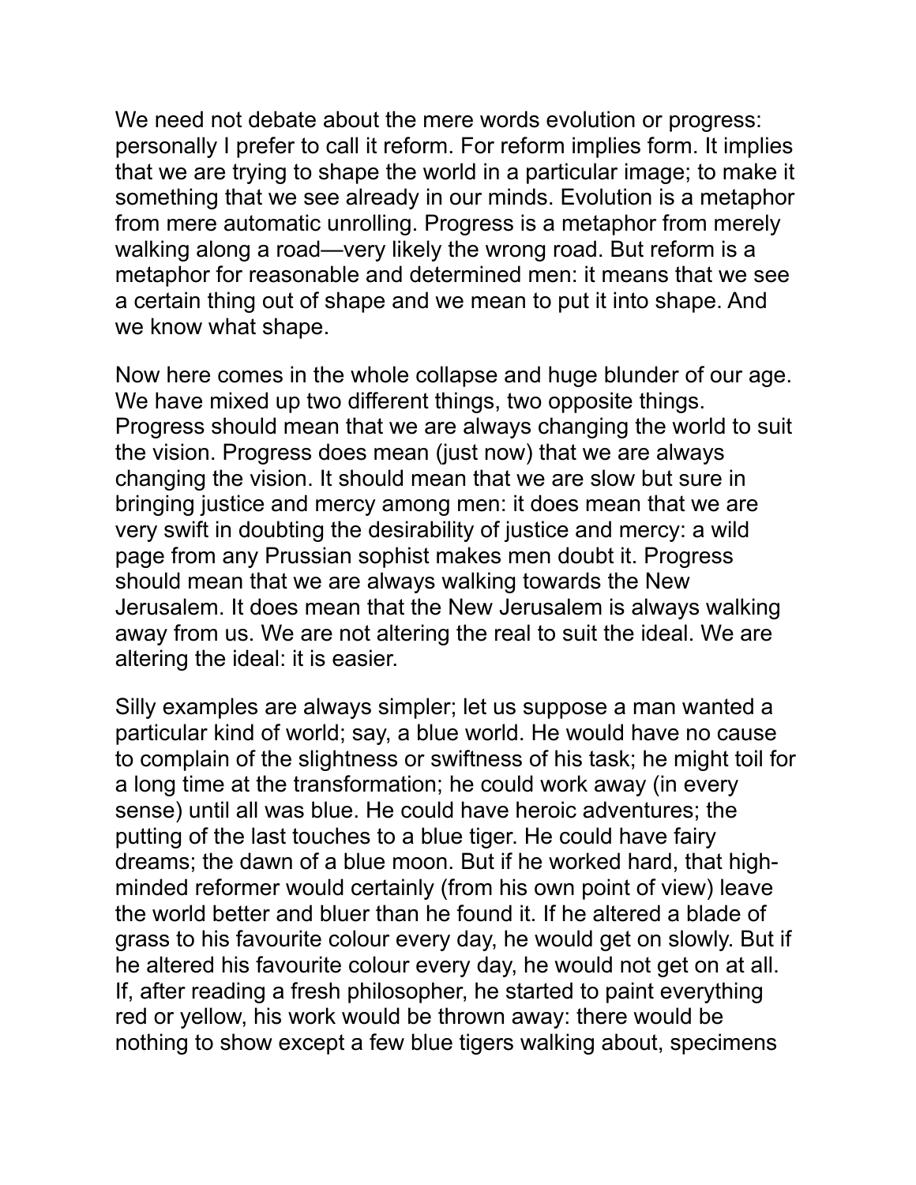We need not debate about the mere words evolution or progress: personally I prefer to call it reform. For reform implies form. It implies that we are trying to shape the world in a particular image; to make it something that we see already in our minds. Evolution is a metaphor from mere automatic unrolling. Progress is a metaphor from merely walking along a road—very likely the wrong road. But reform is a metaphor for reasonable and determined men: it means that we see a certain thing out of shape and we mean to put it into shape. And we know what shape.

Now here comes in the whole collapse and huge blunder of our age. We have mixed up two different things, two opposite things. Progress should mean that we are always changing the world to suit the vision. Progress does mean (just now) that we are always changing the vision. It should mean that we are slow but sure in bringing justice and mercy among men: it does mean that we are very swift in doubting the desirability of justice and mercy: a wild page from any Prussian sophist makes men doubt it. Progress should mean that we are always walking towards the New Jerusalem. It does mean that the New Jerusalem is always walking away from us. We are not altering the real to suit the ideal. We are altering the ideal: it is easier.

Silly examples are always simpler; let us suppose a man wanted a particular kind of world; say, a blue world. He would have no cause to complain of the slightness or swiftness of his task; he might toil for a long time at the transformation; he could work away (in every sense) until all was blue. He could have heroic adventures; the putting of the last touches to a blue tiger. He could have fairy dreams; the dawn of a blue moon. But if he worked hard, that high-minded reformer would certainly (from his own point of view) leave the world better and bluer than he found it. If he altered a blade of grass to his favourite colour every day, he would get on slowly. But if he altered his favourite colour every day, he would not get on at all. If, after reading a fresh philosopher, he started to paint everything red or yellow, his work would be thrown away: there would be nothing to show except a few blue tigers walking about, specimens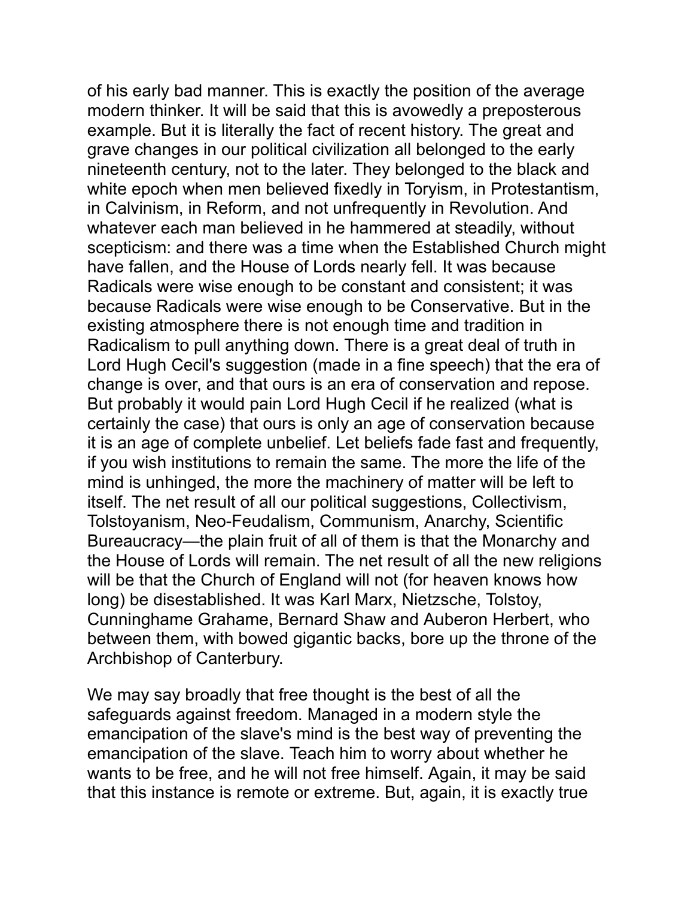of his early bad manner. This is exactly the position of the average modern thinker. It will be said that this is avowedly a preposterous example. But it is literally the fact of recent history. The great and grave changes in our political civilization all belonged to the early nineteenth century, not to the later. They belonged to the black and white epoch when men believed fixedly in Toryism, in Protestantism, in Calvinism, in Reform, and not unfrequently in Revolution. And whatever each man believed in he hammered at steadily, without scepticism: and there was a time when the Established Church might have fallen, and the House of Lords nearly fell. It was because Radicals were wise enough to be constant and consistent; it was because Radicals were wise enough to be Conservative. But in the existing atmosphere there is not enough time and tradition in Radicalism to pull anything down. There is a great deal of truth in Lord Hugh Cecil's suggestion (made in a fine speech) that the era of change is over, and that ours is an era of conservation and repose. But probably it would pain Lord Hugh Cecil if he realized (what is certainly the case) that ours is only an age of conservation because it is an age of complete unbelief. Let beliefs fade fast and frequently, if you wish institutions to remain the same. The more the life of the mind is unhinged, the more the machinery of matter will be left to itself. The net result of all our political suggestions, Collectivism, Tolstoyanism, Neo-Feudalism, Communism, Anarchy, Scientific Bureaucracy—the plain fruit of all of them is that the Monarchy and the House of Lords will remain. The net result of all the new religions will be that the Church of England will not (for heaven knows how long) be disestablished. It was Karl Marx, Nietzsche, Tolstoy, Cunninghame Grahame, Bernard Shaw and Auberon Herbert, who between them, with bowed gigantic backs, bore up the throne of the Archbishop of Canterbury.

We may say broadly that free thought is the best of all the safeguards against freedom. Managed in a modern style the emancipation of the slave's mind is the best way of preventing the emancipation of the slave. Teach him to worry about whether he wants to be free, and he will not free himself. Again, it may be said that this instance is remote or extreme. But, again, it is exactly true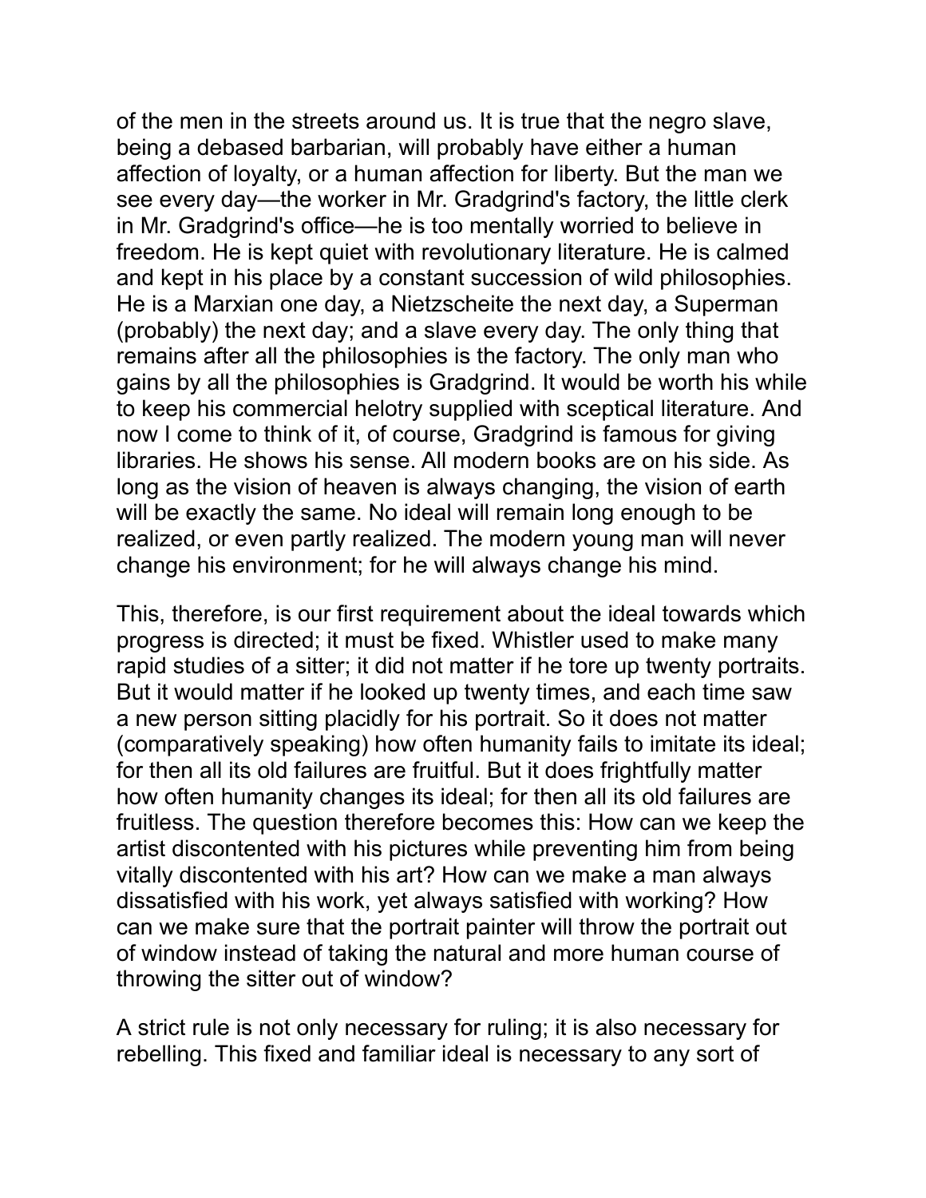of the men in the streets around us. It is true that the negro slave, being a debased barbarian, will probably have either a human affection of loyalty, or a human affection for liberty. But the man we see every day—the worker in Mr. Gradgrind's factory, the little clerk in Mr. Gradgrind's office—he is too mentally worried to believe in freedom. He is kept quiet with revolutionary literature. He is calmed and kept in his place by a constant succession of wild philosophies. He is a Marxian one day, a Nietzscheite the next day, a Superman (probably) the next day; and a slave every day. The only thing that remains after all the philosophies is the factory. The only man who gains by all the philosophies is Gradgrind. It would be worth his while to keep his commercial helotry supplied with sceptical literature. And now I come to think of it, of course, Gradgrind is famous for giving libraries. He shows his sense. All modern books are on his side. As long as the vision of heaven is always changing, the vision of earth will be exactly the same. No ideal will remain long enough to be realized, or even partly realized. The modern young man will never change his environment; for he will always change his mind.

This, therefore, is our first requirement about the ideal towards which progress is directed; it must be fixed. Whistler used to make many rapid studies of a sitter; it did not matter if he tore up twenty portraits. But it would matter if he looked up twenty times, and each time saw a new person sitting placidly for his portrait. So it does not matter (comparatively speaking) how often humanity fails to imitate its ideal; for then all its old failures are fruitful. But it does frightfully matter how often humanity changes its ideal; for then all its old failures are fruitless. The question therefore becomes this: How can we keep the artist discontented with his pictures while preventing him from being vitally discontented with his art? How can we make a man always dissatisfied with his work, yet always satisfied with working? How can we make sure that the portrait painter will throw the portrait out of window instead of taking the natural and more human course of throwing the sitter out of window?

A strict rule is not only necessary for ruling; it is also necessary for rebelling. This fixed and familiar ideal is necessary to any sort of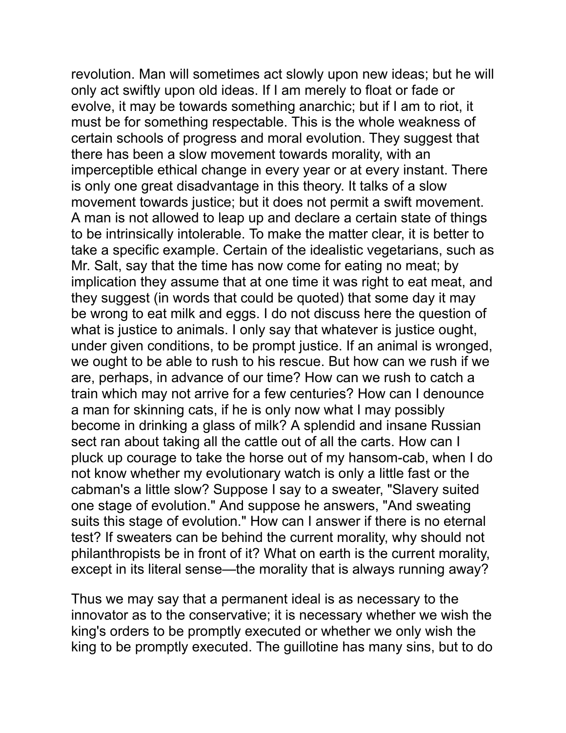revolution. Man will sometimes act slowly upon new ideas; but he will only act swiftly upon old ideas. If I am merely to float or fade or evolve, it may be towards something anarchic; but if I am to riot, it must be for something respectable. This is the whole weakness of certain schools of progress and moral evolution. They suggest that there has been a slow movement towards morality, with an imperceptible ethical change in every year or at every instant. There is only one great disadvantage in this theory. It talks of a slow movement towards justice; but it does not permit a swift movement. A man is not allowed to leap up and declare a certain state of things to be intrinsically intolerable. To make the matter clear, it is better to take a specific example. Certain of the idealistic vegetarians, such as Mr. Salt, say that the time has now come for eating no meat; by implication they assume that at one time it was right to eat meat, and they suggest (in words that could be quoted) that some day it may be wrong to eat milk and eggs. I do not discuss here the question of what is justice to animals. I only say that whatever is justice ought, under given conditions, to be prompt justice. If an animal is wronged, we ought to be able to rush to his rescue. But how can we rush if we are, perhaps, in advance of our time? How can we rush to catch a train which may not arrive for a few centuries? How can I denounce a man for skinning cats, if he is only now what I may possibly become in drinking a glass of milk? A splendid and insane Russian sect ran about taking all the cattle out of all the carts. How can I pluck up courage to take the horse out of my hansom-cab, when I do not know whether my evolutionary watch is only a little fast or the cabman's a little slow? Suppose I say to a sweater, "Slavery suited one stage of evolution." And suppose he answers, "And sweating suits this stage of evolution." How can I answer if there is no eternal test? If sweaters can be behind the current morality, why should not philanthropists be in front of it? What on earth is the current morality, except in its literal sense—the morality that is always running away?

Thus we may say that a permanent ideal is as necessary to the innovator as to the conservative; it is necessary whether we wish the king's orders to be promptly executed or whether we only wish the king to be promptly executed. The guillotine has many sins, but to do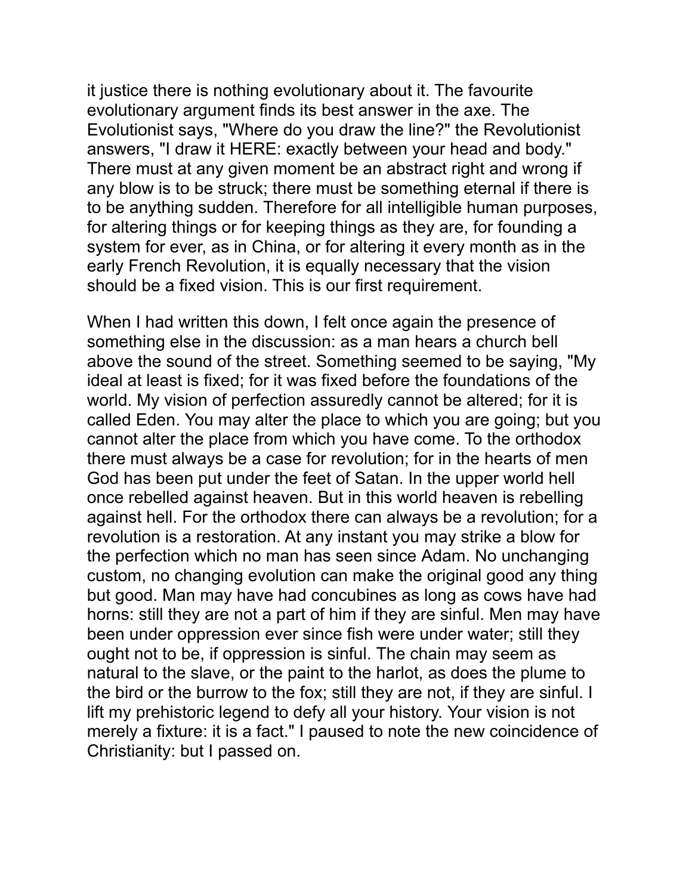it justice there is nothing evolutionary about it. The favourite evolutionary argument finds its best answer in the axe. The Evolutionist says, "Where do you draw the line?" the Revolutionist answers, "I draw it HERE: exactly between your head and body." There must at any given moment be an abstract right and wrong if any blow is to be struck; there must be something eternal if there is to be anything sudden. Therefore for all intelligible human purposes, for altering things or for keeping things as they are, for founding a system for ever, as in China, or for altering it every month as in the early French Revolution, it is equally necessary that the vision should be a fixed vision. This is our first requirement.

When I had written this down, I felt once again the presence of something else in the discussion: as a man hears a church bell above the sound of the street. Something seemed to be saying, "My ideal at least is fixed; for it was fixed before the foundations of the world. My vision of perfection assuredly cannot be altered; for it is called Eden. You may alter the place to which you are going; but you cannot alter the place from which you have come. To the orthodox there must always be a case for revolution; for in the hearts of men God has been put under the feet of Satan. In the upper world hell once rebelled against heaven. But in this world heaven is rebelling against hell. For the orthodox there can always be a revolution; for a revolution is a restoration. At any instant you may strike a blow for the perfection which no man has seen since Adam. No unchanging custom, no changing evolution can make the original good any thing but good. Man may have had concubines as long as cows have had horns: still they are not a part of him if they are sinful. Men may have been under oppression ever since fish were under water; still they ought not to be, if oppression is sinful. The chain may seem as natural to the slave, or the paint to the harlot, as does the plume to the bird or the burrow to the fox; still they are not, if they are sinful. I lift my prehistoric legend to defy all your history. Your vision is not merely a fixture: it is a fact." I paused to note the new coincidence of Christianity: but I passed on.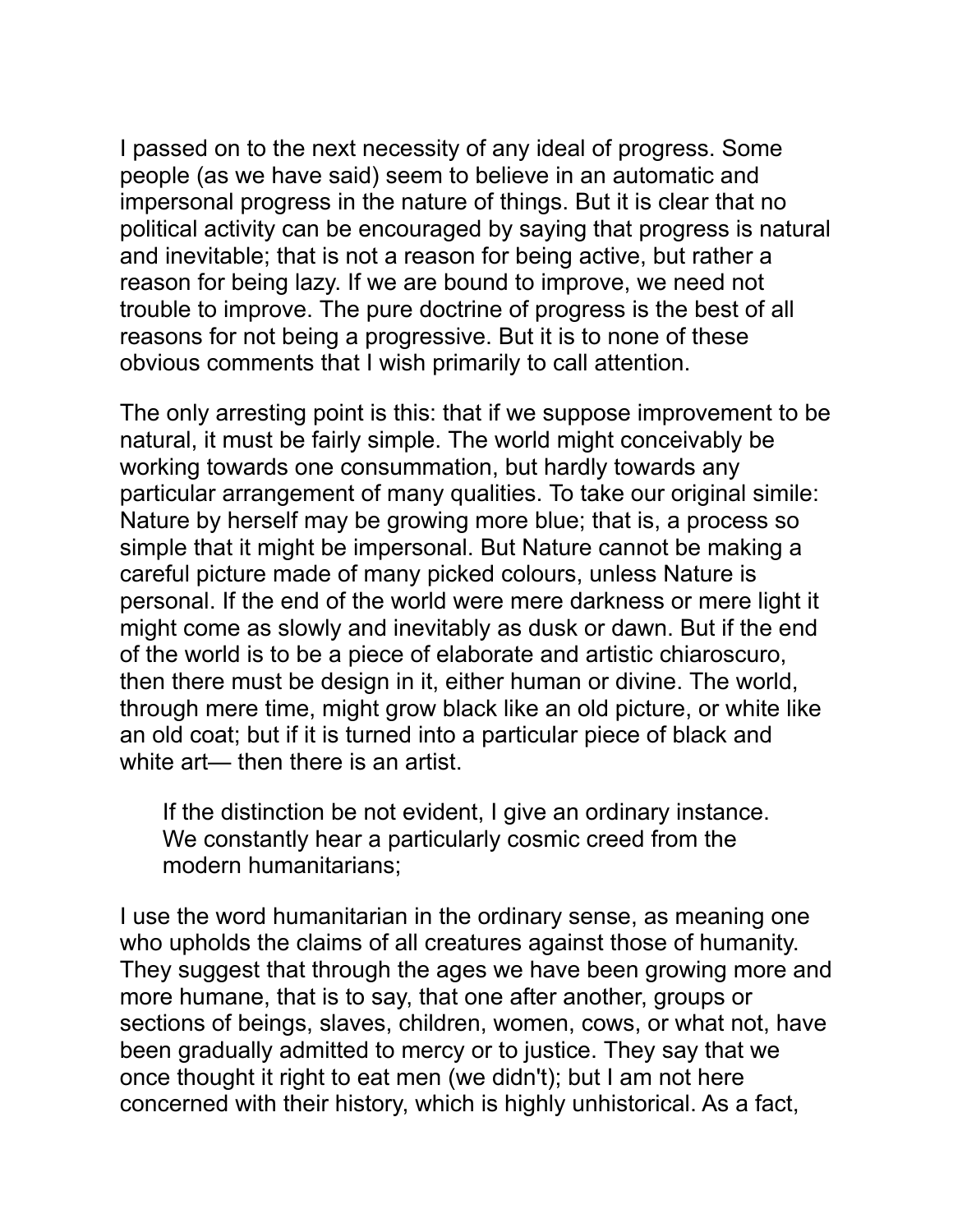I passed on to the next necessity of any ideal of progress. Some people (as we have said) seem to believe in an automatic and impersonal progress in the nature of things. But it is clear that no political activity can be encouraged by saying that progress is natural and inevitable; that is not a reason for being active, but rather a reason for being lazy. If we are bound to improve, we need not trouble to improve. The pure doctrine of progress is the best of all reasons for not being a progressive. But it is to none of these obvious comments that I wish primarily to call attention.

The only arresting point is this: that if we suppose improvement to be natural, it must be fairly simple. The world might conceivably be working towards one consummation, but hardly towards any particular arrangement of many qualities. To take our original simile: Nature by herself may be growing more blue; that is, a process so simple that it might be impersonal. But Nature cannot be making a careful picture made of many picked colours, unless Nature is personal. If the end of the world were mere darkness or mere light it might come as slowly and inevitably as dusk or dawn. But if the end of the world is to be a piece of elaborate and artistic chiaroscuro, then there must be design in it, either human or divine. The world, through mere time, might grow black like an old picture, or white like an old coat; but if it is turned into a particular piece of black and white art— then there is an artist.

> If the distinction be not evident, I give an ordinary instance. We constantly hear a particularly cosmic creed from the modern humanitarians;

I use the word humanitarian in the ordinary sense, as meaning one who upholds the claims of all creatures against those of humanity. They suggest that through the ages we have been growing more and more humane, that is to say, that one after another, groups or sections of beings, slaves, children, women, cows, or what not, have been gradually admitted to mercy or to justice. They say that we once thought it right to eat men (we didn't); but I am not here concerned with their history, which is highly unhistorical. As a fact,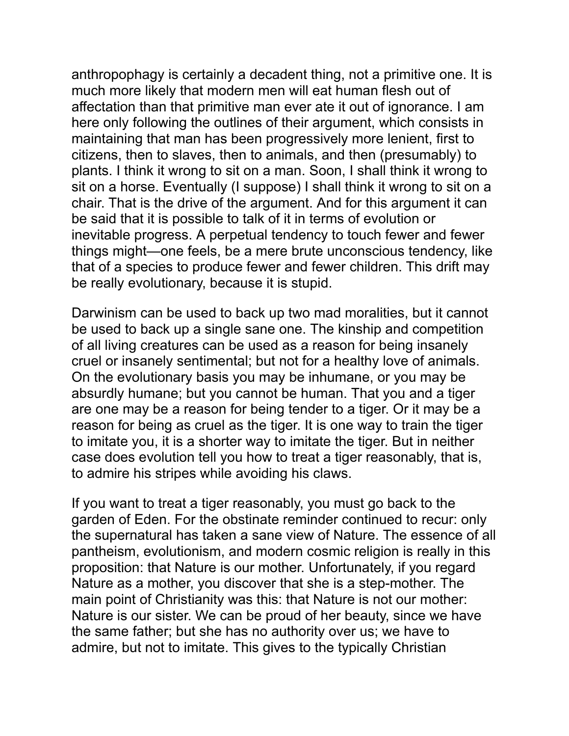anthropophagy is certainly a decadent thing, not a primitive one. It is much more likely that modern men will eat human flesh out of affectation than that primitive man ever ate it out of ignorance. I am here only following the outlines of their argument, which consists in maintaining that man has been progressively more lenient, first to citizens, then to slaves, then to animals, and then (presumably) to plants. I think it wrong to sit on a man. Soon, I shall think it wrong to sit on a horse. Eventually (I suppose) I shall think it wrong to sit on a chair. That is the drive of the argument. And for this argument it can be said that it is possible to talk of it in terms of evolution or inevitable progress. A perpetual tendency to touch fewer and fewer things might—one feels, be a mere brute unconscious tendency, like that of a species to produce fewer and fewer children. This drift may be really evolutionary, because it is stupid.

Darwinism can be used to back up two mad moralities, but it cannot be used to back up a single sane one. The kinship and competition of all living creatures can be used as a reason for being insanely cruel or insanely sentimental; but not for a healthy love of animals. On the evolutionary basis you may be inhumane, or you may be absurdly humane; but you cannot be human. That you and a tiger are one may be a reason for being tender to a tiger. Or it may be a reason for being as cruel as the tiger. It is one way to train the tiger to imitate you, it is a shorter way to imitate the tiger. But in neither case does evolution tell you how to treat a tiger reasonably, that is, to admire his stripes while avoiding his claws.

If you want to treat a tiger reasonably, you must go back to the garden of Eden. For the obstinate reminder continued to recur: only the supernatural has taken a sane view of Nature. The essence of all pantheism, evolutionism, and modern cosmic religion is really in this proposition: that Nature is our mother. Unfortunately, if you regard Nature as a mother, you discover that she is a step-mother. The main point of Christianity was this: that Nature is not our mother: Nature is our sister. We can be proud of her beauty, since we have the same father; but she has no authority over us; we have to admire, but not to imitate. This gives to the typically Christian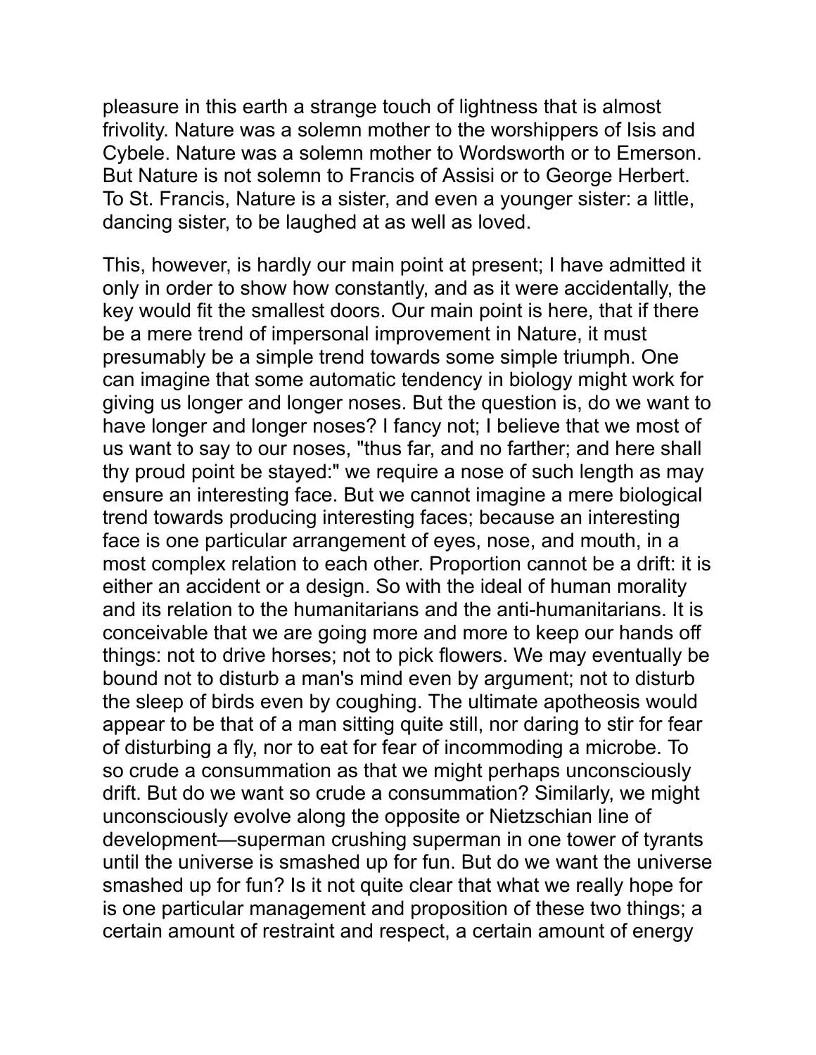pleasure in this earth a strange touch of lightness that is almost frivolity. Nature was a solemn mother to the worshippers of Isis and Cybele. Nature was a solemn mother to Wordsworth or to Emerson. But Nature is not solemn to Francis of Assisi or to George Herbert. To St. Francis, Nature is a sister, and even a younger sister: a little, dancing sister, to be laughed at as well as loved.

This, however, is hardly our main point at present; I have admitted it only in order to show how constantly, and as it were accidentally, the key would fit the smallest doors. Our main point is here, that if there be a mere trend of impersonal improvement in Nature, it must presumably be a simple trend towards some simple triumph. One can imagine that some automatic tendency in biology might work for giving us longer and longer noses. But the question is, do we want to have longer and longer noses? I fancy not; I believe that we most of us want to say to our noses, "thus far, and no farther; and here shall thy proud point be stayed:" we require a nose of such length as may ensure an interesting face. But we cannot imagine a mere biological trend towards producing interesting faces; because an interesting face is one particular arrangement of eyes, nose, and mouth, in a most complex relation to each other. Proportion cannot be a drift: it is either an accident or a design. So with the ideal of human morality and its relation to the humanitarians and the anti-humanitarians. It is conceivable that we are going more and more to keep our hands off things: not to drive horses; not to pick flowers. We may eventually be bound not to disturb a man's mind even by argument; not to disturb the sleep of birds even by coughing. The ultimate apotheosis would appear to be that of a man sitting quite still, nor daring to stir for fear of disturbing a fly, nor to eat for fear of incommoding a microbe. To so crude a consummation as that we might perhaps unconsciously drift. But do we want so crude a consummation? Similarly, we might unconsciously evolve along the opposite or Nietzschian line of development—superman crushing superman in one tower of tyrants until the universe is smashed up for fun. But do we want the universe smashed up for fun? Is it not quite clear that what we really hope for is one particular management and proposition of these two things; a certain amount of restraint and respect, a certain amount of energy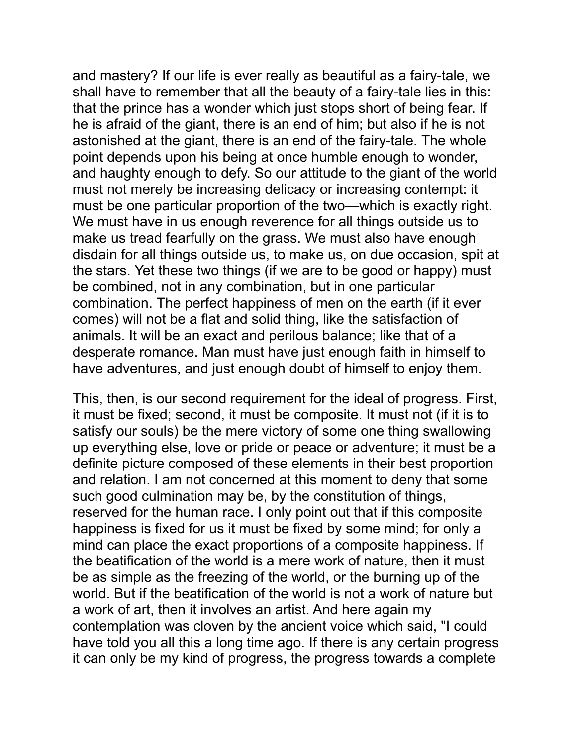and mastery? If our life is ever really as beautiful as a fairy-tale, we shall have to remember that all the beauty of a fairy-tale lies in this: that the prince has a wonder which just stops short of being fear. If he is afraid of the giant, there is an end of him; but also if he is not astonished at the giant, there is an end of the fairy-tale. The whole point depends upon his being at once humble enough to wonder, and haughty enough to defy. So our attitude to the giant of the world must not merely be increasing delicacy or increasing contempt: it must be one particular proportion of the two—which is exactly right. We must have in us enough reverence for all things outside us to make us tread fearfully on the grass. We must also have enough disdain for all things outside us, to make us, on due occasion, spit at the stars. Yet these two things (if we are to be good or happy) must be combined, not in any combination, but in one particular combination. The perfect happiness of men on the earth (if it ever comes) will not be a flat and solid thing, like the satisfaction of animals. It will be an exact and perilous balance; like that of a desperate romance. Man must have just enough faith in himself to have adventures, and just enough doubt of himself to enjoy them.

This, then, is our second requirement for the ideal of progress. First, it must be fixed; second, it must be composite. It must not (if it is to satisfy our souls) be the mere victory of some one thing swallowing up everything else, love or pride or peace or adventure; it must be a definite picture composed of these elements in their best proportion and relation. I am not concerned at this moment to deny that some such good culmination may be, by the constitution of things, reserved for the human race. I only point out that if this composite happiness is fixed for us it must be fixed by some mind; for only a mind can place the exact proportions of a composite happiness. If the beatification of the world is a mere work of nature, then it must be as simple as the freezing of the world, or the burning up of the world. But if the beatification of the world is not a work of nature but a work of art, then it involves an artist. And here again my contemplation was cloven by the ancient voice which said, "I could have told you all this a long time ago. If there is any certain progress it can only be my kind of progress, the progress towards a complete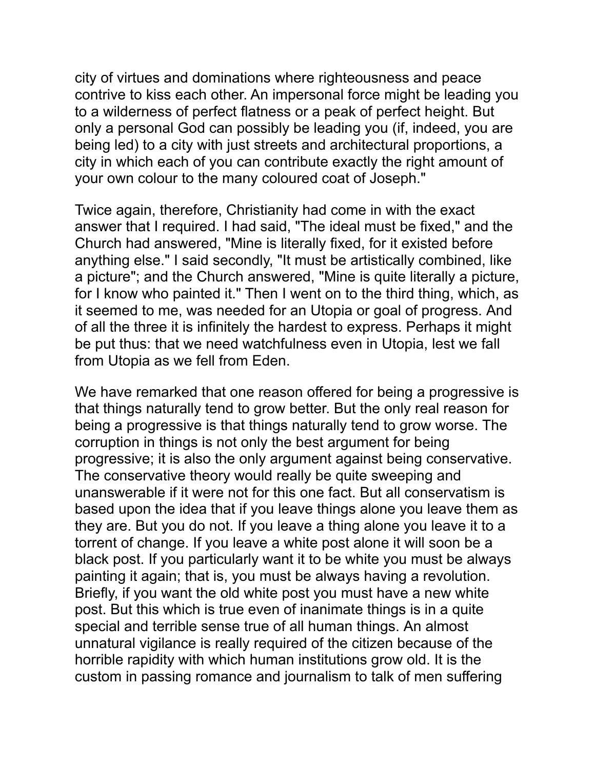city of virtues and dominations where righteousness and peace contrive to kiss each other. An impersonal force might be leading you to a wilderness of perfect flatness or a peak of perfect height. But only a personal God can possibly be leading you (if, indeed, you are being led) to a city with just streets and architectural proportions, a city in which each of you can contribute exactly the right amount of your own colour to the many coloured coat of Joseph."

Twice again, therefore, Christianity had come in with the exact answer that I required. I had said, "The ideal must be fixed," and the Church had answered, "Mine is literally fixed, for it existed before anything else." I said secondly, "It must be artistically combined, like a picture"; and the Church answered, "Mine is quite literally a picture, for I know who painted it." Then I went on to the third thing, which, as it seemed to me, was needed for an Utopia or goal of progress. And of all the three it is infinitely the hardest to express. Perhaps it might be put thus: that we need watchfulness even in Utopia, lest we fall from Utopia as we fell from Eden.

We have remarked that one reason offered for being a progressive is that things naturally tend to grow better. But the only real reason for being a progressive is that things naturally tend to grow worse. The corruption in things is not only the best argument for being progressive; it is also the only argument against being conservative. The conservative theory would really be quite sweeping and unanswerable if it were not for this one fact. But all conservatism is based upon the idea that if you leave things alone you leave them as they are. But you do not. If you leave a thing alone you leave it to a torrent of change. If you leave a white post alone it will soon be a black post. If you particularly want it to be white you must be always painting it again; that is, you must be always having a revolution. Briefly, if you want the old white post you must have a new white post. But this which is true even of inanimate things is in a quite special and terrible sense true of all human things. An almost unnatural vigilance is really required of the citizen because of the horrible rapidity with which human institutions grow old. It is the custom in passing romance and journalism to talk of men suffering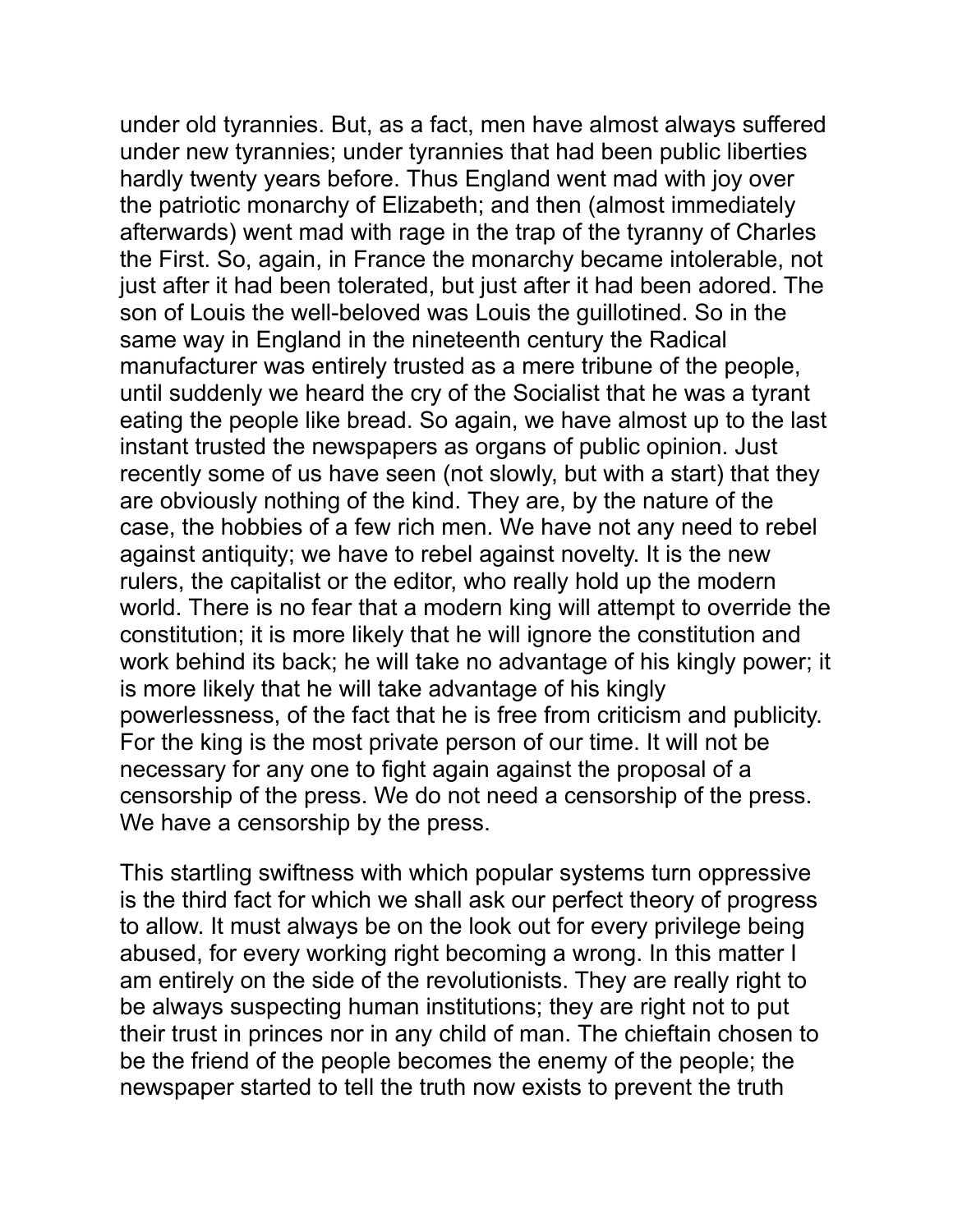under old tyrannies. But, as a fact, men have almost always suffered under new tyrannies; under tyrannies that had been public liberties hardly twenty years before. Thus England went mad with joy over the patriotic monarchy of Elizabeth; and then (almost immediately afterwards) went mad with rage in the trap of the tyranny of Charles the First. So, again, in France the monarchy became intolerable, not just after it had been tolerated, but just after it had been adored. The son of Louis the well-beloved was Louis the guillotined. So in the same way in England in the nineteenth century the Radical manufacturer was entirely trusted as a mere tribune of the people, until suddenly we heard the cry of the Socialist that he was a tyrant eating the people like bread. So again, we have almost up to the last instant trusted the newspapers as organs of public opinion. Just recently some of us have seen (not slowly, but with a start) that they are obviously nothing of the kind. They are, by the nature of the case, the hobbies of a few rich men. We have not any need to rebel against antiquity; we have to rebel against novelty. It is the new rulers, the capitalist or the editor, who really hold up the modern world. There is no fear that a modern king will attempt to override the constitution; it is more likely that he will ignore the constitution and work behind its back; he will take no advantage of his kingly power; it is more likely that he will take advantage of his kingly powerlessness, of the fact that he is free from criticism and publicity. For the king is the most private person of our time. It will not be necessary for any one to fight again against the proposal of a censorship of the press. We do not need a censorship of the press. We have a censorship by the press.

This startling swiftness with which popular systems turn oppressive is the third fact for which we shall ask our perfect theory of progress to allow. It must always be on the look out for every privilege being abused, for every working right becoming a wrong. In this matter I am entirely on the side of the revolutionists. They are really right to be always suspecting human institutions; they are right not to put their trust in princes nor in any child of man. The chieftain chosen to be the friend of the people becomes the enemy of the people; the newspaper started to tell the truth now exists to prevent the truth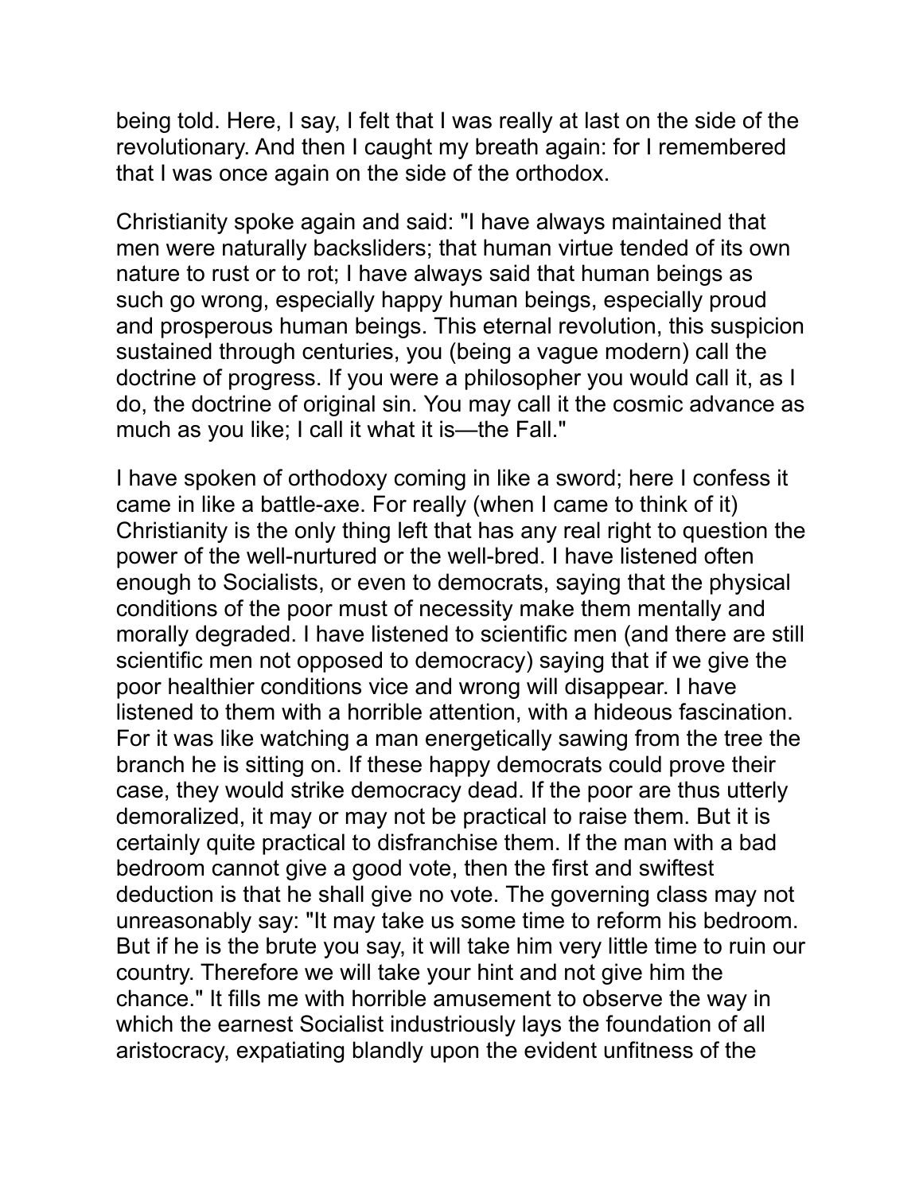being told. Here, I say, I felt that I was really at last on the side of the revolutionary. And then I caught my breath again: for I remembered that I was once again on the side of the orthodox.

Christianity spoke again and said: "I have always maintained that men were naturally backsliders; that human virtue tended of its own nature to rust or to rot; I have always said that human beings as such go wrong, especially happy human beings, especially proud and prosperous human beings. This eternal revolution, this suspicion sustained through centuries, you (being a vague modern) call the doctrine of progress. If you were a philosopher you would call it, as I do, the doctrine of original sin. You may call it the cosmic advance as much as you like; I call it what it is—the Fall."

I have spoken of orthodoxy coming in like a sword; here I confess it came in like a battle-axe. For really (when I came to think of it) Christianity is the only thing left that has any real right to question the power of the well-nurtured or the well-bred. I have listened often enough to Socialists, or even to democrats, saying that the physical conditions of the poor must of necessity make them mentally and morally degraded. I have listened to scientific men (and there are still scientific men not opposed to democracy) saying that if we give the poor healthier conditions vice and wrong will disappear. I have listened to them with a horrible attention, with a hideous fascination. For it was like watching a man energetically sawing from the tree the branch he is sitting on. If these happy democrats could prove their case, they would strike democracy dead. If the poor are thus utterly demoralized, it may or may not be practical to raise them. But it is certainly quite practical to disfranchise them. If the man with a bad bedroom cannot give a good vote, then the first and swiftest deduction is that he shall give no vote. The governing class may not unreasonably say: "It may take us some time to reform his bedroom. But if he is the brute you say, it will take him very little time to ruin our country. Therefore we will take your hint and not give him the chance." It fills me with horrible amusement to observe the way in which the earnest Socialist industriously lays the foundation of all aristocracy, expatiating blandly upon the evident unfitness of the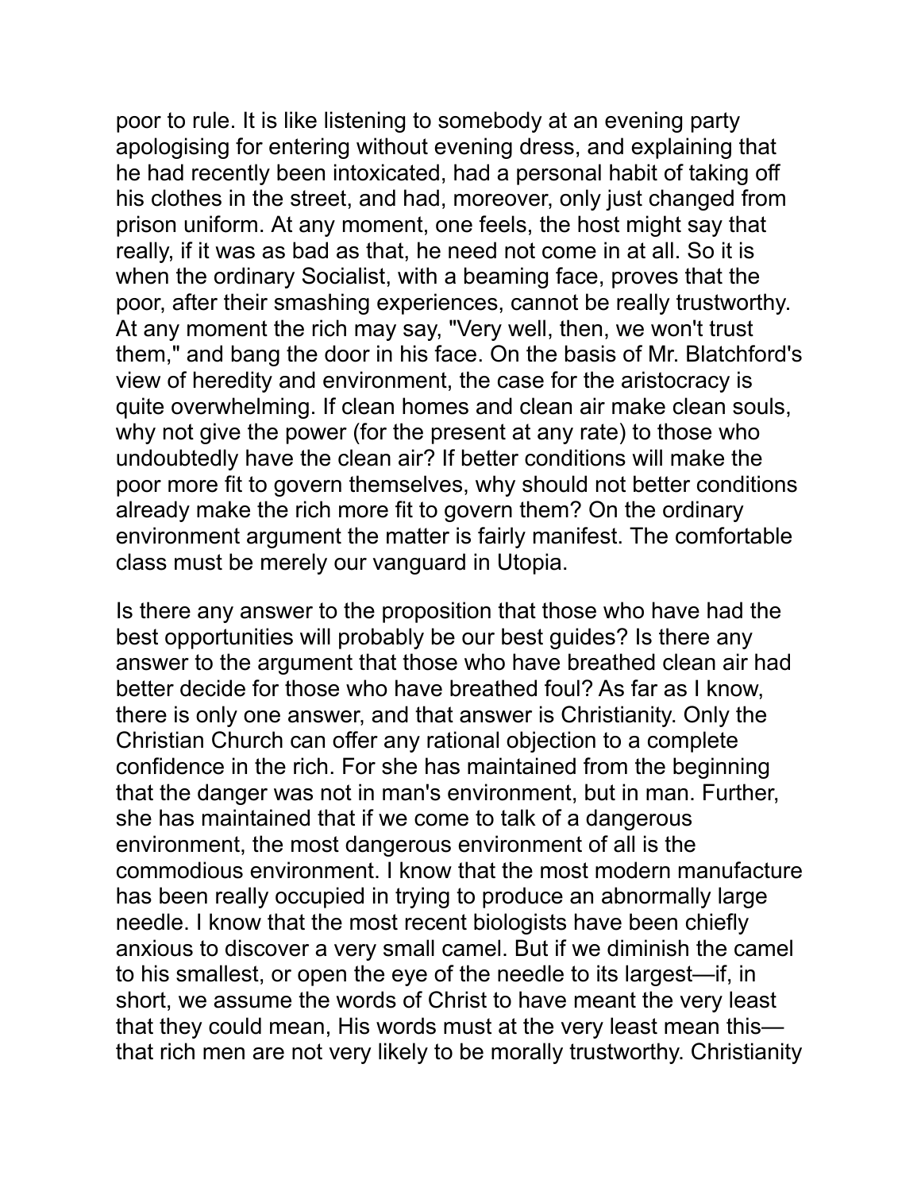poor to rule. It is like listening to somebody at an evening party apologising for entering without evening dress, and explaining that he had recently been intoxicated, had a personal habit of taking off his clothes in the street, and had, moreover, only just changed from prison uniform. At any moment, one feels, the host might say that really, if it was as bad as that, he need not come in at all. So it is when the ordinary Socialist, with a beaming face, proves that the poor, after their smashing experiences, cannot be really trustworthy. At any moment the rich may say, "Very well, then, we won't trust them," and bang the door in his face. On the basis of Mr. Blatchford's view of heredity and environment, the case for the aristocracy is quite overwhelming. If clean homes and clean air make clean souls, why not give the power (for the present at any rate) to those who undoubtedly have the clean air? If better conditions will make the poor more fit to govern themselves, why should not better conditions already make the rich more fit to govern them? On the ordinary environment argument the matter is fairly manifest. The comfortable class must be merely our vanguard in Utopia.

Is there any answer to the proposition that those who have had the best opportunities will probably be our best guides? Is there any answer to the argument that those who have breathed clean air had better decide for those who have breathed foul? As far as I know, there is only one answer, and that answer is Christianity. Only the Christian Church can offer any rational objection to a complete confidence in the rich. For she has maintained from the beginning that the danger was not in man's environment, but in man. Further, she has maintained that if we come to talk of a dangerous environment, the most dangerous environment of all is the commodious environment. I know that the most modern manufacture has been really occupied in trying to produce an abnormally large needle. I know that the most recent biologists have been chiefly anxious to discover a very small camel. But if we diminish the camel to his smallest, or open the eye of the needle to its largest—if, in short, we assume the words of Christ to have meant the very least that they could mean, His words must at the very least mean this—that rich men are not very likely to be morally trustworthy. Christianity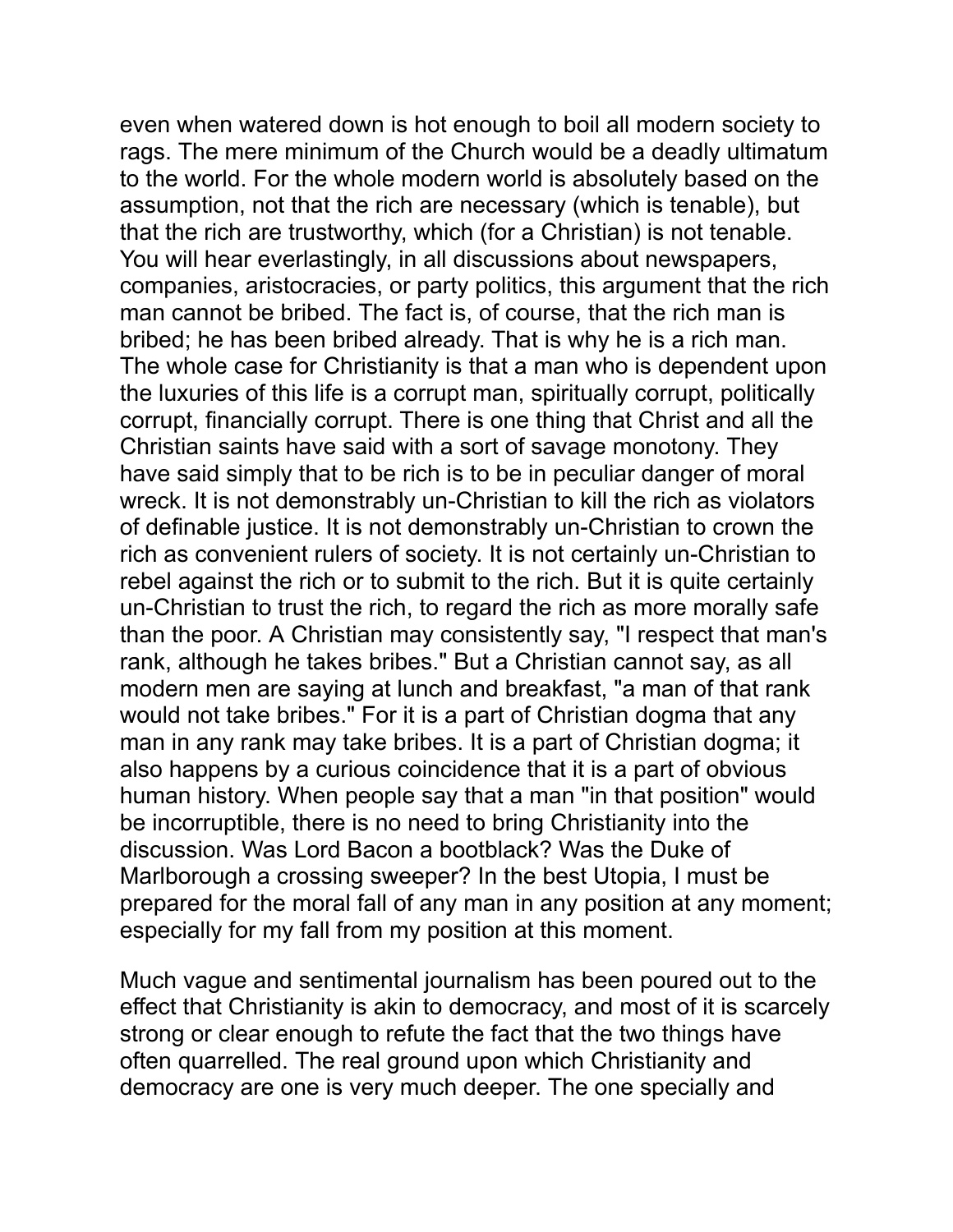even when watered down is hot enough to boil all modern society to rags. The mere minimum of the Church would be a deadly ultimatum to the world. For the whole modern world is absolutely based on the assumption, not that the rich are necessary (which is tenable), but that the rich are trustworthy, which (for a Christian) is not tenable. You will hear everlastingly, in all discussions about newspapers, companies, aristocracies, or party politics, this argument that the rich man cannot be bribed. The fact is, of course, that the rich man is bribed; he has been bribed already. That is why he is a rich man. The whole case for Christianity is that a man who is dependent upon the luxuries of this life is a corrupt man, spiritually corrupt, politically corrupt, financially corrupt. There is one thing that Christ and all the Christian saints have said with a sort of savage monotony. They have said simply that to be rich is to be in peculiar danger of moral wreck. It is not demonstrably un-Christian to kill the rich as violators of definable justice. It is not demonstrably un-Christian to crown the rich as convenient rulers of society. It is not certainly un-Christian to rebel against the rich or to submit to the rich. But it is quite certainly un-Christian to trust the rich, to regard the rich as more morally safe than the poor. A Christian may consistently say, "I respect that man's rank, although he takes bribes." But a Christian cannot say, as all modern men are saying at lunch and breakfast, "a man of that rank would not take bribes." For it is a part of Christian dogma that any man in any rank may take bribes. It is a part of Christian dogma; it also happens by a curious coincidence that it is a part of obvious human history. When people say that a man "in that position" would be incorruptible, there is no need to bring Christianity into the discussion. Was Lord Bacon a bootblack? Was the Duke of Marlborough a crossing sweeper? In the best Utopia, I must be prepared for the moral fall of any man in any position at any moment; especially for my fall from my position at this moment.

Much vague and sentimental journalism has been poured out to the effect that Christianity is akin to democracy, and most of it is scarcely strong or clear enough to refute the fact that the two things have often quarrelled. The real ground upon which Christianity and democracy are one is very much deeper. The one specially and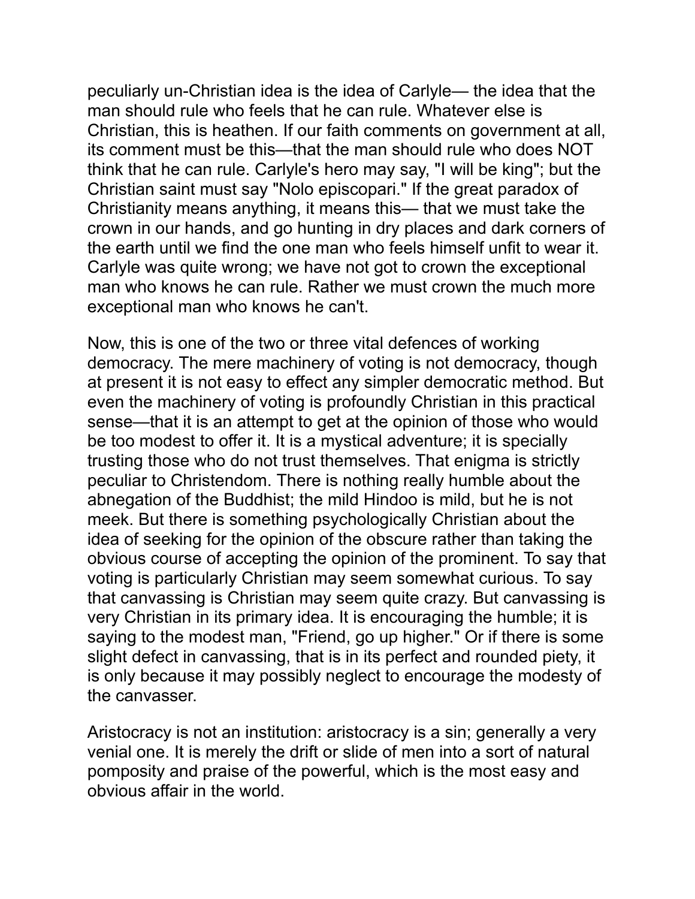peculiarly un-Christian idea is the idea of Carlyle— the idea that the man should rule who feels that he can rule. Whatever else is Christian, this is heathen. If our faith comments on government at all, its comment must be this—that the man should rule who does NOT think that he can rule. Carlyle's hero may say, "I will be king"; but the Christian saint must say "Nolo episcopari." If the great paradox of Christianity means anything, it means this— that we must take the crown in our hands, and go hunting in dry places and dark corners of the earth until we find the one man who feels himself unfit to wear it. Carlyle was quite wrong; we have not got to crown the exceptional man who knows he can rule. Rather we must crown the much more exceptional man who knows he can't.

Now, this is one of the two or three vital defences of working democracy. The mere machinery of voting is not democracy, though at present it is not easy to effect any simpler democratic method. But even the machinery of voting is profoundly Christian in this practical sense—that it is an attempt to get at the opinion of those who would be too modest to offer it. It is a mystical adventure; it is specially trusting those who do not trust themselves. That enigma is strictly peculiar to Christendom. There is nothing really humble about the abnegation of the Buddhist; the mild Hindoo is mild, but he is not meek. But there is something psychologically Christian about the idea of seeking for the opinion of the obscure rather than taking the obvious course of accepting the opinion of the prominent. To say that voting is particularly Christian may seem somewhat curious. To say that canvassing is Christian may seem quite crazy. But canvassing is very Christian in its primary idea. It is encouraging the humble; it is saying to the modest man, "Friend, go up higher." Or if there is some slight defect in canvassing, that is in its perfect and rounded piety, it is only because it may possibly neglect to encourage the modesty of the canvasser.

Aristocracy is not an institution: aristocracy is a sin; generally a very venial one. It is merely the drift or slide of men into a sort of natural pomposity and praise of the powerful, which is the most easy and obvious affair in the world.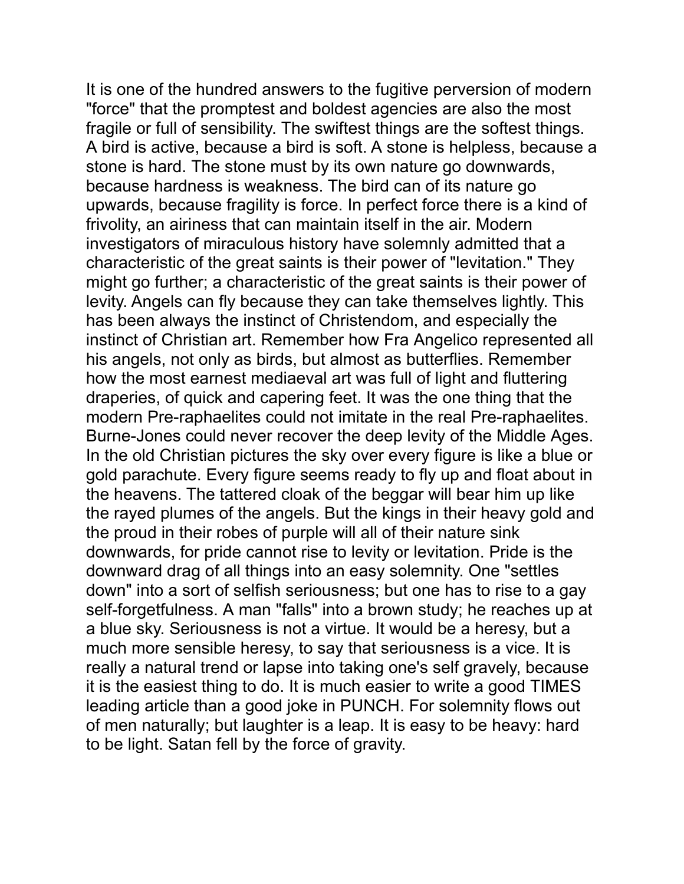It is one of the hundred answers to the fugitive perversion of modern "force" that the promptest and boldest agencies are also the most fragile or full of sensibility. The swiftest things are the softest things. A bird is active, because a bird is soft. A stone is helpless, because a stone is hard. The stone must by its own nature go downwards, because hardness is weakness. The bird can of its nature go upwards, because fragility is force. In perfect force there is a kind of frivolity, an airiness that can maintain itself in the air. Modern investigators of miraculous history have solemnly admitted that a characteristic of the great saints is their power of "levitation." They might go further; a characteristic of the great saints is their power of levity. Angels can fly because they can take themselves lightly. This has been always the instinct of Christendom, and especially the instinct of Christian art. Remember how Fra Angelico represented all his angels, not only as birds, but almost as butterflies. Remember how the most earnest mediaeval art was full of light and fluttering draperies, of quick and capering feet. It was the one thing that the modern Pre-raphaelites could not imitate in the real Pre-raphaelites. Burne-Jones could never recover the deep levity of the Middle Ages. In the old Christian pictures the sky over every figure is like a blue or gold parachute. Every figure seems ready to fly up and float about in the heavens. The tattered cloak of the beggar will bear him up like the rayed plumes of the angels. But the kings in their heavy gold and the proud in their robes of purple will all of their nature sink downwards, for pride cannot rise to levity or levitation. Pride is the downward drag of all things into an easy solemnity. One "settles down" into a sort of selfish seriousness; but one has to rise to a gay self-forgetfulness. A man "falls" into a brown study; he reaches up at a blue sky. Seriousness is not a virtue. It would be a heresy, but a much more sensible heresy, to say that seriousness is a vice. It is really a natural trend or lapse into taking one's self gravely, because it is the easiest thing to do. It is much easier to write a good TIMES leading article than a good joke in PUNCH. For solemnity flows out of men naturally; but laughter is a leap. It is easy to be heavy: hard to be light. Satan fell by the force of gravity.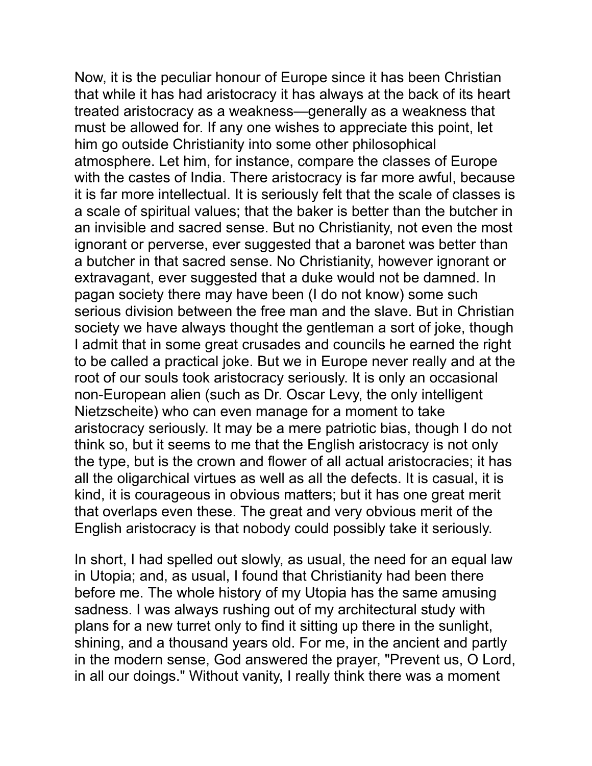Now, it is the peculiar honour of Europe since it has been Christian that while it has had aristocracy it has always at the back of its heart treated aristocracy as a weakness—generally as a weakness that must be allowed for. If any one wishes to appreciate this point, let him go outside Christianity into some other philosophical atmosphere. Let him, for instance, compare the classes of Europe with the castes of India. There aristocracy is far more awful, because it is far more intellectual. It is seriously felt that the scale of classes is a scale of spiritual values; that the baker is better than the butcher in an invisible and sacred sense. But no Christianity, not even the most ignorant or perverse, ever suggested that a baronet was better than a butcher in that sacred sense. No Christianity, however ignorant or extravagant, ever suggested that a duke would not be damned. In pagan society there may have been (I do not know) some such serious division between the free man and the slave. But in Christian society we have always thought the gentleman a sort of joke, though I admit that in some great crusades and councils he earned the right to be called a practical joke. But we in Europe never really and at the root of our souls took aristocracy seriously. It is only an occasional non-European alien (such as Dr. Oscar Levy, the only intelligent Nietzscheite) who can even manage for a moment to take aristocracy seriously. It may be a mere patriotic bias, though I do not think so, but it seems to me that the English aristocracy is not only the type, but is the crown and flower of all actual aristocracies; it has all the oligarchical virtues as well as all the defects. It is casual, it is kind, it is courageous in obvious matters; but it has one great merit that overlaps even these. The great and very obvious merit of the English aristocracy is that nobody could possibly take it seriously.

In short, I had spelled out slowly, as usual, the need for an equal law in Utopia; and, as usual, I found that Christianity had been there before me. The whole history of my Utopia has the same amusing sadness. I was always rushing out of my architectural study with plans for a new turret only to find it sitting up there in the sunlight, shining, and a thousand years old. For me, in the ancient and partly in the modern sense, God answered the prayer, "Prevent us, O Lord, in all our doings." Without vanity, I really think there was a moment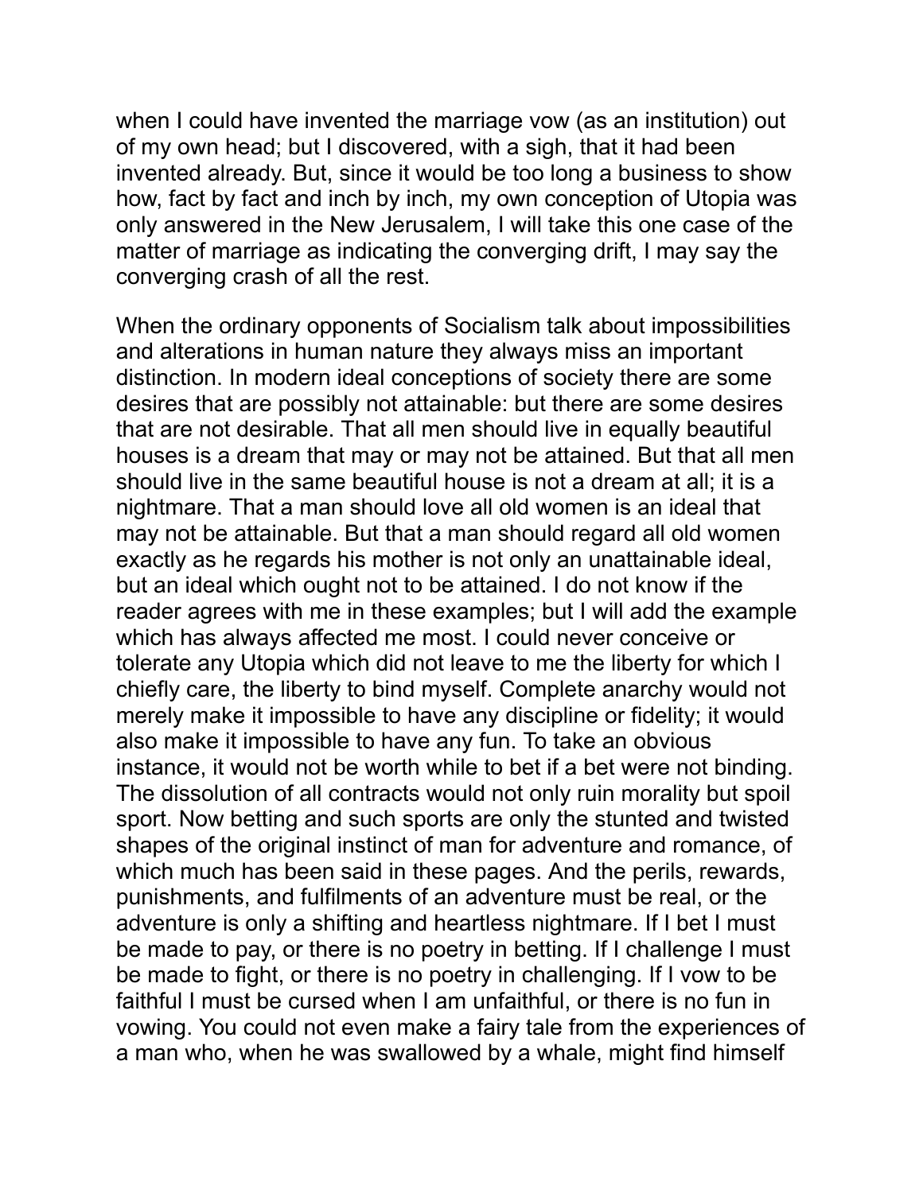when I could have invented the marriage vow (as an institution) out of my own head; but I discovered, with a sigh, that it had been invented already. But, since it would be too long a business to show how, fact by fact and inch by inch, my own conception of Utopia was only answered in the New Jerusalem, I will take this one case of the matter of marriage as indicating the converging drift, I may say the converging crash of all the rest.

When the ordinary opponents of Socialism talk about impossibilities and alterations in human nature they always miss an important distinction. In modern ideal conceptions of society there are some desires that are possibly not attainable: but there are some desires that are not desirable. That all men should live in equally beautiful houses is a dream that may or may not be attained. But that all men should live in the same beautiful house is not a dream at all; it is a nightmare. That a man should love all old women is an ideal that may not be attainable. But that a man should regard all old women exactly as he regards his mother is not only an unattainable ideal, but an ideal which ought not to be attained. I do not know if the reader agrees with me in these examples; but I will add the example which has always affected me most. I could never conceive or tolerate any Utopia which did not leave to me the liberty for which I chiefly care, the liberty to bind myself. Complete anarchy would not merely make it impossible to have any discipline or fidelity; it would also make it impossible to have any fun. To take an obvious instance, it would not be worth while to bet if a bet were not binding. The dissolution of all contracts would not only ruin morality but spoil sport. Now betting and such sports are only the stunted and twisted shapes of the original instinct of man for adventure and romance, of which much has been said in these pages. And the perils, rewards, punishments, and fulfilments of an adventure must be real, or the adventure is only a shifting and heartless nightmare. If I bet I must be made to pay, or there is no poetry in betting. If I challenge I must be made to fight, or there is no poetry in challenging. If I vow to be faithful I must be cursed when I am unfaithful, or there is no fun in vowing. You could not even make a fairy tale from the experiences of a man who, when he was swallowed by a whale, might find himself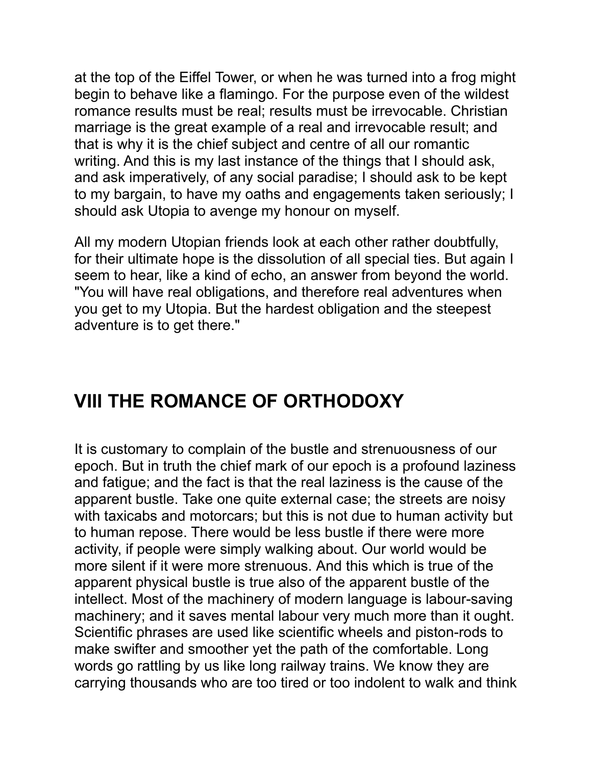at the top of the Eiffel Tower, or when he was turned into a frog might begin to behave like a flamingo. For the purpose even of the wildest romance results must be real; results must be irrevocable. Christian marriage is the great example of a real and irrevocable result; and that is why it is the chief subject and centre of all our romantic writing. And this is my last instance of the things that I should ask, and ask imperatively, of any social paradise; I should ask to be kept to my bargain, to have my oaths and engagements taken seriously; I should ask Utopia to avenge my honour on myself.

All my modern Utopian friends look at each other rather doubtfully, for their ultimate hope is the dissolution of all special ties. But again I seem to hear, like a kind of echo, an answer from beyond the world. "You will have real obligations, and therefore real adventures when you get to my Utopia. But the hardest obligation and the steepest adventure is to get there."

## VIII THE ROMANCE OF ORTHODOXY

It is customary to complain of the bustle and strenuousness of our epoch. But in truth the chief mark of our epoch is a profound laziness and fatigue; and the fact is that the real laziness is the cause of the apparent bustle. Take one quite external case; the streets are noisy with taxicabs and motorcars; but this is not due to human activity but to human repose. There would be less bustle if there were more activity, if people were simply walking about. Our world would be more silent if it were more strenuous. And this which is true of the apparent physical bustle is true also of the apparent bustle of the intellect. Most of the machinery of modern language is labour-saving machinery; and it saves mental labour very much more than it ought. Scientific phrases are used like scientific wheels and piston-rods to make swifter and smoother yet the path of the comfortable. Long words go rattling by us like long railway trains. We know they are carrying thousands who are too tired or too indolent to walk and think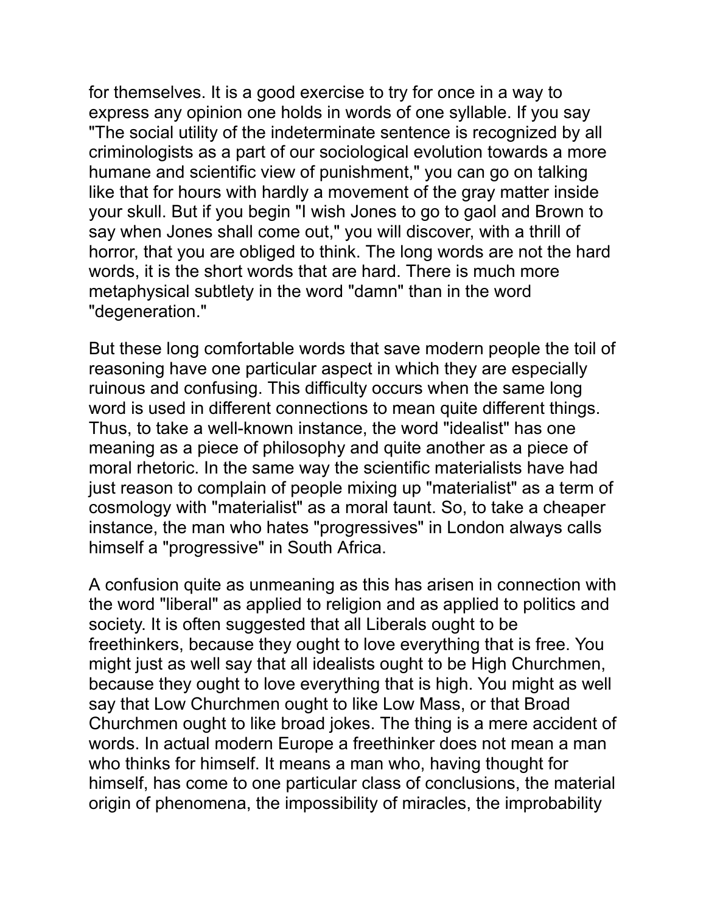for themselves. It is a good exercise to try for once in a way to express any opinion one holds in words of one syllable. If you say "The social utility of the indeterminate sentence is recognized by all criminologists as a part of our sociological evolution towards a more humane and scientific view of punishment," you can go on talking like that for hours with hardly a movement of the gray matter inside your skull. But if you begin "I wish Jones to go to gaol and Brown to say when Jones shall come out," you will discover, with a thrill of horror, that you are obliged to think. The long words are not the hard words, it is the short words that are hard. There is much more metaphysical subtlety in the word "damn" than in the word "degeneration."

But these long comfortable words that save modern people the toil of reasoning have one particular aspect in which they are especially ruinous and confusing. This difficulty occurs when the same long word is used in different connections to mean quite different things. Thus, to take a well-known instance, the word "idealist" has one meaning as a piece of philosophy and quite another as a piece of moral rhetoric. In the same way the scientific materialists have had just reason to complain of people mixing up "materialist" as a term of cosmology with "materialist" as a moral taunt. So, to take a cheaper instance, the man who hates "progressives" in London always calls himself a "progressive" in South Africa.

A confusion quite as unmeaning as this has arisen in connection with the word "liberal" as applied to religion and as applied to politics and society. It is often suggested that all Liberals ought to be freethinkers, because they ought to love everything that is free. You might just as well say that all idealists ought to be High Churchmen, because they ought to love everything that is high. You might as well say that Low Churchmen ought to like Low Mass, or that Broad Churchmen ought to like broad jokes. The thing is a mere accident of words. In actual modern Europe a freethinker does not mean a man who thinks for himself. It means a man who, having thought for himself, has come to one particular class of conclusions, the material origin of phenomena, the impossibility of miracles, the improbability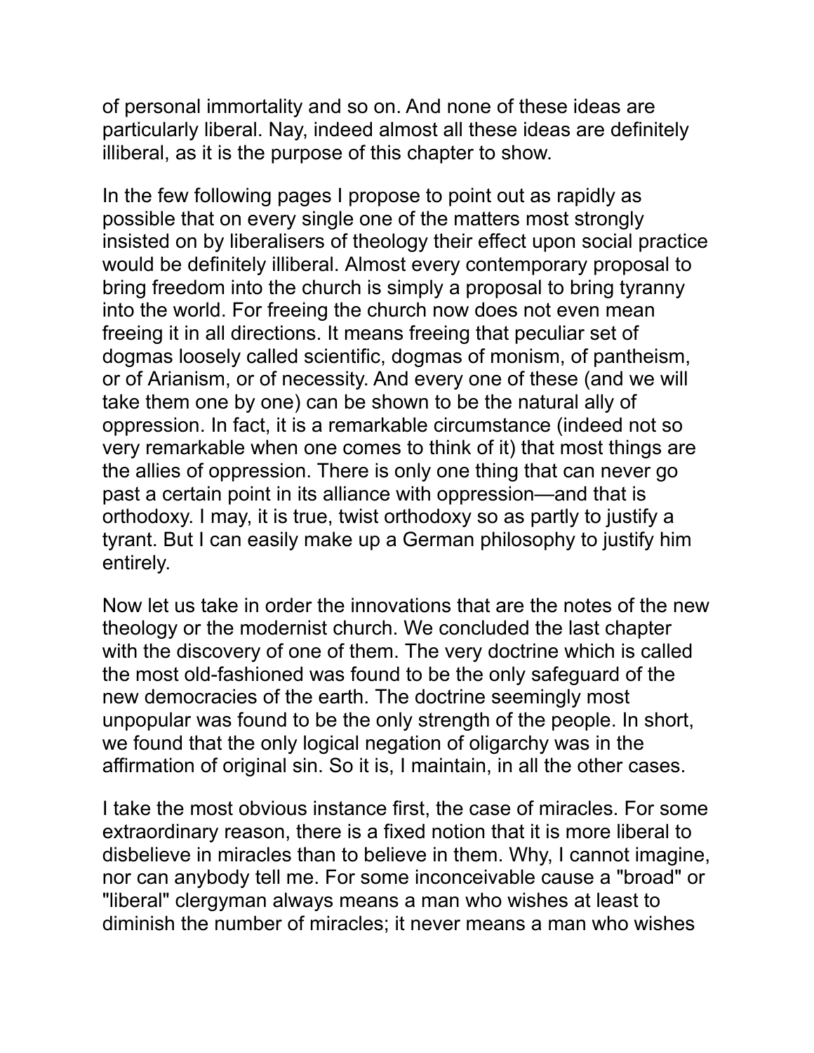of personal immortality and so on. And none of these ideas are particularly liberal. Nay, indeed almost all these ideas are definitely illiberal, as it is the purpose of this chapter to show.

In the few following pages I propose to point out as rapidly as possible that on every single one of the matters most strongly insisted on by liberalisers of theology their effect upon social practice would be definitely illiberal. Almost every contemporary proposal to bring freedom into the church is simply a proposal to bring tyranny into the world. For freeing the church now does not even mean freeing it in all directions. It means freeing that peculiar set of dogmas loosely called scientific, dogmas of monism, of pantheism, or of Arianism, or of necessity. And every one of these (and we will take them one by one) can be shown to be the natural ally of oppression. In fact, it is a remarkable circumstance (indeed not so very remarkable when one comes to think of it) that most things are the allies of oppression. There is only one thing that can never go past a certain point in its alliance with oppression—and that is orthodoxy. I may, it is true, twist orthodoxy so as partly to justify a tyrant. But I can easily make up a German philosophy to justify him entirely.

Now let us take in order the innovations that are the notes of the new theology or the modernist church. We concluded the last chapter with the discovery of one of them. The very doctrine which is called the most old-fashioned was found to be the only safeguard of the new democracies of the earth. The doctrine seemingly most unpopular was found to be the only strength of the people. In short, we found that the only logical negation of oligarchy was in the affirmation of original sin. So it is, I maintain, in all the other cases.

I take the most obvious instance first, the case of miracles. For some extraordinary reason, there is a fixed notion that it is more liberal to disbelieve in miracles than to believe in them. Why, I cannot imagine, nor can anybody tell me. For some inconceivable cause a "broad" or "liberal" clergyman always means a man who wishes at least to diminish the number of miracles; it never means a man who wishes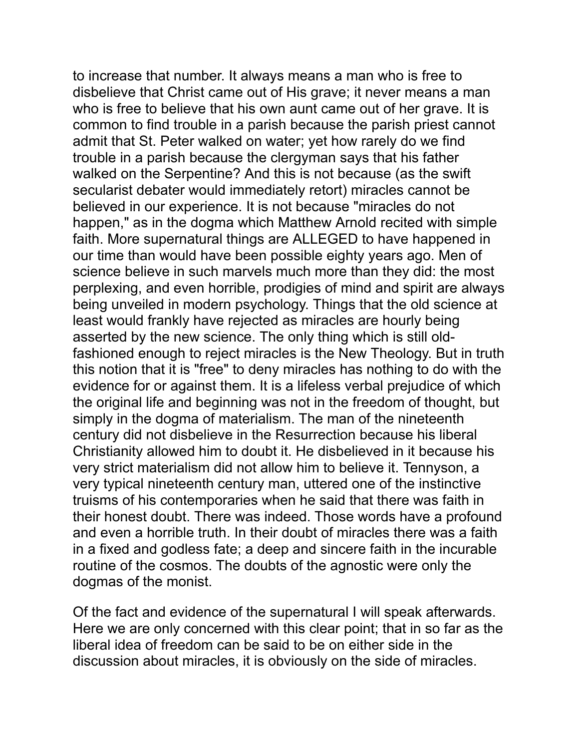to increase that number. It always means a man who is free to disbelieve that Christ came out of His grave; it never means a man who is free to believe that his own aunt came out of her grave. It is common to find trouble in a parish because the parish priest cannot admit that St. Peter walked on water; yet how rarely do we find trouble in a parish because the clergyman says that his father walked on the Serpentine? And this is not because (as the swift secularist debater would immediately retort) miracles cannot be believed in our experience. It is not because "miracles do not happen," as in the dogma which Matthew Arnold recited with simple faith. More supernatural things are ALLEGED to have happened in our time than would have been possible eighty years ago. Men of science believe in such marvels much more than they did: the most perplexing, and even horrible, prodigies of mind and spirit are always being unveiled in modern psychology. Things that the old science at least would frankly have rejected as miracles are hourly being asserted by the new science. The only thing which is still old-fashioned enough to reject miracles is the New Theology. But in truth this notion that it is "free" to deny miracles has nothing to do with the evidence for or against them. It is a lifeless verbal prejudice of which the original life and beginning was not in the freedom of thought, but simply in the dogma of materialism. The man of the nineteenth century did not disbelieve in the Resurrection because his liberal Christianity allowed him to doubt it. He disbelieved in it because his very strict materialism did not allow him to believe it. Tennyson, a very typical nineteenth century man, uttered one of the instinctive truisms of his contemporaries when he said that there was faith in their honest doubt. There was indeed. Those words have a profound and even a horrible truth. In their doubt of miracles there was a faith in a fixed and godless fate; a deep and sincere faith in the incurable routine of the cosmos. The doubts of the agnostic were only the dogmas of the monist.

Of the fact and evidence of the supernatural I will speak afterwards. Here we are only concerned with this clear point; that in so far as the liberal idea of freedom can be said to be on either side in the discussion about miracles, it is obviously on the side of miracles.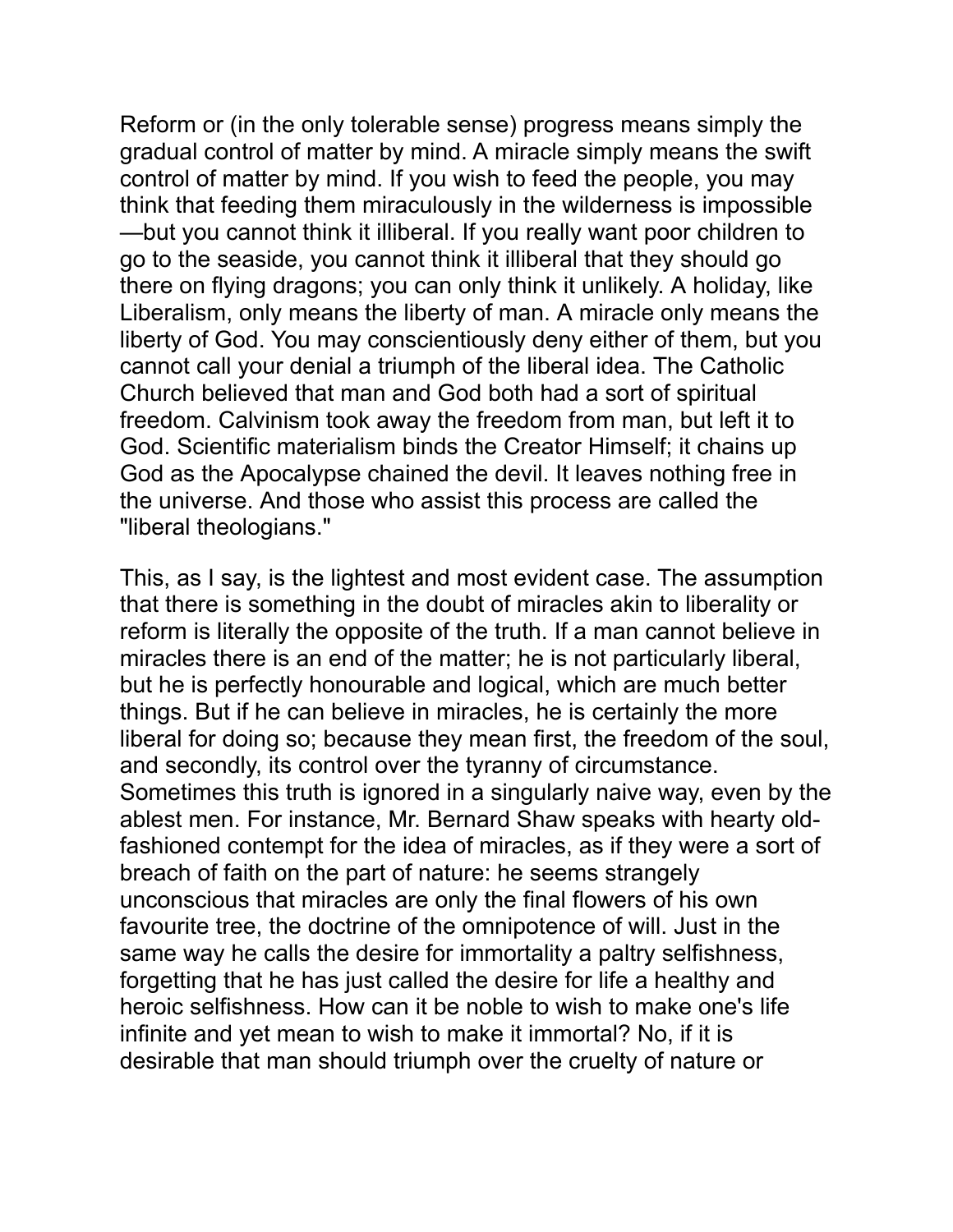Reform or (in the only tolerable sense) progress means simply the gradual control of matter by mind. A miracle simply means the swift control of matter by mind. If you wish to feed the people, you may think that feeding them miraculously in the wilderness is impossible—but you cannot think it illiberal. If you really want poor children to go to the seaside, you cannot think it illiberal that they should go there on flying dragons; you can only think it unlikely. A holiday, like Liberalism, only means the liberty of man. A miracle only means the liberty of God. You may conscientiously deny either of them, but you cannot call your denial a triumph of the liberal idea. The Catholic Church believed that man and God both had a sort of spiritual freedom. Calvinism took away the freedom from man, but left it to God. Scientific materialism binds the Creator Himself; it chains up God as the Apocalypse chained the devil. It leaves nothing free in the universe. And those who assist this process are called the "liberal theologians."

This, as I say, is the lightest and most evident case. The assumption that there is something in the doubt of miracles akin to liberality or reform is literally the opposite of the truth. If a man cannot believe in miracles there is an end of the matter; he is not particularly liberal, but he is perfectly honourable and logical, which are much better things. But if he can believe in miracles, he is certainly the more liberal for doing so; because they mean first, the freedom of the soul, and secondly, its control over the tyranny of circumstance. Sometimes this truth is ignored in a singularly naive way, even by the ablest men. For instance, Mr. Bernard Shaw speaks with hearty old-fashioned contempt for the idea of miracles, as if they were a sort of breach of faith on the part of nature: he seems strangely unconscious that miracles are only the final flowers of his own favourite tree, the doctrine of the omnipotence of will. Just in the same way he calls the desire for immortality a paltry selfishness, forgetting that he has just called the desire for life a healthy and heroic selfishness. How can it be noble to wish to make one's life infinite and yet mean to wish to make it immortal? No, if it is desirable that man should triumph over the cruelty of nature or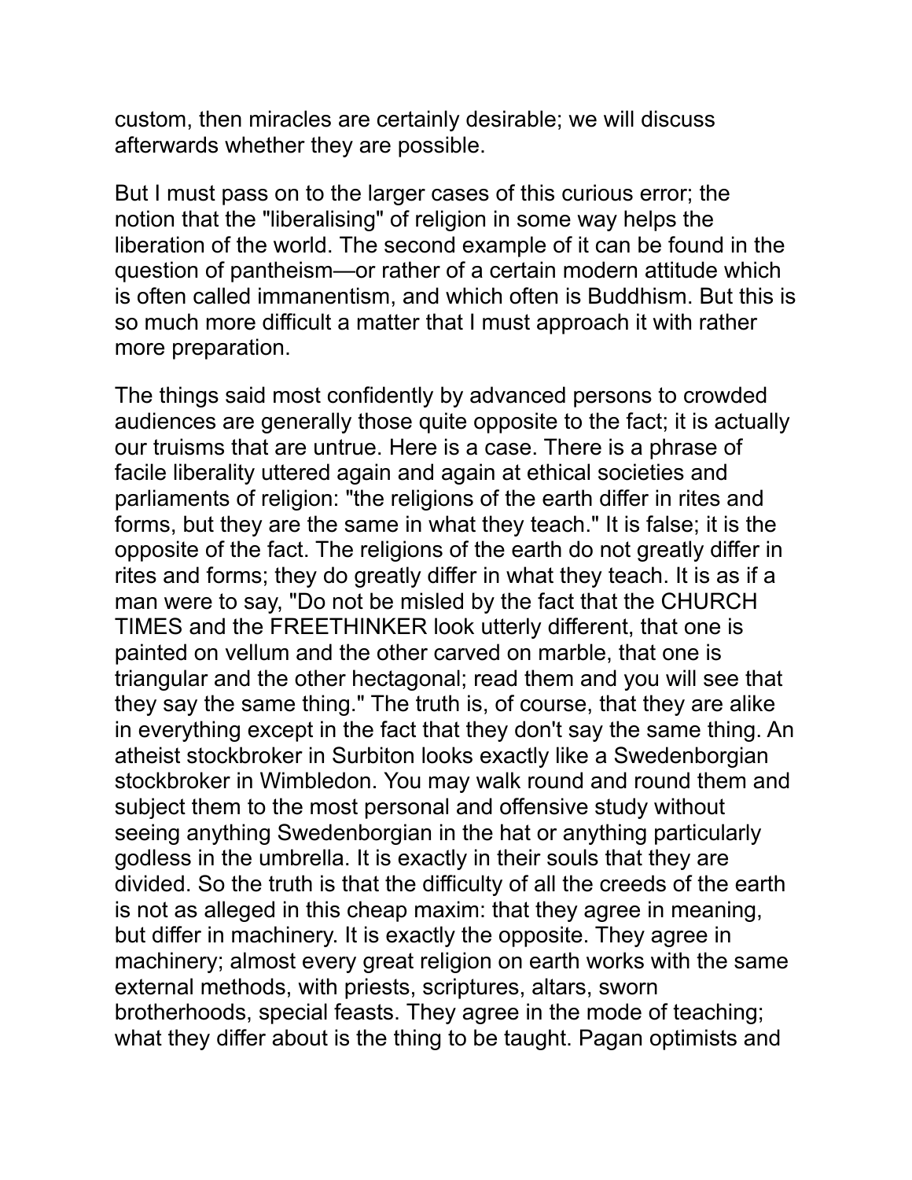custom, then miracles are certainly desirable; we will discuss afterwards whether they are possible.

But I must pass on to the larger cases of this curious error; the notion that the "liberalising" of religion in some way helps the liberation of the world. The second example of it can be found in the question of pantheism—or rather of a certain modern attitude which is often called immanentism, and which often is Buddhism. But this is so much more difficult a matter that I must approach it with rather more preparation.

The things said most confidently by advanced persons to crowded audiences are generally those quite opposite to the fact; it is actually our truisms that are untrue. Here is a case. There is a phrase of facile liberality uttered again and again at ethical societies and parliaments of religion: "the religions of the earth differ in rites and forms, but they are the same in what they teach." It is false; it is the opposite of the fact. The religions of the earth do not greatly differ in rites and forms; they do greatly differ in what they teach. It is as if a man were to say, "Do not be misled by the fact that the CHURCH TIMES and the FREETHINKER look utterly different, that one is painted on vellum and the other carved on marble, that one is triangular and the other hectagonal; read them and you will see that they say the same thing." The truth is, of course, that they are alike in everything except in the fact that they don't say the same thing. An atheist stockbroker in Surbiton looks exactly like a Swedenborgian stockbroker in Wimbledon. You may walk round and round them and subject them to the most personal and offensive study without seeing anything Swedenborgian in the hat or anything particularly godless in the umbrella. It is exactly in their souls that they are divided. So the truth is that the difficulty of all the creeds of the earth is not as alleged in this cheap maxim: that they agree in meaning, but differ in machinery. It is exactly the opposite. They agree in machinery; almost every great religion on earth works with the same external methods, with priests, scriptures, altars, sworn brotherhoods, special feasts. They agree in the mode of teaching; what they differ about is the thing to be taught. Pagan optimists and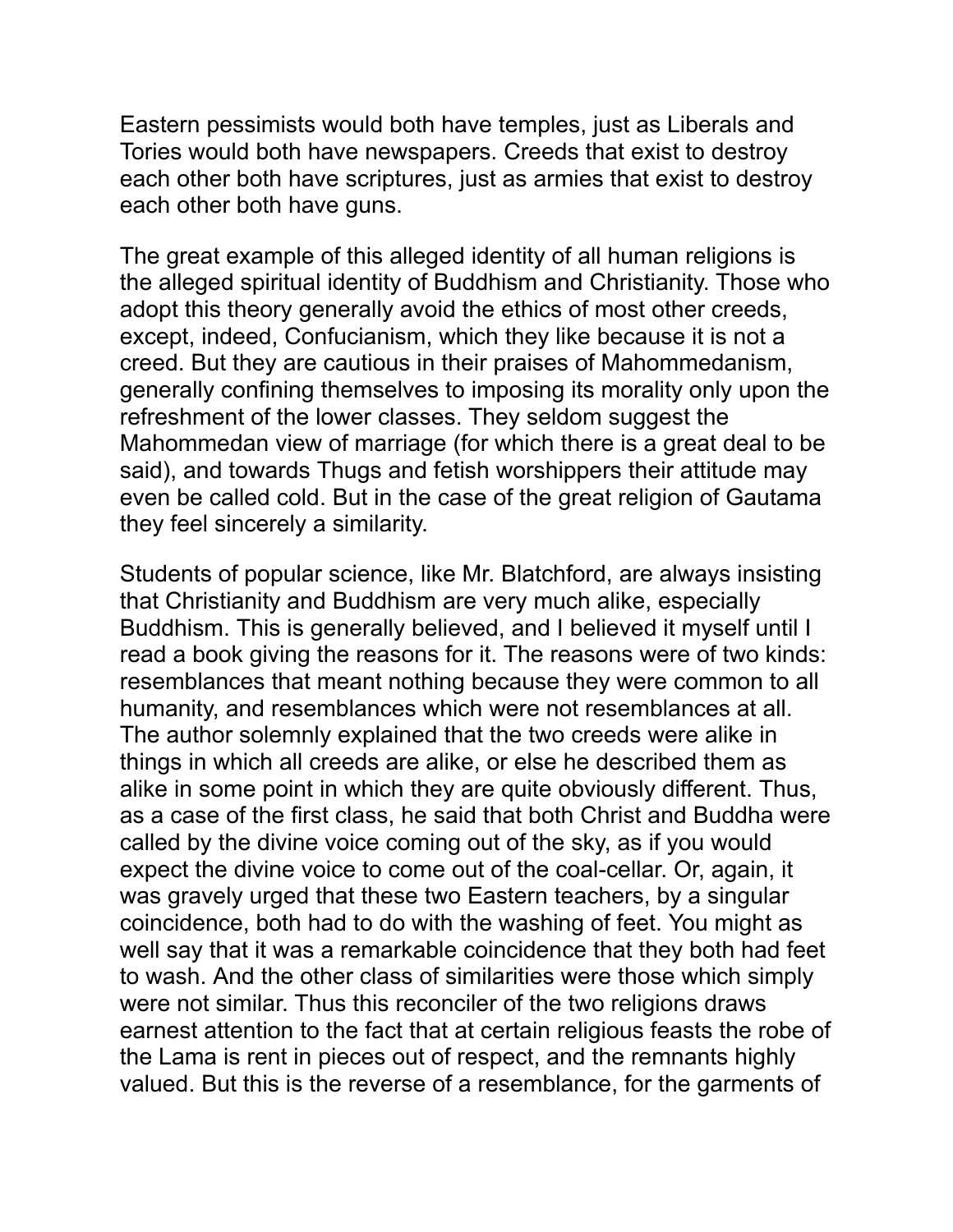Eastern pessimists would both have temples, just as Liberals and Tories would both have newspapers. Creeds that exist to destroy each other both have scriptures, just as armies that exist to destroy each other both have guns.

The great example of this alleged identity of all human religions is the alleged spiritual identity of Buddhism and Christianity. Those who adopt this theory generally avoid the ethics of most other creeds, except, indeed, Confucianism, which they like because it is not a creed. But they are cautious in their praises of Mahommedanism, generally confining themselves to imposing its morality only upon the refreshment of the lower classes. They seldom suggest the Mahommedan view of marriage (for which there is a great deal to be said), and towards Thugs and fetish worshippers their attitude may even be called cold. But in the case of the great religion of Gautama they feel sincerely a similarity.

Students of popular science, like Mr. Blatchford, are always insisting that Christianity and Buddhism are very much alike, especially Buddhism. This is generally believed, and I believed it myself until I read a book giving the reasons for it. The reasons were of two kinds: resemblances that meant nothing because they were common to all humanity, and resemblances which were not resemblances at all. The author solemnly explained that the two creeds were alike in things in which all creeds are alike, or else he described them as alike in some point in which they are quite obviously different. Thus, as a case of the first class, he said that both Christ and Buddha were called by the divine voice coming out of the sky, as if you would expect the divine voice to come out of the coal-cellar. Or, again, it was gravely urged that these two Eastern teachers, by a singular coincidence, both had to do with the washing of feet. You might as well say that it was a remarkable coincidence that they both had feet to wash. And the other class of similarities were those which simply were not similar. Thus this reconciler of the two religions draws earnest attention to the fact that at certain religious feasts the robe of the Lama is rent in pieces out of respect, and the remnants highly valued. But this is the reverse of a resemblance, for the garments of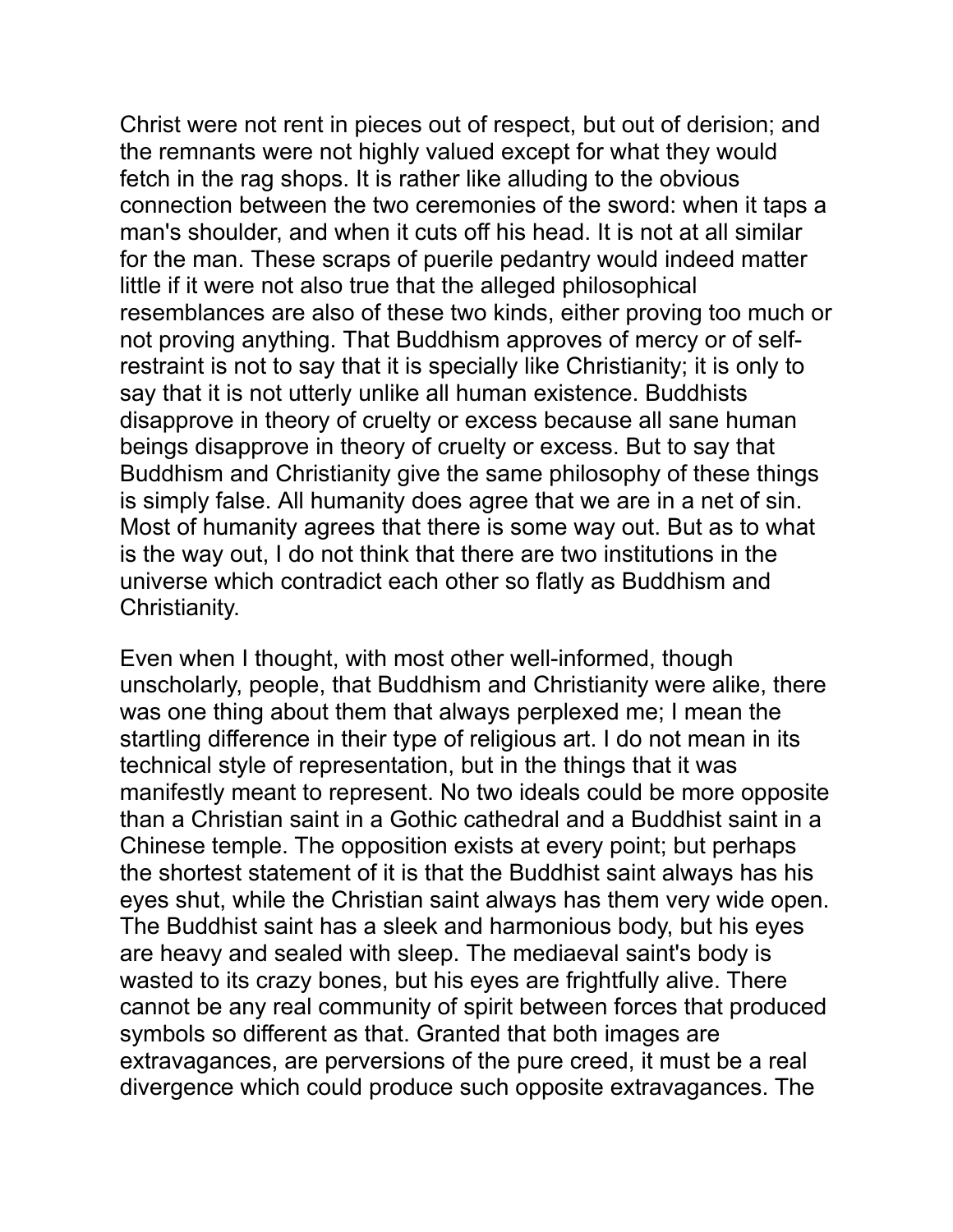Christ were not rent in pieces out of respect, but out of derision; and the remnants were not highly valued except for what they would fetch in the rag shops. It is rather like alluding to the obvious connection between the two ceremonies of the sword: when it taps a man's shoulder, and when it cuts off his head. It is not at all similar for the man. These scraps of puerile pedantry would indeed matter little if it were not also true that the alleged philosophical resemblances are also of these two kinds, either proving too much or not proving anything. That Buddhism approves of mercy or of self-restraint is not to say that it is specially like Christianity; it is only to say that it is not utterly unlike all human existence. Buddhists disapprove in theory of cruelty or excess because all sane human beings disapprove in theory of cruelty or excess. But to say that Buddhism and Christianity give the same philosophy of these things is simply false. All humanity does agree that we are in a net of sin. Most of humanity agrees that there is some way out. But as to what is the way out, I do not think that there are two institutions in the universe which contradict each other so flatly as Buddhism and Christianity.

Even when I thought, with most other well-informed, though unscholarly, people, that Buddhism and Christianity were alike, there was one thing about them that always perplexed me; I mean the startling difference in their type of religious art. I do not mean in its technical style of representation, but in the things that it was manifestly meant to represent. No two ideals could be more opposite than a Christian saint in a Gothic cathedral and a Buddhist saint in a Chinese temple. The opposition exists at every point; but perhaps the shortest statement of it is that the Buddhist saint always has his eyes shut, while the Christian saint always has them very wide open. The Buddhist saint has a sleek and harmonious body, but his eyes are heavy and sealed with sleep. The mediaeval saint's body is wasted to its crazy bones, but his eyes are frightfully alive. There cannot be any real community of spirit between forces that produced symbols so different as that. Granted that both images are extravagances, are perversions of the pure creed, it must be a real divergence which could produce such opposite extravagances. The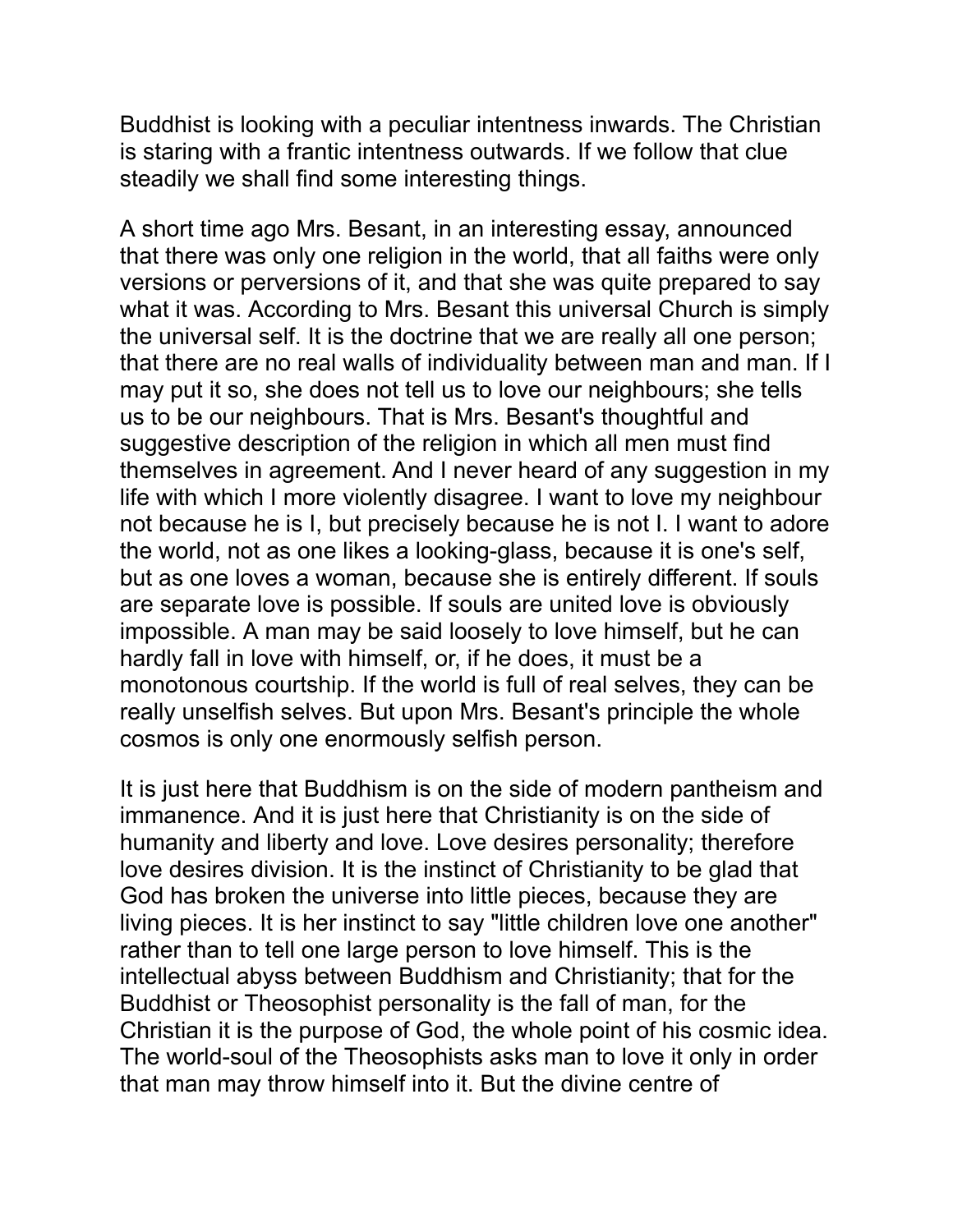Buddhist is looking with a peculiar intentness inwards. The Christian is staring with a frantic intentness outwards. If we follow that clue steadily we shall find some interesting things.

A short time ago Mrs. Besant, in an interesting essay, announced that there was only one religion in the world, that all faiths were only versions or perversions of it, and that she was quite prepared to say what it was. According to Mrs. Besant this universal Church is simply the universal self. It is the doctrine that we are really all one person; that there are no real walls of individuality between man and man. If I may put it so, she does not tell us to love our neighbours; she tells us to be our neighbours. That is Mrs. Besant's thoughtful and suggestive description of the religion in which all men must find themselves in agreement. And I never heard of any suggestion in my life with which I more violently disagree. I want to love my neighbour not because he is I, but precisely because he is not I. I want to adore the world, not as one likes a looking-glass, because it is one's self, but as one loves a woman, because she is entirely different. If souls are separate love is possible. If souls are united love is obviously impossible. A man may be said loosely to love himself, but he can hardly fall in love with himself, or, if he does, it must be a monotonous courtship. If the world is full of real selves, they can be really unselfish selves. But upon Mrs. Besant's principle the whole cosmos is only one enormously selfish person.

It is just here that Buddhism is on the side of modern pantheism and immanence. And it is just here that Christianity is on the side of humanity and liberty and love. Love desires personality; therefore love desires division. It is the instinct of Christianity to be glad that God has broken the universe into little pieces, because they are living pieces. It is her instinct to say "little children love one another" rather than to tell one large person to love himself. This is the intellectual abyss between Buddhism and Christianity; that for the Buddhist or Theosophist personality is the fall of man, for the Christian it is the purpose of God, the whole point of his cosmic idea. The world-soul of the Theosophists asks man to love it only in order that man may throw himself into it. But the divine centre of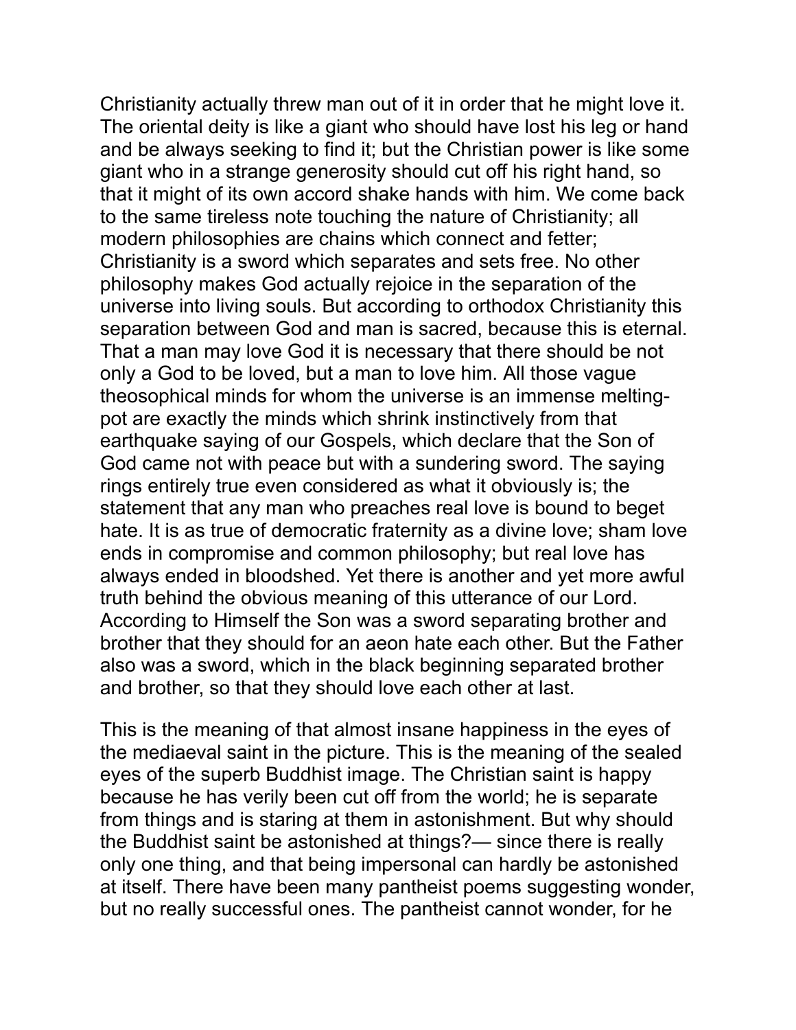Christianity actually threw man out of it in order that he might love it. The oriental deity is like a giant who should have lost his leg or hand and be always seeking to find it; but the Christian power is like some giant who in a strange generosity should cut off his right hand, so that it might of its own accord shake hands with him. We come back to the same tireless note touching the nature of Christianity; all modern philosophies are chains which connect and fetter; Christianity is a sword which separates and sets free. No other philosophy makes God actually rejoice in the separation of the universe into living souls. But according to orthodox Christianity this separation between God and man is sacred, because this is eternal. That a man may love God it is necessary that there should be not only a God to be loved, but a man to love him. All those vague theosophical minds for whom the universe is an immense melting-pot are exactly the minds which shrink instinctively from that earthquake saying of our Gospels, which declare that the Son of God came not with peace but with a sundering sword. The saying rings entirely true even considered as what it obviously is; the statement that any man who preaches real love is bound to beget hate. It is as true of democratic fraternity as a divine love; sham love ends in compromise and common philosophy; but real love has always ended in bloodshed. Yet there is another and yet more awful truth behind the obvious meaning of this utterance of our Lord. According to Himself the Son was a sword separating brother and brother that they should for an aeon hate each other. But the Father also was a sword, which in the black beginning separated brother and brother, so that they should love each other at last.

This is the meaning of that almost insane happiness in the eyes of the mediaeval saint in the picture. This is the meaning of the sealed eyes of the superb Buddhist image. The Christian saint is happy because he has verily been cut off from the world; he is separate from things and is staring at them in astonishment. But why should the Buddhist saint be astonished at things?— since there is really only one thing, and that being impersonal can hardly be astonished at itself. There have been many pantheist poems suggesting wonder, but no really successful ones. The pantheist cannot wonder, for he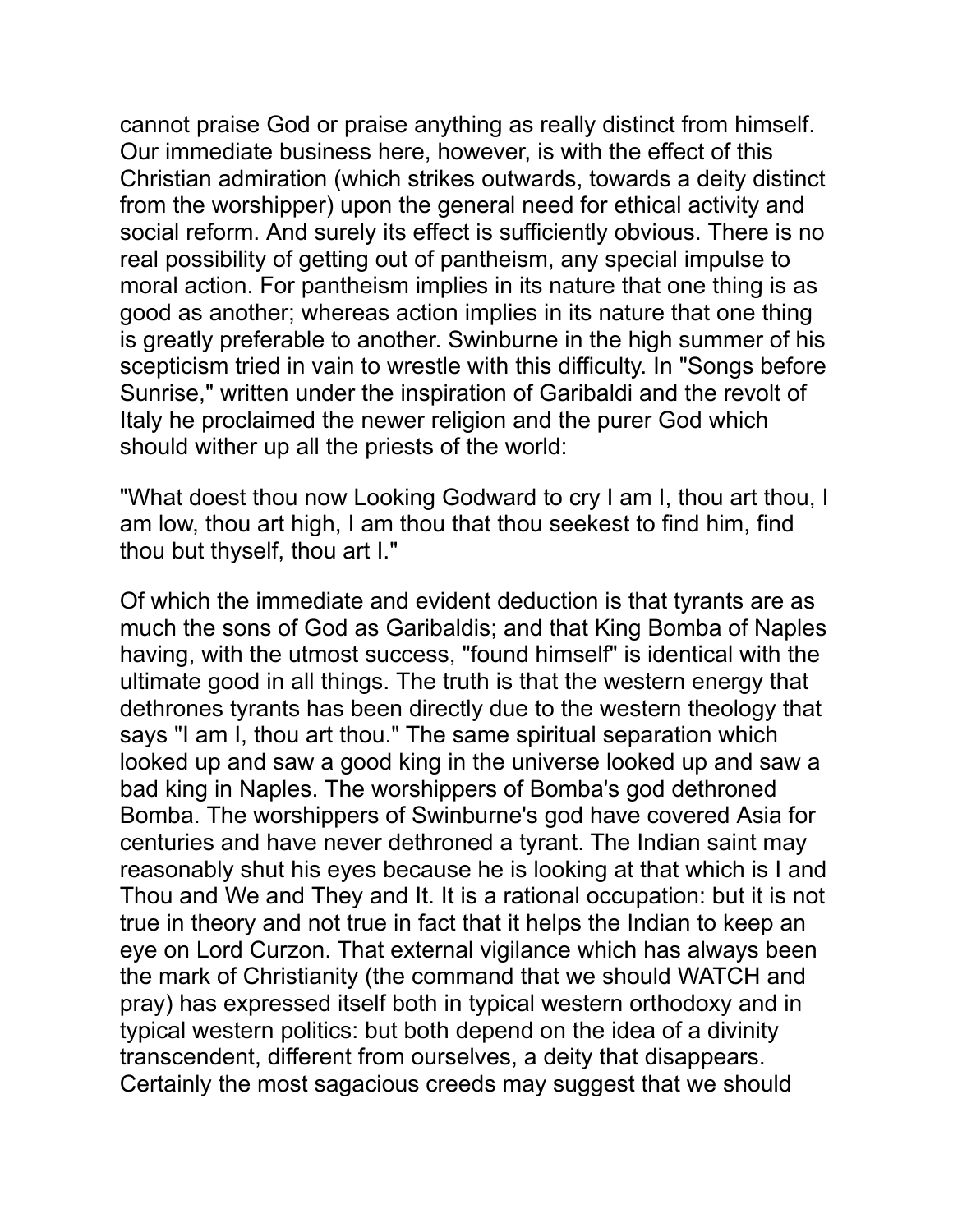cannot praise God or praise anything as really distinct from himself. Our immediate business here, however, is with the effect of this Christian admiration (which strikes outwards, towards a deity distinct from the worshipper) upon the general need for ethical activity and social reform. And surely its effect is sufficiently obvious. There is no real possibility of getting out of pantheism, any special impulse to moral action. For pantheism implies in its nature that one thing is as good as another; whereas action implies in its nature that one thing is greatly preferable to another. Swinburne in the high summer of his scepticism tried in vain to wrestle with this difficulty. In "Songs before Sunrise," written under the inspiration of Garibaldi and the revolt of Italy he proclaimed the newer religion and the purer God which should wither up all the priests of the world:

"What doest thou now Looking Godward to cry I am I, thou art thou, I am low, thou art high, I am thou that thou seekest to find him, find thou but thyself, thou art I."

Of which the immediate and evident deduction is that tyrants are as much the sons of God as Garibaldis; and that King Bomba of Naples having, with the utmost success, "found himself" is identical with the ultimate good in all things. The truth is that the western energy that dethrones tyrants has been directly due to the western theology that says "I am I, thou art thou." The same spiritual separation which looked up and saw a good king in the universe looked up and saw a bad king in Naples. The worshippers of Bomba's god dethroned Bomba. The worshippers of Swinburne's god have covered Asia for centuries and have never dethroned a tyrant. The Indian saint may reasonably shut his eyes because he is looking at that which is I and Thou and We and They and It. It is a rational occupation: but it is not true in theory and not true in fact that it helps the Indian to keep an eye on Lord Curzon. That external vigilance which has always been the mark of Christianity (the command that we should WATCH and pray) has expressed itself both in typical western orthodoxy and in typical western politics: but both depend on the idea of a divinity transcendent, different from ourselves, a deity that disappears. Certainly the most sagacious creeds may suggest that we should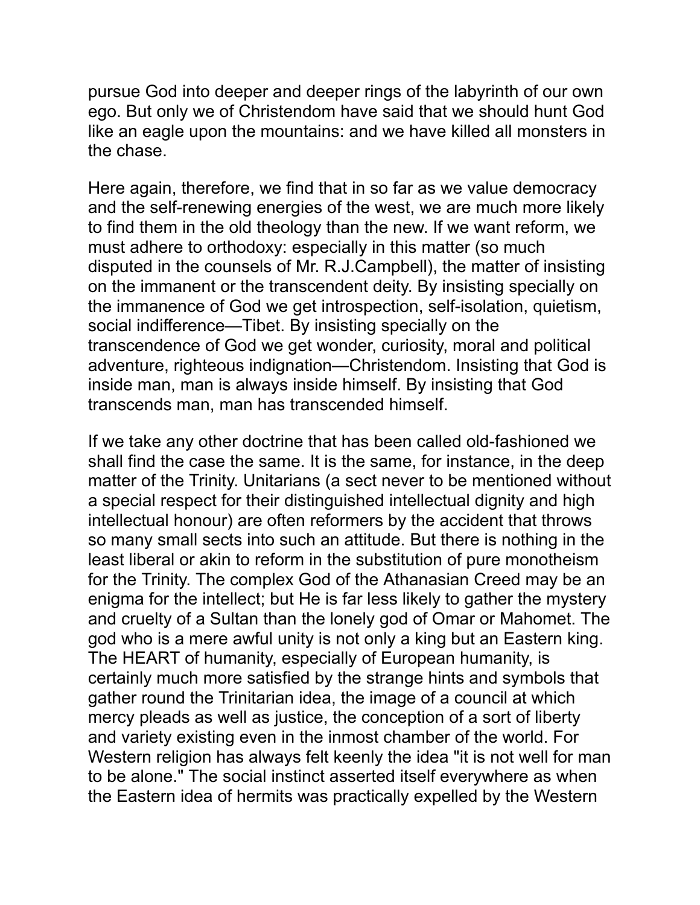pursue God into deeper and deeper rings of the labyrinth of our own ego. But only we of Christendom have said that we should hunt God like an eagle upon the mountains: and we have killed all monsters in the chase.

Here again, therefore, we find that in so far as we value democracy and the self-renewing energies of the west, we are much more likely to find them in the old theology than the new. If we want reform, we must adhere to orthodoxy: especially in this matter (so much disputed in the counsels of Mr. R.J.Campbell), the matter of insisting on the immanent or the transcendent deity. By insisting specially on the immanence of God we get introspection, self-isolation, quietism, social indifference—Tibet. By insisting specially on the transcendence of God we get wonder, curiosity, moral and political adventure, righteous indignation—Christendom. Insisting that God is inside man, man is always inside himself. By insisting that God transcends man, man has transcended himself.

If we take any other doctrine that has been called old-fashioned we shall find the case the same. It is the same, for instance, in the deep matter of the Trinity. Unitarians (a sect never to be mentioned without a special respect for their distinguished intellectual dignity and high intellectual honour) are often reformers by the accident that throws so many small sects into such an attitude. But there is nothing in the least liberal or akin to reform in the substitution of pure monotheism for the Trinity. The complex God of the Athanasian Creed may be an enigma for the intellect; but He is far less likely to gather the mystery and cruelty of a Sultan than the lonely god of Omar or Mahomet. The god who is a mere awful unity is not only a king but an Eastern king. The HEART of humanity, especially of European humanity, is certainly much more satisfied by the strange hints and symbols that gather round the Trinitarian idea, the image of a council at which mercy pleads as well as justice, the conception of a sort of liberty and variety existing even in the inmost chamber of the world. For Western religion has always felt keenly the idea "it is not well for man to be alone." The social instinct asserted itself everywhere as when the Eastern idea of hermits was practically expelled by the Western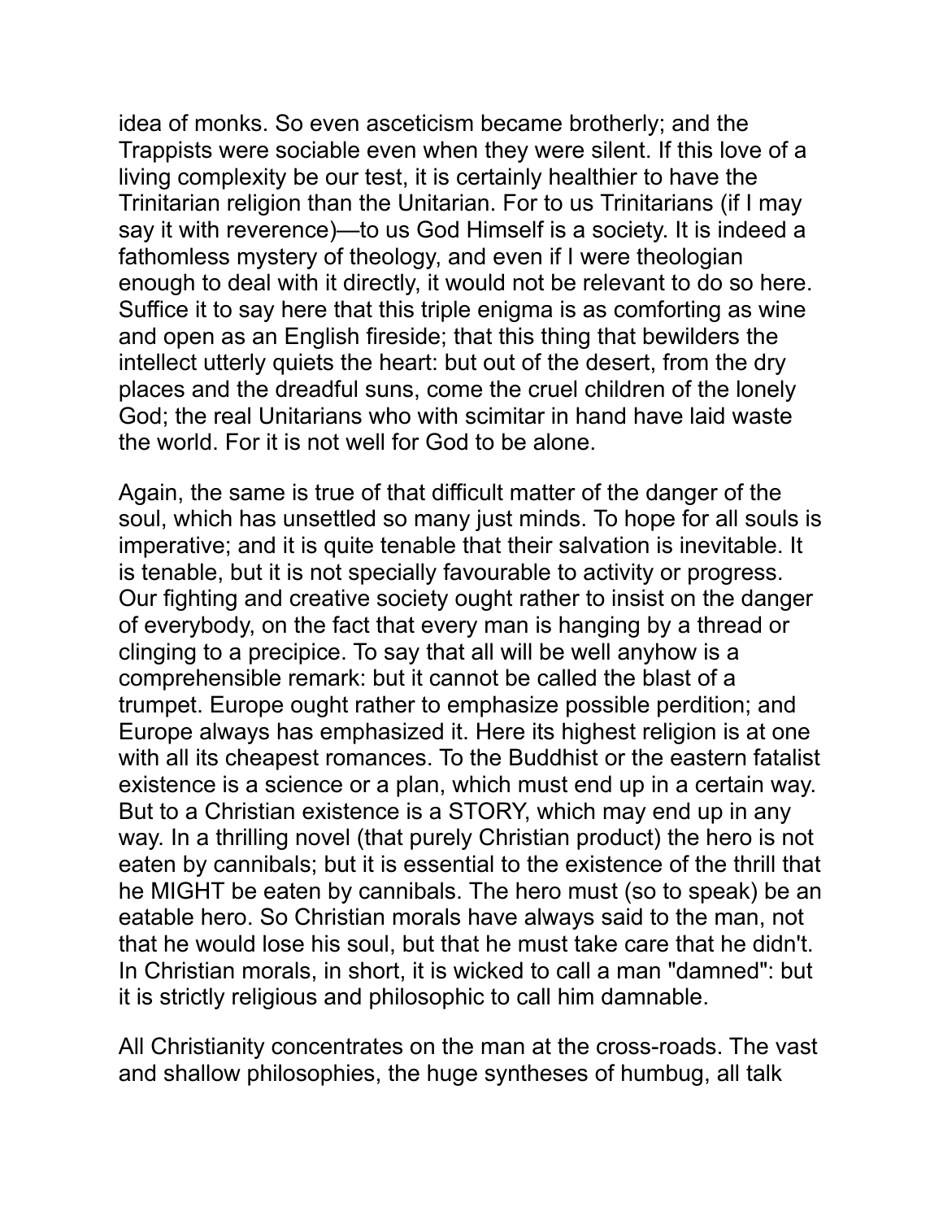idea of monks. So even asceticism became brotherly; and the Trappists were sociable even when they were silent. If this love of a living complexity be our test, it is certainly healthier to have the Trinitarian religion than the Unitarian. For to us Trinitarians (if I may say it with reverence)—to us God Himself is a society. It is indeed a fathomless mystery of theology, and even if I were theologian enough to deal with it directly, it would not be relevant to do so here. Suffice it to say here that this triple enigma is as comforting as wine and open as an English fireside; that this thing that bewilders the intellect utterly quiets the heart: but out of the desert, from the dry places and the dreadful suns, come the cruel children of the lonely God; the real Unitarians who with scimitar in hand have laid waste the world. For it is not well for God to be alone.

Again, the same is true of that difficult matter of the danger of the soul, which has unsettled so many just minds. To hope for all souls is imperative; and it is quite tenable that their salvation is inevitable. It is tenable, but it is not specially favourable to activity or progress. Our fighting and creative society ought rather to insist on the danger of everybody, on the fact that every man is hanging by a thread or clinging to a precipice. To say that all will be well anyhow is a comprehensible remark: but it cannot be called the blast of a trumpet. Europe ought rather to emphasize possible perdition; and Europe always has emphasized it. Here its highest religion is at one with all its cheapest romances. To the Buddhist or the eastern fatalist existence is a science or a plan, which must end up in a certain way. But to a Christian existence is a STORY, which may end up in any way. In a thrilling novel (that purely Christian product) the hero is not eaten by cannibals; but it is essential to the existence of the thrill that he MIGHT be eaten by cannibals. The hero must (so to speak) be an eatable hero. So Christian morals have always said to the man, not that he would lose his soul, but that he must take care that he didn't. In Christian morals, in short, it is wicked to call a man "damned": but it is strictly religious and philosophic to call him damnable.

All Christianity concentrates on the man at the cross-roads. The vast and shallow philosophies, the huge syntheses of humbug, all talk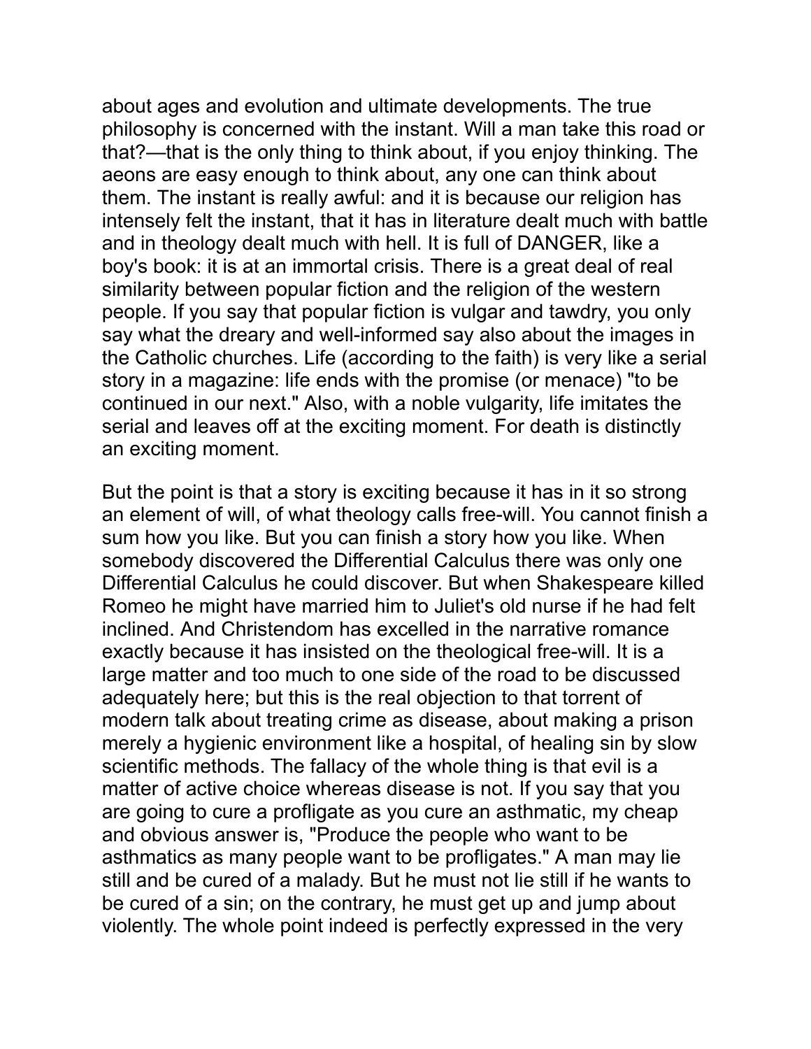about ages and evolution and ultimate developments. The true philosophy is concerned with the instant. Will a man take this road or that?—that is the only thing to think about, if you enjoy thinking. The aeons are easy enough to think about, any one can think about them. The instant is really awful: and it is because our religion has intensely felt the instant, that it has in literature dealt much with battle and in theology dealt much with hell. It is full of DANGER, like a boy's book: it is at an immortal crisis. There is a great deal of real similarity between popular fiction and the religion of the western people. If you say that popular fiction is vulgar and tawdry, you only say what the dreary and well-informed say also about the images in the Catholic churches. Life (according to the faith) is very like a serial story in a magazine: life ends with the promise (or menace) "to be continued in our next." Also, with a noble vulgarity, life imitates the serial and leaves off at the exciting moment. For death is distinctly an exciting moment.

But the point is that a story is exciting because it has in it so strong an element of will, of what theology calls free-will. You cannot finish a sum how you like. But you can finish a story how you like. When somebody discovered the Differential Calculus there was only one Differential Calculus he could discover. But when Shakespeare killed Romeo he might have married him to Juliet's old nurse if he had felt inclined. And Christendom has excelled in the narrative romance exactly because it has insisted on the theological free-will. It is a large matter and too much to one side of the road to be discussed adequately here; but this is the real objection to that torrent of modern talk about treating crime as disease, about making a prison merely a hygienic environment like a hospital, of healing sin by slow scientific methods. The fallacy of the whole thing is that evil is a matter of active choice whereas disease is not. If you say that you are going to cure a profligate as you cure an asthmatic, my cheap and obvious answer is, "Produce the people who want to be asthmatics as many people want to be profligates." A man may lie still and be cured of a malady. But he must not lie still if he wants to be cured of a sin; on the contrary, he must get up and jump about violently. The whole point indeed is perfectly expressed in the very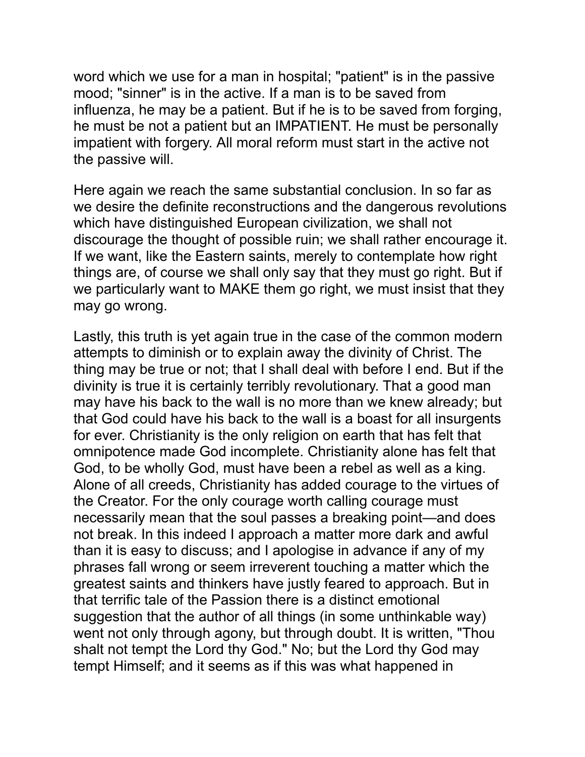word which we use for a man in hospital; "patient" is in the passive mood; "sinner" is in the active. If a man is to be saved from influenza, he may be a patient. But if he is to be saved from forging, he must be not a patient but an IMPATIENT. He must be personally impatient with forgery. All moral reform must start in the active not the passive will.

Here again we reach the same substantial conclusion. In so far as we desire the definite reconstructions and the dangerous revolutions which have distinguished European civilization, we shall not discourage the thought of possible ruin; we shall rather encourage it. If we want, like the Eastern saints, merely to contemplate how right things are, of course we shall only say that they must go right. But if we particularly want to MAKE them go right, we must insist that they may go wrong.

Lastly, this truth is yet again true in the case of the common modern attempts to diminish or to explain away the divinity of Christ. The thing may be true or not; that I shall deal with before I end. But if the divinity is true it is certainly terribly revolutionary. That a good man may have his back to the wall is no more than we knew already; but that God could have his back to the wall is a boast for all insurgents for ever. Christianity is the only religion on earth that has felt that omnipotence made God incomplete. Christianity alone has felt that God, to be wholly God, must have been a rebel as well as a king. Alone of all creeds, Christianity has added courage to the virtues of the Creator. For the only courage worth calling courage must necessarily mean that the soul passes a breaking point—and does not break. In this indeed I approach a matter more dark and awful than it is easy to discuss; and I apologise in advance if any of my phrases fall wrong or seem irreverent touching a matter which the greatest saints and thinkers have justly feared to approach. But in that terrific tale of the Passion there is a distinct emotional suggestion that the author of all things (in some unthinkable way) went not only through agony, but through doubt. It is written, "Thou shalt not tempt the Lord thy God." No; but the Lord thy God may tempt Himself; and it seems as if this was what happened in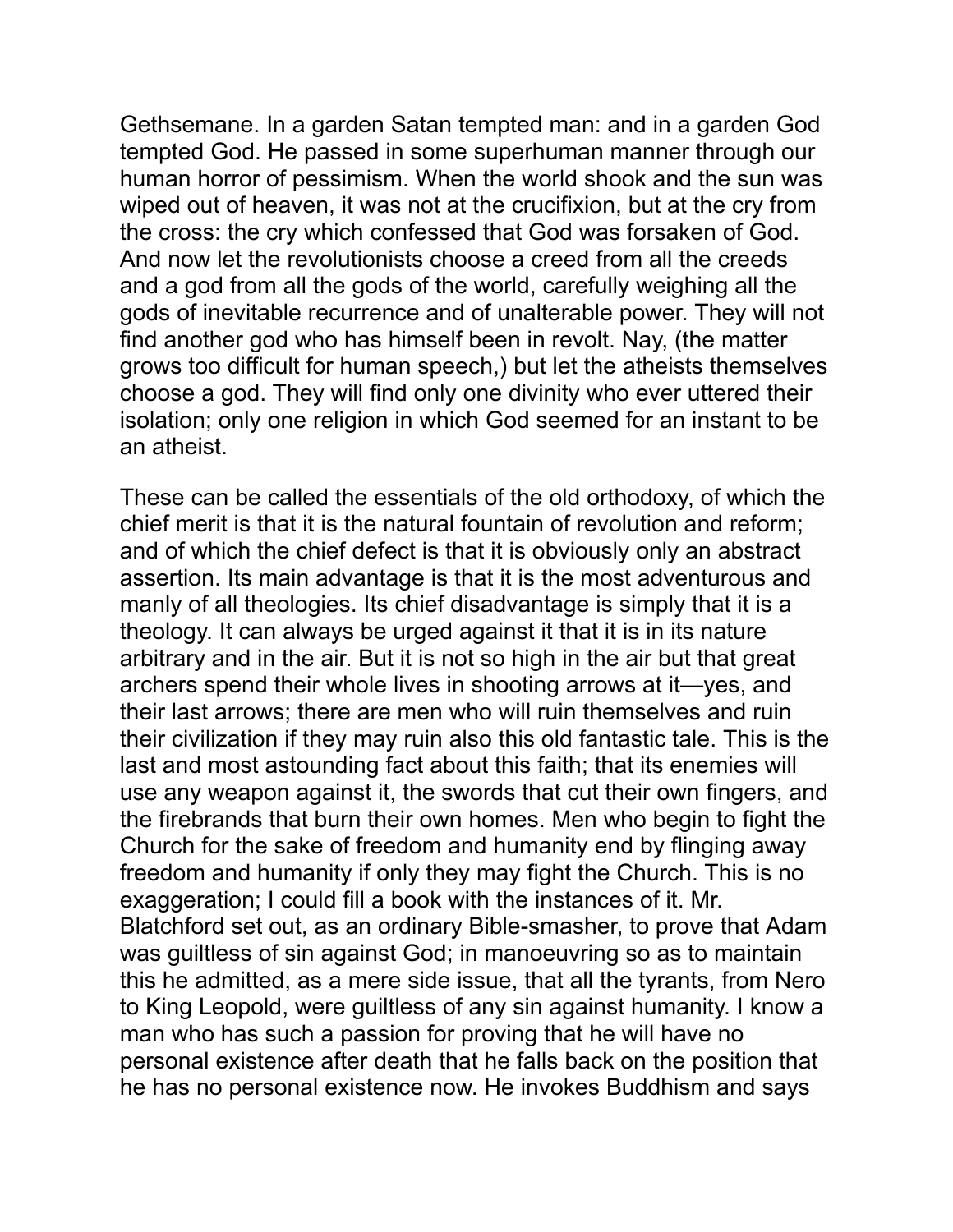Gethsemane. In a garden Satan tempted man: and in a garden God tempted God. He passed in some superhuman manner through our human horror of pessimism. When the world shook and the sun was wiped out of heaven, it was not at the crucifixion, but at the cry from the cross: the cry which confessed that God was forsaken of God. And now let the revolutionists choose a creed from all the creeds and a god from all the gods of the world, carefully weighing all the gods of inevitable recurrence and of unalterable power. They will not find another god who has himself been in revolt. Nay, (the matter grows too difficult for human speech,) but let the atheists themselves choose a god. They will find only one divinity who ever uttered their isolation; only one religion in which God seemed for an instant to be an atheist.

These can be called the essentials of the old orthodoxy, of which the chief merit is that it is the natural fountain of revolution and reform; and of which the chief defect is that it is obviously only an abstract assertion. Its main advantage is that it is the most adventurous and manly of all theologies. Its chief disadvantage is simply that it is a theology. It can always be urged against it that it is in its nature arbitrary and in the air. But it is not so high in the air but that great archers spend their whole lives in shooting arrows at it—yes, and their last arrows; there are men who will ruin themselves and ruin their civilization if they may ruin also this old fantastic tale. This is the last and most astounding fact about this faith; that its enemies will use any weapon against it, the swords that cut their own fingers, and the firebrands that burn their own homes. Men who begin to fight the Church for the sake of freedom and humanity end by flinging away freedom and humanity if only they may fight the Church. This is no exaggeration; I could fill a book with the instances of it. Mr. Blatchford set out, as an ordinary Bible-smasher, to prove that Adam was guiltless of sin against God; in manoeuvring so as to maintain this he admitted, as a mere side issue, that all the tyrants, from Nero to King Leopold, were guiltless of any sin against humanity. I know a man who has such a passion for proving that he will have no personal existence after death that he falls back on the position that he has no personal existence now. He invokes Buddhism and says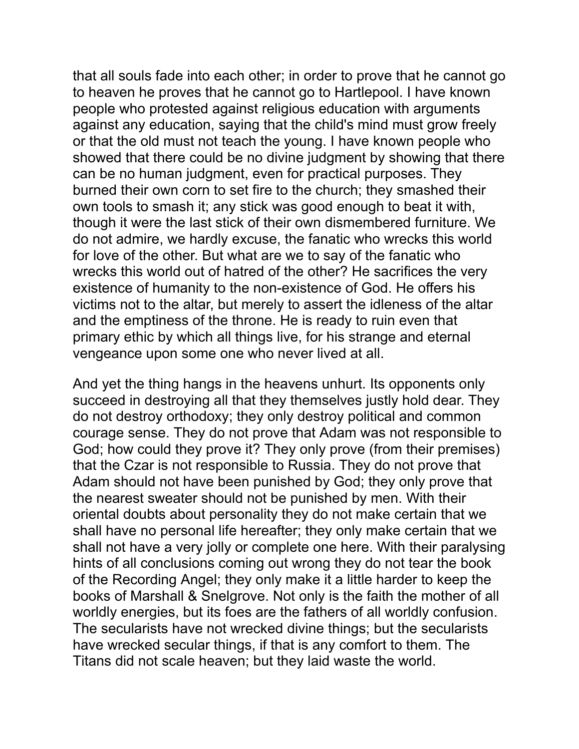that all souls fade into each other; in order to prove that he cannot go to heaven he proves that he cannot go to Hartlepool. I have known people who protested against religious education with arguments against any education, saying that the child's mind must grow freely or that the old must not teach the young. I have known people who showed that there could be no divine judgment by showing that there can be no human judgment, even for practical purposes. They burned their own corn to set fire to the church; they smashed their own tools to smash it; any stick was good enough to beat it with, though it were the last stick of their own dismembered furniture. We do not admire, we hardly excuse, the fanatic who wrecks this world for love of the other. But what are we to say of the fanatic who wrecks this world out of hatred of the other? He sacrifices the very existence of humanity to the non-existence of God. He offers his victims not to the altar, but merely to assert the idleness of the altar and the emptiness of the throne. He is ready to ruin even that primary ethic by which all things live, for his strange and eternal vengeance upon some one who never lived at all.

And yet the thing hangs in the heavens unhurt. Its opponents only succeed in destroying all that they themselves justly hold dear. They do not destroy orthodoxy; they only destroy political and common courage sense. They do not prove that Adam was not responsible to God; how could they prove it? They only prove (from their premises) that the Czar is not responsible to Russia. They do not prove that Adam should not have been punished by God; they only prove that the nearest sweater should not be punished by men. With their oriental doubts about personality they do not make certain that we shall have no personal life hereafter; they only make certain that we shall not have a very jolly or complete one here. With their paralysing hints of all conclusions coming out wrong they do not tear the book of the Recording Angel; they only make it a little harder to keep the books of Marshall & Snelgrove. Not only is the faith the mother of all worldly energies, but its foes are the fathers of all worldly confusion. The secularists have not wrecked divine things; but the secularists have wrecked secular things, if that is any comfort to them. The Titans did not scale heaven; but they laid waste the world.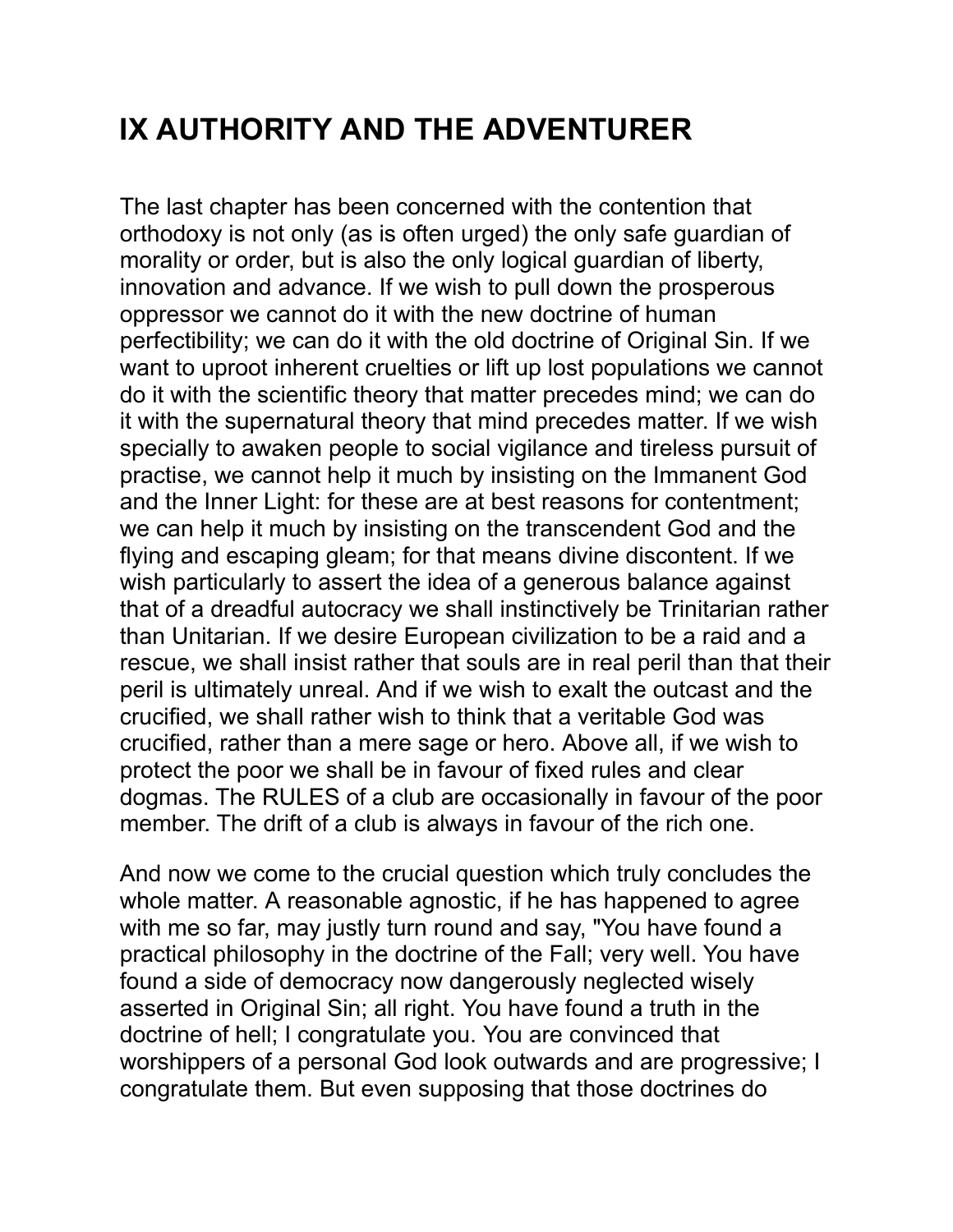# IX AUTHORITY AND THE ADVENTURER

The last chapter has been concerned with the contention that orthodoxy is not only (as is often urged) the only safe guardian of morality or order, but is also the only logical guardian of liberty, innovation and advance. If we wish to pull down the prosperous oppressor we cannot do it with the new doctrine of human perfectibility; we can do it with the old doctrine of Original Sin. If we want to uproot inherent cruelties or lift up lost populations we cannot do it with the scientific theory that matter precedes mind; we can do it with the supernatural theory that mind precedes matter. If we wish specially to awaken people to social vigilance and tireless pursuit of practise, we cannot help it much by insisting on the Immanent God and the Inner Light: for these are at best reasons for contentment; we can help it much by insisting on the transcendent God and the flying and escaping gleam; for that means divine discontent. If we wish particularly to assert the idea of a generous balance against that of a dreadful autocracy we shall instinctively be Trinitarian rather than Unitarian. If we desire European civilization to be a raid and a rescue, we shall insist rather that souls are in real peril than that their peril is ultimately unreal. And if we wish to exalt the outcast and the crucified, we shall rather wish to think that a veritable God was crucified, rather than a mere sage or hero. Above all, if we wish to protect the poor we shall be in favour of fixed rules and clear dogmas. The RULES of a club are occasionally in favour of the poor member. The drift of a club is always in favour of the rich one.

And now we come to the crucial question which truly concludes the whole matter. A reasonable agnostic, if he has happened to agree with me so far, may justly turn round and say, "You have found a practical philosophy in the doctrine of the Fall; very well. You have found a side of democracy now dangerously neglected wisely asserted in Original Sin; all right. You have found a truth in the doctrine of hell; I congratulate you. You are convinced that worshippers of a personal God look outwards and are progressive; I congratulate them. But even supposing that those doctrines do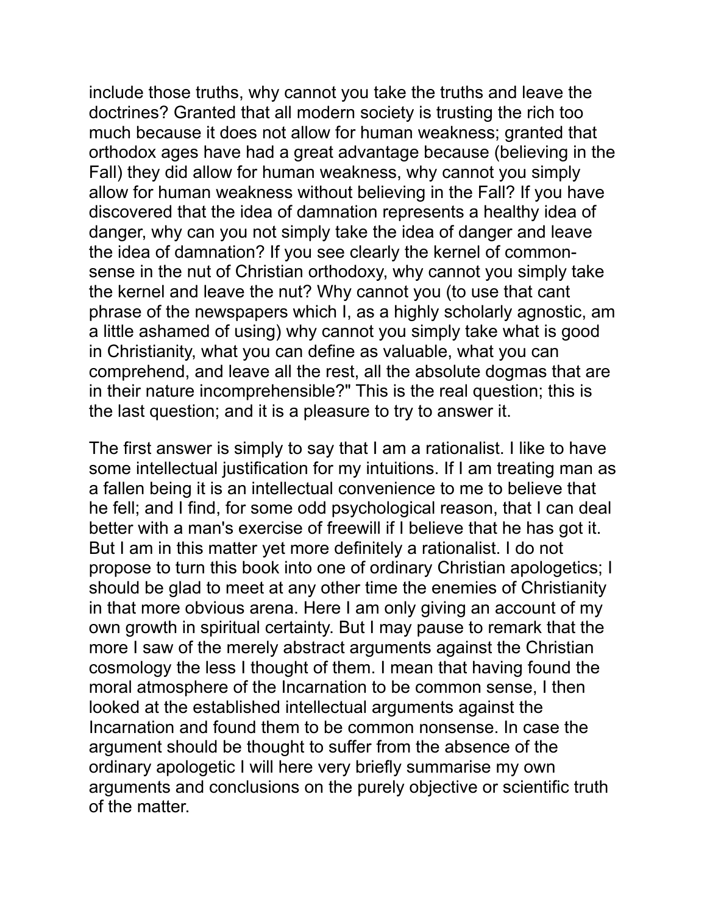include those truths, why cannot you take the truths and leave the doctrines? Granted that all modern society is trusting the rich too much because it does not allow for human weakness; granted that orthodox ages have had a great advantage because (believing in the Fall) they did allow for human weakness, why cannot you simply allow for human weakness without believing in the Fall? If you have discovered that the idea of damnation represents a healthy idea of danger, why can you not simply take the idea of danger and leave the idea of damnation? If you see clearly the kernel of common-sense in the nut of Christian orthodoxy, why cannot you simply take the kernel and leave the nut? Why cannot you (to use that cant phrase of the newspapers which I, as a highly scholarly agnostic, am a little ashamed of using) why cannot you simply take what is good in Christianity, what you can define as valuable, what you can comprehend, and leave all the rest, all the absolute dogmas that are in their nature incomprehensible?" This is the real question; this is the last question; and it is a pleasure to try to answer it.

The first answer is simply to say that I am a rationalist. I like to have some intellectual justification for my intuitions. If I am treating man as a fallen being it is an intellectual convenience to me to believe that he fell; and I find, for some odd psychological reason, that I can deal better with a man's exercise of freewill if I believe that he has got it. But I am in this matter yet more definitely a rationalist. I do not propose to turn this book into one of ordinary Christian apologetics; I should be glad to meet at any other time the enemies of Christianity in that more obvious arena. Here I am only giving an account of my own growth in spiritual certainty. But I may pause to remark that the more I saw of the merely abstract arguments against the Christian cosmology the less I thought of them. I mean that having found the moral atmosphere of the Incarnation to be common sense, I then looked at the established intellectual arguments against the Incarnation and found them to be common nonsense. In case the argument should be thought to suffer from the absence of the ordinary apologetic I will here very briefly summarise my own arguments and conclusions on the purely objective or scientific truth of the matter.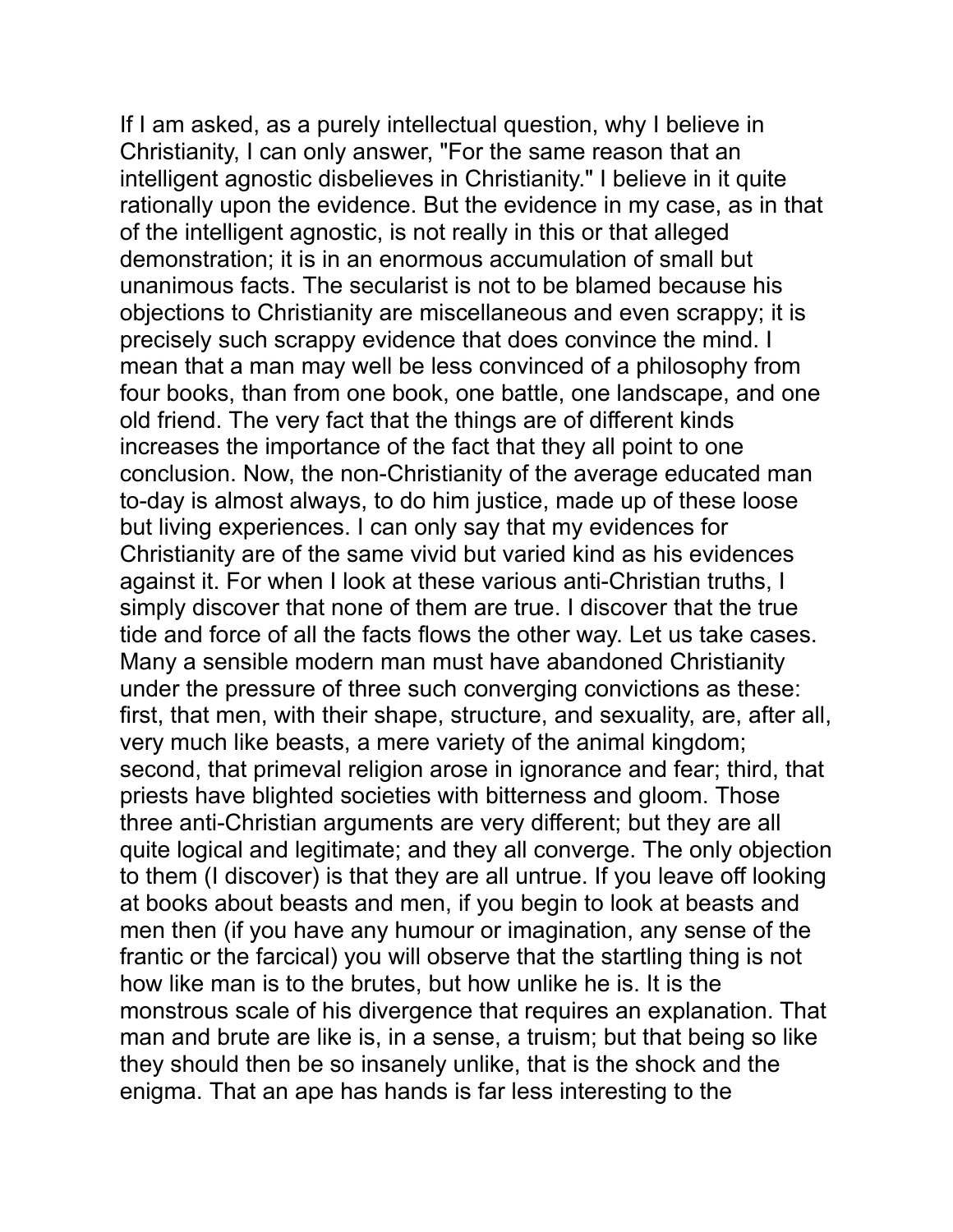If I am asked, as a purely intellectual question, why I believe in Christianity, I can only answer, "For the same reason that an intelligent agnostic disbelieves in Christianity." I believe in it quite rationally upon the evidence. But the evidence in my case, as in that of the intelligent agnostic, is not really in this or that alleged demonstration; it is in an enormous accumulation of small but unanimous facts. The secularist is not to be blamed because his objections to Christianity are miscellaneous and even scrappy; it is precisely such scrappy evidence that does convince the mind. I mean that a man may well be less convinced of a philosophy from four books, than from one book, one battle, one landscape, and one old friend. The very fact that the things are of different kinds increases the importance of the fact that they all point to one conclusion. Now, the non-Christianity of the average educated man to-day is almost always, to do him justice, made up of these loose but living experiences. I can only say that my evidences for Christianity are of the same vivid but varied kind as his evidences against it. For when I look at these various anti-Christian truths, I simply discover that none of them are true. I discover that the true tide and force of all the facts flows the other way. Let us take cases. Many a sensible modern man must have abandoned Christianity under the pressure of three such converging convictions as these: first, that men, with their shape, structure, and sexuality, are, after all, very much like beasts, a mere variety of the animal kingdom; second, that primeval religion arose in ignorance and fear; third, that priests have blighted societies with bitterness and gloom. Those three anti-Christian arguments are very different; but they are all quite logical and legitimate; and they all converge. The only objection to them (I discover) is that they are all untrue. If you leave off looking at books about beasts and men, if you begin to look at beasts and men then (if you have any humour or imagination, any sense of the frantic or the farcical) you will observe that the startling thing is not how like man is to the brutes, but how unlike he is. It is the monstrous scale of his divergence that requires an explanation. That man and brute are like is, in a sense, a truism; but that being so like they should then be so insanely unlike, that is the shock and the enigma. That an ape has hands is far less interesting to the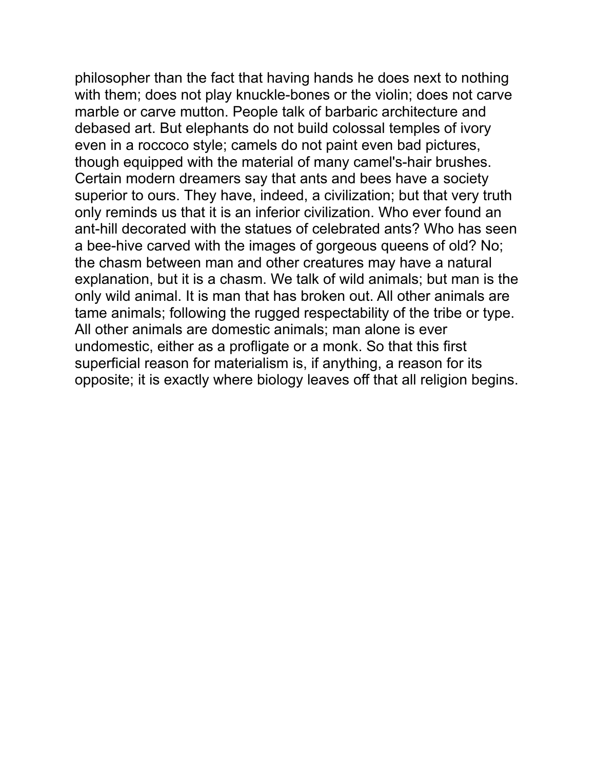philosopher than the fact that having hands he does next to nothing with them; does not play knuckle-bones or the violin; does not carve marble or carve mutton. People talk of barbaric architecture and debased art. But elephants do not build colossal temples of ivory even in a roccoco style; camels do not paint even bad pictures, though equipped with the material of many camel's-hair brushes. Certain modern dreamers say that ants and bees have a society superior to ours. They have, indeed, a civilization; but that very truth only reminds us that it is an inferior civilization. Who ever found an ant-hill decorated with the statues of celebrated ants? Who has seen a bee-hive carved with the images of gorgeous queens of old? No; the chasm between man and other creatures may have a natural explanation, but it is a chasm. We talk of wild animals; but man is the only wild animal. It is man that has broken out. All other animals are tame animals; following the rugged respectability of the tribe or type. All other animals are domestic animals; man alone is ever undomestic, either as a profligate or a monk. So that this first superficial reason for materialism is, if anything, a reason for its opposite; it is exactly where biology leaves off that all religion begins.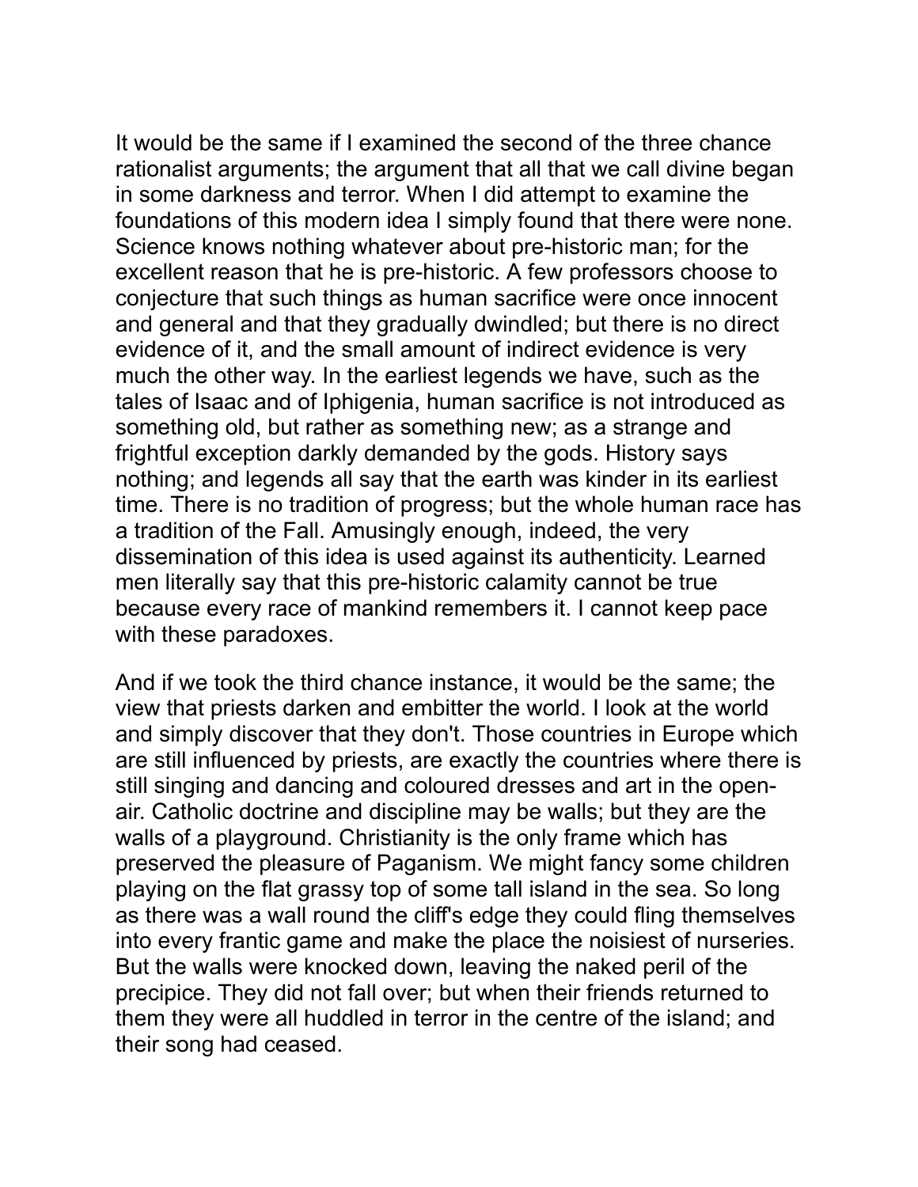It would be the same if I examined the second of the three chance rationalist arguments; the argument that all that we call divine began in some darkness and terror. When I did attempt to examine the foundations of this modern idea I simply found that there were none. Science knows nothing whatever about pre-historic man; for the excellent reason that he is pre-historic. A few professors choose to conjecture that such things as human sacrifice were once innocent and general and that they gradually dwindled; but there is no direct evidence of it, and the small amount of indirect evidence is very much the other way. In the earliest legends we have, such as the tales of Isaac and of Iphigenia, human sacrifice is not introduced as something old, but rather as something new; as a strange and frightful exception darkly demanded by the gods. History says nothing; and legends all say that the earth was kinder in its earliest time. There is no tradition of progress; but the whole human race has a tradition of the Fall. Amusingly enough, indeed, the very dissemination of this idea is used against its authenticity. Learned men literally say that this pre-historic calamity cannot be true because every race of mankind remembers it. I cannot keep pace with these paradoxes.

And if we took the third chance instance, it would be the same; the view that priests darken and embitter the world. I look at the world and simply discover that they don't. Those countries in Europe which are still influenced by priests, are exactly the countries where there is still singing and dancing and coloured dresses and art in the open-air. Catholic doctrine and discipline may be walls; but they are the walls of a playground. Christianity is the only frame which has preserved the pleasure of Paganism. We might fancy some children playing on the flat grassy top of some tall island in the sea. So long as there was a wall round the cliff's edge they could fling themselves into every frantic game and make the place the noisiest of nurseries. But the walls were knocked down, leaving the naked peril of the precipice. They did not fall over; but when their friends returned to them they were all huddled in terror in the centre of the island; and their song had ceased.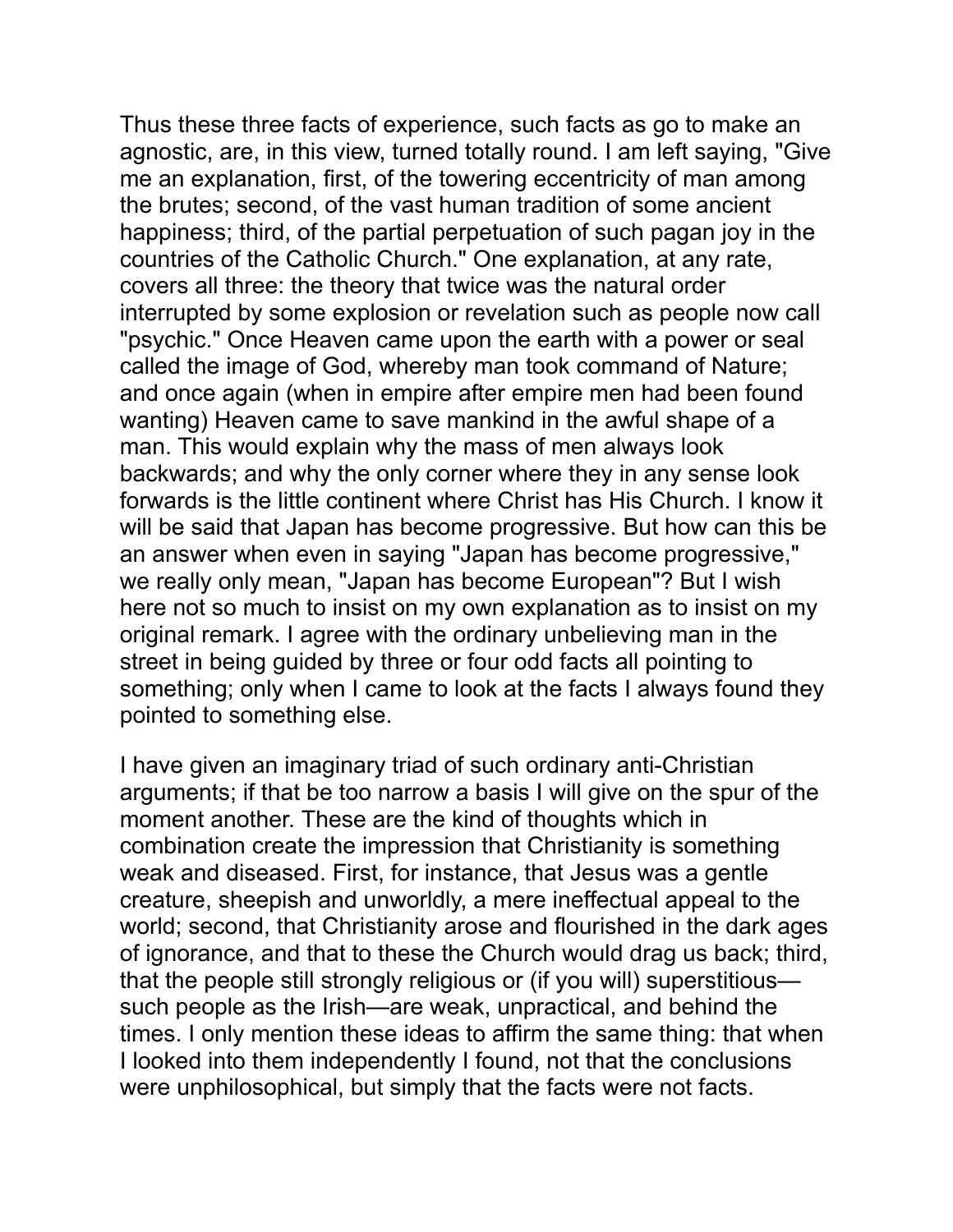Thus these three facts of experience, such facts as go to make an agnostic, are, in this view, turned totally round. I am left saying, "Give me an explanation, first, of the towering eccentricity of man among the brutes; second, of the vast human tradition of some ancient happiness; third, of the partial perpetuation of such pagan joy in the countries of the Catholic Church." One explanation, at any rate, covers all three: the theory that twice was the natural order interrupted by some explosion or revelation such as people now call "psychic." Once Heaven came upon the earth with a power or seal called the image of God, whereby man took command of Nature; and once again (when in empire after empire men had been found wanting) Heaven came to save mankind in the awful shape of a man. This would explain why the mass of men always look backwards; and why the only corner where they in any sense look forwards is the little continent where Christ has His Church. I know it will be said that Japan has become progressive. But how can this be an answer when even in saying "Japan has become progressive," we really only mean, "Japan has become European"? But I wish here not so much to insist on my own explanation as to insist on my original remark. I agree with the ordinary unbelieving man in the street in being guided by three or four odd facts all pointing to something; only when I came to look at the facts I always found they pointed to something else.

I have given an imaginary triad of such ordinary anti-Christian arguments; if that be too narrow a basis I will give on the spur of the moment another. These are the kind of thoughts which in combination create the impression that Christianity is something weak and diseased. First, for instance, that Jesus was a gentle creature, sheepish and unworldly, a mere ineffectual appeal to the world; second, that Christianity arose and flourished in the dark ages of ignorance, and that to these the Church would drag us back; third, that the people still strongly religious or (if you will) superstitious—such people as the Irish—are weak, unpractical, and behind the times. I only mention these ideas to affirm the same thing: that when I looked into them independently I found, not that the conclusions were unphilosophical, but simply that the facts were not facts.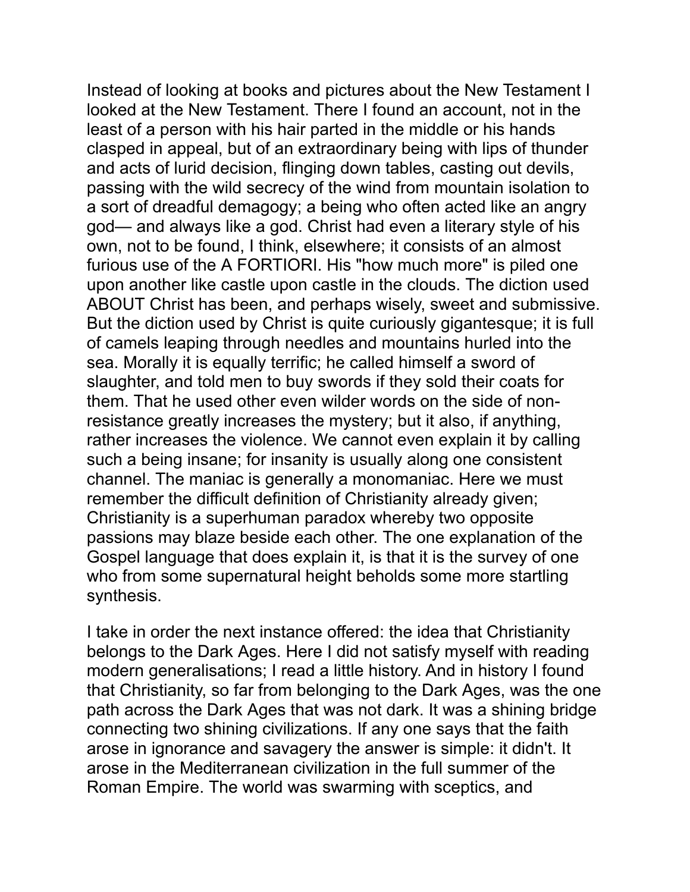Instead of looking at books and pictures about the New Testament I looked at the New Testament. There I found an account, not in the least of a person with his hair parted in the middle or his hands clasped in appeal, but of an extraordinary being with lips of thunder and acts of lurid decision, flinging down tables, casting out devils, passing with the wild secrecy of the wind from mountain isolation to a sort of dreadful demagogy; a being who often acted like an angry god— and always like a god. Christ had even a literary style of his own, not to be found, I think, elsewhere; it consists of an almost furious use of the A FORTIORI. His "how much more" is piled one upon another like castle upon castle in the clouds. The diction used ABOUT Christ has been, and perhaps wisely, sweet and submissive. But the diction used by Christ is quite curiously gigantesque; it is full of camels leaping through needles and mountains hurled into the sea. Morally it is equally terrific; he called himself a sword of slaughter, and told men to buy swords if they sold their coats for them. That he used other even wilder words on the side of non-resistance greatly increases the mystery; but it also, if anything, rather increases the violence. We cannot even explain it by calling such a being insane; for insanity is usually along one consistent channel. The maniac is generally a monomaniac. Here we must remember the difficult definition of Christianity already given; Christianity is a superhuman paradox whereby two opposite passions may blaze beside each other. The one explanation of the Gospel language that does explain it, is that it is the survey of one who from some supernatural height beholds some more startling synthesis.

I take in order the next instance offered: the idea that Christianity belongs to the Dark Ages. Here I did not satisfy myself with reading modern generalisations; I read a little history. And in history I found that Christianity, so far from belonging to the Dark Ages, was the one path across the Dark Ages that was not dark. It was a shining bridge connecting two shining civilizations. If any one says that the faith arose in ignorance and savagery the answer is simple: it didn't. It arose in the Mediterranean civilization in the full summer of the Roman Empire. The world was swarming with sceptics, and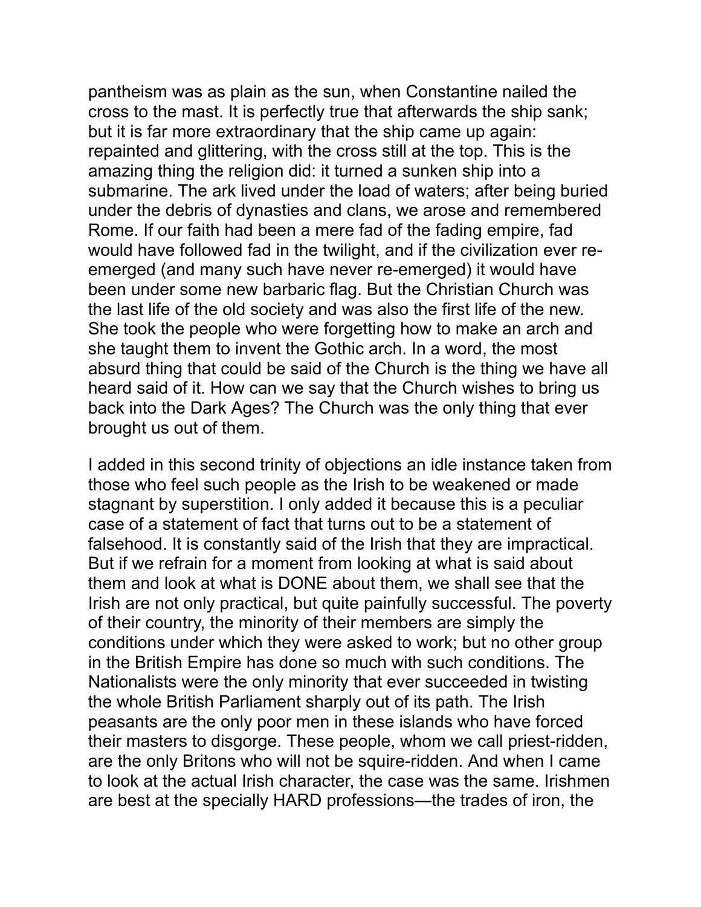pantheism was as plain as the sun, when Constantine nailed the cross to the mast. It is perfectly true that afterwards the ship sank; but it is far more extraordinary that the ship came up again: repainted and glittering, with the cross still at the top. This is the amazing thing the religion did: it turned a sunken ship into a submarine. The ark lived under the load of waters; after being buried under the debris of dynasties and clans, we arose and remembered Rome. If our faith had been a mere fad of the fading empire, fad would have followed fad in the twilight, and if the civilization ever re-emerged (and many such have never re-emerged) it would have been under some new barbaric flag. But the Christian Church was the last life of the old society and was also the first life of the new. She took the people who were forgetting how to make an arch and she taught them to invent the Gothic arch. In a word, the most absurd thing that could be said of the Church is the thing we have all heard said of it. How can we say that the Church wishes to bring us back into the Dark Ages? The Church was the only thing that ever brought us out of them.

I added in this second trinity of objections an idle instance taken from those who feel such people as the Irish to be weakened or made stagnant by superstition. I only added it because this is a peculiar case of a statement of fact that turns out to be a statement of falsehood. It is constantly said of the Irish that they are impractical. But if we refrain for a moment from looking at what is said about them and look at what is DONE about them, we shall see that the Irish are not only practical, but quite painfully successful. The poverty of their country, the minority of their members are simply the conditions under which they were asked to work; but no other group in the British Empire has done so much with such conditions. The Nationalists were the only minority that ever succeeded in twisting the whole British Parliament sharply out of its path. The Irish peasants are the only poor men in these islands who have forced their masters to disgorge. These people, whom we call priest-ridden, are the only Britons who will not be squire-ridden. And when I came to look at the actual Irish character, the case was the same. Irishmen are best at the specially HARD professions—the trades of iron, the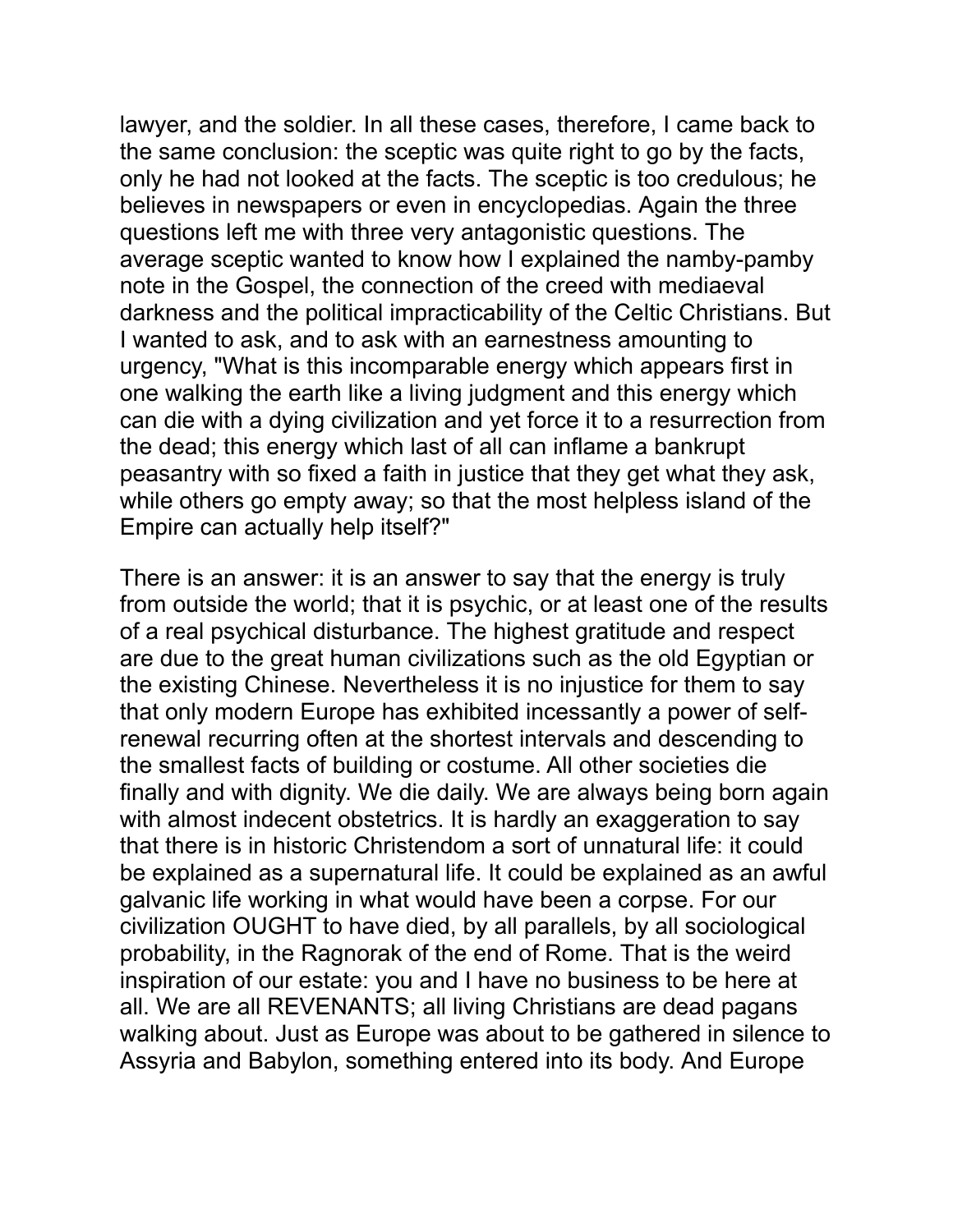lawyer, and the soldier. In all these cases, therefore, I came back to the same conclusion: the sceptic was quite right to go by the facts, only he had not looked at the facts. The sceptic is too credulous; he believes in newspapers or even in encyclopedias. Again the three questions left me with three very antagonistic questions. The average sceptic wanted to know how I explained the namby-pamby note in the Gospel, the connection of the creed with mediaeval darkness and the political impracticability of the Celtic Christians. But I wanted to ask, and to ask with an earnestness amounting to urgency, "What is this incomparable energy which appears first in one walking the earth like a living judgment and this energy which can die with a dying civilization and yet force it to a resurrection from the dead; this energy which last of all can inflame a bankrupt peasantry with so fixed a faith in justice that they get what they ask, while others go empty away; so that the most helpless island of the Empire can actually help itself?"

There is an answer: it is an answer to say that the energy is truly from outside the world; that it is psychic, or at least one of the results of a real psychical disturbance. The highest gratitude and respect are due to the great human civilizations such as the old Egyptian or the existing Chinese. Nevertheless it is no injustice for them to say that only modern Europe has exhibited incessantly a power of self-renewal recurring often at the shortest intervals and descending to the smallest facts of building or costume. All other societies die finally and with dignity. We die daily. We are always being born again with almost indecent obstetrics. It is hardly an exaggeration to say that there is in historic Christendom a sort of unnatural life: it could be explained as a supernatural life. It could be explained as an awful galvanic life working in what would have been a corpse. For our civilization OUGHT to have died, by all parallels, by all sociological probability, in the Ragnorak of the end of Rome. That is the weird inspiration of our estate: you and I have no business to be here at all. We are all REVENANTS; all living Christians are dead pagans walking about. Just as Europe was about to be gathered in silence to Assyria and Babylon, something entered into its body. And Europe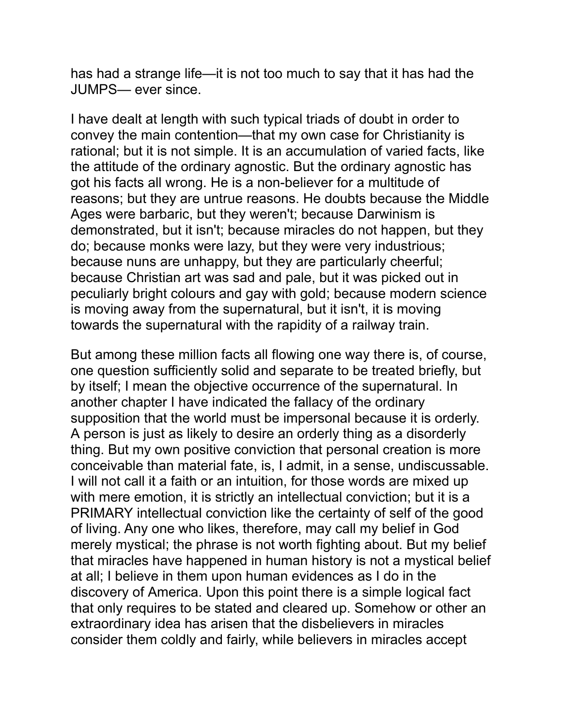has had a strange life—it is not too much to say that it has had the JUMPS— ever since.

I have dealt at length with such typical triads of doubt in order to convey the main contention—that my own case for Christianity is rational; but it is not simple. It is an accumulation of varied facts, like the attitude of the ordinary agnostic. But the ordinary agnostic has got his facts all wrong. He is a non-believer for a multitude of reasons; but they are untrue reasons. He doubts because the Middle Ages were barbaric, but they weren't; because Darwinism is demonstrated, but it isn't; because miracles do not happen, but they do; because monks were lazy, but they were very industrious; because nuns are unhappy, but they are particularly cheerful; because Christian art was sad and pale, but it was picked out in peculiarly bright colours and gay with gold; because modern science is moving away from the supernatural, but it isn't, it is moving towards the supernatural with the rapidity of a railway train.

But among these million facts all flowing one way there is, of course, one question sufficiently solid and separate to be treated briefly, but by itself; I mean the objective occurrence of the supernatural. In another chapter I have indicated the fallacy of the ordinary supposition that the world must be impersonal because it is orderly. A person is just as likely to desire an orderly thing as a disorderly thing. But my own positive conviction that personal creation is more conceivable than material fate, is, I admit, in a sense, undiscussable. I will not call it a faith or an intuition, for those words are mixed up with mere emotion, it is strictly an intellectual conviction; but it is a PRIMARY intellectual conviction like the certainty of self of the good of living. Any one who likes, therefore, may call my belief in God merely mystical; the phrase is not worth fighting about. But my belief that miracles have happened in human history is not a mystical belief at all; I believe in them upon human evidences as I do in the discovery of America. Upon this point there is a simple logical fact that only requires to be stated and cleared up. Somehow or other an extraordinary idea has arisen that the disbelievers in miracles consider them coldly and fairly, while believers in miracles accept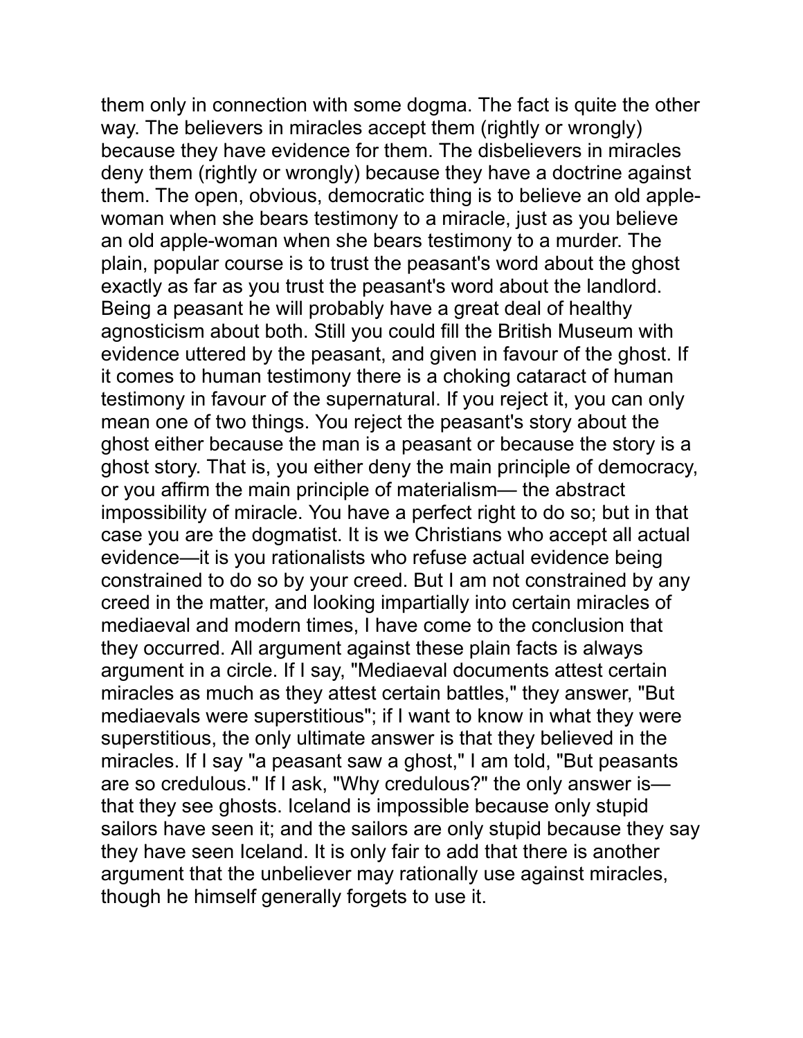them only in connection with some dogma. The fact is quite the other way. The believers in miracles accept them (rightly or wrongly) because they have evidence for them. The disbelievers in miracles deny them (rightly or wrongly) because they have a doctrine against them. The open, obvious, democratic thing is to believe an old apple-woman when she bears testimony to a miracle, just as you believe an old apple-woman when she bears testimony to a murder. The plain, popular course is to trust the peasant's word about the ghost exactly as far as you trust the peasant's word about the landlord. Being a peasant he will probably have a great deal of healthy agnosticism about both. Still you could fill the British Museum with evidence uttered by the peasant, and given in favour of the ghost. If it comes to human testimony there is a choking cataract of human testimony in favour of the supernatural. If you reject it, you can only mean one of two things. You reject the peasant's story about the ghost either because the man is a peasant or because the story is a ghost story. That is, you either deny the main principle of democracy, or you affirm the main principle of materialism— the abstract impossibility of miracle. You have a perfect right to do so; but in that case you are the dogmatist. It is we Christians who accept all actual evidence—it is you rationalists who refuse actual evidence being constrained to do so by your creed. But I am not constrained by any creed in the matter, and looking impartially into certain miracles of mediaeval and modern times, I have come to the conclusion that they occurred. All argument against these plain facts is always argument in a circle. If I say, "Mediaeval documents attest certain miracles as much as they attest certain battles," they answer, "But mediaevals were superstitious"; if I want to know in what they were superstitious, the only ultimate answer is that they believed in the miracles. If I say "a peasant saw a ghost," I am told, "But peasants are so credulous." If I ask, "Why credulous?" the only answer is— that they see ghosts. Iceland is impossible because only stupid sailors have seen it; and the sailors are only stupid because they say they have seen Iceland. It is only fair to add that there is another argument that the unbeliever may rationally use against miracles, though he himself generally forgets to use it.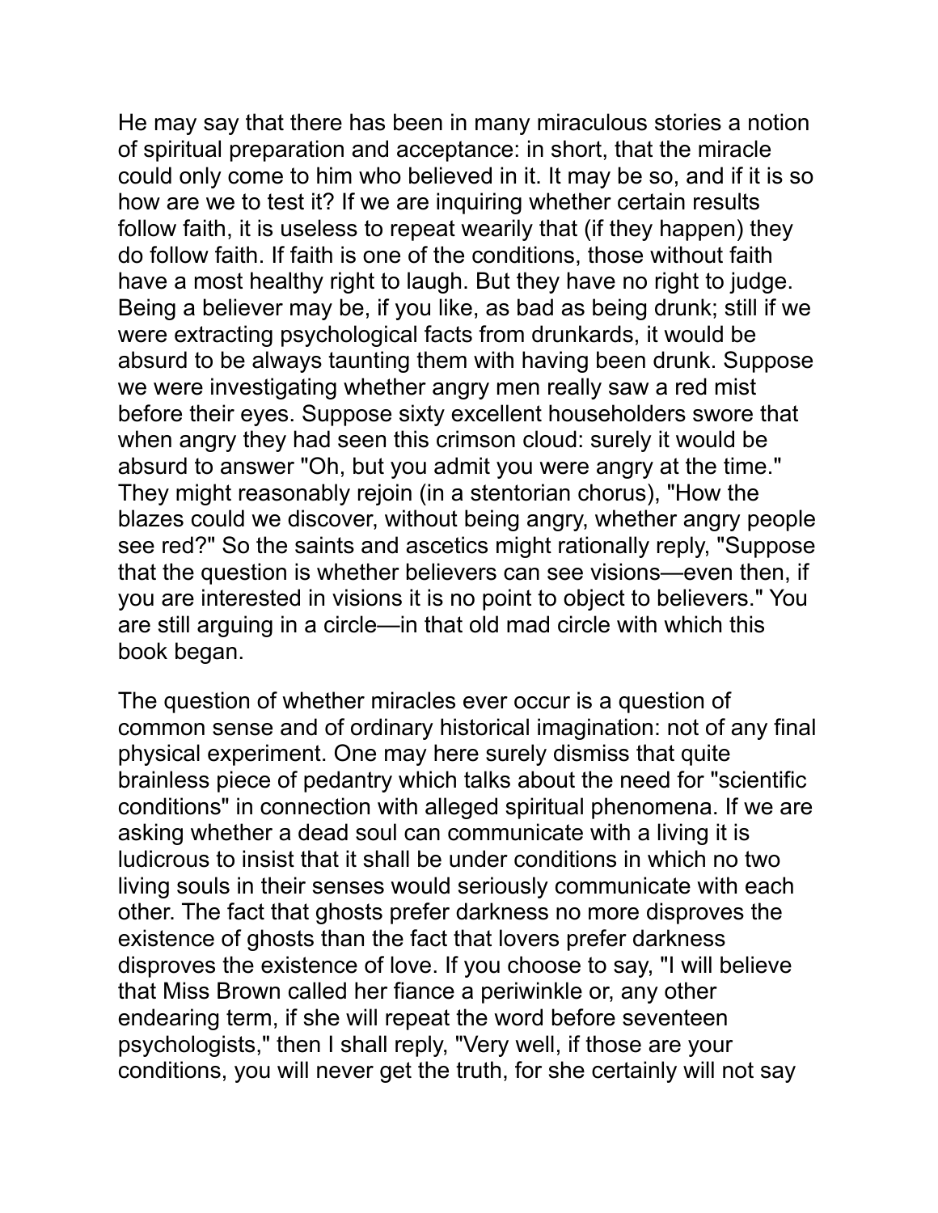He may say that there has been in many miraculous stories a notion of spiritual preparation and acceptance: in short, that the miracle could only come to him who believed in it. It may be so, and if it is so how are we to test it? If we are inquiring whether certain results follow faith, it is useless to repeat wearily that (if they happen) they do follow faith. If faith is one of the conditions, those without faith have a most healthy right to laugh. But they have no right to judge. Being a believer may be, if you like, as bad as being drunk; still if we were extracting psychological facts from drunkards, it would be absurd to be always taunting them with having been drunk. Suppose we were investigating whether angry men really saw a red mist before their eyes. Suppose sixty excellent householders swore that when angry they had seen this crimson cloud: surely it would be absurd to answer "Oh, but you admit you were angry at the time." They might reasonably rejoin (in a stentorian chorus), "How the blazes could we discover, without being angry, whether angry people see red?" So the saints and ascetics might rationally reply, "Suppose that the question is whether believers can see visions—even then, if you are interested in visions it is no point to object to believers." You are still arguing in a circle—in that old mad circle with which this book began.

The question of whether miracles ever occur is a question of common sense and of ordinary historical imagination: not of any final physical experiment. One may here surely dismiss that quite brainless piece of pedantry which talks about the need for "scientific conditions" in connection with alleged spiritual phenomena. If we are asking whether a dead soul can communicate with a living it is ludicrous to insist that it shall be under conditions in which no two living souls in their senses would seriously communicate with each other. The fact that ghosts prefer darkness no more disproves the existence of ghosts than the fact that lovers prefer darkness disproves the existence of love. If you choose to say, "I will believe that Miss Brown called her fiance a periwinkle or, any other endearing term, if she will repeat the word before seventeen psychologists," then I shall reply, "Very well, if those are your conditions, you will never get the truth, for she certainly will not say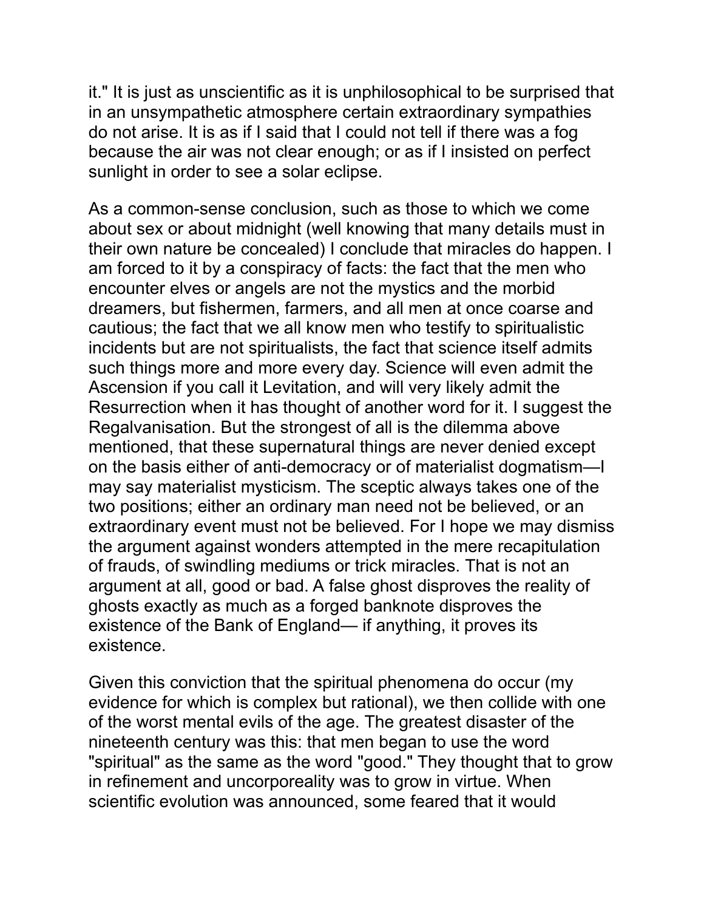it." It is just as unscientific as it is unphilosophical to be surprised that in an unsympathetic atmosphere certain extraordinary sympathies do not arise. It is as if I said that I could not tell if there was a fog because the air was not clear enough; or as if I insisted on perfect sunlight in order to see a solar eclipse.

As a common-sense conclusion, such as those to which we come about sex or about midnight (well knowing that many details must in their own nature be concealed) I conclude that miracles do happen. I am forced to it by a conspiracy of facts: the fact that the men who encounter elves or angels are not the mystics and the morbid dreamers, but fishermen, farmers, and all men at once coarse and cautious; the fact that we all know men who testify to spiritualistic incidents but are not spiritualists, the fact that science itself admits such things more and more every day. Science will even admit the Ascension if you call it Levitation, and will very likely admit the Resurrection when it has thought of another word for it. I suggest the Regalvanisation. But the strongest of all is the dilemma above mentioned, that these supernatural things are never denied except on the basis either of anti-democracy or of materialist dogmatism—I may say materialist mysticism. The sceptic always takes one of the two positions; either an ordinary man need not be believed, or an extraordinary event must not be believed. For I hope we may dismiss the argument against wonders attempted in the mere recapitulation of frauds, of swindling mediums or trick miracles. That is not an argument at all, good or bad. A false ghost disproves the reality of ghosts exactly as much as a forged banknote disproves the existence of the Bank of England— if anything, it proves its existence.

Given this conviction that the spiritual phenomena do occur (my evidence for which is complex but rational), we then collide with one of the worst mental evils of the age. The greatest disaster of the nineteenth century was this: that men began to use the word "spiritual" as the same as the word "good." They thought that to grow in refinement and uncorporeality was to grow in virtue. When scientific evolution was announced, some feared that it would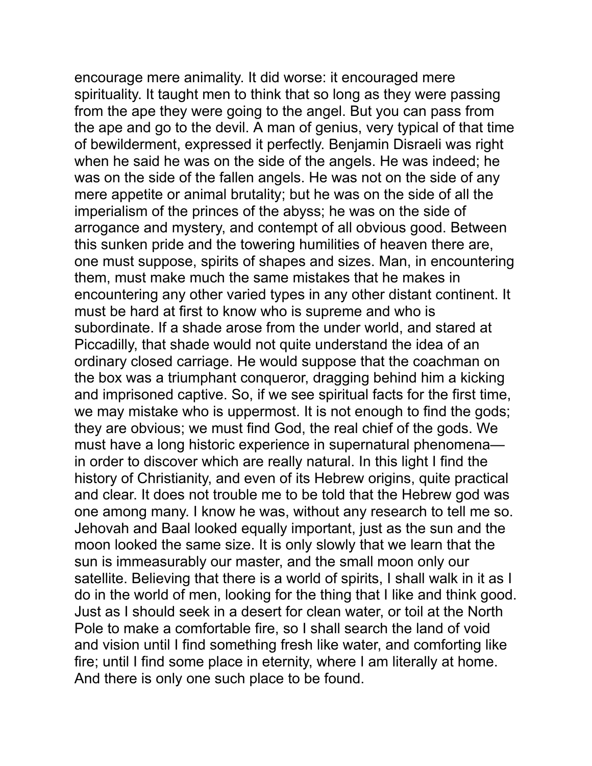encourage mere animality. It did worse: it encouraged mere spirituality. It taught men to think that so long as they were passing from the ape they were going to the angel. But you can pass from the ape and go to the devil. A man of genius, very typical of that time of bewilderment, expressed it perfectly. Benjamin Disraeli was right when he said he was on the side of the angels. He was indeed; he was on the side of the fallen angels. He was not on the side of any mere appetite or animal brutality; but he was on the side of all the imperialism of the princes of the abyss; he was on the side of arrogance and mystery, and contempt of all obvious good. Between this sunken pride and the towering humilities of heaven there are, one must suppose, spirits of shapes and sizes. Man, in encountering them, must make much the same mistakes that he makes in encountering any other varied types in any other distant continent. It must be hard at first to know who is supreme and who is subordinate. If a shade arose from the under world, and stared at Piccadilly, that shade would not quite understand the idea of an ordinary closed carriage. He would suppose that the coachman on the box was a triumphant conqueror, dragging behind him a kicking and imprisoned captive. So, if we see spiritual facts for the first time, we may mistake who is uppermost. It is not enough to find the gods; they are obvious; we must find God, the real chief of the gods. We must have a long historic experience in supernatural phenomena—in order to discover which are really natural. In this light I find the history of Christianity, and even of its Hebrew origins, quite practical and clear. It does not trouble me to be told that the Hebrew god was one among many. I know he was, without any research to tell me so. Jehovah and Baal looked equally important, just as the sun and the moon looked the same size. It is only slowly that we learn that the sun is immeasurably our master, and the small moon only our satellite. Believing that there is a world of spirits, I shall walk in it as I do in the world of men, looking for the thing that I like and think good. Just as I should seek in a desert for clean water, or toil at the North Pole to make a comfortable fire, so I shall search the land of void and vision until I find something fresh like water, and comforting like fire; until I find some place in eternity, where I am literally at home. And there is only one such place to be found.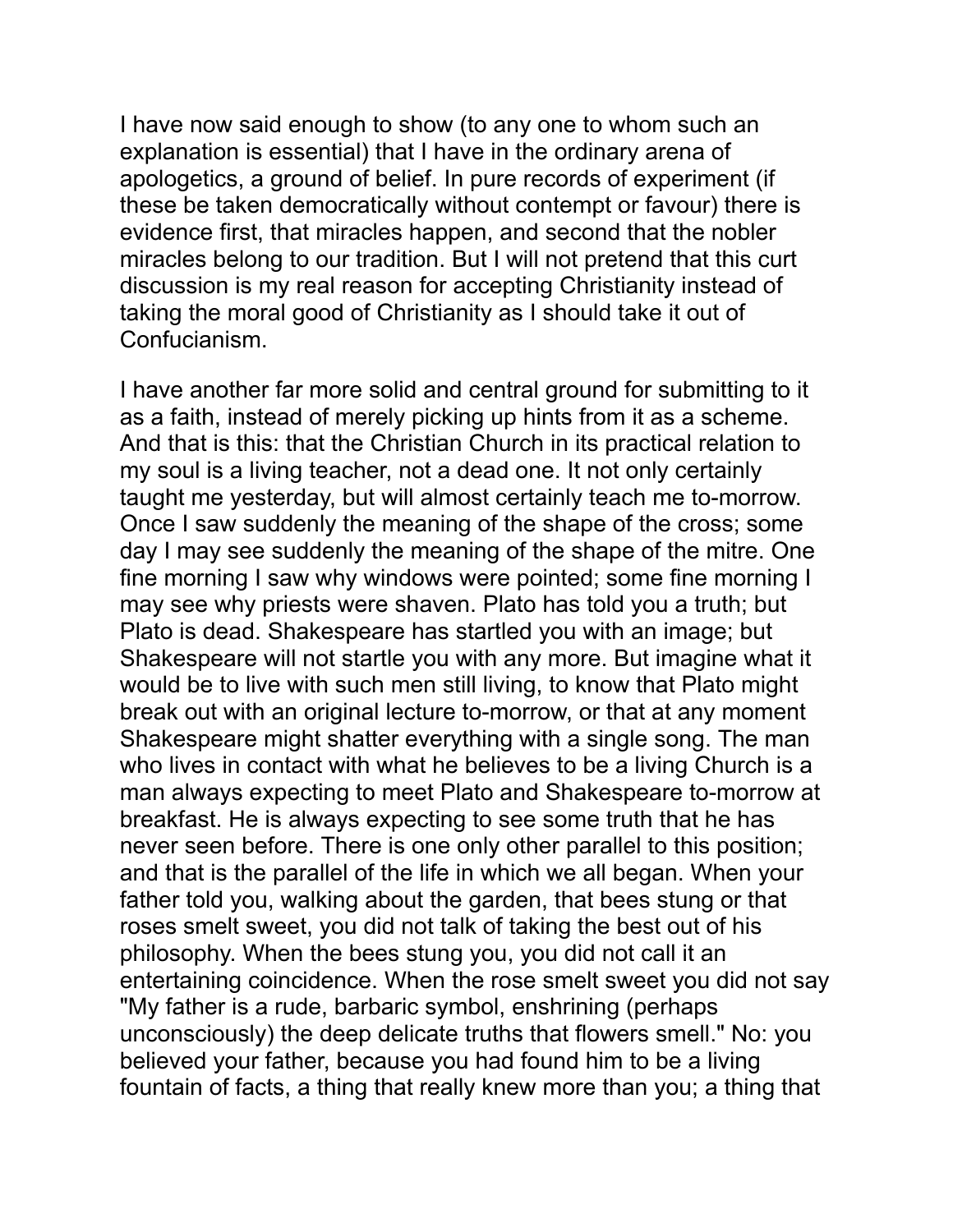I have now said enough to show (to any one to whom such an explanation is essential) that I have in the ordinary arena of apologetics, a ground of belief. In pure records of experiment (if these be taken democratically without contempt or favour) there is evidence first, that miracles happen, and second that the nobler miracles belong to our tradition. But I will not pretend that this curt discussion is my real reason for accepting Christianity instead of taking the moral good of Christianity as I should take it out of Confucianism.

I have another far more solid and central ground for submitting to it as a faith, instead of merely picking up hints from it as a scheme. And that is this: that the Christian Church in its practical relation to my soul is a living teacher, not a dead one. It not only certainly taught me yesterday, but will almost certainly teach me to-morrow. Once I saw suddenly the meaning of the shape of the cross; some day I may see suddenly the meaning of the shape of the mitre. One fine morning I saw why windows were pointed; some fine morning I may see why priests were shaven. Plato has told you a truth; but Plato is dead. Shakespeare has startled you with an image; but Shakespeare will not startle you with any more. But imagine what it would be to live with such men still living, to know that Plato might break out with an original lecture to-morrow, or that at any moment Shakespeare might shatter everything with a single song. The man who lives in contact with what he believes to be a living Church is a man always expecting to meet Plato and Shakespeare to-morrow at breakfast. He is always expecting to see some truth that he has never seen before. There is one only other parallel to this position; and that is the parallel of the life in which we all began. When your father told you, walking about the garden, that bees stung or that roses smelt sweet, you did not talk of taking the best out of his philosophy. When the bees stung you, you did not call it an entertaining coincidence. When the rose smelt sweet you did not say "My father is a rude, barbaric symbol, enshrining (perhaps unconsciously) the deep delicate truths that flowers smell." No: you believed your father, because you had found him to be a living fountain of facts, a thing that really knew more than you; a thing that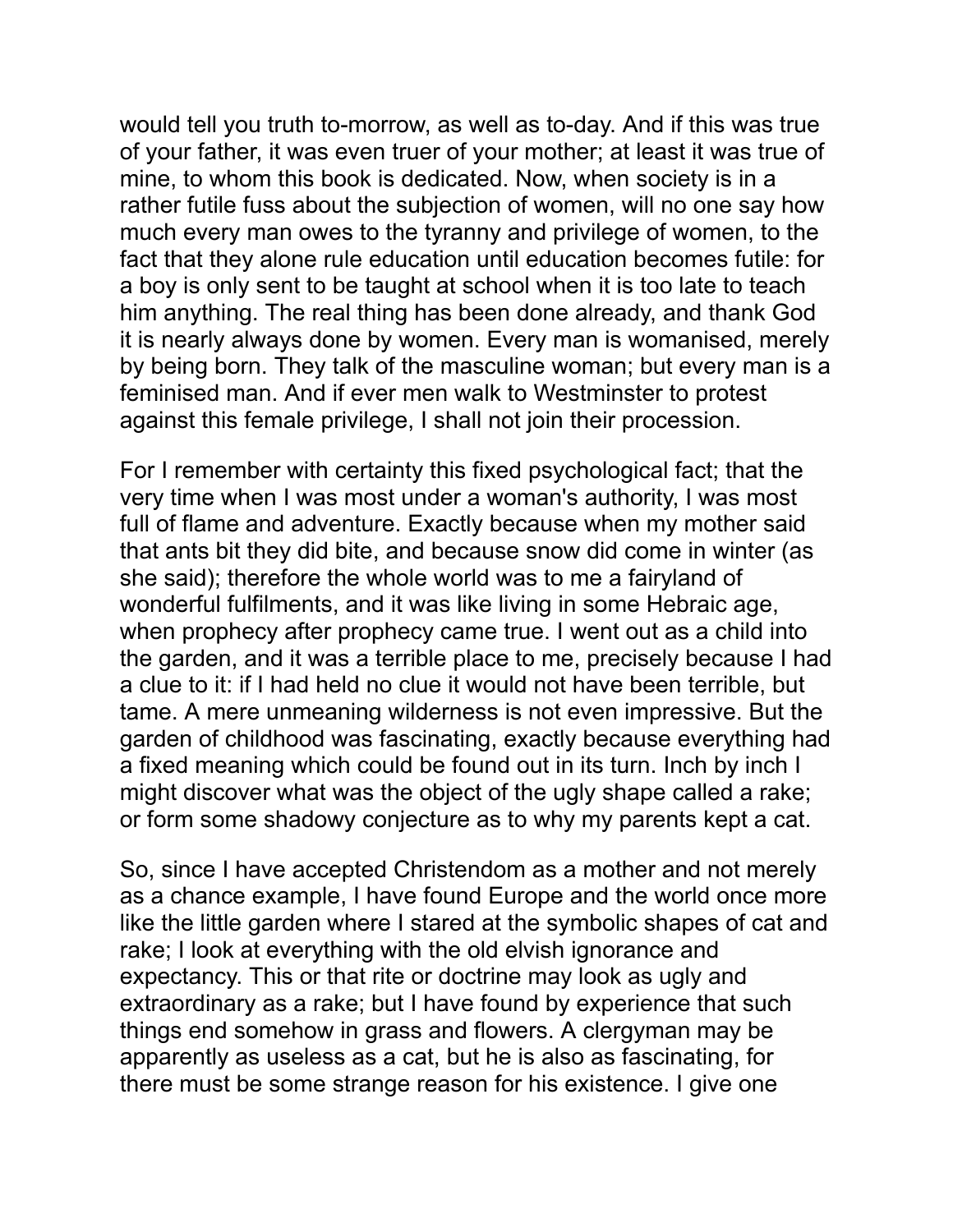would tell you truth to-morrow, as well as to-day. And if this was true of your father, it was even truer of your mother; at least it was true of mine, to whom this book is dedicated. Now, when society is in a rather futile fuss about the subjection of women, will no one say how much every man owes to the tyranny and privilege of women, to the fact that they alone rule education until education becomes futile: for a boy is only sent to be taught at school when it is too late to teach him anything. The real thing has been done already, and thank God it is nearly always done by women. Every man is womanised, merely by being born. They talk of the masculine woman; but every man is a feminised man. And if ever men walk to Westminster to protest against this female privilege, I shall not join their procession.

For I remember with certainty this fixed psychological fact; that the very time when I was most under a woman's authority, I was most full of flame and adventure. Exactly because when my mother said that ants bit they did bite, and because snow did come in winter (as she said); therefore the whole world was to me a fairyland of wonderful fulfilments, and it was like living in some Hebraic age, when prophecy after prophecy came true. I went out as a child into the garden, and it was a terrible place to me, precisely because I had a clue to it: if I had held no clue it would not have been terrible, but tame. A mere unmeaning wilderness is not even impressive. But the garden of childhood was fascinating, exactly because everything had a fixed meaning which could be found out in its turn. Inch by inch I might discover what was the object of the ugly shape called a rake; or form some shadowy conjecture as to why my parents kept a cat.

So, since I have accepted Christendom as a mother and not merely as a chance example, I have found Europe and the world once more like the little garden where I stared at the symbolic shapes of cat and rake; I look at everything with the old elvish ignorance and expectancy. This or that rite or doctrine may look as ugly and extraordinary as a rake; but I have found by experience that such things end somehow in grass and flowers. A clergyman may be apparently as useless as a cat, but he is also as fascinating, for there must be some strange reason for his existence. I give one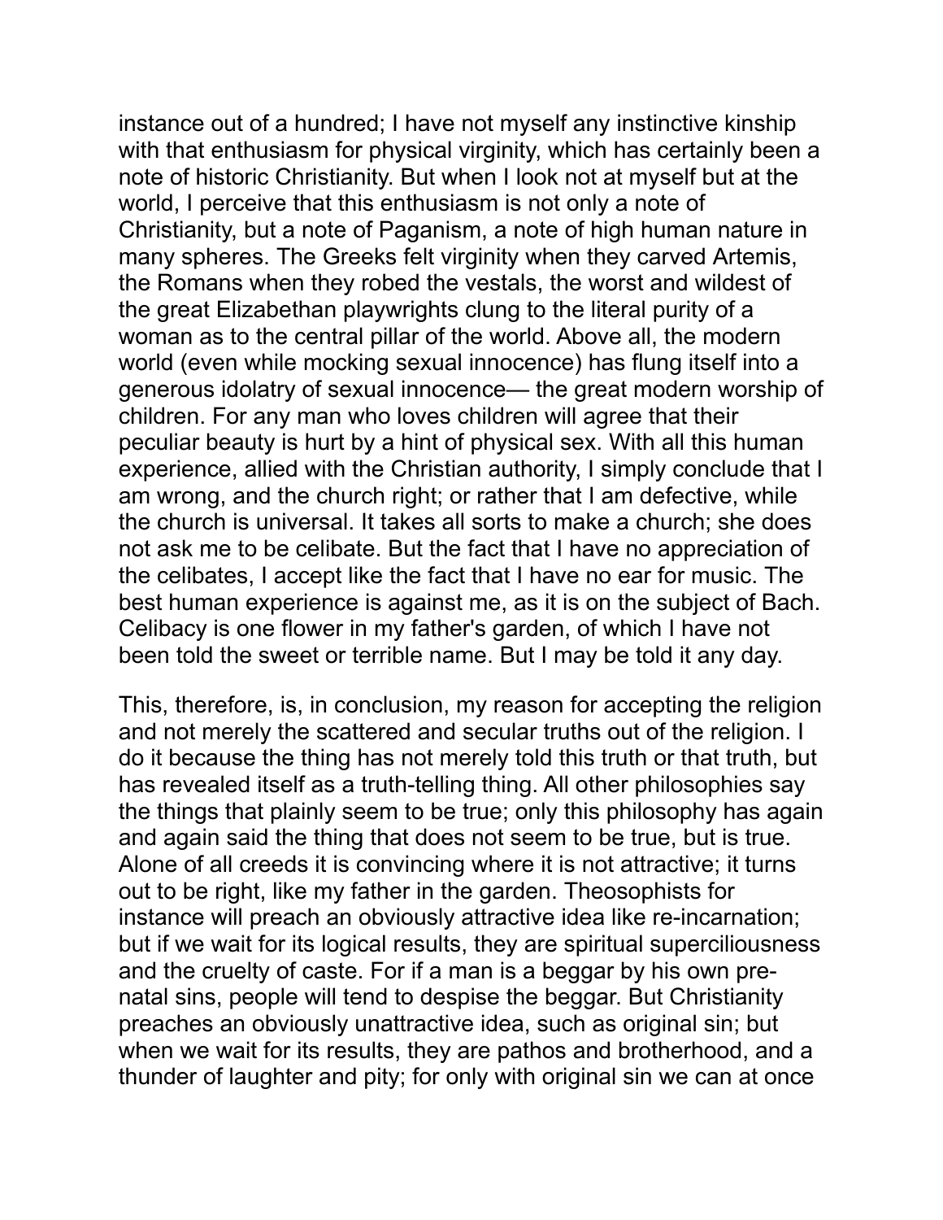instance out of a hundred; I have not myself any instinctive kinship with that enthusiasm for physical virginity, which has certainly been a note of historic Christianity. But when I look not at myself but at the world, I perceive that this enthusiasm is not only a note of Christianity, but a note of Paganism, a note of high human nature in many spheres. The Greeks felt virginity when they carved Artemis, the Romans when they robed the vestals, the worst and wildest of the great Elizabethan playwrights clung to the literal purity of a woman as to the central pillar of the world. Above all, the modern world (even while mocking sexual innocence) has flung itself into a generous idolatry of sexual innocence— the great modern worship of children. For any man who loves children will agree that their peculiar beauty is hurt by a hint of physical sex. With all this human experience, allied with the Christian authority, I simply conclude that I am wrong, and the church right; or rather that I am defective, while the church is universal. It takes all sorts to make a church; she does not ask me to be celibate. But the fact that I have no appreciation of the celibates, I accept like the fact that I have no ear for music. The best human experience is against me, as it is on the subject of Bach. Celibacy is one flower in my father's garden, of which I have not been told the sweet or terrible name. But I may be told it any day.

This, therefore, is, in conclusion, my reason for accepting the religion and not merely the scattered and secular truths out of the religion. I do it because the thing has not merely told this truth or that truth, but has revealed itself as a truth-telling thing. All other philosophies say the things that plainly seem to be true; only this philosophy has again and again said the thing that does not seem to be true, but is true. Alone of all creeds it is convincing where it is not attractive; it turns out to be right, like my father in the garden. Theosophists for instance will preach an obviously attractive idea like re-incarnation; but if we wait for its logical results, they are spiritual superciliousness and the cruelty of caste. For if a man is a beggar by his own pre-natal sins, people will tend to despise the beggar. But Christianity preaches an obviously unattractive idea, such as original sin; but when we wait for its results, they are pathos and brotherhood, and a thunder of laughter and pity; for only with original sin we can at once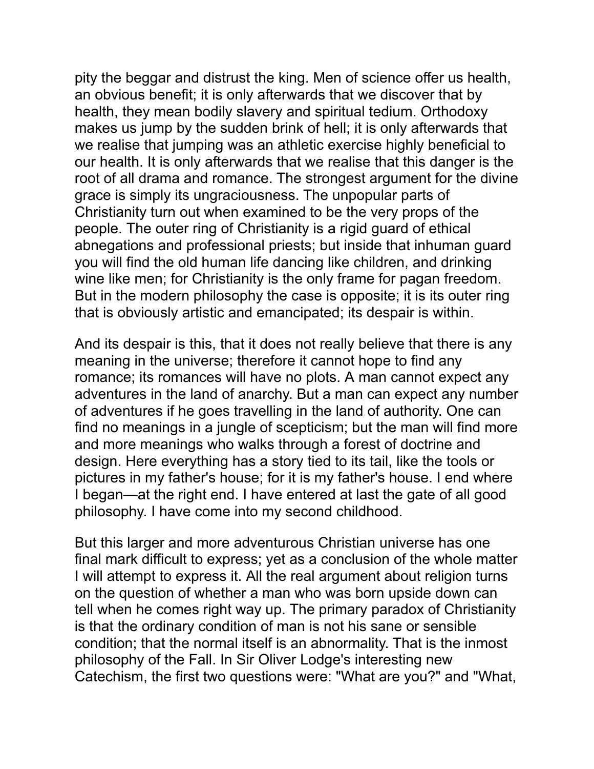pity the beggar and distrust the king. Men of science offer us health, an obvious benefit; it is only afterwards that we discover that by health, they mean bodily slavery and spiritual tedium. Orthodoxy makes us jump by the sudden brink of hell; it is only afterwards that we realise that jumping was an athletic exercise highly beneficial to our health. It is only afterwards that we realise that this danger is the root of all drama and romance. The strongest argument for the divine grace is simply its ungraciousness. The unpopular parts of Christianity turn out when examined to be the very props of the people. The outer ring of Christianity is a rigid guard of ethical abnegations and professional priests; but inside that inhuman guard you will find the old human life dancing like children, and drinking wine like men; for Christianity is the only frame for pagan freedom. But in the modern philosophy the case is opposite; it is its outer ring that is obviously artistic and emancipated; its despair is within.

And its despair is this, that it does not really believe that there is any meaning in the universe; therefore it cannot hope to find any romance; its romances will have no plots. A man cannot expect any adventures in the land of anarchy. But a man can expect any number of adventures if he goes travelling in the land of authority. One can find no meanings in a jungle of scepticism; but the man will find more and more meanings who walks through a forest of doctrine and design. Here everything has a story tied to its tail, like the tools or pictures in my father's house; for it is my father's house. I end where I began—at the right end. I have entered at last the gate of all good philosophy. I have come into my second childhood.

But this larger and more adventurous Christian universe has one final mark difficult to express; yet as a conclusion of the whole matter I will attempt to express it. All the real argument about religion turns on the question of whether a man who was born upside down can tell when he comes right way up. The primary paradox of Christianity is that the ordinary condition of man is not his sane or sensible condition; that the normal itself is an abnormality. That is the inmost philosophy of the Fall. In Sir Oliver Lodge's interesting new Catechism, the first two questions were: "What are you?" and "What,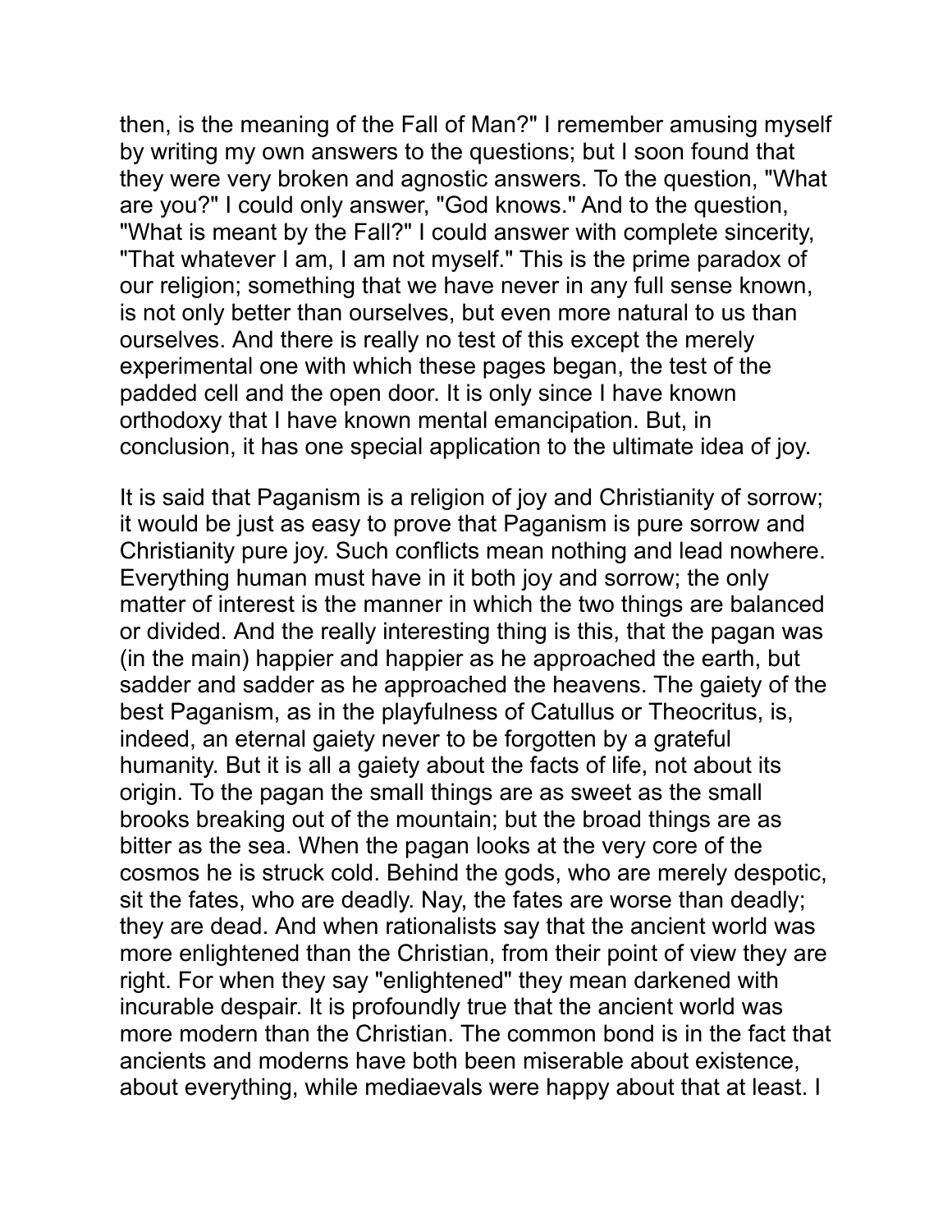then, is the meaning of the Fall of Man?" I remember amusing myself by writing my own answers to the questions; but I soon found that they were very broken and agnostic answers. To the question, "What are you?" I could only answer, "God knows." And to the question, "What is meant by the Fall?" I could answer with complete sincerity, "That whatever I am, I am not myself." This is the prime paradox of our religion; something that we have never in any full sense known, is not only better than ourselves, but even more natural to us than ourselves. And there is really no test of this except the merely experimental one with which these pages began, the test of the padded cell and the open door. It is only since I have known orthodoxy that I have known mental emancipation. But, in conclusion, it has one special application to the ultimate idea of joy.

It is said that Paganism is a religion of joy and Christianity of sorrow; it would be just as easy to prove that Paganism is pure sorrow and Christianity pure joy. Such conflicts mean nothing and lead nowhere. Everything human must have in it both joy and sorrow; the only matter of interest is the manner in which the two things are balanced or divided. And the really interesting thing is this, that the pagan was (in the main) happier and happier as he approached the earth, but sadder and sadder as he approached the heavens. The gaiety of the best Paganism, as in the playfulness of Catullus or Theocritus, is, indeed, an eternal gaiety never to be forgotten by a grateful humanity. But it is all a gaiety about the facts of life, not about its origin. To the pagan the small things are as sweet as the small brooks breaking out of the mountain; but the broad things are as bitter as the sea. When the pagan looks at the very core of the cosmos he is struck cold. Behind the gods, who are merely despotic, sit the fates, who are deadly. Nay, the fates are worse than deadly; they are dead. And when rationalists say that the ancient world was more enlightened than the Christian, from their point of view they are right. For when they say "enlightened" they mean darkened with incurable despair. It is profoundly true that the ancient world was more modern than the Christian. The common bond is in the fact that ancients and moderns have both been miserable about existence, about everything, while mediaevals were happy about that at least. I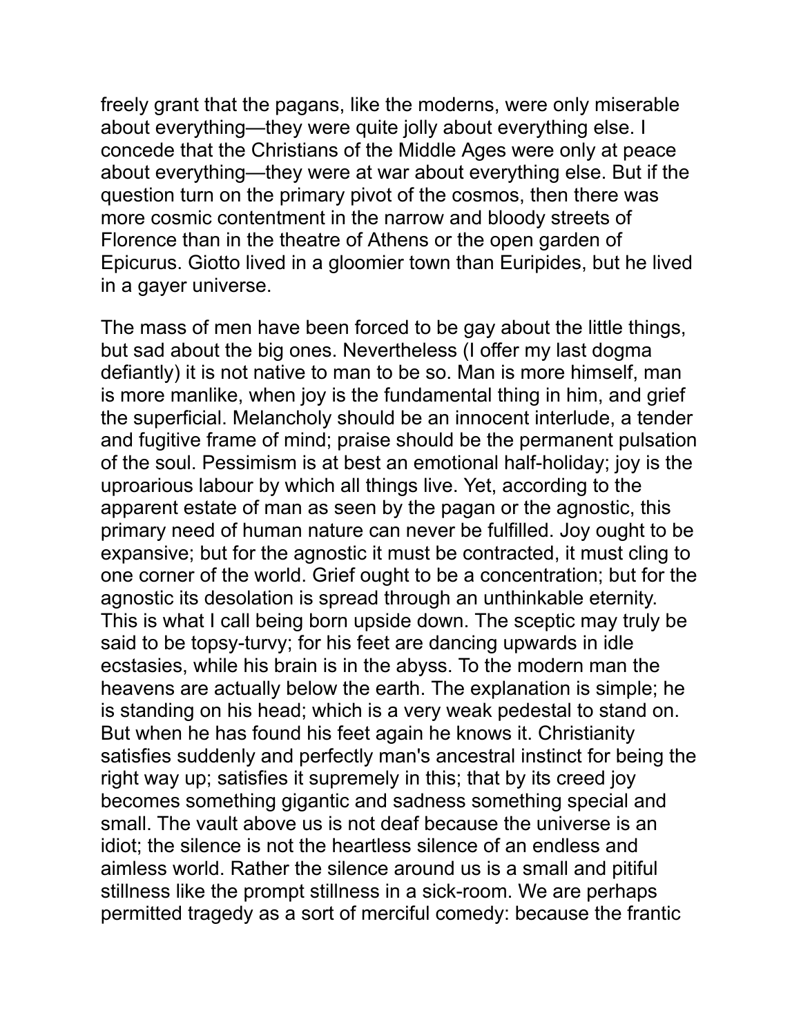freely grant that the pagans, like the moderns, were only miserable about everything—they were quite jolly about everything else. I concede that the Christians of the Middle Ages were only at peace about everything—they were at war about everything else. But if the question turn on the primary pivot of the cosmos, then there was more cosmic contentment in the narrow and bloody streets of Florence than in the theatre of Athens or the open garden of Epicurus. Giotto lived in a gloomier town than Euripides, but he lived in a gayer universe.

The mass of men have been forced to be gay about the little things, but sad about the big ones. Nevertheless (I offer my last dogma defiantly) it is not native to man to be so. Man is more himself, man is more manlike, when joy is the fundamental thing in him, and grief the superficial. Melancholy should be an innocent interlude, a tender and fugitive frame of mind; praise should be the permanent pulsation of the soul. Pessimism is at best an emotional half-holiday; joy is the uproarious labour by which all things live. Yet, according to the apparent estate of man as seen by the pagan or the agnostic, this primary need of human nature can never be fulfilled. Joy ought to be expansive; but for the agnostic it must be contracted, it must cling to one corner of the world. Grief ought to be a concentration; but for the agnostic its desolation is spread through an unthinkable eternity. This is what I call being born upside down. The sceptic may truly be said to be topsy-turvy; for his feet are dancing upwards in idle ecstasies, while his brain is in the abyss. To the modern man the heavens are actually below the earth. The explanation is simple; he is standing on his head; which is a very weak pedestal to stand on. But when he has found his feet again he knows it. Christianity satisfies suddenly and perfectly man's ancestral instinct for being the right way up; satisfies it supremely in this; that by its creed joy becomes something gigantic and sadness something special and small. The vault above us is not deaf because the universe is an idiot; the silence is not the heartless silence of an endless and aimless world. Rather the silence around us is a small and pitiful stillness like the prompt stillness in a sick-room. We are perhaps permitted tragedy as a sort of merciful comedy: because the frantic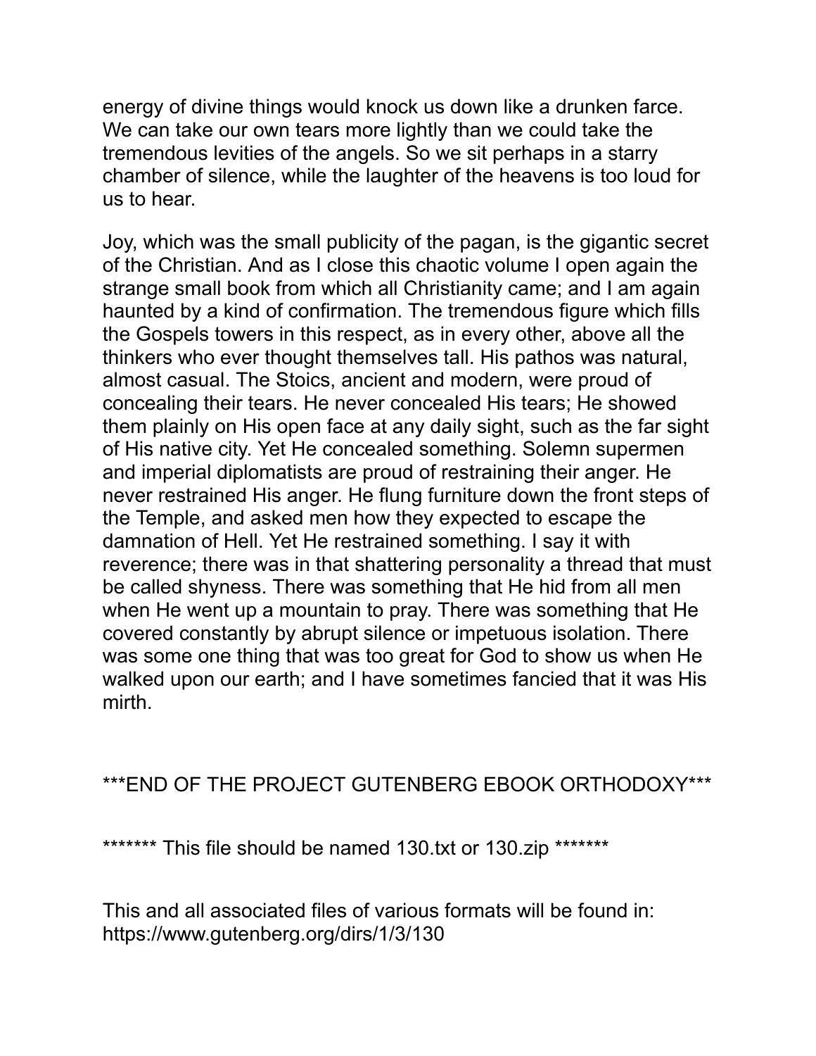energy of divine things would knock us down like a drunken farce. We can take our own tears more lightly than we could take the tremendous levities of the angels. So we sit perhaps in a starry chamber of silence, while the laughter of the heavens is too loud for us to hear.

Joy, which was the small publicity of the pagan, is the gigantic secret of the Christian. And as I close this chaotic volume I open again the strange small book from which all Christianity came; and I am again haunted by a kind of confirmation. The tremendous figure which fills the Gospels towers in this respect, as in every other, above all the thinkers who ever thought themselves tall. His pathos was natural, almost casual. The Stoics, ancient and modern, were proud of concealing their tears. He never concealed His tears; He showed them plainly on His open face at any daily sight, such as the far sight of His native city. Yet He concealed something. Solemn supermen and imperial diplomatists are proud of restraining their anger. He never restrained His anger. He flung furniture down the front steps of the Temple, and asked men how they expected to escape the damnation of Hell. Yet He restrained something. I say it with reverence; there was in that shattering personality a thread that must be called shyness. There was something that He hid from all men when He went up a mountain to pray. There was something that He covered constantly by abrupt silence or impetuous isolation. There was some one thing that was too great for God to show us when He walked upon our earth; and I have sometimes fancied that it was His mirth.

***END OF THE PROJECT GUTENBERG EBOOK ORTHODOXY***

******* This file should be named 130.txt or 130.zip *******

This and all associated files of various formats will be found in:
https://www.gutenberg.org/dirs/1/3/130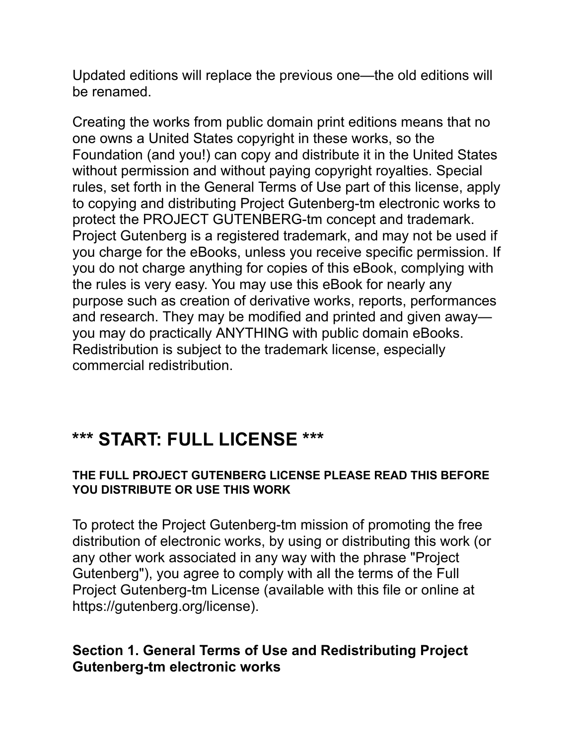Updated editions will replace the previous one—the old editions will be renamed.

Creating the works from public domain print editions means that no one owns a United States copyright in these works, so the Foundation (and you!) can copy and distribute it in the United States without permission and without paying copyright royalties. Special rules, set forth in the General Terms of Use part of this license, apply to copying and distributing Project Gutenberg-tm electronic works to protect the PROJECT GUTENBERG-tm concept and trademark. Project Gutenberg is a registered trademark, and may not be used if you charge for the eBooks, unless you receive specific permission. If you do not charge anything for copies of this eBook, complying with the rules is very easy. You may use this eBook for nearly any purpose such as creation of derivative works, reports, performances and research. They may be modified and printed and given away—you may do practically ANYTHING with public domain eBooks. Redistribution is subject to the trademark license, especially commercial redistribution.

## *** START: FULL LICENSE ***

#### THE FULL PROJECT GUTENBERG LICENSE PLEASE READ THIS BEFORE YOU DISTRIBUTE OR USE THIS WORK

To protect the Project Gutenberg-tm mission of promoting the free distribution of electronic works, by using or distributing this work (or any other work associated in any way with the phrase "Project Gutenberg"), you agree to comply with all the terms of the Full Project Gutenberg-tm License (available with this file or online at https://gutenberg.org/license).

### Section 1. General Terms of Use and Redistributing Project Gutenberg-tm electronic works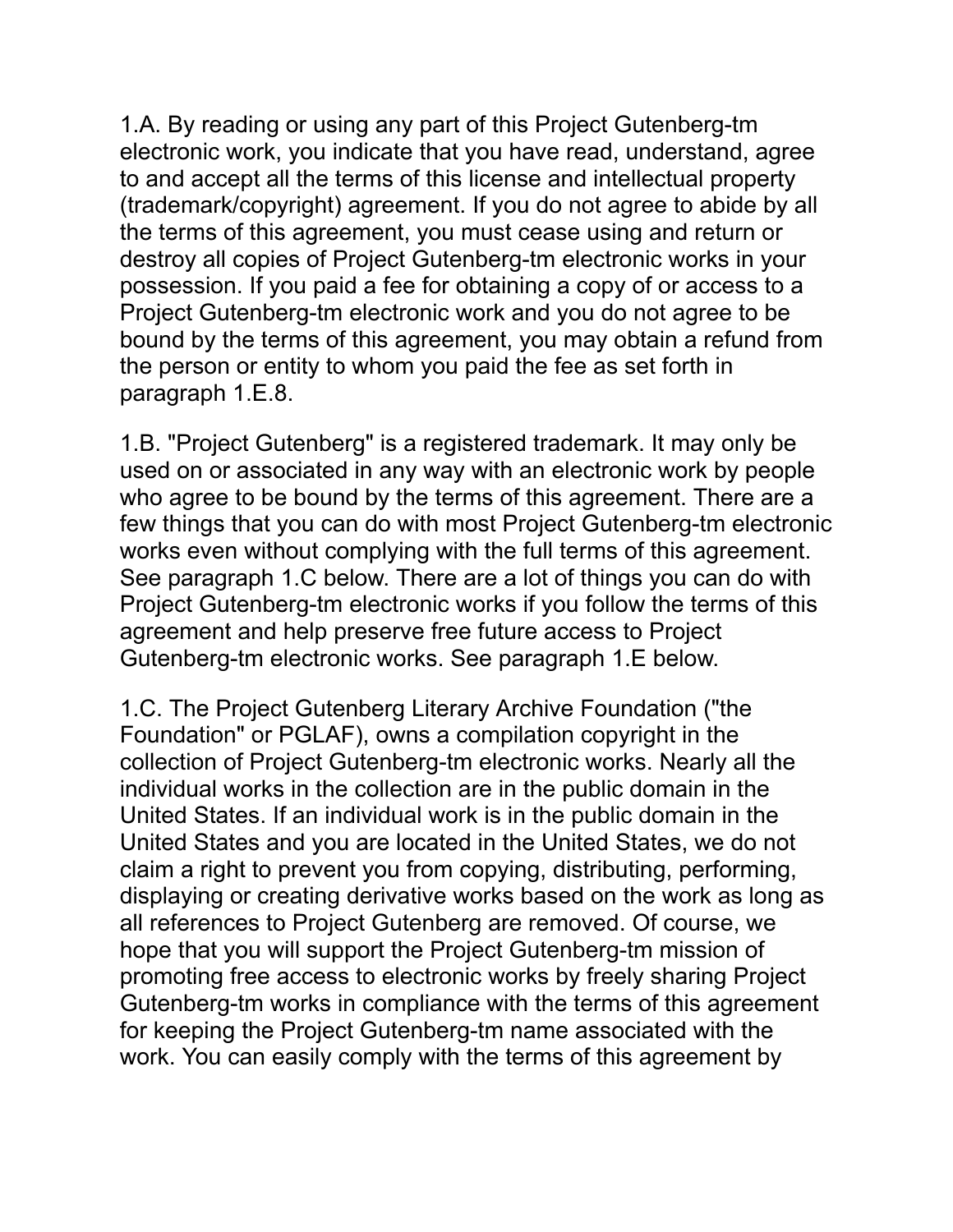1.A. By reading or using any part of this Project Gutenberg-tm electronic work, you indicate that you have read, understand, agree to and accept all the terms of this license and intellectual property (trademark/copyright) agreement. If you do not agree to abide by all the terms of this agreement, you must cease using and return or destroy all copies of Project Gutenberg-tm electronic works in your possession. If you paid a fee for obtaining a copy of or access to a Project Gutenberg-tm electronic work and you do not agree to be bound by the terms of this agreement, you may obtain a refund from the person or entity to whom you paid the fee as set forth in paragraph 1.E.8.

1.B. "Project Gutenberg" is a registered trademark. It may only be used on or associated in any way with an electronic work by people who agree to be bound by the terms of this agreement. There are a few things that you can do with most Project Gutenberg-tm electronic works even without complying with the full terms of this agreement. See paragraph 1.C below. There are a lot of things you can do with Project Gutenberg-tm electronic works if you follow the terms of this agreement and help preserve free future access to Project Gutenberg-tm electronic works. See paragraph 1.E below.

1.C. The Project Gutenberg Literary Archive Foundation ("the Foundation" or PGLAF), owns a compilation copyright in the collection of Project Gutenberg-tm electronic works. Nearly all the individual works in the collection are in the public domain in the United States. If an individual work is in the public domain in the United States and you are located in the United States, we do not claim a right to prevent you from copying, distributing, performing, displaying or creating derivative works based on the work as long as all references to Project Gutenberg are removed. Of course, we hope that you will support the Project Gutenberg-tm mission of promoting free access to electronic works by freely sharing Project Gutenberg-tm works in compliance with the terms of this agreement for keeping the Project Gutenberg-tm name associated with the work. You can easily comply with the terms of this agreement by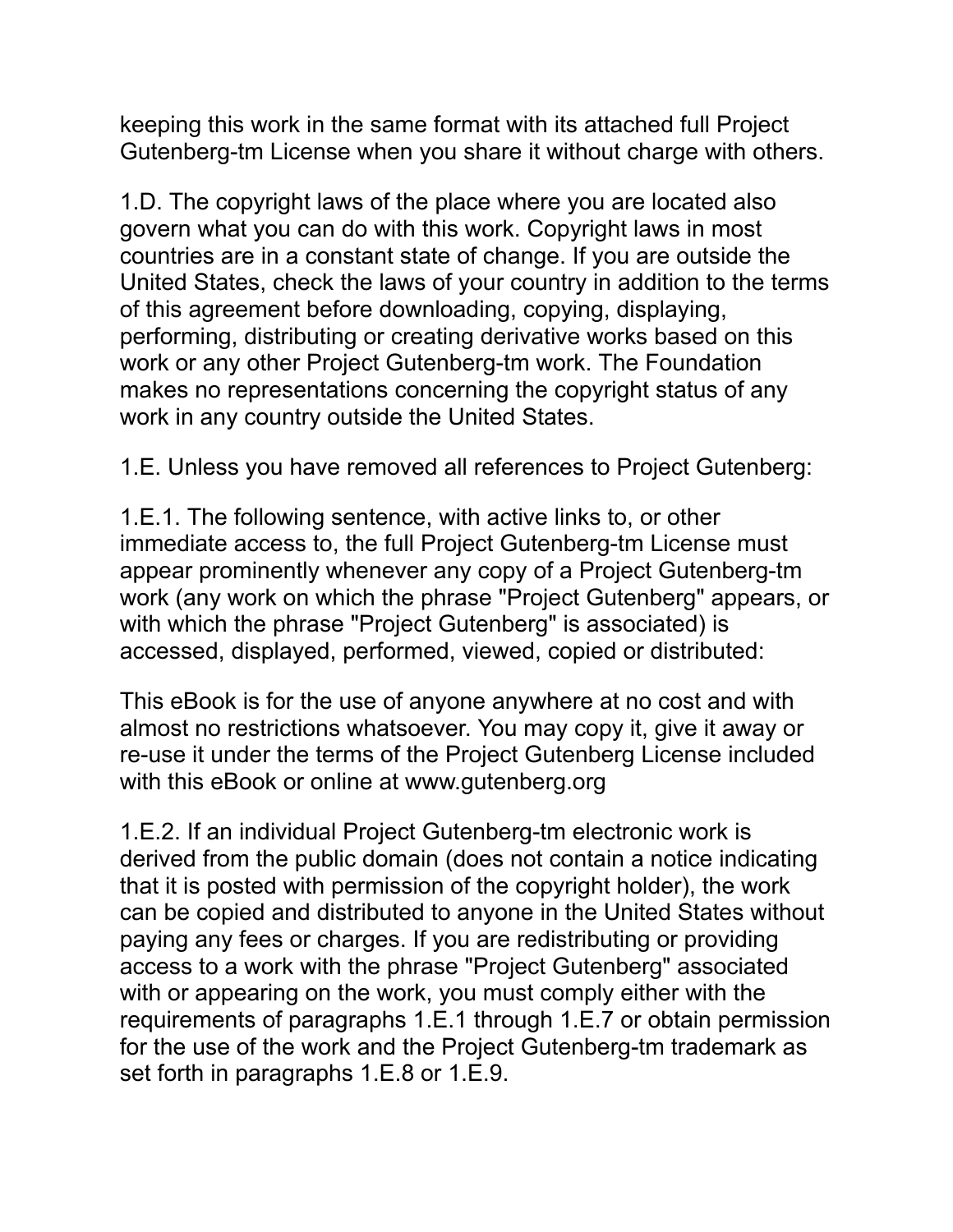keeping this work in the same format with its attached full Project Gutenberg-tm License when you share it without charge with others.

1.D. The copyright laws of the place where you are located also govern what you can do with this work. Copyright laws in most countries are in a constant state of change. If you are outside the United States, check the laws of your country in addition to the terms of this agreement before downloading, copying, displaying, performing, distributing or creating derivative works based on this work or any other Project Gutenberg-tm work. The Foundation makes no representations concerning the copyright status of any work in any country outside the United States.

1.E. Unless you have removed all references to Project Gutenberg:

1.E.1. The following sentence, with active links to, or other immediate access to, the full Project Gutenberg-tm License must appear prominently whenever any copy of a Project Gutenberg-tm work (any work on which the phrase "Project Gutenberg" appears, or with which the phrase "Project Gutenberg" is associated) is accessed, displayed, performed, viewed, copied or distributed:

This eBook is for the use of anyone anywhere at no cost and with almost no restrictions whatsoever. You may copy it, give it away or re-use it under the terms of the Project Gutenberg License included with this eBook or online at www.gutenberg.org

1.E.2. If an individual Project Gutenberg-tm electronic work is derived from the public domain (does not contain a notice indicating that it is posted with permission of the copyright holder), the work can be copied and distributed to anyone in the United States without paying any fees or charges. If you are redistributing or providing access to a work with the phrase "Project Gutenberg" associated with or appearing on the work, you must comply either with the requirements of paragraphs 1.E.1 through 1.E.7 or obtain permission for the use of the work and the Project Gutenberg-tm trademark as set forth in paragraphs 1.E.8 or 1.E.9.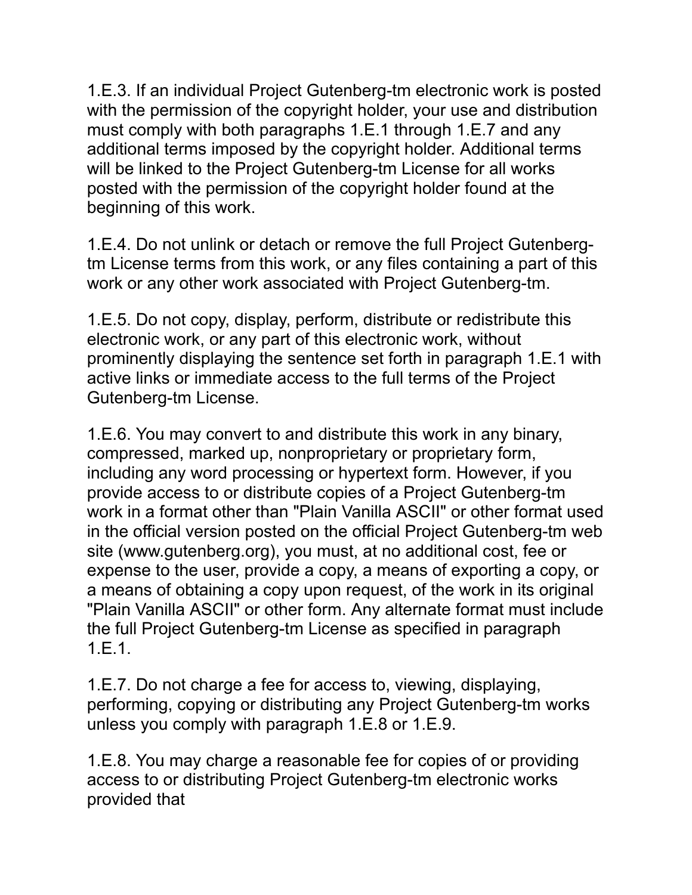1.E.3. If an individual Project Gutenberg-tm electronic work is posted with the permission of the copyright holder, your use and distribution must comply with both paragraphs 1.E.1 through 1.E.7 and any additional terms imposed by the copyright holder. Additional terms will be linked to the Project Gutenberg-tm License for all works posted with the permission of the copyright holder found at the beginning of this work.

1.E.4. Do not unlink or detach or remove the full Project Gutenberg-tm License terms from this work, or any files containing a part of this work or any other work associated with Project Gutenberg-tm.

1.E.5. Do not copy, display, perform, distribute or redistribute this electronic work, or any part of this electronic work, without prominently displaying the sentence set forth in paragraph 1.E.1 with active links or immediate access to the full terms of the Project Gutenberg-tm License.

1.E.6. You may convert to and distribute this work in any binary, compressed, marked up, nonproprietary or proprietary form, including any word processing or hypertext form. However, if you provide access to or distribute copies of a Project Gutenberg-tm work in a format other than "Plain Vanilla ASCII" or other format used in the official version posted on the official Project Gutenberg-tm web site (www.gutenberg.org), you must, at no additional cost, fee or expense to the user, provide a copy, a means of exporting a copy, or a means of obtaining a copy upon request, of the work in its original "Plain Vanilla ASCII" or other form. Any alternate format must include the full Project Gutenberg-tm License as specified in paragraph 1.E.1.

1.E.7. Do not charge a fee for access to, viewing, displaying, performing, copying or distributing any Project Gutenberg-tm works unless you comply with paragraph 1.E.8 or 1.E.9.

1.E.8. You may charge a reasonable fee for copies of or providing access to or distributing Project Gutenberg-tm electronic works provided that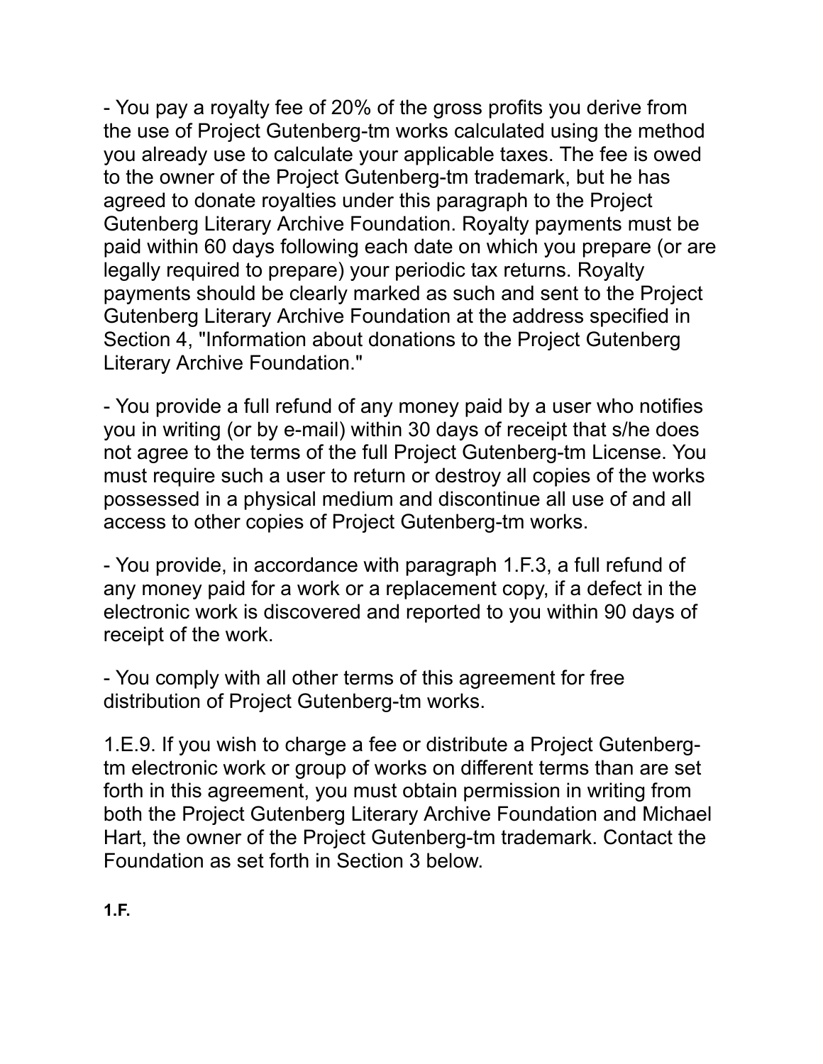- You pay a royalty fee of 20% of the gross profits you derive from the use of Project Gutenberg-tm works calculated using the method you already use to calculate your applicable taxes. The fee is owed to the owner of the Project Gutenberg-tm trademark, but he has agreed to donate royalties under this paragraph to the Project Gutenberg Literary Archive Foundation. Royalty payments must be paid within 60 days following each date on which you prepare (or are legally required to prepare) your periodic tax returns. Royalty payments should be clearly marked as such and sent to the Project Gutenberg Literary Archive Foundation at the address specified in Section 4, "Information about donations to the Project Gutenberg Literary Archive Foundation."

- You provide a full refund of any money paid by a user who notifies you in writing (or by e-mail) within 30 days of receipt that s/he does not agree to the terms of the full Project Gutenberg-tm License. You must require such a user to return or destroy all copies of the works possessed in a physical medium and discontinue all use of and all access to other copies of Project Gutenberg-tm works.

- You provide, in accordance with paragraph 1.F.3, a full refund of any money paid for a work or a replacement copy, if a defect in the electronic work is discovered and reported to you within 90 days of receipt of the work.

- You comply with all other terms of this agreement for free distribution of Project Gutenberg-tm works.

1.E.9. If you wish to charge a fee or distribute a Project Gutenberg-tm electronic work or group of works on different terms than are set forth in this agreement, you must obtain permission in writing from both the Project Gutenberg Literary Archive Foundation and Michael Hart, the owner of the Project Gutenberg-tm trademark. Contact the Foundation as set forth in Section 3 below.

**1.F.**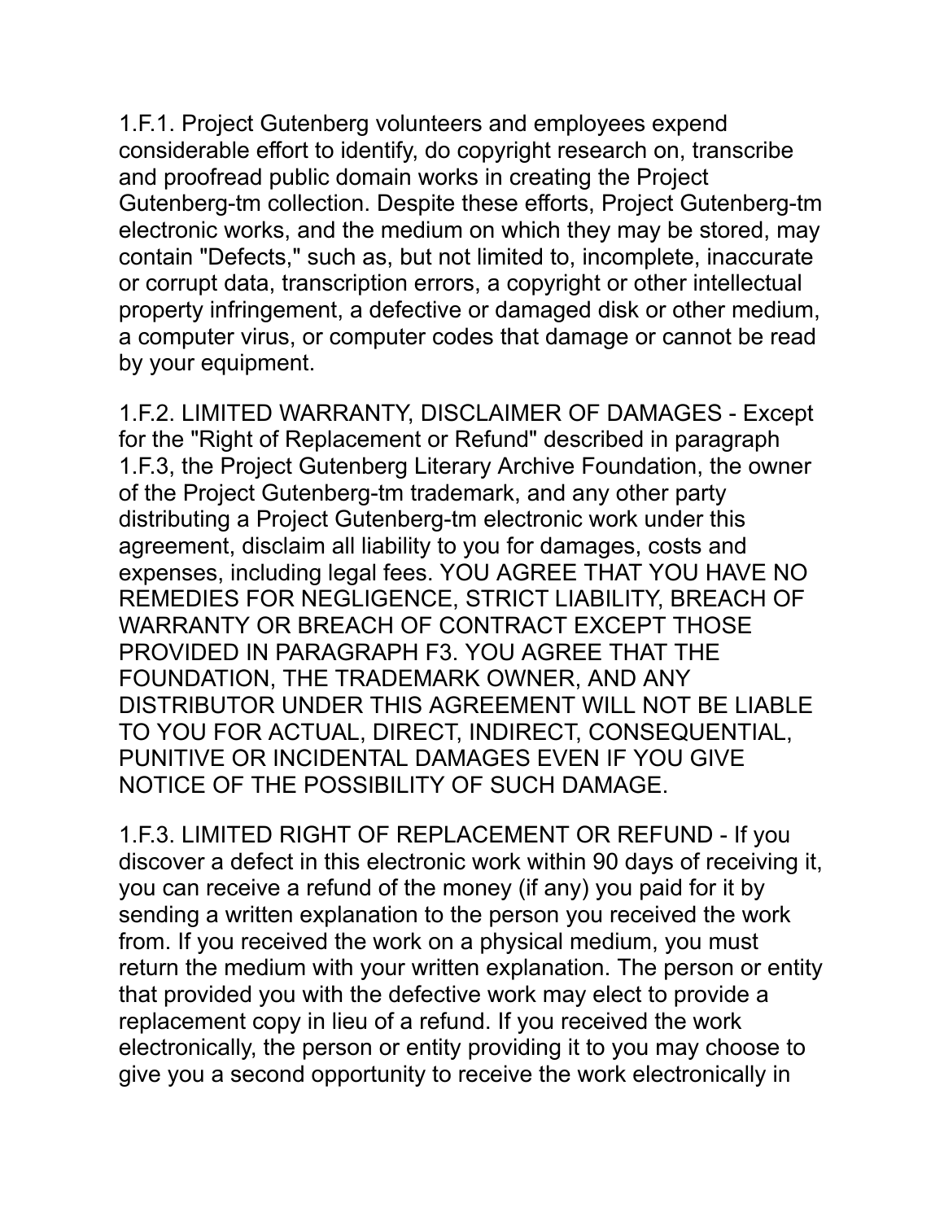1.F.1. Project Gutenberg volunteers and employees expend considerable effort to identify, do copyright research on, transcribe and proofread public domain works in creating the Project Gutenberg-tm collection. Despite these efforts, Project Gutenberg-tm electronic works, and the medium on which they may be stored, may contain "Defects," such as, but not limited to, incomplete, inaccurate or corrupt data, transcription errors, a copyright or other intellectual property infringement, a defective or damaged disk or other medium, a computer virus, or computer codes that damage or cannot be read by your equipment.

1.F.2. LIMITED WARRANTY, DISCLAIMER OF DAMAGES - Except for the "Right of Replacement or Refund" described in paragraph 1.F.3, the Project Gutenberg Literary Archive Foundation, the owner of the Project Gutenberg-tm trademark, and any other party distributing a Project Gutenberg-tm electronic work under this agreement, disclaim all liability to you for damages, costs and expenses, including legal fees. YOU AGREE THAT YOU HAVE NO REMEDIES FOR NEGLIGENCE, STRICT LIABILITY, BREACH OF WARRANTY OR BREACH OF CONTRACT EXCEPT THOSE PROVIDED IN PARAGRAPH F3. YOU AGREE THAT THE FOUNDATION, THE TRADEMARK OWNER, AND ANY DISTRIBUTOR UNDER THIS AGREEMENT WILL NOT BE LIABLE TO YOU FOR ACTUAL, DIRECT, INDIRECT, CONSEQUENTIAL, PUNITIVE OR INCIDENTAL DAMAGES EVEN IF YOU GIVE NOTICE OF THE POSSIBILITY OF SUCH DAMAGE.

1.F.3. LIMITED RIGHT OF REPLACEMENT OR REFUND - If you discover a defect in this electronic work within 90 days of receiving it, you can receive a refund of the money (if any) you paid for it by sending a written explanation to the person you received the work from. If you received the work on a physical medium, you must return the medium with your written explanation. The person or entity that provided you with the defective work may elect to provide a replacement copy in lieu of a refund. If you received the work electronically, the person or entity providing it to you may choose to give you a second opportunity to receive the work electronically in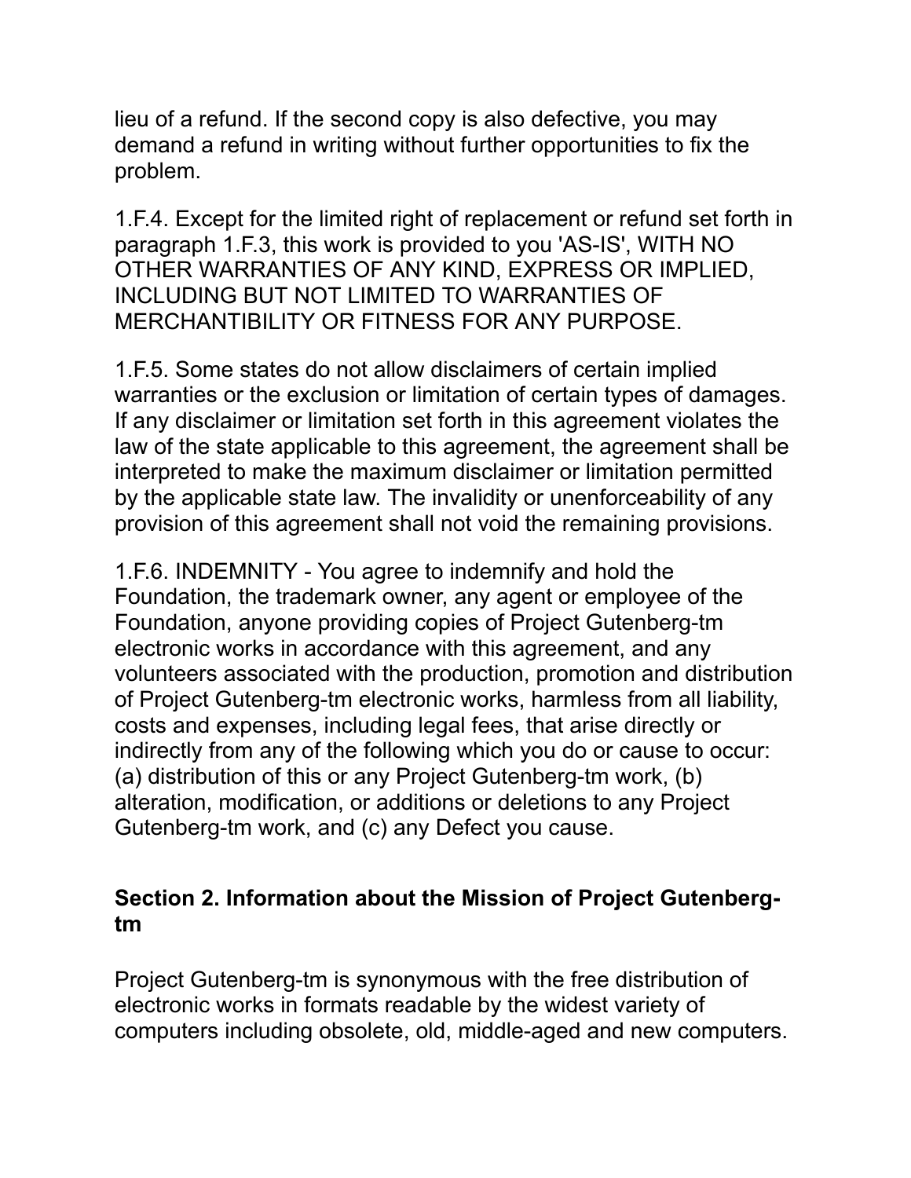lieu of a refund. If the second copy is also defective, you may demand a refund in writing without further opportunities to fix the problem.

1.F.4. Except for the limited right of replacement or refund set forth in paragraph 1.F.3, this work is provided to you 'AS-IS', WITH NO OTHER WARRANTIES OF ANY KIND, EXPRESS OR IMPLIED, INCLUDING BUT NOT LIMITED TO WARRANTIES OF MERCHANTIBILITY OR FITNESS FOR ANY PURPOSE.

1.F.5. Some states do not allow disclaimers of certain implied warranties or the exclusion or limitation of certain types of damages. If any disclaimer or limitation set forth in this agreement violates the law of the state applicable to this agreement, the agreement shall be interpreted to make the maximum disclaimer or limitation permitted by the applicable state law. The invalidity or unenforceability of any provision of this agreement shall not void the remaining provisions.

1.F.6. INDEMNITY - You agree to indemnify and hold the Foundation, the trademark owner, any agent or employee of the Foundation, anyone providing copies of Project Gutenberg-tm electronic works in accordance with this agreement, and any volunteers associated with the production, promotion and distribution of Project Gutenberg-tm electronic works, harmless from all liability, costs and expenses, including legal fees, that arise directly or indirectly from any of the following which you do or cause to occur: (a) distribution of this or any Project Gutenberg-tm work, (b) alteration, modification, or additions or deletions to any Project Gutenberg-tm work, and (c) any Defect you cause.

## Section 2. Information about the Mission of Project Gutenberg-tm

Project Gutenberg-tm is synonymous with the free distribution of electronic works in formats readable by the widest variety of computers including obsolete, old, middle-aged and new computers.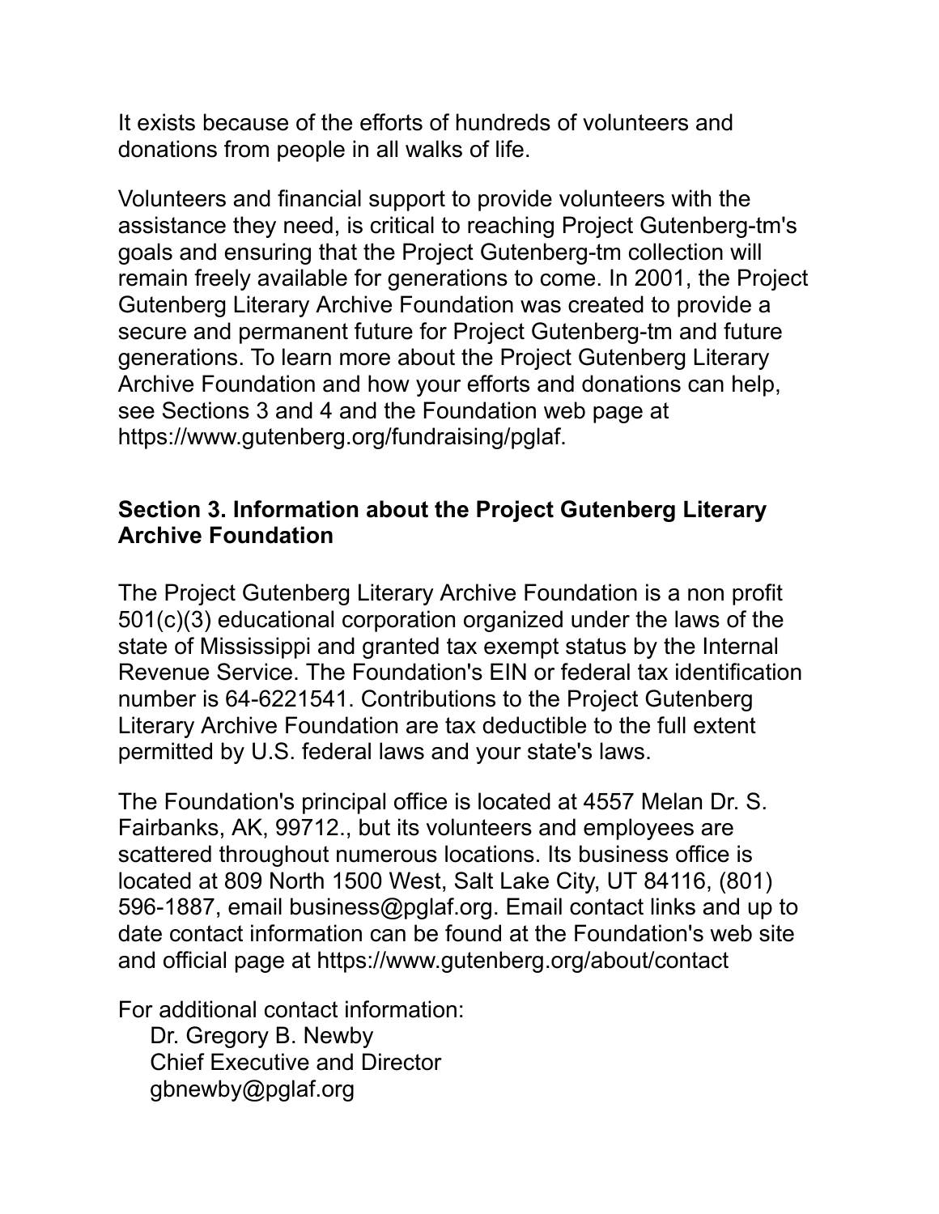It exists because of the efforts of hundreds of volunteers and donations from people in all walks of life.

Volunteers and financial support to provide volunteers with the assistance they need, is critical to reaching Project Gutenberg-tm's goals and ensuring that the Project Gutenberg-tm collection will remain freely available for generations to come. In 2001, the Project Gutenberg Literary Archive Foundation was created to provide a secure and permanent future for Project Gutenberg-tm and future generations. To learn more about the Project Gutenberg Literary Archive Foundation and how your efforts and donations can help, see Sections 3 and 4 and the Foundation web page at https://www.gutenberg.org/fundraising/pglaf.

### Section 3. Information about the Project Gutenberg Literary Archive Foundation

The Project Gutenberg Literary Archive Foundation is a non profit 501(c)(3) educational corporation organized under the laws of the state of Mississippi and granted tax exempt status by the Internal Revenue Service. The Foundation's EIN or federal tax identification number is 64-6221541. Contributions to the Project Gutenberg Literary Archive Foundation are tax deductible to the full extent permitted by U.S. federal laws and your state's laws.

The Foundation's principal office is located at 4557 Melan Dr. S. Fairbanks, AK, 99712., but its volunteers and employees are scattered throughout numerous locations. Its business office is located at 809 North 1500 West, Salt Lake City, UT 84116, (801) 596-1887, email business@pglaf.org. Email contact links and up to date contact information can be found at the Foundation's web site and official page at https://www.gutenberg.org/about/contact

For additional contact information:
Dr. Gregory B. Newby
Chief Executive and Director
gbnewby@pglaf.org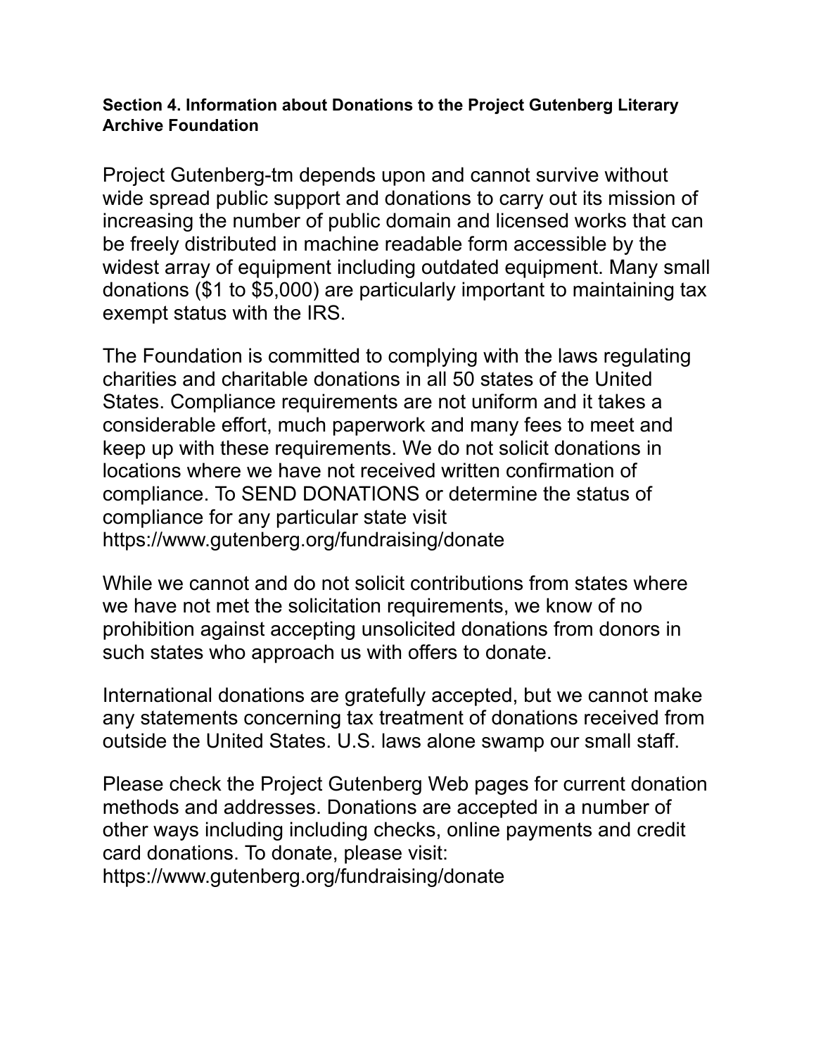**Section 4. Information about Donations to the Project Gutenberg Literary Archive Foundation**

Project Gutenberg-tm depends upon and cannot survive without wide spread public support and donations to carry out its mission of increasing the number of public domain and licensed works that can be freely distributed in machine readable form accessible by the widest array of equipment including outdated equipment. Many small donations ($1 to $5,000) are particularly important to maintaining tax exempt status with the IRS.

The Foundation is committed to complying with the laws regulating charities and charitable donations in all 50 states of the United States. Compliance requirements are not uniform and it takes a considerable effort, much paperwork and many fees to meet and keep up with these requirements. We do not solicit donations in locations where we have not received written confirmation of compliance. To SEND DONATIONS or determine the status of compliance for any particular state visit https://www.gutenberg.org/fundraising/donate

While we cannot and do not solicit contributions from states where we have not met the solicitation requirements, we know of no prohibition against accepting unsolicited donations from donors in such states who approach us with offers to donate.

International donations are gratefully accepted, but we cannot make any statements concerning tax treatment of donations received from outside the United States. U.S. laws alone swamp our small staff.

Please check the Project Gutenberg Web pages for current donation methods and addresses. Donations are accepted in a number of other ways including including checks, online payments and credit card donations. To donate, please visit: https://www.gutenberg.org/fundraising/donate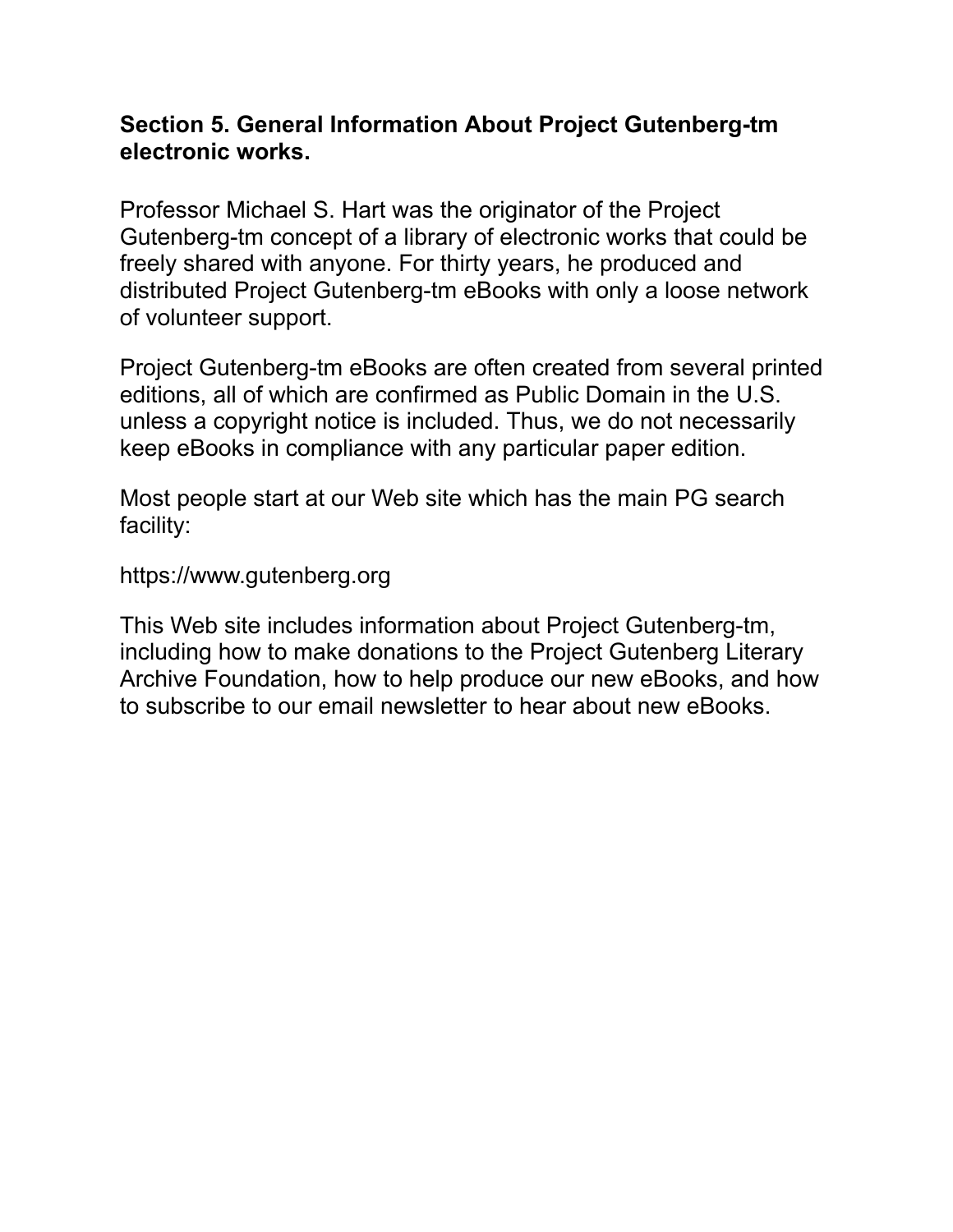### Section 5. General Information About Project Gutenberg-tm electronic works.

Professor Michael S. Hart was the originator of the Project Gutenberg-tm concept of a library of electronic works that could be freely shared with anyone. For thirty years, he produced and distributed Project Gutenberg-tm eBooks with only a loose network of volunteer support.

Project Gutenberg-tm eBooks are often created from several printed editions, all of which are confirmed as Public Domain in the U.S. unless a copyright notice is included. Thus, we do not necessarily keep eBooks in compliance with any particular paper edition.

Most people start at our Web site which has the main PG search facility:

https://www.gutenberg.org

This Web site includes information about Project Gutenberg-tm, including how to make donations to the Project Gutenberg Literary Archive Foundation, how to help produce our new eBooks, and how to subscribe to our email newsletter to hear about new eBooks.